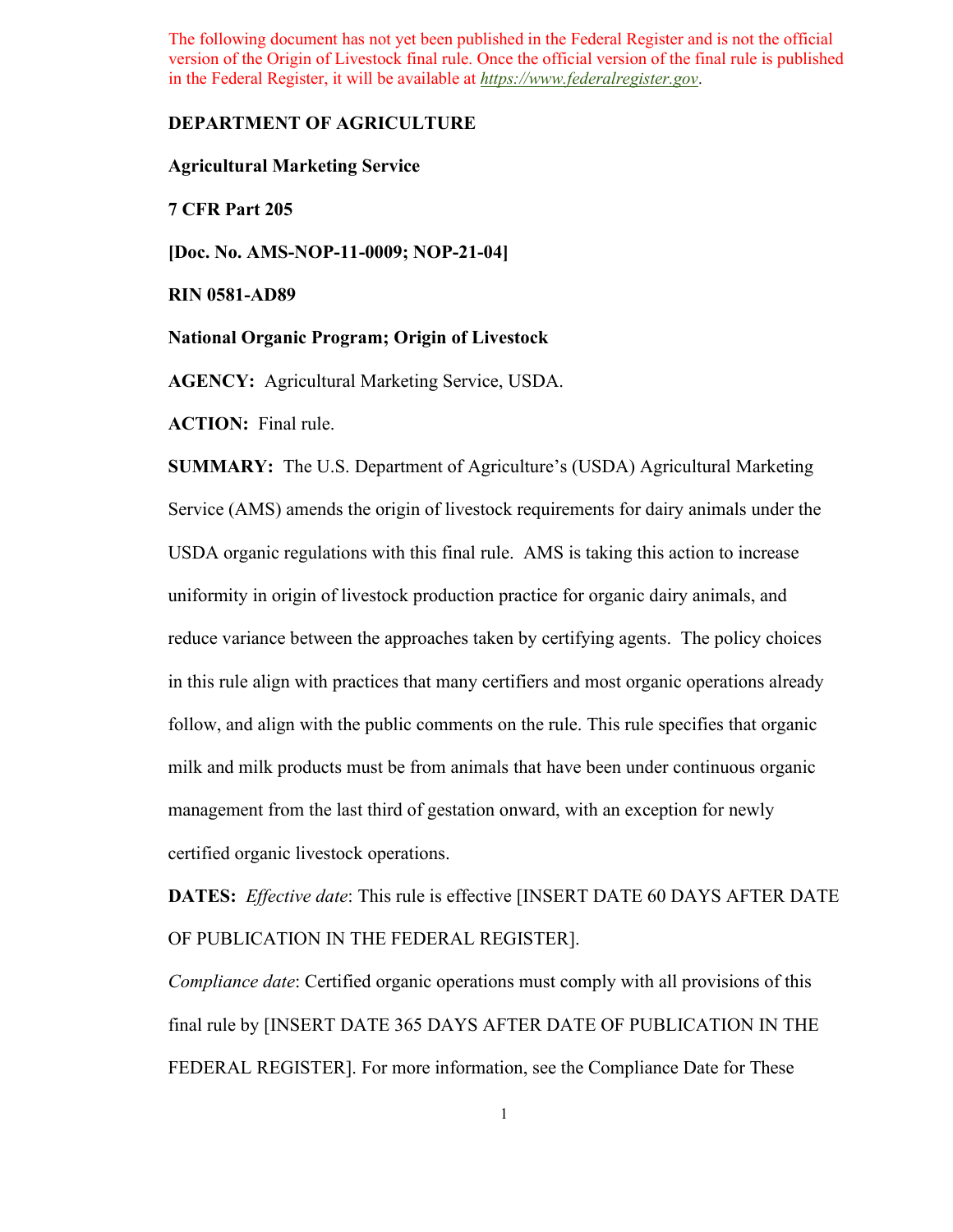The following document has not yet been published in the Federal Register and is not the official version of the Origin of Livestock final rule. Once the official version of the final rule is published in the Federal Register, it will be available at *https://www.federalregister.gov*.

**DEPARTMENT OF AGRICULTURE**

**Agricultural Marketing Service**

**7 CFR Part 205**

**[Doc. No. AMS-NOP-11-0009; NOP-21-04]**

**RIN 0581-AD89**

**National Organic Program; Origin of Livestock**

**AGENCY:** Agricultural Marketing Service, USDA.

**ACTION:** Final rule.

**SUMMARY:** The U.S. Department of Agriculture's (USDA) Agricultural Marketing Service (AMS) amends the origin of livestock requirements for dairy animals under the USDA organic regulations with this final rule. AMS is taking this action to increase uniformity in origin of livestock production practice for organic dairy animals, and reduce variance between the approaches taken by certifying agents. The policy choices in this rule align with practices that many certifiers and most organic operations already follow, and align with the public comments on the rule. This rule specifies that organic milk and milk products must be from animals that have been under continuous organic management from the last third of gestation onward, with an exception for newly certified organic livestock operations.

**DATES:** *Effective date*: This rule is effective [INSERT DATE 60 DAYS AFTER DATE OF PUBLICATION IN THE FEDERAL REGISTER].

*Compliance date*: Certified organic operations must comply with all provisions of this final rule by [INSERT DATE 365 DAYS AFTER DATE OF PUBLICATION IN THE FEDERAL REGISTER]. For more information, see the Compliance Date for These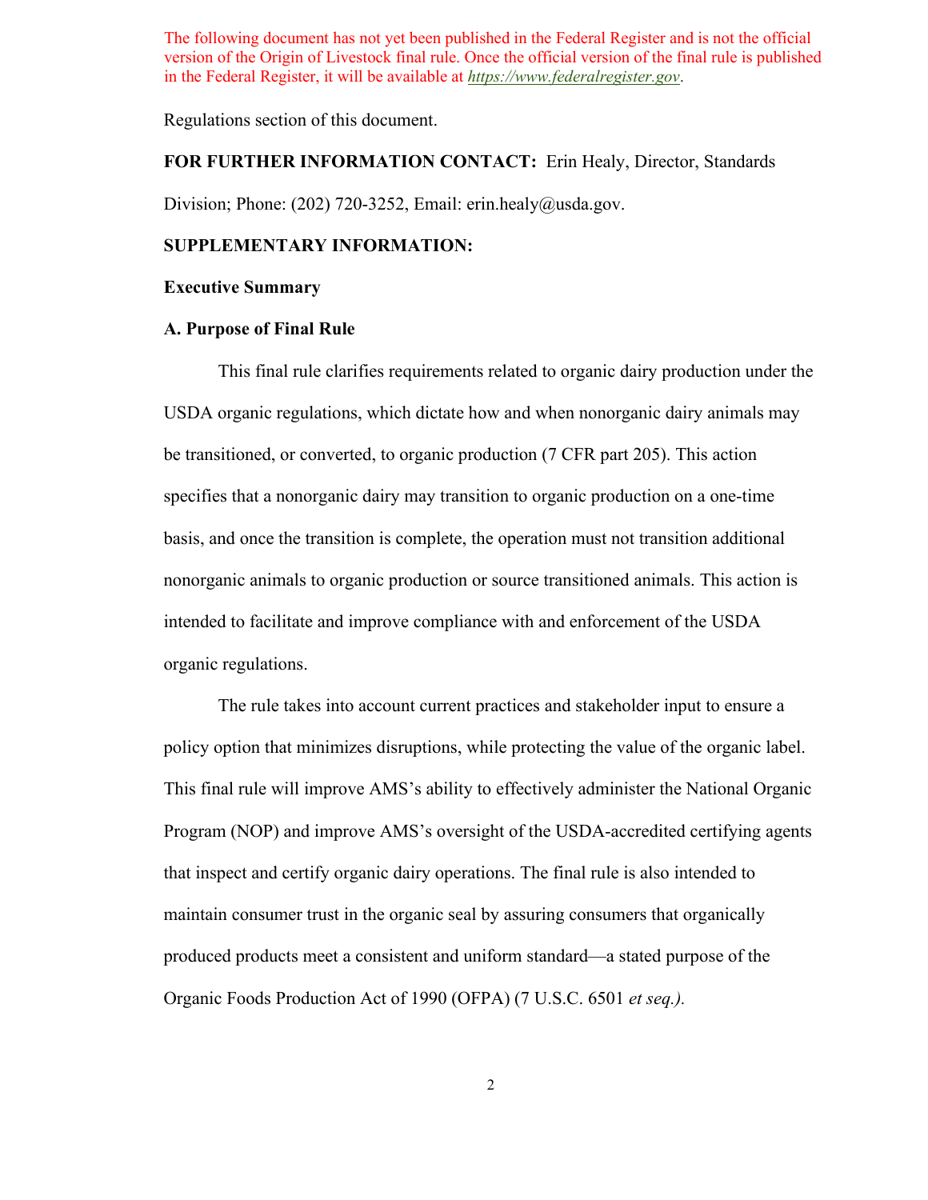The following document has not yet been published in the Federal Register and is not the official version of the Origin of Livestock final rule. Once the official version of the final rule is published in the Federal Register, it will be available at *https://www.federalregister.gov*.

Regulations section of this document.

**FOR FURTHER INFORMATION CONTACT:** Erin Healy, Director, Standards Division; Phone: (202) 720-3252, Email: erin.healy@usda.gov.

**SUPPLEMENTARY INFORMATION:**

**Executive Summary**

**A. Purpose of Final Rule**

This final rule clarifies requirements related to organic dairy production under the USDA organic regulations, which dictate how and when nonorganic dairy animals may be transitioned, or converted, to organic production (7 CFR part 205). This action specifies that a nonorganic dairy may transition to organic production on a one-time basis, and once the transition is complete, the operation must not transition additional nonorganic animals to organic production or source transitioned animals. This action is intended to facilitate and improve compliance with and enforcement of the USDA organic regulations.

The rule takes into account current practices and stakeholder input to ensure a policy option that minimizes disruptions, while protecting the value of the organic label. This final rule will improve AMS's ability to effectively administer the National Organic Program (NOP) and improve AMS's oversight of the USDA-accredited certifying agents that inspect and certify organic dairy operations. The final rule is also intended to maintain consumer trust in the organic seal by assuring consumers that organically produced products meet a consistent and uniform standard—a stated purpose of the Organic Foods Production Act of 1990 (OFPA) (7 U.S.C. 6501 *et seq.).*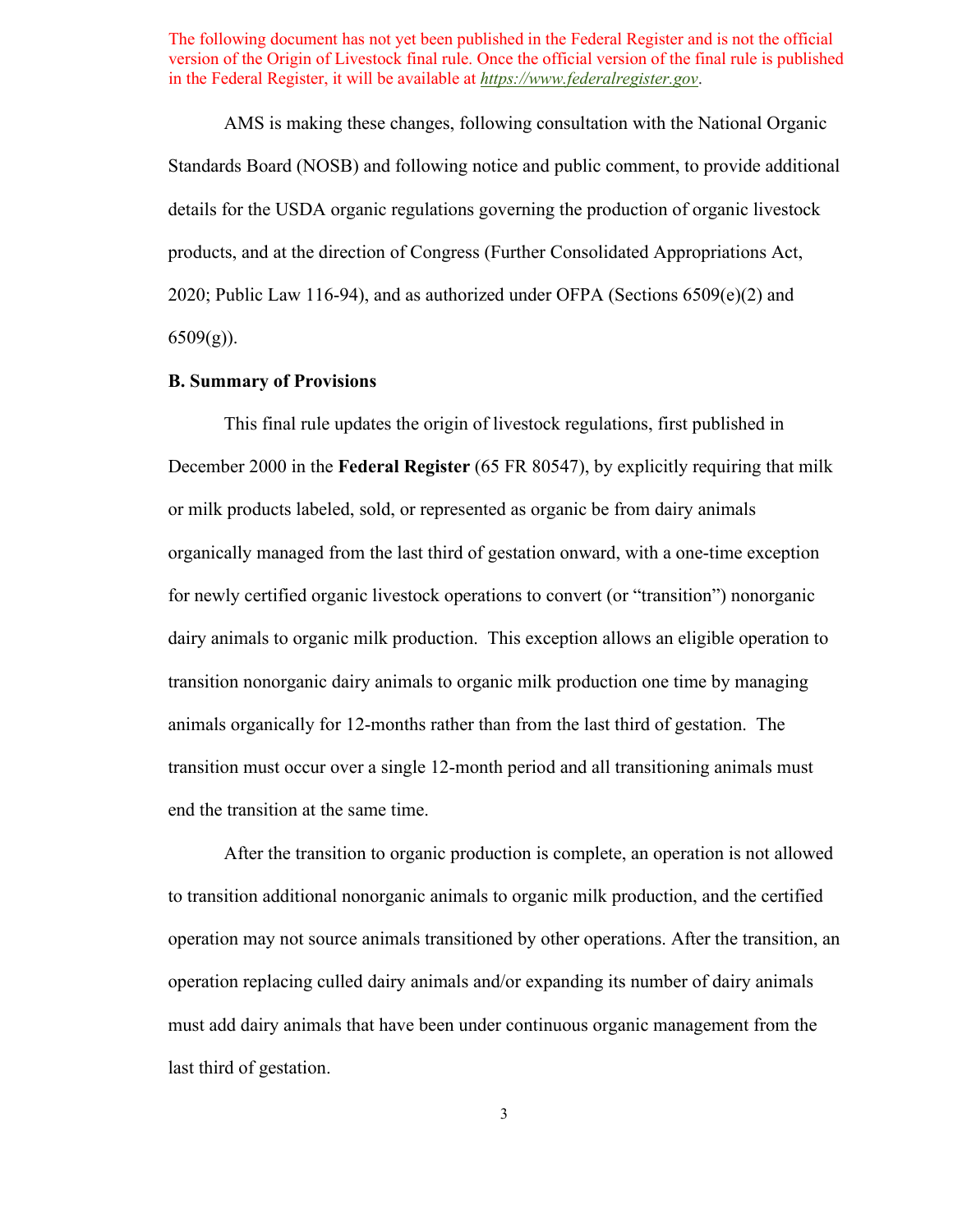The following document has not yet been published in the Federal Register and is not the official version of the Origin of Livestock final rule. Once the official version of the final rule is published in the Federal Register, it will be available at *https://www.federalregister.gov*.

AMS is making these changes, following consultation with the National Organic Standards Board (NOSB) and following notice and public comment, to provide additional details for the USDA organic regulations governing the production of organic livestock products, and at the direction of Congress (Further Consolidated Appropriations Act, 2020; Public Law 116-94), and as authorized under OFPA (Sections 6509(e)(2) and 6509(g)).

**B. Summary of Provisions**

This final rule updates the origin of livestock regulations, first published in December 2000 in the **Federal Register** (65 FR 80547), by explicitly requiring that milk or milk products labeled, sold, or represented as organic be from dairy animals organically managed from the last third of gestation onward, with a one-time exception for newly certified organic livestock operations to convert (or "transition") nonorganic dairy animals to organic milk production. This exception allows an eligible operation to transition nonorganic dairy animals to organic milk production one time by managing animals organically for 12-months rather than from the last third of gestation. The transition must occur over a single 12-month period and all transitioning animals must end the transition at the same time.

After the transition to organic production is complete, an operation is not allowed to transition additional nonorganic animals to organic milk production, and the certified operation may not source animals transitioned by other operations. After the transition, an operation replacing culled dairy animals and/or expanding its number of dairy animals must add dairy animals that have been under continuous organic management from the last third of gestation.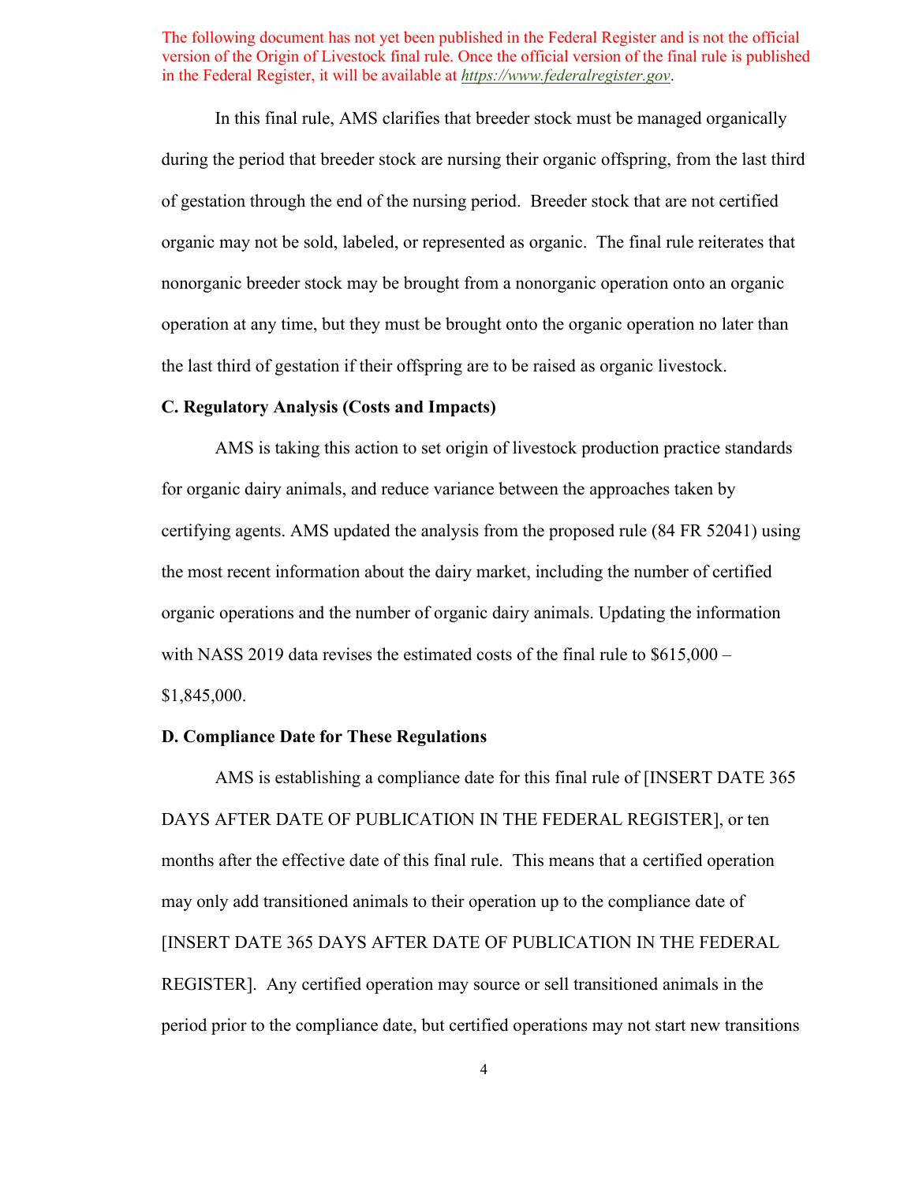The following document has not yet been published in the Federal Register and is not the official version of the Origin of Livestock final rule. Once the official version of the final rule is published in the Federal Register, it will be available at *https://www.federalregister.gov*.

In this final rule, AMS clarifies that breeder stock must be managed organically during the period that breeder stock are nursing their organic offspring, from the last third of gestation through the end of the nursing period. Breeder stock that are not certified organic may not be sold, labeled, or represented as organic. The final rule reiterates that nonorganic breeder stock may be brought from a nonorganic operation onto an organic operation at any time, but they must be brought onto the organic operation no later than the last third of gestation if their offspring are to be raised as organic livestock.

**C. Regulatory Analysis (Costs and Impacts)**

AMS is taking this action to set origin of livestock production practice standards for organic dairy animals, and reduce variance between the approaches taken by certifying agents. AMS updated the analysis from the proposed rule (84 FR 52041) using the most recent information about the dairy market, including the number of certified organic operations and the number of organic dairy animals. Updating the information with NASS 2019 data revises the estimated costs of the final rule to $615,000 – $1,845,000.

**D. Compliance Date for These Regulations**

AMS is establishing a compliance date for this final rule of [INSERT DATE 365 DAYS AFTER DATE OF PUBLICATION IN THE FEDERAL REGISTER], or ten months after the effective date of this final rule. This means that a certified operation may only add transitioned animals to their operation up to the compliance date of [INSERT DATE 365 DAYS AFTER DATE OF PUBLICATION IN THE FEDERAL REGISTER]. Any certified operation may source or sell transitioned animals in the period prior to the compliance date, but certified operations may not start new transitions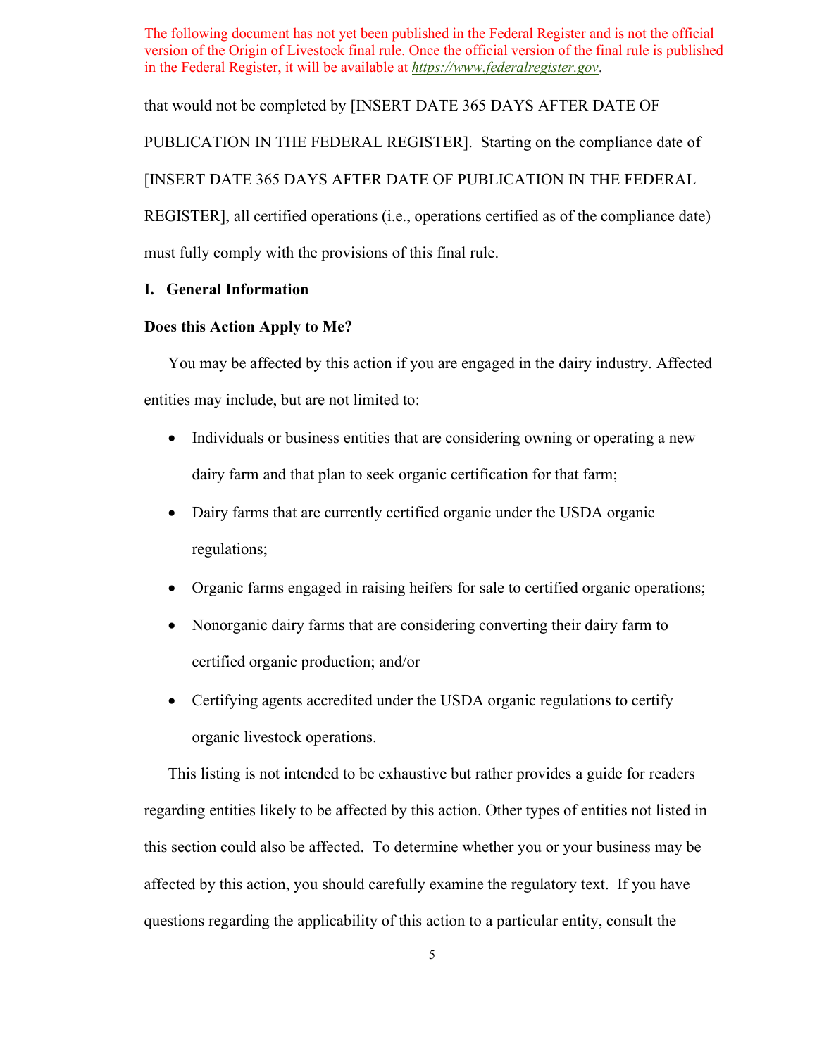The following document has not yet been published in the Federal Register and is not the official version of the Origin of Livestock final rule. Once the official version of the final rule is published in the Federal Register, it will be available at *https://www.federalregister.gov*.

that would not be completed by [INSERT DATE 365 DAYS AFTER DATE OF PUBLICATION IN THE FEDERAL REGISTER]. Starting on the compliance date of [INSERT DATE 365 DAYS AFTER DATE OF PUBLICATION IN THE FEDERAL REGISTER], all certified operations (i.e., operations certified as of the compliance date) must fully comply with the provisions of this final rule.

## I. General Information

### Does this Action Apply to Me?

You may be affected by this action if you are engaged in the dairy industry. Affected entities may include, but are not limited to:

- Individuals or business entities that are considering owning or operating a new dairy farm and that plan to seek organic certification for that farm;
- Dairy farms that are currently certified organic under the USDA organic regulations;
- Organic farms engaged in raising heifers for sale to certified organic operations;
- Nonorganic dairy farms that are considering converting their dairy farm to certified organic production; and/or
- Certifying agents accredited under the USDA organic regulations to certify organic livestock operations.

This listing is not intended to be exhaustive but rather provides a guide for readers regarding entities likely to be affected by this action. Other types of entities not listed in this section could also be affected. To determine whether you or your business may be affected by this action, you should carefully examine the regulatory text. If you have questions regarding the applicability of this action to a particular entity, consult the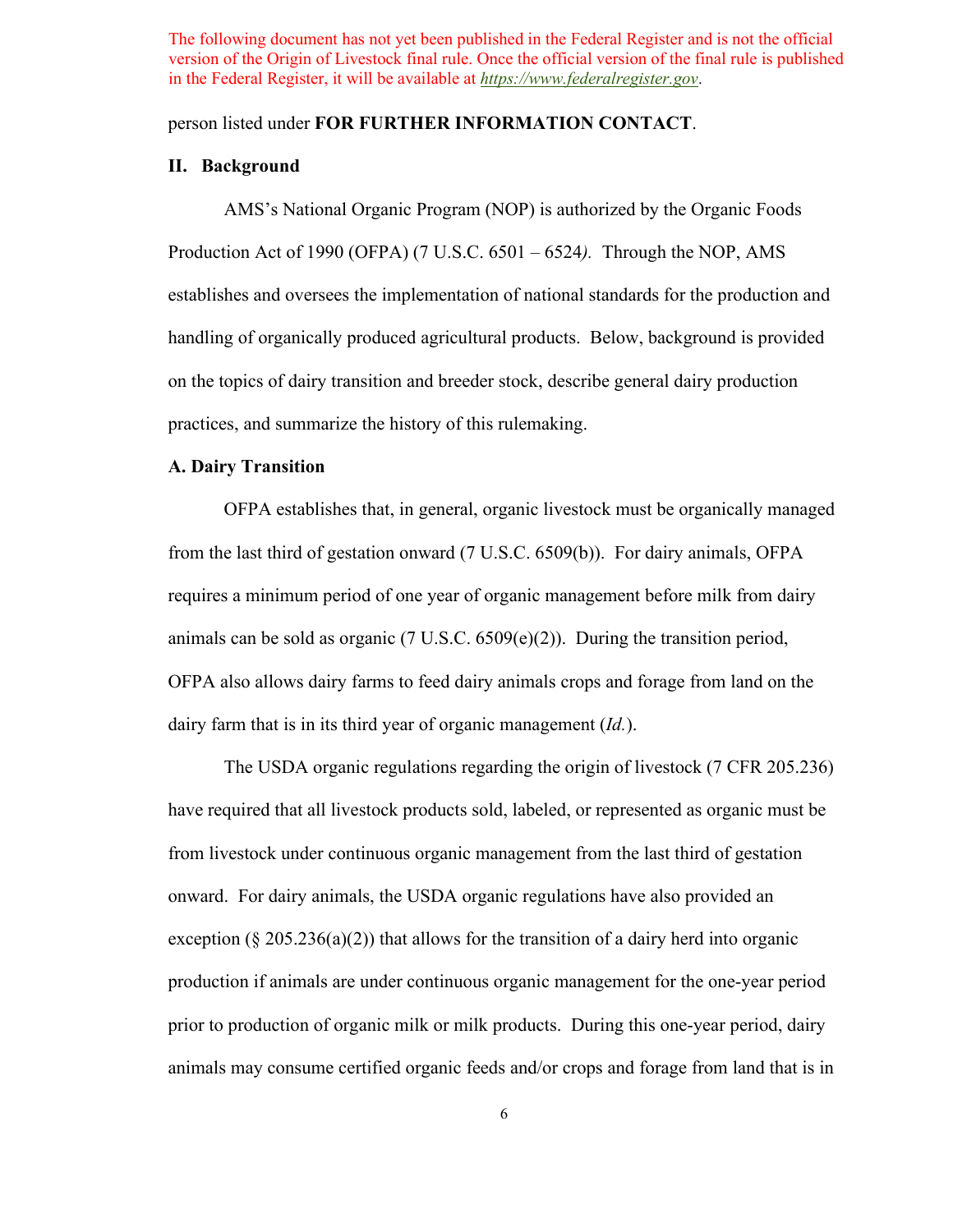The following document has not yet been published in the Federal Register and is not the official version of the Origin of Livestock final rule. Once the official version of the final rule is published in the Federal Register, it will be available at *https://www.federalregister.gov*.

person listed under **FOR FURTHER INFORMATION CONTACT**.

## II. Background

AMS's National Organic Program (NOP) is authorized by the Organic Foods Production Act of 1990 (OFPA) (7 U.S.C. 6501 – 6524*)*. Through the NOP, AMS establishes and oversees the implementation of national standards for the production and handling of organically produced agricultural products. Below, background is provided on the topics of dairy transition and breeder stock, describe general dairy production practices, and summarize the history of this rulemaking.

### A. Dairy Transition

OFPA establishes that, in general, organic livestock must be organically managed from the last third of gestation onward (7 U.S.C. 6509(b)). For dairy animals, OFPA requires a minimum period of one year of organic management before milk from dairy animals can be sold as organic (7 U.S.C. 6509(e)(2)). During the transition period, OFPA also allows dairy farms to feed dairy animals crops and forage from land on the dairy farm that is in its third year of organic management (*Id.*).

The USDA organic regulations regarding the origin of livestock (7 CFR 205.236) have required that all livestock products sold, labeled, or represented as organic must be from livestock under continuous organic management from the last third of gestation onward. For dairy animals, the USDA organic regulations have also provided an exception (§ 205.236(a)(2)) that allows for the transition of a dairy herd into organic production if animals are under continuous organic management for the one-year period prior to production of organic milk or milk products. During this one-year period, dairy animals may consume certified organic feeds and/or crops and forage from land that is in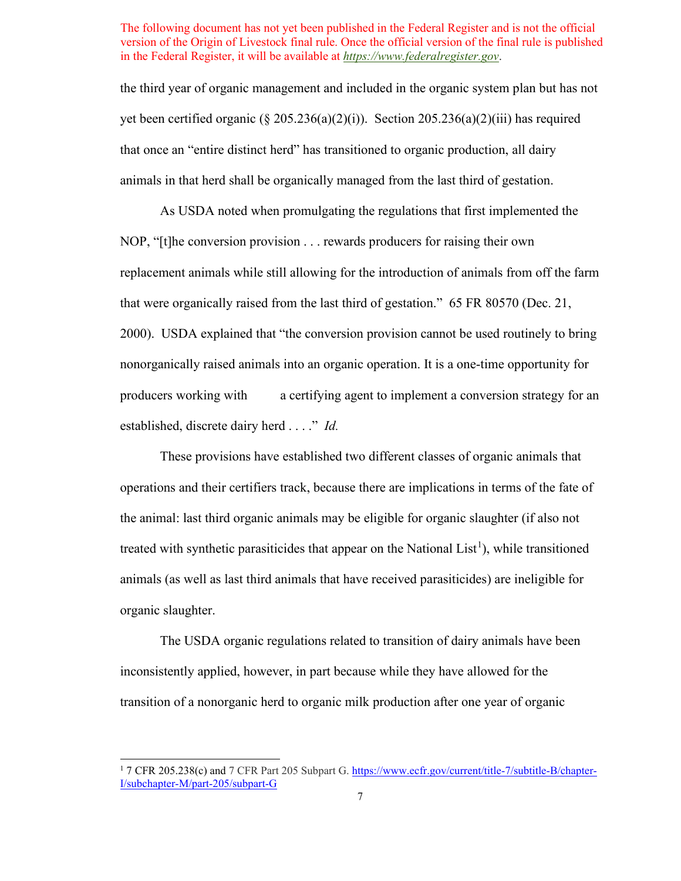The following document has not yet been published in the Federal Register and is not the official version of the Origin of Livestock final rule. Once the official version of the final rule is published in the Federal Register, it will be available at *https://www.federalregister.gov*.

the third year of organic management and included in the organic system plan but has not yet been certified organic (§ 205.236(a)(2)(i)). Section 205.236(a)(2)(iii) has required that once an "entire distinct herd" has transitioned to organic production, all dairy animals in that herd shall be organically managed from the last third of gestation.

As USDA noted when promulgating the regulations that first implemented the NOP, "[t]he conversion provision . . . rewards producers for raising their own replacement animals while still allowing for the introduction of animals from off the farm that were organically raised from the last third of gestation." 65 FR 80570 (Dec. 21, 2000). USDA explained that "the conversion provision cannot be used routinely to bring nonorganically raised animals into an organic operation. It is a one-time opportunity for producers working with a certifying agent to implement a conversion strategy for an established, discrete dairy herd . . . ." *Id.*

These provisions have established two different classes of organic animals that operations and their certifiers track, because there are implications in terms of the fate of the animal: last third organic animals may be eligible for organic slaughter (if also not treated with synthetic parasiticides that appear on the National List[1]), while transitioned animals (as well as last third animals that have received parasiticides) are ineligible for organic slaughter.

The USDA organic regulations related to transition of dairy animals have been inconsistently applied, however, in part because while they have allowed for the transition of a nonorganic herd to organic milk production after one year of organic

[1] 7 CFR 205.238(c) and 7 CFR Part 205 Subpart G. https://www.ecfr.gov/current/title-7/subtitle-B/chapter-I/subchapter-M/part-205/subpart-G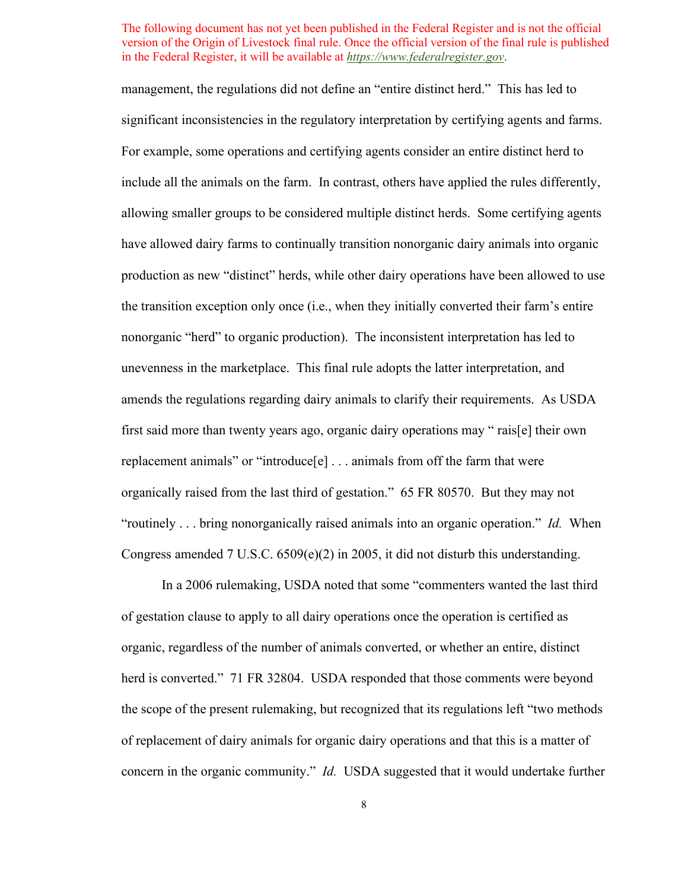management, the regulations did not define an "entire distinct herd." This has led to significant inconsistencies in the regulatory interpretation by certifying agents and farms. For example, some operations and certifying agents consider an entire distinct herd to include all the animals on the farm. In contrast, others have applied the rules differently, allowing smaller groups to be considered multiple distinct herds. Some certifying agents have allowed dairy farms to continually transition nonorganic dairy animals into organic production as new "distinct" herds, while other dairy operations have been allowed to use the transition exception only once (i.e., when they initially converted their farm's entire nonorganic "herd" to organic production). The inconsistent interpretation has led to unevenness in the marketplace. This final rule adopts the latter interpretation, and amends the regulations regarding dairy animals to clarify their requirements. As USDA first said more than twenty years ago, organic dairy operations may " rais[e] their own replacement animals" or "introduce[e] . . . animals from off the farm that were organically raised from the last third of gestation." 65 FR 80570. But they may not "routinely . . . bring nonorganically raised animals into an organic operation." *Id.* When Congress amended 7 U.S.C. 6509(e)(2) in 2005, it did not disturb this understanding.

In a 2006 rulemaking, USDA noted that some "commenters wanted the last third of gestation clause to apply to all dairy operations once the operation is certified as organic, regardless of the number of animals converted, or whether an entire, distinct herd is converted." 71 FR 32804. USDA responded that those comments were beyond the scope of the present rulemaking, but recognized that its regulations left "two methods of replacement of dairy animals for organic dairy operations and that this is a matter of concern in the organic community." *Id.* USDA suggested that it would undertake further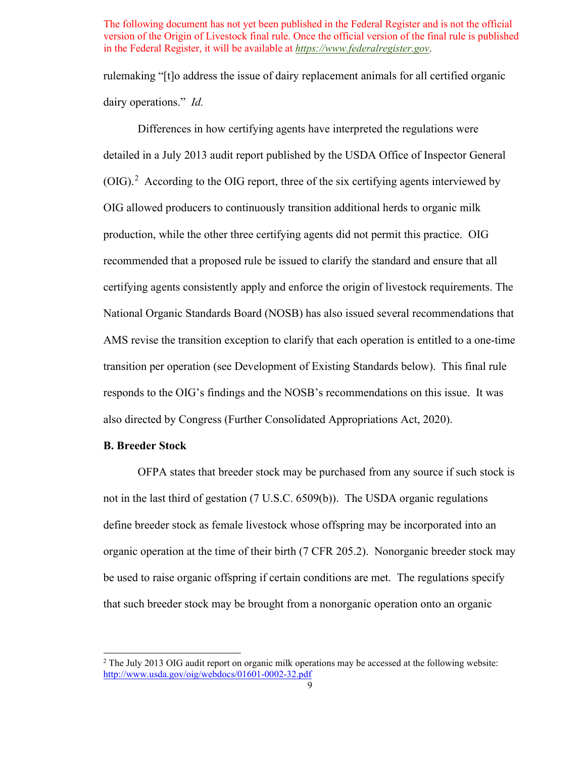The following document has not yet been published in the Federal Register and is not the official version of the Origin of Livestock final rule. Once the official version of the final rule is published in the Federal Register, it will be available at *https://www.federalregister.gov*.

rulemaking "[t]o address the issue of dairy replacement animals for all certified organic dairy operations." *Id.*

Differences in how certifying agents have interpreted the regulations were detailed in a July 2013 audit report published by the USDA Office of Inspector General (OIG).[2] According to the OIG report, three of the six certifying agents interviewed by OIG allowed producers to continuously transition additional herds to organic milk production, while the other three certifying agents did not permit this practice. OIG recommended that a proposed rule be issued to clarify the standard and ensure that all certifying agents consistently apply and enforce the origin of livestock requirements. The National Organic Standards Board (NOSB) has also issued several recommendations that AMS revise the transition exception to clarify that each operation is entitled to a one-time transition per operation (see Development of Existing Standards below). This final rule responds to the OIG's findings and the NOSB's recommendations on this issue. It was also directed by Congress (Further Consolidated Appropriations Act, 2020).

**B. Breeder Stock**

OFPA states that breeder stock may be purchased from any source if such stock is not in the last third of gestation (7 U.S.C. 6509(b)). The USDA organic regulations define breeder stock as female livestock whose offspring may be incorporated into an organic operation at the time of their birth (7 CFR 205.2). Nonorganic breeder stock may be used to raise organic offspring if certain conditions are met. The regulations specify that such breeder stock may be brought from a nonorganic operation onto an organic

[2] The July 2013 OIG audit report on organic milk operations may be accessed at the following website: http://www.usda.gov/oig/webdocs/01601-0002-32.pdf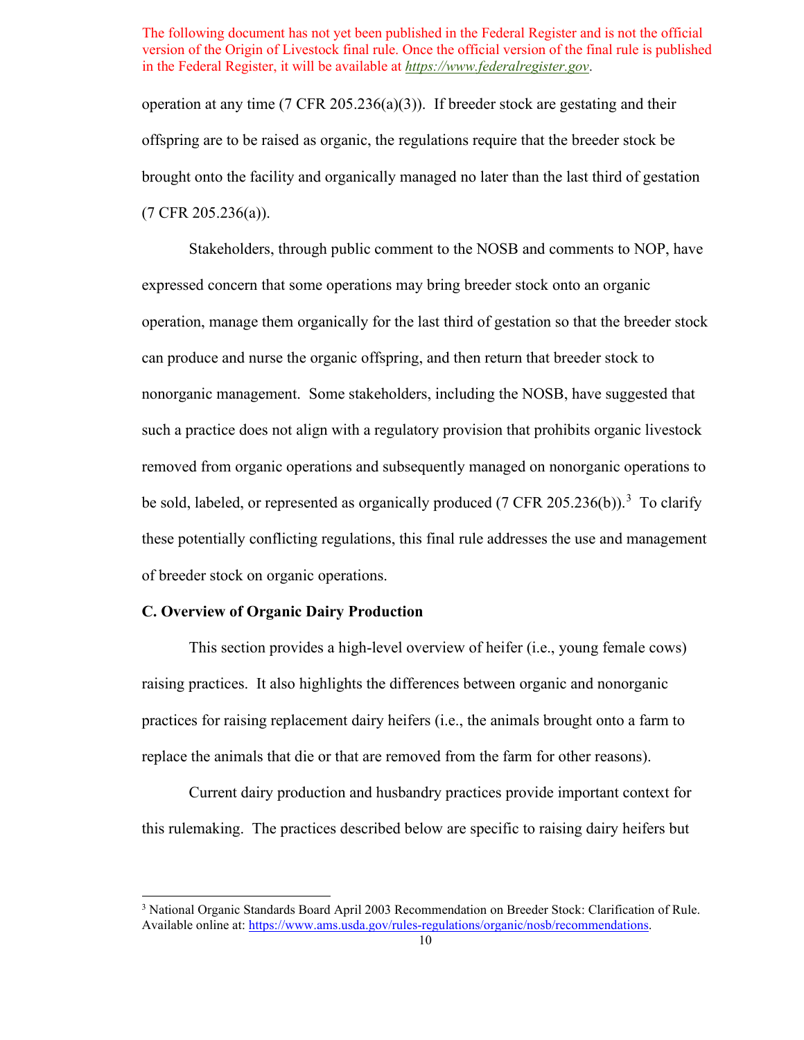The following document has not yet been published in the Federal Register and is not the official version of the Origin of Livestock final rule. Once the official version of the final rule is published in the Federal Register, it will be available at *https://www.federalregister.gov*.

operation at any time (7 CFR 205.236(a)(3)). If breeder stock are gestating and their offspring are to be raised as organic, the regulations require that the breeder stock be brought onto the facility and organically managed no later than the last third of gestation (7 CFR 205.236(a)).

Stakeholders, through public comment to the NOSB and comments to NOP, have expressed concern that some operations may bring breeder stock onto an organic operation, manage them organically for the last third of gestation so that the breeder stock can produce and nurse the organic offspring, and then return that breeder stock to nonorganic management. Some stakeholders, including the NOSB, have suggested that such a practice does not align with a regulatory provision that prohibits organic livestock removed from organic operations and subsequently managed on nonorganic operations to be sold, labeled, or represented as organically produced (7 CFR 205.236(b)).[3] To clarify these potentially conflicting regulations, this final rule addresses the use and management of breeder stock on organic operations.

**C. Overview of Organic Dairy Production**

This section provides a high-level overview of heifer (i.e., young female cows) raising practices. It also highlights the differences between organic and nonorganic practices for raising replacement dairy heifers (i.e., the animals brought onto a farm to replace the animals that die or that are removed from the farm for other reasons).

Current dairy production and husbandry practices provide important context for this rulemaking. The practices described below are specific to raising dairy heifers but

[3] National Organic Standards Board April 2003 Recommendation on Breeder Stock: Clarification of Rule. Available online at: https://www.ams.usda.gov/rules-regulations/organic/nosb/recommendations.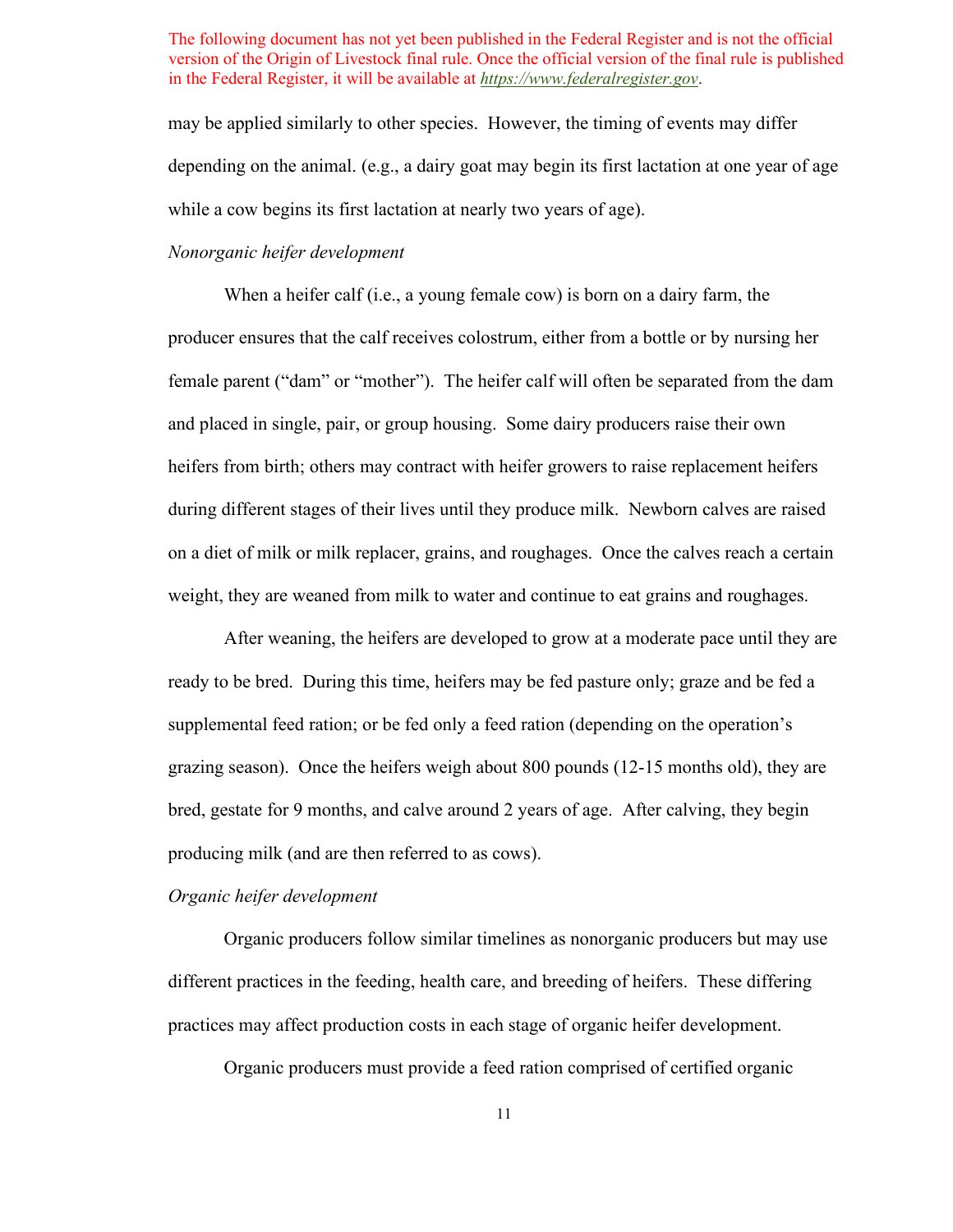may be applied similarly to other species. However, the timing of events may differ depending on the animal. (e.g., a dairy goat may begin its first lactation at one year of age while a cow begins its first lactation at nearly two years of age).

*Nonorganic heifer development*

When a heifer calf (i.e., a young female cow) is born on a dairy farm, the producer ensures that the calf receives colostrum, either from a bottle or by nursing her female parent ("dam" or "mother"). The heifer calf will often be separated from the dam and placed in single, pair, or group housing. Some dairy producers raise their own heifers from birth; others may contract with heifer growers to raise replacement heifers during different stages of their lives until they produce milk. Newborn calves are raised on a diet of milk or milk replacer, grains, and roughages. Once the calves reach a certain weight, they are weaned from milk to water and continue to eat grains and roughages.

After weaning, the heifers are developed to grow at a moderate pace until they are ready to be bred. During this time, heifers may be fed pasture only; graze and be fed a supplemental feed ration; or be fed only a feed ration (depending on the operation's grazing season). Once the heifers weigh about 800 pounds (12-15 months old), they are bred, gestate for 9 months, and calve around 2 years of age. After calving, they begin producing milk (and are then referred to as cows).

*Organic heifer development*

Organic producers follow similar timelines as nonorganic producers but may use different practices in the feeding, health care, and breeding of heifers. These differing practices may affect production costs in each stage of organic heifer development.

Organic producers must provide a feed ration comprised of certified organic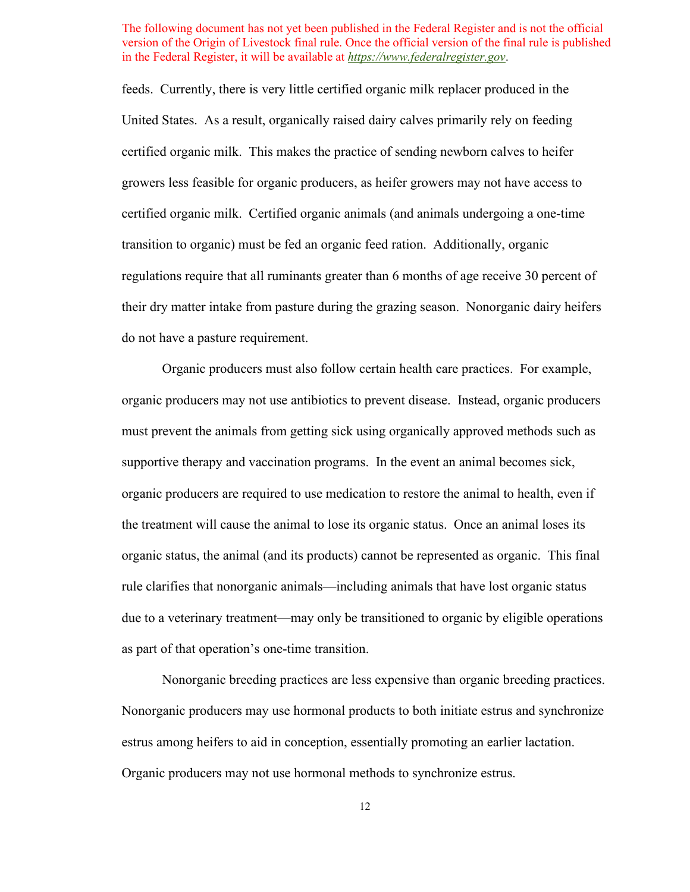feeds. Currently, there is very little certified organic milk replacer produced in the United States. As a result, organically raised dairy calves primarily rely on feeding certified organic milk. This makes the practice of sending newborn calves to heifer growers less feasible for organic producers, as heifer growers may not have access to certified organic milk. Certified organic animals (and animals undergoing a one-time transition to organic) must be fed an organic feed ration. Additionally, organic regulations require that all ruminants greater than 6 months of age receive 30 percent of their dry matter intake from pasture during the grazing season. Nonorganic dairy heifers do not have a pasture requirement.

Organic producers must also follow certain health care practices. For example, organic producers may not use antibiotics to prevent disease. Instead, organic producers must prevent the animals from getting sick using organically approved methods such as supportive therapy and vaccination programs. In the event an animal becomes sick, organic producers are required to use medication to restore the animal to health, even if the treatment will cause the animal to lose its organic status. Once an animal loses its organic status, the animal (and its products) cannot be represented as organic. This final rule clarifies that nonorganic animals—including animals that have lost organic status due to a veterinary treatment—may only be transitioned to organic by eligible operations as part of that operation's one-time transition.

Nonorganic breeding practices are less expensive than organic breeding practices. Nonorganic producers may use hormonal products to both initiate estrus and synchronize estrus among heifers to aid in conception, essentially promoting an earlier lactation. Organic producers may not use hormonal methods to synchronize estrus.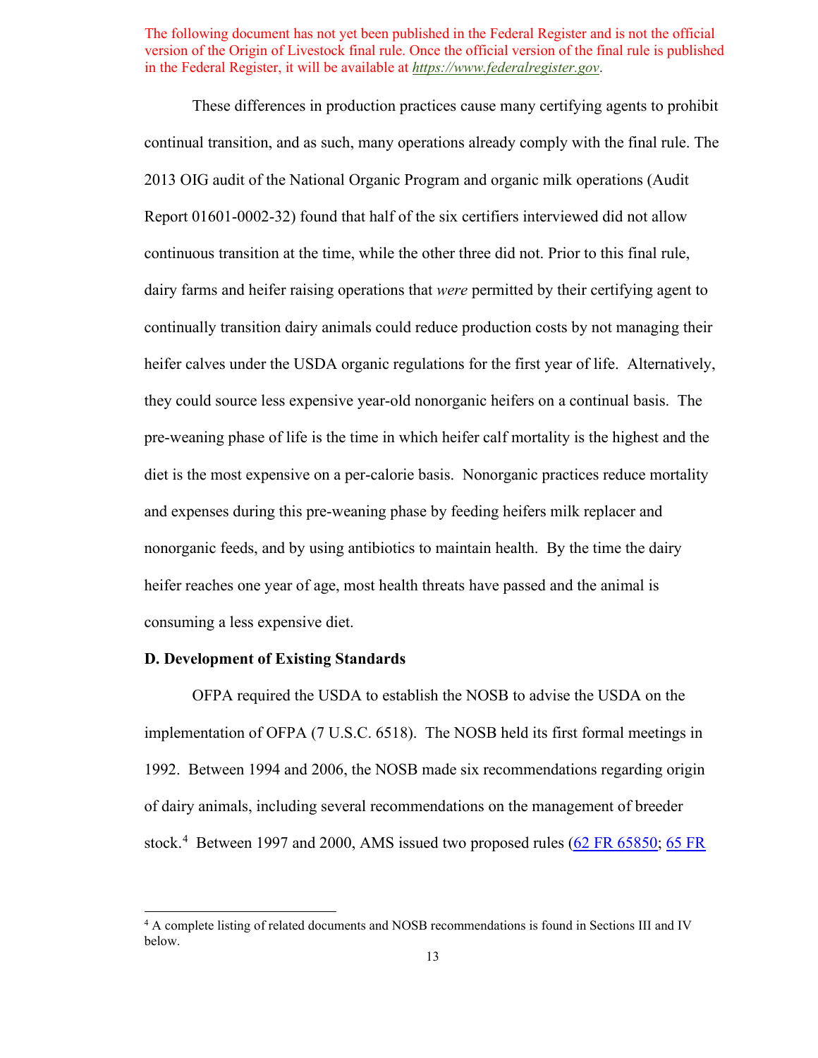The following document has not yet been published in the Federal Register and is not the official version of the Origin of Livestock final rule. Once the official version of the final rule is published in the Federal Register, it will be available at *https://www.federalregister.gov*.

These differences in production practices cause many certifying agents to prohibit continual transition, and as such, many operations already comply with the final rule. The 2013 OIG audit of the National Organic Program and organic milk operations (Audit Report 01601-0002-32) found that half of the six certifiers interviewed did not allow continuous transition at the time, while the other three did not. Prior to this final rule, dairy farms and heifer raising operations that *were* permitted by their certifying agent to continually transition dairy animals could reduce production costs by not managing their heifer calves under the USDA organic regulations for the first year of life. Alternatively, they could source less expensive year-old nonorganic heifers on a continual basis. The pre-weaning phase of life is the time in which heifer calf mortality is the highest and the diet is the most expensive on a per-calorie basis. Nonorganic practices reduce mortality and expenses during this pre-weaning phase by feeding heifers milk replacer and nonorganic feeds, and by using antibiotics to maintain health. By the time the dairy heifer reaches one year of age, most health threats have passed and the animal is consuming a less expensive diet.

**D. Development of Existing Standards**

OFPA required the USDA to establish the NOSB to advise the USDA on the implementation of OFPA (7 U.S.C. 6518). The NOSB held its first formal meetings in 1992. Between 1994 and 2006, the NOSB made six recommendations regarding origin of dairy animals, including several recommendations on the management of breeder stock.[4] Between 1997 and 2000, AMS issued two proposed rules (62 FR 65850; 65 FR

[4] A complete listing of related documents and NOSB recommendations is found in Sections III and IV below.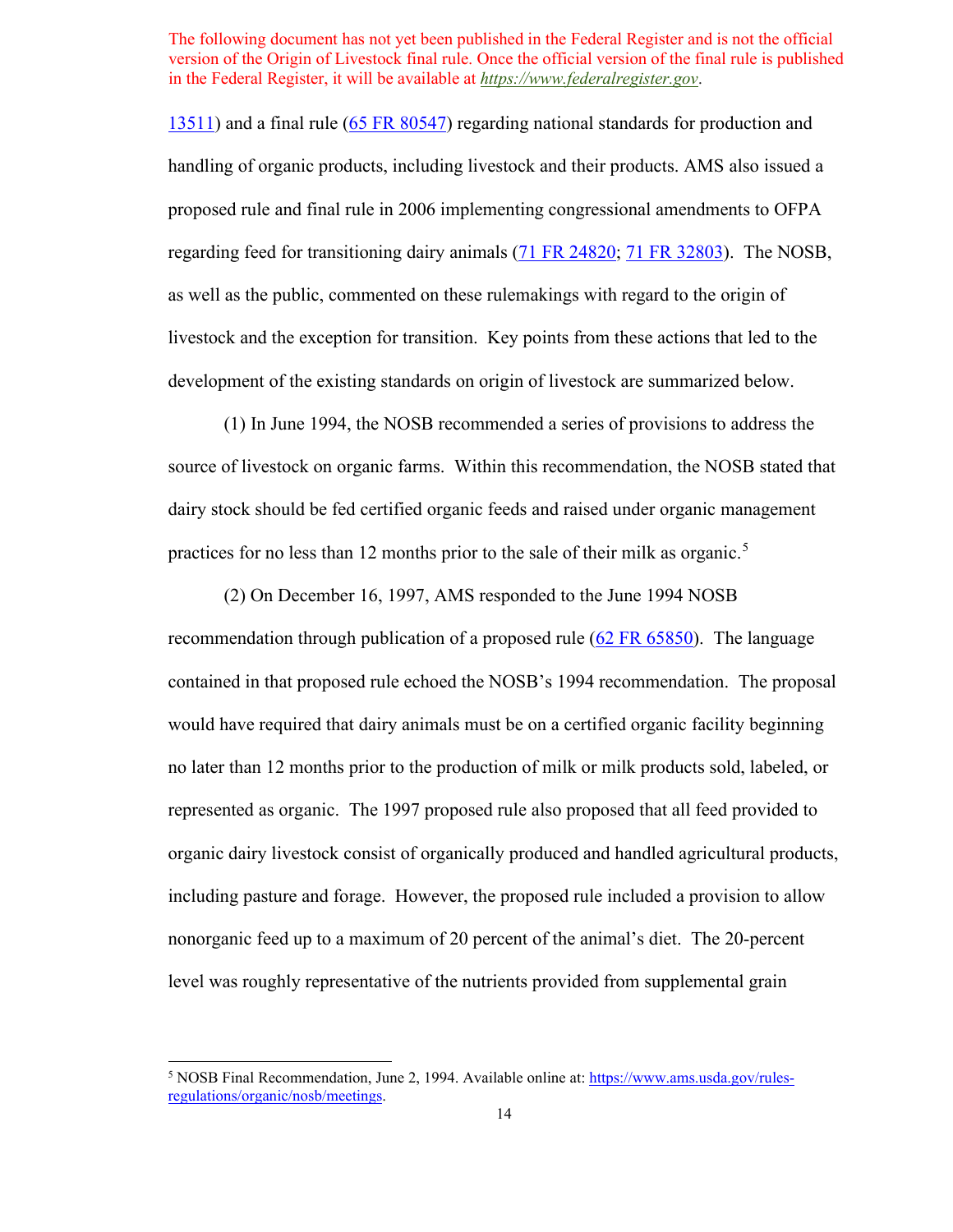13511) and a final rule (65 FR 80547) regarding national standards for production and handling of organic products, including livestock and their products. AMS also issued a proposed rule and final rule in 2006 implementing congressional amendments to OFPA regarding feed for transitioning dairy animals (71 FR 24820; 71 FR 32803). The NOSB, as well as the public, commented on these rulemakings with regard to the origin of livestock and the exception for transition. Key points from these actions that led to the development of the existing standards on origin of livestock are summarized below.

(1) In June 1994, the NOSB recommended a series of provisions to address the source of livestock on organic farms. Within this recommendation, the NOSB stated that dairy stock should be fed certified organic feeds and raised under organic management practices for no less than 12 months prior to the sale of their milk as organic.[5]

(2) On December 16, 1997, AMS responded to the June 1994 NOSB recommendation through publication of a proposed rule (62 FR 65850). The language contained in that proposed rule echoed the NOSB's 1994 recommendation. The proposal would have required that dairy animals must be on a certified organic facility beginning no later than 12 months prior to the production of milk or milk products sold, labeled, or represented as organic. The 1997 proposed rule also proposed that all feed provided to organic dairy livestock consist of organically produced and handled agricultural products, including pasture and forage. However, the proposed rule included a provision to allow nonorganic feed up to a maximum of 20 percent of the animal's diet. The 20-percent level was roughly representative of the nutrients provided from supplemental grain

---

[5] NOSB Final Recommendation, June 2, 1994. Available online at: https://www.ams.usda.gov/rules-regulations/organic/nosb/meetings.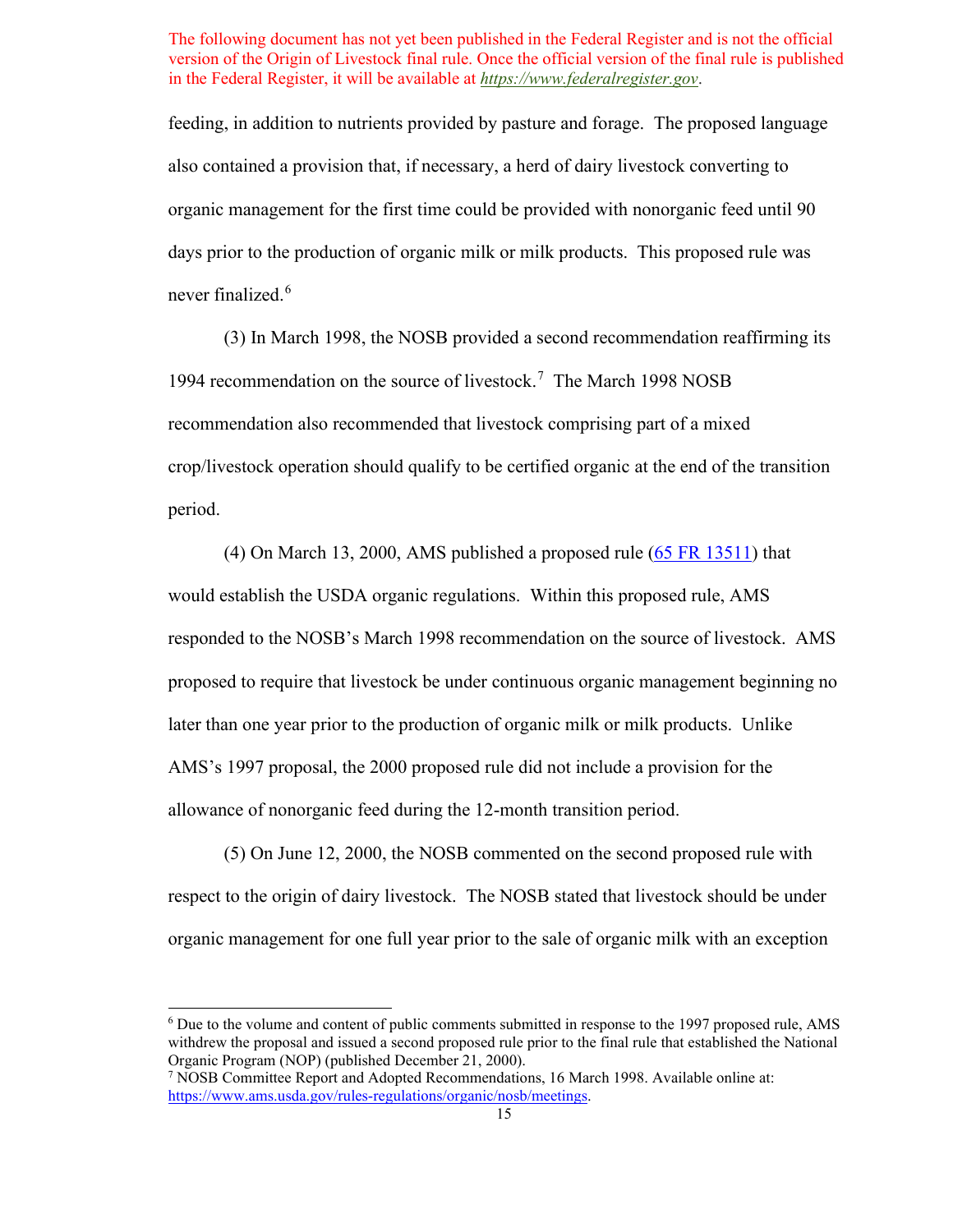feeding, in addition to nutrients provided by pasture and forage. The proposed language also contained a provision that, if necessary, a herd of dairy livestock converting to organic management for the first time could be provided with nonorganic feed until 90 days prior to the production of organic milk or milk products. This proposed rule was never finalized.[6]

(3) In March 1998, the NOSB provided a second recommendation reaffirming its 1994 recommendation on the source of livestock.[7] The March 1998 NOSB recommendation also recommended that livestock comprising part of a mixed crop/livestock operation should qualify to be certified organic at the end of the transition period.

(4) On March 13, 2000, AMS published a proposed rule (65 FR 13511) that would establish the USDA organic regulations. Within this proposed rule, AMS responded to the NOSB's March 1998 recommendation on the source of livestock. AMS proposed to require that livestock be under continuous organic management beginning no later than one year prior to the production of organic milk or milk products. Unlike AMS's 1997 proposal, the 2000 proposed rule did not include a provision for the allowance of nonorganic feed during the 12-month transition period.

(5) On June 12, 2000, the NOSB commented on the second proposed rule with respect to the origin of dairy livestock. The NOSB stated that livestock should be under organic management for one full year prior to the sale of organic milk with an exception

---

[6] Due to the volume and content of public comments submitted in response to the 1997 proposed rule, AMS withdrew the proposal and issued a second proposed rule prior to the final rule that established the National Organic Program (NOP) (published December 21, 2000).

[7] NOSB Committee Report and Adopted Recommendations, 16 March 1998. Available online at: https://www.ams.usda.gov/rules-regulations/organic/nosb/meetings.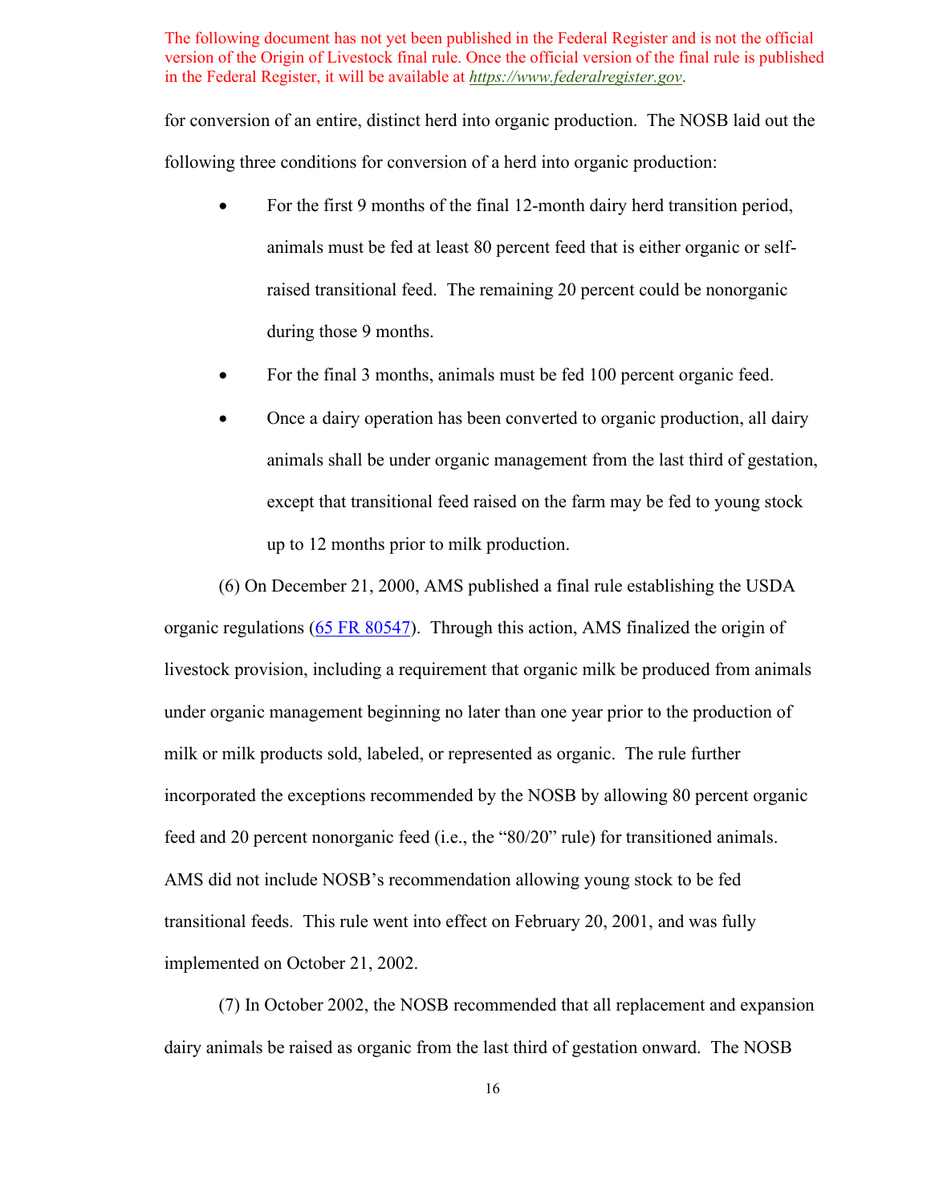The following document has not yet been published in the Federal Register and is not the official version of the Origin of Livestock final rule. Once the official version of the final rule is published in the Federal Register, it will be available at *https://www.federalregister.gov*.

for conversion of an entire, distinct herd into organic production. The NOSB laid out the following three conditions for conversion of a herd into organic production:

- For the first 9 months of the final 12-month dairy herd transition period, animals must be fed at least 80 percent feed that is either organic or self-raised transitional feed. The remaining 20 percent could be nonorganic during those 9 months.
- For the final 3 months, animals must be fed 100 percent organic feed.
- Once a dairy operation has been converted to organic production, all dairy animals shall be under organic management from the last third of gestation, except that transitional feed raised on the farm may be fed to young stock up to 12 months prior to milk production.

(6) On December 21, 2000, AMS published a final rule establishing the USDA organic regulations (65 FR 80547). Through this action, AMS finalized the origin of livestock provision, including a requirement that organic milk be produced from animals under organic management beginning no later than one year prior to the production of milk or milk products sold, labeled, or represented as organic. The rule further incorporated the exceptions recommended by the NOSB by allowing 80 percent organic feed and 20 percent nonorganic feed (i.e., the "80/20" rule) for transitioned animals. AMS did not include NOSB's recommendation allowing young stock to be fed transitional feeds. This rule went into effect on February 20, 2001, and was fully implemented on October 21, 2002.

(7) In October 2002, the NOSB recommended that all replacement and expansion dairy animals be raised as organic from the last third of gestation onward. The NOSB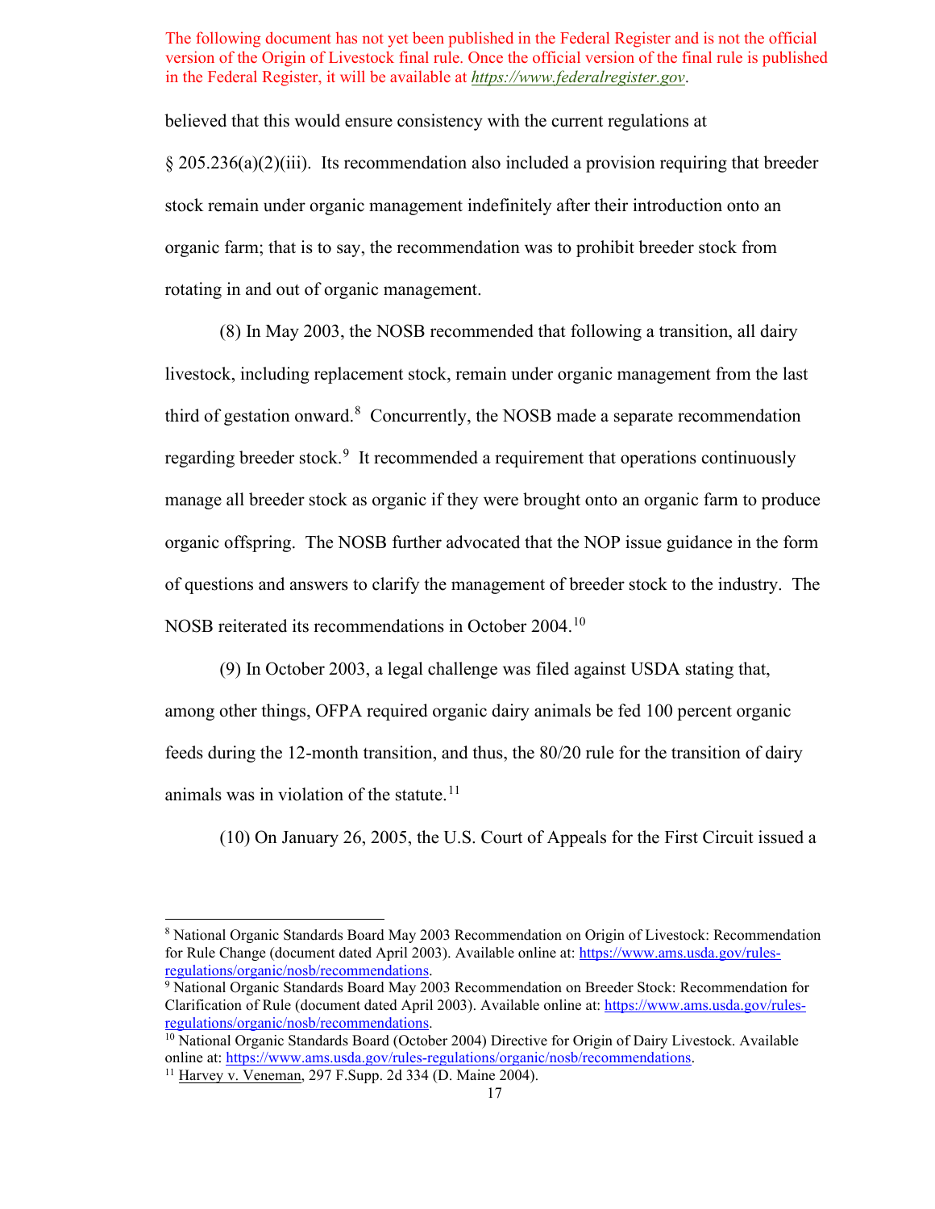believed that this would ensure consistency with the current regulations at § 205.236(a)(2)(iii). Its recommendation also included a provision requiring that breeder stock remain under organic management indefinitely after their introduction onto an organic farm; that is to say, the recommendation was to prohibit breeder stock from rotating in and out of organic management.

(8) In May 2003, the NOSB recommended that following a transition, all dairy livestock, including replacement stock, remain under organic management from the last third of gestation onward.[8] Concurrently, the NOSB made a separate recommendation regarding breeder stock.[9] It recommended a requirement that operations continuously manage all breeder stock as organic if they were brought onto an organic farm to produce organic offspring. The NOSB further advocated that the NOP issue guidance in the form of questions and answers to clarify the management of breeder stock to the industry. The NOSB reiterated its recommendations in October 2004.[10]

(9) In October 2003, a legal challenge was filed against USDA stating that, among other things, OFPA required organic dairy animals be fed 100 percent organic feeds during the 12-month transition, and thus, the 80/20 rule for the transition of dairy animals was in violation of the statute.[11]

(10) On January 26, 2005, the U.S. Court of Appeals for the First Circuit issued a

---

[8] National Organic Standards Board May 2003 Recommendation on Origin of Livestock: Recommendation for Rule Change (document dated April 2003). Available online at: https://www.ams.usda.gov/rules-regulations/organic/nosb/recommendations.

[9] National Organic Standards Board May 2003 Recommendation on Breeder Stock: Recommendation for Clarification of Rule (document dated April 2003). Available online at: https://www.ams.usda.gov/rules-regulations/organic/nosb/recommendations.

[10] National Organic Standards Board (October 2004) Directive for Origin of Dairy Livestock. Available online at: https://www.ams.usda.gov/rules-regulations/organic/nosb/recommendations.

[11] Harvey v. Veneman, 297 F.Supp. 2d 334 (D. Maine 2004).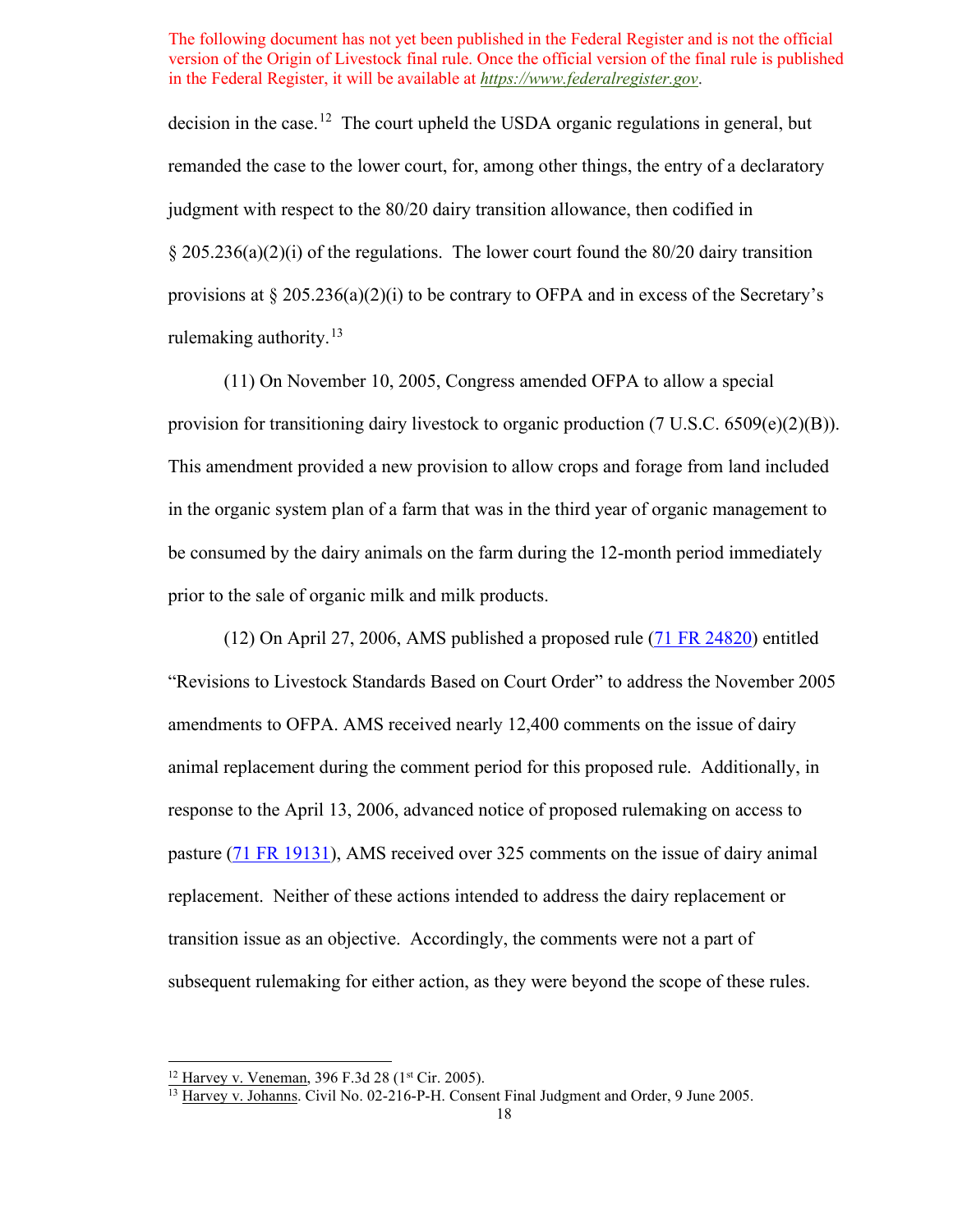The following document has not yet been published in the Federal Register and is not the official version of the Origin of Livestock final rule. Once the official version of the final rule is published in the Federal Register, it will be available at *https://www.federalregister.gov*.

decision in the case.[12] The court upheld the USDA organic regulations in general, but remanded the case to the lower court, for, among other things, the entry of a declaratory judgment with respect to the 80/20 dairy transition allowance, then codified in § 205.236(a)(2)(i) of the regulations. The lower court found the 80/20 dairy transition provisions at § 205.236(a)(2)(i) to be contrary to OFPA and in excess of the Secretary's rulemaking authority.[13]

(11) On November 10, 2005, Congress amended OFPA to allow a special provision for transitioning dairy livestock to organic production (7 U.S.C. 6509(e)(2)(B)). This amendment provided a new provision to allow crops and forage from land included in the organic system plan of a farm that was in the third year of organic management to be consumed by the dairy animals on the farm during the 12-month period immediately prior to the sale of organic milk and milk products.

(12) On April 27, 2006, AMS published a proposed rule (71 FR 24820) entitled "Revisions to Livestock Standards Based on Court Order" to address the November 2005 amendments to OFPA. AMS received nearly 12,400 comments on the issue of dairy animal replacement during the comment period for this proposed rule. Additionally, in response to the April 13, 2006, advanced notice of proposed rulemaking on access to pasture (71 FR 19131), AMS received over 325 comments on the issue of dairy animal replacement. Neither of these actions intended to address the dairy replacement or transition issue as an objective. Accordingly, the comments were not a part of subsequent rulemaking for either action, as they were beyond the scope of these rules.

---

[12] Harvey v. Veneman, 396 F.3d 28 (1st Cir. 2005).

[13] Harvey v. Johanns. Civil No. 02-216-P-H. Consent Final Judgment and Order, 9 June 2005.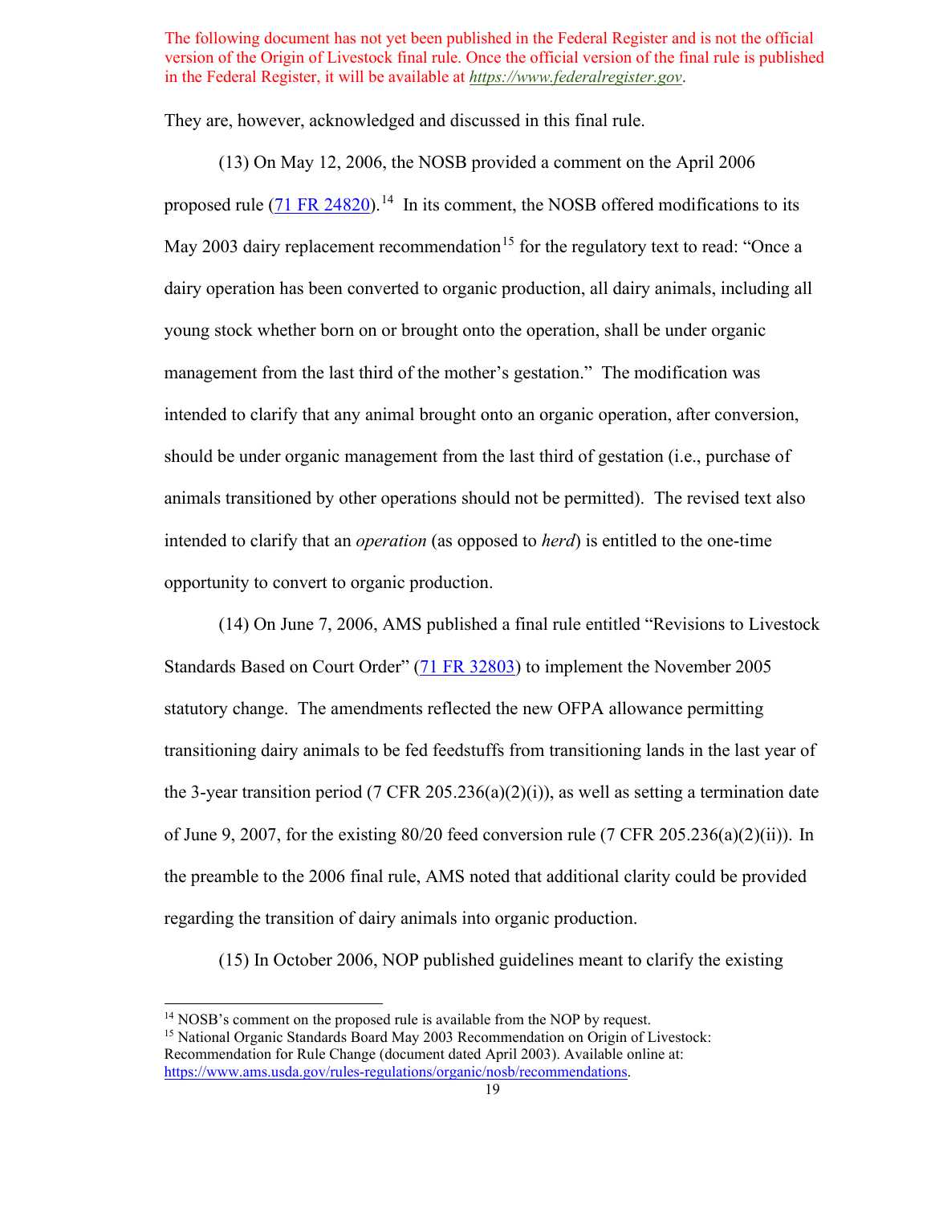The following document has not yet been published in the Federal Register and is not the official version of the Origin of Livestock final rule. Once the official version of the final rule is published in the Federal Register, it will be available at *https://www.federalregister.gov*.

They are, however, acknowledged and discussed in this final rule.

(13) On May 12, 2006, the NOSB provided a comment on the April 2006 proposed rule (71 FR 24820).[14] In its comment, the NOSB offered modifications to its May 2003 dairy replacement recommendation[15] for the regulatory text to read: "Once a dairy operation has been converted to organic production, all dairy animals, including all young stock whether born on or brought onto the operation, shall be under organic management from the last third of the mother's gestation." The modification was intended to clarify that any animal brought onto an organic operation, after conversion, should be under organic management from the last third of gestation (i.e., purchase of animals transitioned by other operations should not be permitted). The revised text also intended to clarify that an *operation* (as opposed to *herd*) is entitled to the one-time opportunity to convert to organic production.

(14) On June 7, 2006, AMS published a final rule entitled "Revisions to Livestock Standards Based on Court Order" (71 FR 32803) to implement the November 2005 statutory change. The amendments reflected the new OFPA allowance permitting transitioning dairy animals to be fed feedstuffs from transitioning lands in the last year of the 3-year transition period (7 CFR 205.236(a)(2)(i)), as well as setting a termination date of June 9, 2007, for the existing 80/20 feed conversion rule (7 CFR 205.236(a)(2)(ii)). In the preamble to the 2006 final rule, AMS noted that additional clarity could be provided regarding the transition of dairy animals into organic production.

(15) In October 2006, NOP published guidelines meant to clarify the existing

---

[14] NOSB's comment on the proposed rule is available from the NOP by request.

[15] National Organic Standards Board May 2003 Recommendation on Origin of Livestock: Recommendation for Rule Change (document dated April 2003). Available online at: https://www.ams.usda.gov/rules-regulations/organic/nosb/recommendations.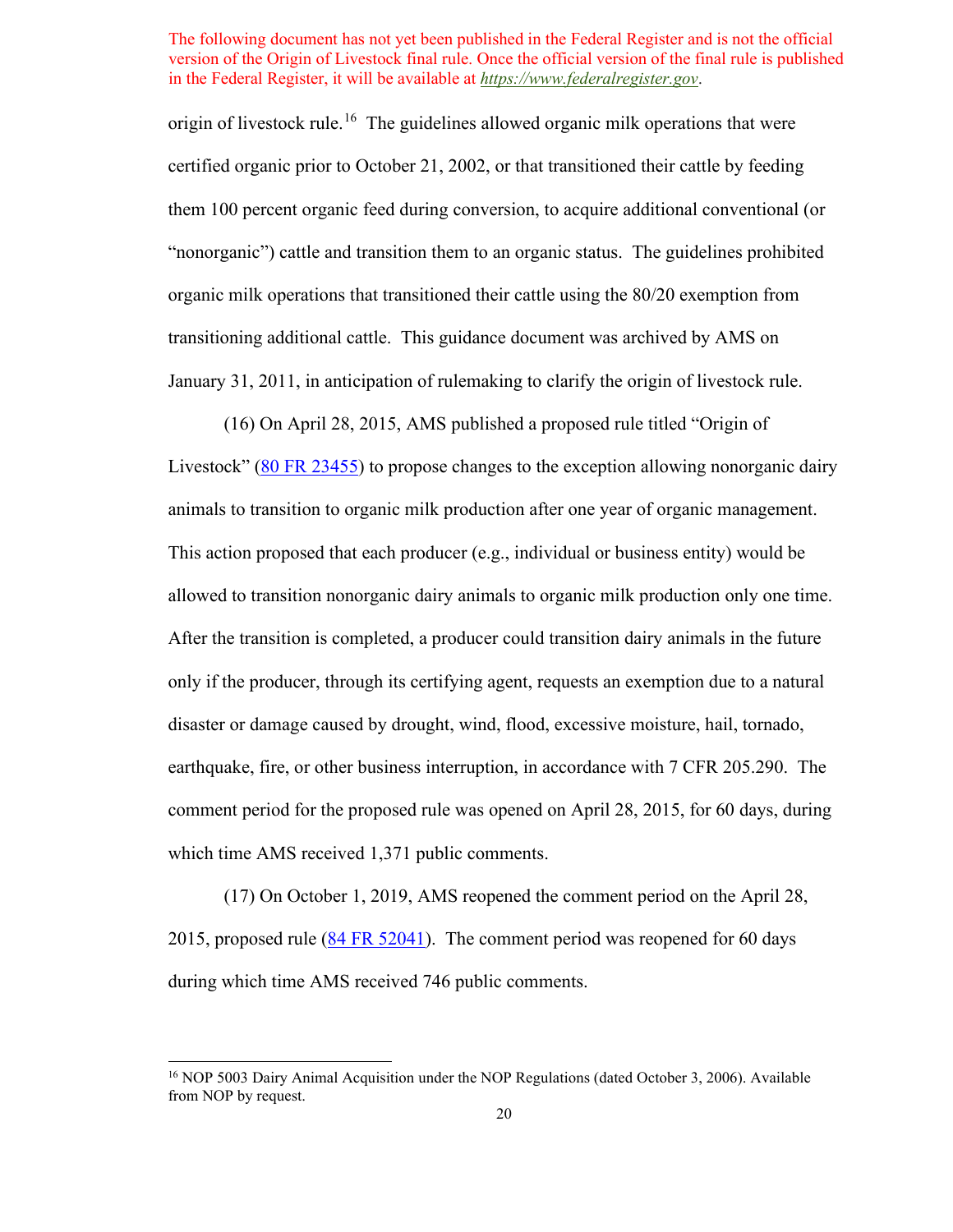The following document has not yet been published in the Federal Register and is not the official version of the Origin of Livestock final rule. Once the official version of the final rule is published in the Federal Register, it will be available at *https://www.federalregister.gov*.

origin of livestock rule.[16] The guidelines allowed organic milk operations that were certified organic prior to October 21, 2002, or that transitioned their cattle by feeding them 100 percent organic feed during conversion, to acquire additional conventional (or "nonorganic") cattle and transition them to an organic status. The guidelines prohibited organic milk operations that transitioned their cattle using the 80/20 exemption from transitioning additional cattle. This guidance document was archived by AMS on January 31, 2011, in anticipation of rulemaking to clarify the origin of livestock rule.

(16) On April 28, 2015, AMS published a proposed rule titled "Origin of Livestock" (80 FR 23455) to propose changes to the exception allowing nonorganic dairy animals to transition to organic milk production after one year of organic management. This action proposed that each producer (e.g., individual or business entity) would be allowed to transition nonorganic dairy animals to organic milk production only one time. After the transition is completed, a producer could transition dairy animals in the future only if the producer, through its certifying agent, requests an exemption due to a natural disaster or damage caused by drought, wind, flood, excessive moisture, hail, tornado, earthquake, fire, or other business interruption, in accordance with 7 CFR 205.290. The comment period for the proposed rule was opened on April 28, 2015, for 60 days, during which time AMS received 1,371 public comments.

(17) On October 1, 2019, AMS reopened the comment period on the April 28, 2015, proposed rule (84 FR 52041). The comment period was reopened for 60 days during which time AMS received 746 public comments.

[16] NOP 5003 Dairy Animal Acquisition under the NOP Regulations (dated October 3, 2006). Available from NOP by request.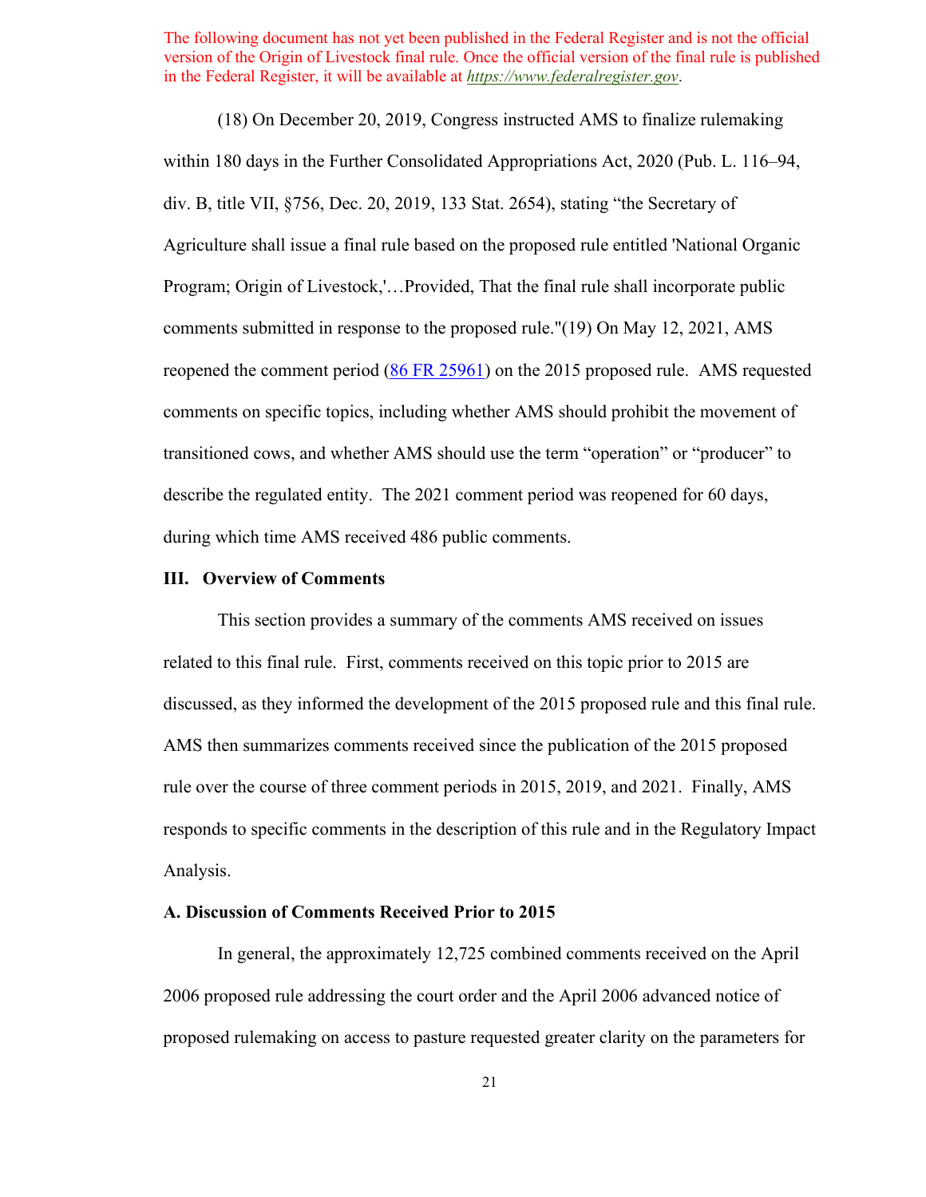The following document has not yet been published in the Federal Register and is not the official version of the Origin of Livestock final rule. Once the official version of the final rule is published in the Federal Register, it will be available at *https://www.federalregister.gov*.

(18) On December 20, 2019, Congress instructed AMS to finalize rulemaking within 180 days in the Further Consolidated Appropriations Act, 2020 (Pub. L. 116–94, div. B, title VII, §756, Dec. 20, 2019, 133 Stat. 2654), stating "the Secretary of Agriculture shall issue a final rule based on the proposed rule entitled 'National Organic Program; Origin of Livestock,'…Provided, That the final rule shall incorporate public comments submitted in response to the proposed rule."(19) On May 12, 2021, AMS reopened the comment period (86 FR 25961) on the 2015 proposed rule. AMS requested comments on specific topics, including whether AMS should prohibit the movement of transitioned cows, and whether AMS should use the term "operation" or "producer" to describe the regulated entity. The 2021 comment period was reopened for 60 days, during which time AMS received 486 public comments.

## III. Overview of Comments

This section provides a summary of the comments AMS received on issues related to this final rule. First, comments received on this topic prior to 2015 are discussed, as they informed the development of the 2015 proposed rule and this final rule. AMS then summarizes comments received since the publication of the 2015 proposed rule over the course of three comment periods in 2015, 2019, and 2021. Finally, AMS responds to specific comments in the description of this rule and in the Regulatory Impact Analysis.

### A. Discussion of Comments Received Prior to 2015

In general, the approximately 12,725 combined comments received on the April 2006 proposed rule addressing the court order and the April 2006 advanced notice of proposed rulemaking on access to pasture requested greater clarity on the parameters for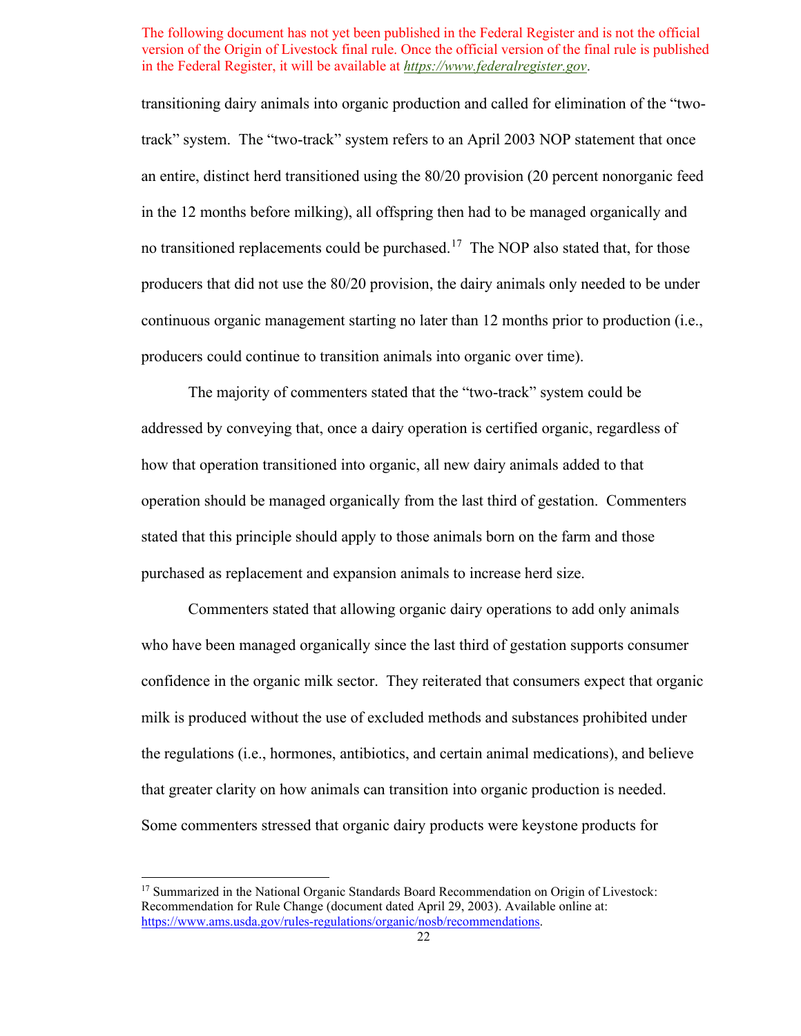transitioning dairy animals into organic production and called for elimination of the "two-track" system. The "two-track" system refers to an April 2003 NOP statement that once an entire, distinct herd transitioned using the 80/20 provision (20 percent nonorganic feed in the 12 months before milking), all offspring then had to be managed organically and no transitioned replacements could be purchased.[17] The NOP also stated that, for those producers that did not use the 80/20 provision, the dairy animals only needed to be under continuous organic management starting no later than 12 months prior to production (i.e., producers could continue to transition animals into organic over time).

The majority of commenters stated that the "two-track" system could be addressed by conveying that, once a dairy operation is certified organic, regardless of how that operation transitioned into organic, all new dairy animals added to that operation should be managed organically from the last third of gestation. Commenters stated that this principle should apply to those animals born on the farm and those purchased as replacement and expansion animals to increase herd size.

Commenters stated that allowing organic dairy operations to add only animals who have been managed organically since the last third of gestation supports consumer confidence in the organic milk sector. They reiterated that consumers expect that organic milk is produced without the use of excluded methods and substances prohibited under the regulations (i.e., hormones, antibiotics, and certain animal medications), and believe that greater clarity on how animals can transition into organic production is needed. Some commenters stressed that organic dairy products were keystone products for

[17] Summarized in the National Organic Standards Board Recommendation on Origin of Livestock: Recommendation for Rule Change (document dated April 29, 2003). Available online at: https://www.ams.usda.gov/rules-regulations/organic/nosb/recommendations.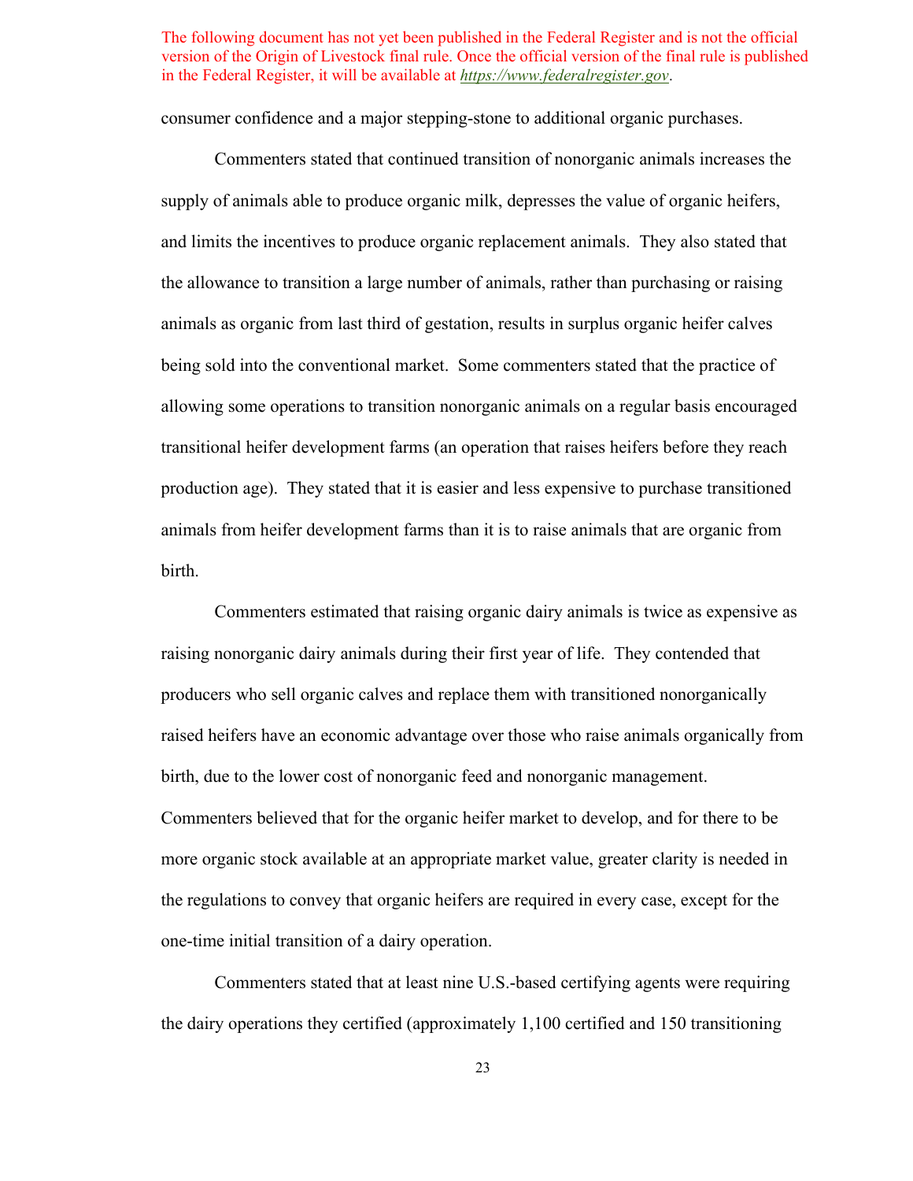consumer confidence and a major stepping-stone to additional organic purchases.

Commenters stated that continued transition of nonorganic animals increases the supply of animals able to produce organic milk, depresses the value of organic heifers, and limits the incentives to produce organic replacement animals. They also stated that the allowance to transition a large number of animals, rather than purchasing or raising animals as organic from last third of gestation, results in surplus organic heifer calves being sold into the conventional market. Some commenters stated that the practice of allowing some operations to transition nonorganic animals on a regular basis encouraged transitional heifer development farms (an operation that raises heifers before they reach production age). They stated that it is easier and less expensive to purchase transitioned animals from heifer development farms than it is to raise animals that are organic from birth.

Commenters estimated that raising organic dairy animals is twice as expensive as raising nonorganic dairy animals during their first year of life. They contended that producers who sell organic calves and replace them with transitioned nonorganically raised heifers have an economic advantage over those who raise animals organically from birth, due to the lower cost of nonorganic feed and nonorganic management. Commenters believed that for the organic heifer market to develop, and for there to be more organic stock available at an appropriate market value, greater clarity is needed in the regulations to convey that organic heifers are required in every case, except for the one-time initial transition of a dairy operation.

Commenters stated that at least nine U.S.-based certifying agents were requiring the dairy operations they certified (approximately 1,100 certified and 150 transitioning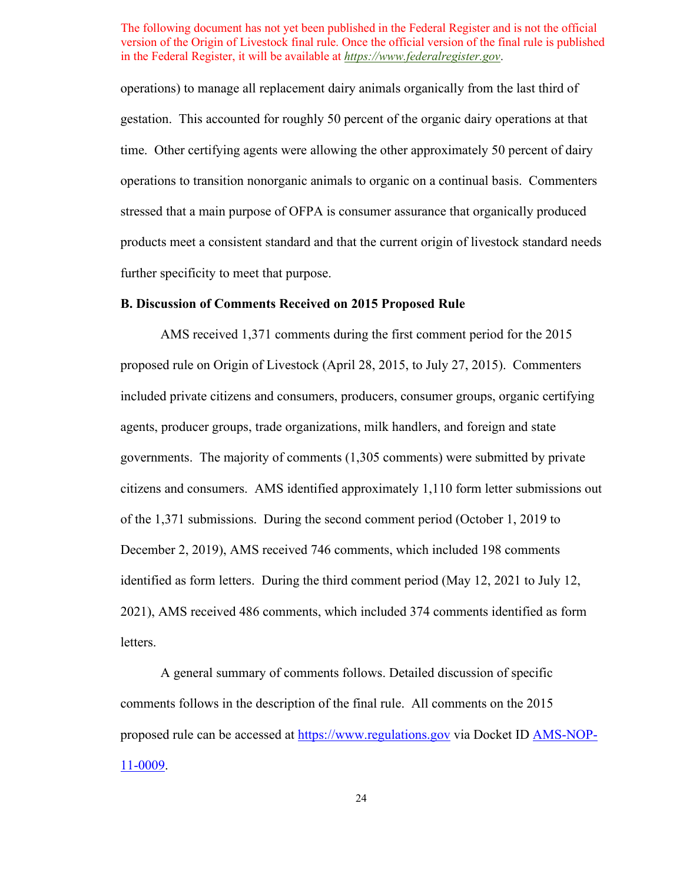The following document has not yet been published in the Federal Register and is not the official version of the Origin of Livestock final rule. Once the official version of the final rule is published in the Federal Register, it will be available at *https://www.federalregister.gov*.

operations) to manage all replacement dairy animals organically from the last third of gestation. This accounted for roughly 50 percent of the organic dairy operations at that time. Other certifying agents were allowing the other approximately 50 percent of dairy operations to transition nonorganic animals to organic on a continual basis. Commenters stressed that a main purpose of OFPA is consumer assurance that organically produced products meet a consistent standard and that the current origin of livestock standard needs further specificity to meet that purpose.

**B. Discussion of Comments Received on 2015 Proposed Rule**

AMS received 1,371 comments during the first comment period for the 2015 proposed rule on Origin of Livestock (April 28, 2015, to July 27, 2015). Commenters included private citizens and consumers, producers, consumer groups, organic certifying agents, producer groups, trade organizations, milk handlers, and foreign and state governments. The majority of comments (1,305 comments) were submitted by private citizens and consumers. AMS identified approximately 1,110 form letter submissions out of the 1,371 submissions. During the second comment period (October 1, 2019 to December 2, 2019), AMS received 746 comments, which included 198 comments identified as form letters. During the third comment period (May 12, 2021 to July 12, 2021), AMS received 486 comments, which included 374 comments identified as form letters.

A general summary of comments follows. Detailed discussion of specific comments follows in the description of the final rule. All comments on the 2015 proposed rule can be accessed at https://www.regulations.gov via Docket ID AMS-NOP-11-0009.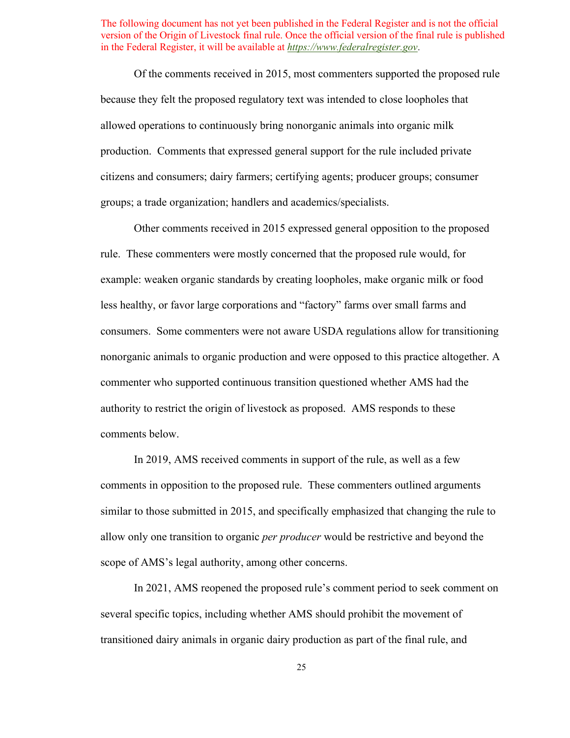The following document has not yet been published in the Federal Register and is not the official version of the Origin of Livestock final rule. Once the official version of the final rule is published in the Federal Register, it will be available at *https://www.federalregister.gov*.

Of the comments received in 2015, most commenters supported the proposed rule because they felt the proposed regulatory text was intended to close loopholes that allowed operations to continuously bring nonorganic animals into organic milk production. Comments that expressed general support for the rule included private citizens and consumers; dairy farmers; certifying agents; producer groups; consumer groups; a trade organization; handlers and academics/specialists.

Other comments received in 2015 expressed general opposition to the proposed rule. These commenters were mostly concerned that the proposed rule would, for example: weaken organic standards by creating loopholes, make organic milk or food less healthy, or favor large corporations and "factory" farms over small farms and consumers. Some commenters were not aware USDA regulations allow for transitioning nonorganic animals to organic production and were opposed to this practice altogether. A commenter who supported continuous transition questioned whether AMS had the authority to restrict the origin of livestock as proposed. AMS responds to these comments below.

In 2019, AMS received comments in support of the rule, as well as a few comments in opposition to the proposed rule. These commenters outlined arguments similar to those submitted in 2015, and specifically emphasized that changing the rule to allow only one transition to organic *per producer* would be restrictive and beyond the scope of AMS's legal authority, among other concerns.

In 2021, AMS reopened the proposed rule's comment period to seek comment on several specific topics, including whether AMS should prohibit the movement of transitioned dairy animals in organic dairy production as part of the final rule, and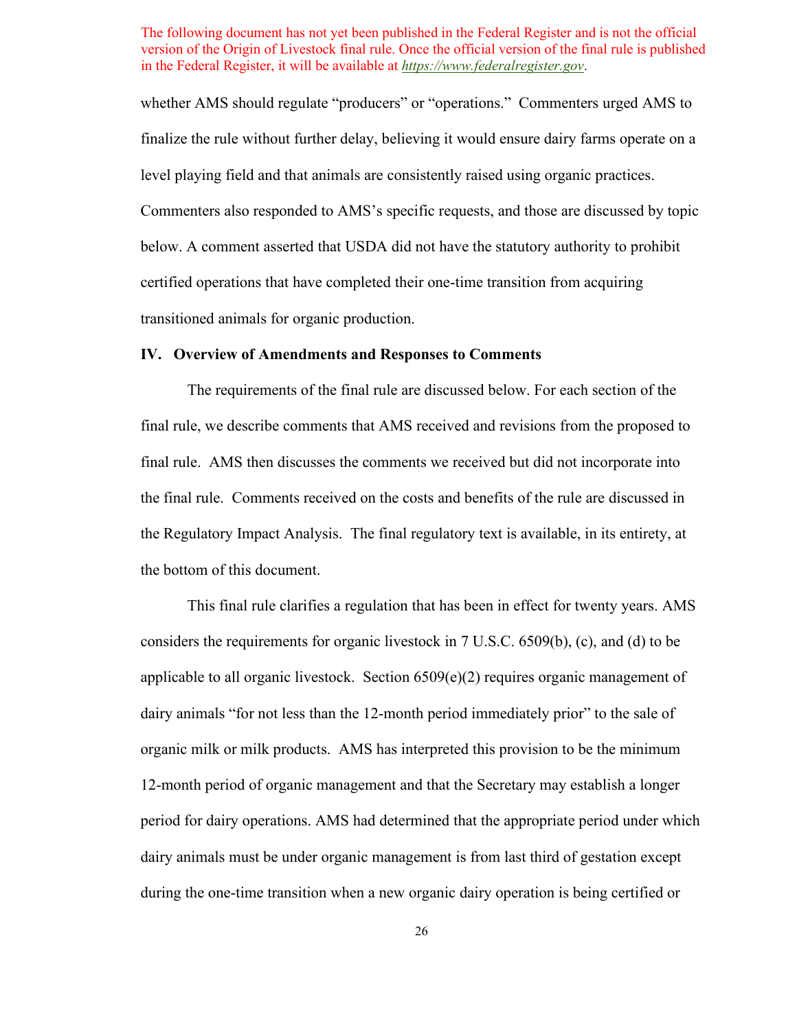whether AMS should regulate "producers" or "operations." Commenters urged AMS to finalize the rule without further delay, believing it would ensure dairy farms operate on a level playing field and that animals are consistently raised using organic practices. Commenters also responded to AMS's specific requests, and those are discussed by topic below. A comment asserted that USDA did not have the statutory authority to prohibit certified operations that have completed their one-time transition from acquiring transitioned animals for organic production.

## IV. Overview of Amendments and Responses to Comments

The requirements of the final rule are discussed below. For each section of the final rule, we describe comments that AMS received and revisions from the proposed to final rule. AMS then discusses the comments we received but did not incorporate into the final rule. Comments received on the costs and benefits of the rule are discussed in the Regulatory Impact Analysis. The final regulatory text is available, in its entirety, at the bottom of this document.

This final rule clarifies a regulation that has been in effect for twenty years. AMS considers the requirements for organic livestock in 7 U.S.C. 6509(b), (c), and (d) to be applicable to all organic livestock. Section 6509(e)(2) requires organic management of dairy animals "for not less than the 12-month period immediately prior" to the sale of organic milk or milk products. AMS has interpreted this provision to be the minimum 12-month period of organic management and that the Secretary may establish a longer period for dairy operations. AMS had determined that the appropriate period under which dairy animals must be under organic management is from last third of gestation except during the one-time transition when a new organic dairy operation is being certified or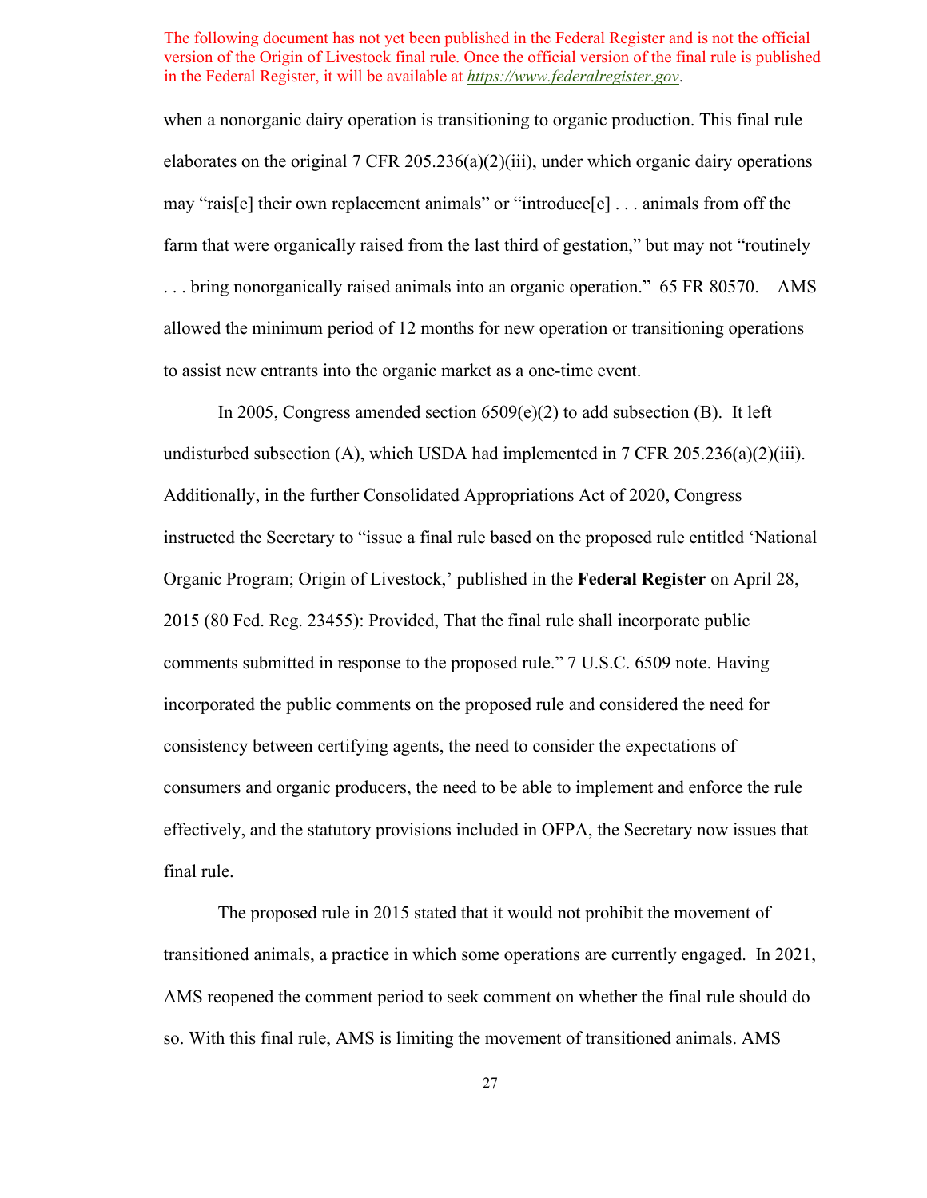when a nonorganic dairy operation is transitioning to organic production. This final rule elaborates on the original 7 CFR 205.236(a)(2)(iii), under which organic dairy operations may “rais[e] their own replacement animals” or “introduce[e] . . . animals from off the farm that were organically raised from the last third of gestation,” but may not “routinely . . . bring nonorganically raised animals into an organic operation.” 65 FR 80570. AMS allowed the minimum period of 12 months for new operation or transitioning operations to assist new entrants into the organic market as a one-time event.

In 2005, Congress amended section 6509(e)(2) to add subsection (B). It left undisturbed subsection (A), which USDA had implemented in 7 CFR 205.236(a)(2)(iii). Additionally, in the further Consolidated Appropriations Act of 2020, Congress instructed the Secretary to “issue a final rule based on the proposed rule entitled ‘National Organic Program; Origin of Livestock,’ published in the **Federal Register** on April 28, 2015 (80 Fed. Reg. 23455): Provided, That the final rule shall incorporate public comments submitted in response to the proposed rule.” 7 U.S.C. 6509 note. Having incorporated the public comments on the proposed rule and considered the need for consistency between certifying agents, the need to consider the expectations of consumers and organic producers, the need to be able to implement and enforce the rule effectively, and the statutory provisions included in OFPA, the Secretary now issues that final rule.

The proposed rule in 2015 stated that it would not prohibit the movement of transitioned animals, a practice in which some operations are currently engaged. In 2021, AMS reopened the comment period to seek comment on whether the final rule should do so. With this final rule, AMS is limiting the movement of transitioned animals. AMS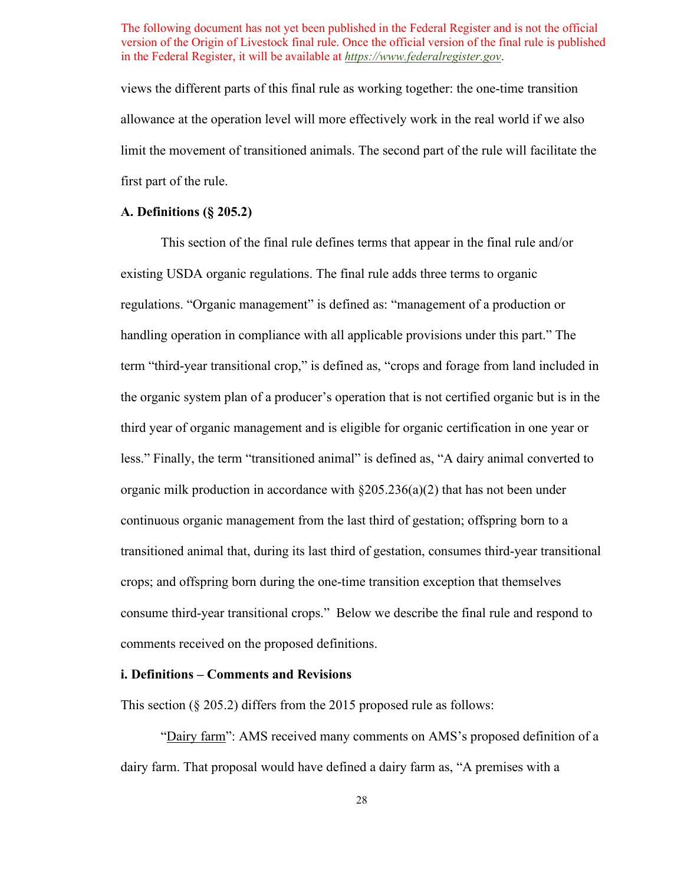The following document has not yet been published in the Federal Register and is not the official version of the Origin of Livestock final rule. Once the official version of the final rule is published in the Federal Register, it will be available at *https://www.federalregister.gov*.

views the different parts of this final rule as working together: the one-time transition allowance at the operation level will more effectively work in the real world if we also limit the movement of transitioned animals. The second part of the rule will facilitate the first part of the rule.

**A. Definitions (§ 205.2)**

This section of the final rule defines terms that appear in the final rule and/or existing USDA organic regulations. The final rule adds three terms to organic regulations. "Organic management" is defined as: "management of a production or handling operation in compliance with all applicable provisions under this part." The term "third-year transitional crop," is defined as, "crops and forage from land included in the organic system plan of a producer's operation that is not certified organic but is in the third year of organic management and is eligible for organic certification in one year or less." Finally, the term "transitioned animal" is defined as, "A dairy animal converted to organic milk production in accordance with §205.236(a)(2) that has not been under continuous organic management from the last third of gestation; offspring born to a transitioned animal that, during its last third of gestation, consumes third-year transitional crops; and offspring born during the one-time transition exception that themselves consume third-year transitional crops." Below we describe the final rule and respond to comments received on the proposed definitions.

**i. Definitions – Comments and Revisions**

This section (§ 205.2) differs from the 2015 proposed rule as follows:

"Dairy farm": AMS received many comments on AMS's proposed definition of a dairy farm. That proposal would have defined a dairy farm as, "A premises with a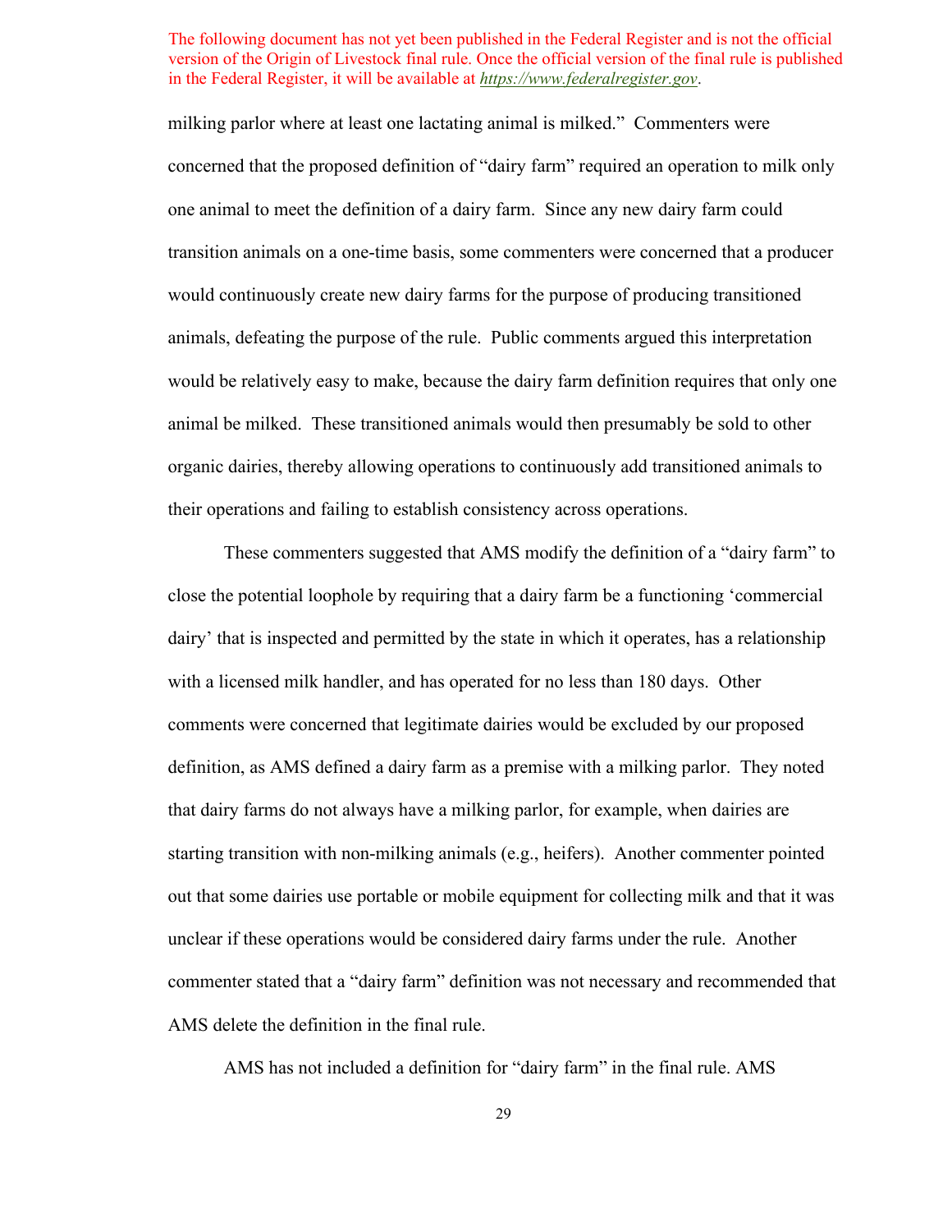milking parlor where at least one lactating animal is milked." Commenters were concerned that the proposed definition of "dairy farm" required an operation to milk only one animal to meet the definition of a dairy farm. Since any new dairy farm could transition animals on a one-time basis, some commenters were concerned that a producer would continuously create new dairy farms for the purpose of producing transitioned animals, defeating the purpose of the rule. Public comments argued this interpretation would be relatively easy to make, because the dairy farm definition requires that only one animal be milked. These transitioned animals would then presumably be sold to other organic dairies, thereby allowing operations to continuously add transitioned animals to their operations and failing to establish consistency across operations.

These commenters suggested that AMS modify the definition of a "dairy farm" to close the potential loophole by requiring that a dairy farm be a functioning 'commercial dairy' that is inspected and permitted by the state in which it operates, has a relationship with a licensed milk handler, and has operated for no less than 180 days. Other comments were concerned that legitimate dairies would be excluded by our proposed definition, as AMS defined a dairy farm as a premise with a milking parlor. They noted that dairy farms do not always have a milking parlor, for example, when dairies are starting transition with non-milking animals (e.g., heifers). Another commenter pointed out that some dairies use portable or mobile equipment for collecting milk and that it was unclear if these operations would be considered dairy farms under the rule. Another commenter stated that a "dairy farm" definition was not necessary and recommended that AMS delete the definition in the final rule.

AMS has not included a definition for "dairy farm" in the final rule. AMS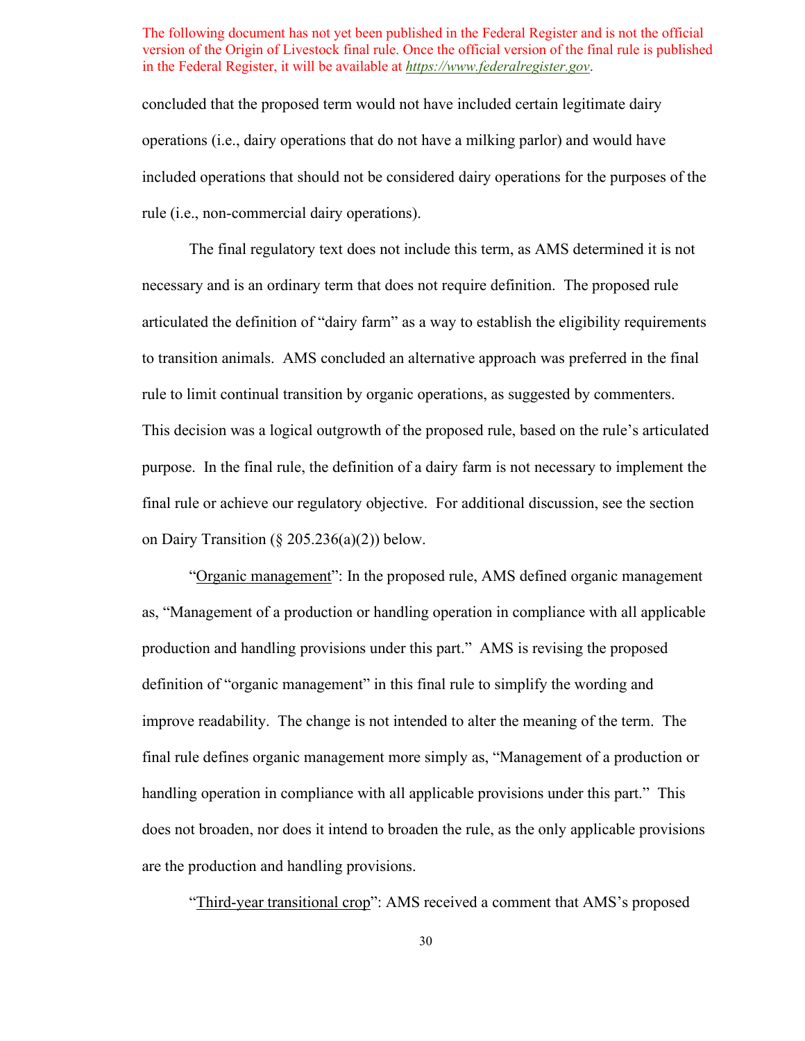The following document has not yet been published in the Federal Register and is not the official version of the Origin of Livestock final rule. Once the official version of the final rule is published in the Federal Register, it will be available at *https://www.federalregister.gov*.

concluded that the proposed term would not have included certain legitimate dairy operations (i.e., dairy operations that do not have a milking parlor) and would have included operations that should not be considered dairy operations for the purposes of the rule (i.e., non-commercial dairy operations).

The final regulatory text does not include this term, as AMS determined it is not necessary and is an ordinary term that does not require definition. The proposed rule articulated the definition of "dairy farm" as a way to establish the eligibility requirements to transition animals. AMS concluded an alternative approach was preferred in the final rule to limit continual transition by organic operations, as suggested by commenters. This decision was a logical outgrowth of the proposed rule, based on the rule's articulated purpose. In the final rule, the definition of a dairy farm is not necessary to implement the final rule or achieve our regulatory objective. For additional discussion, see the section on Dairy Transition (§ 205.236(a)(2)) below.

"Organic management": In the proposed rule, AMS defined organic management as, "Management of a production or handling operation in compliance with all applicable production and handling provisions under this part." AMS is revising the proposed definition of "organic management" in this final rule to simplify the wording and improve readability. The change is not intended to alter the meaning of the term. The final rule defines organic management more simply as, "Management of a production or handling operation in compliance with all applicable provisions under this part." This does not broaden, nor does it intend to broaden the rule, as the only applicable provisions are the production and handling provisions.

"Third-year transitional crop": AMS received a comment that AMS's proposed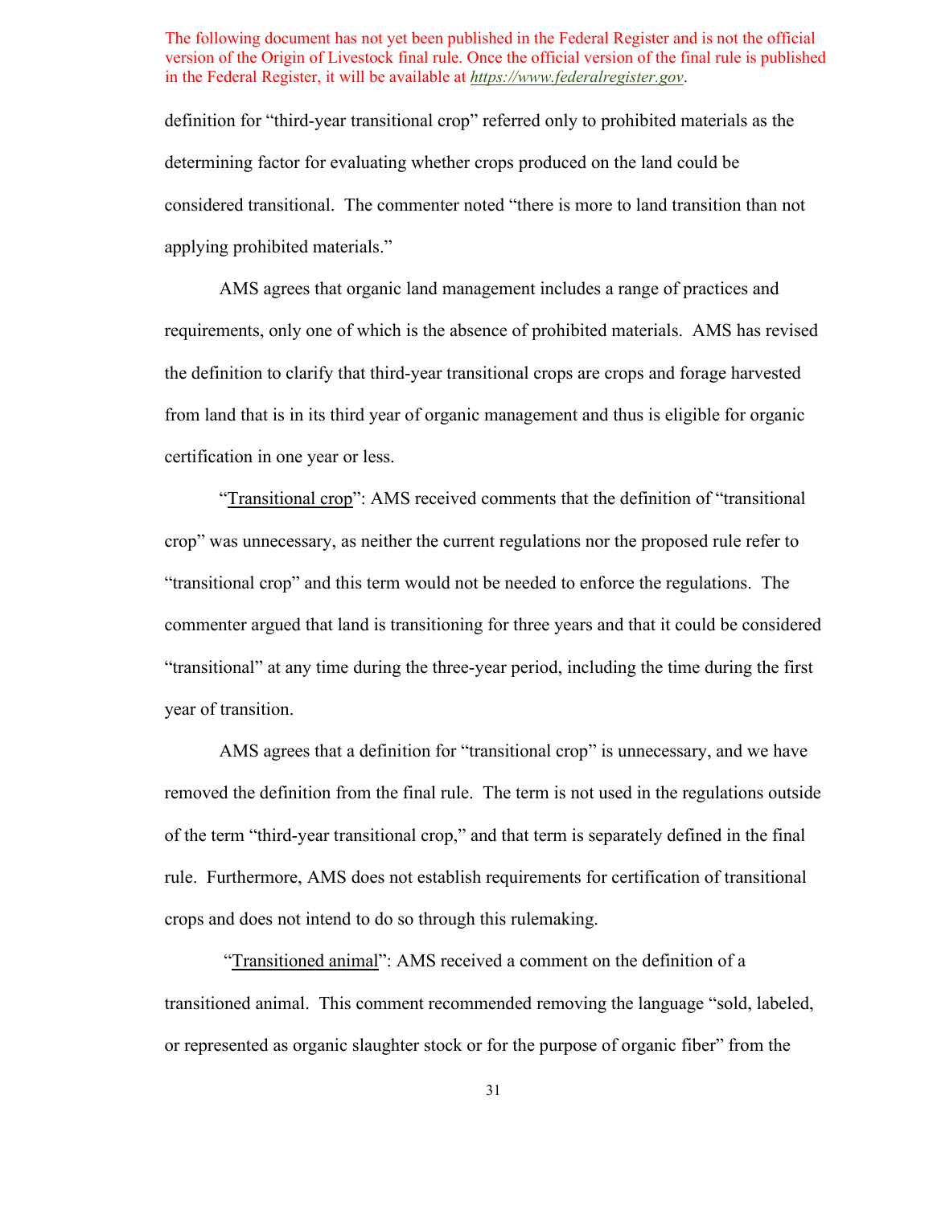The following document has not yet been published in the Federal Register and is not the official version of the Origin of Livestock final rule. Once the official version of the final rule is published in the Federal Register, it will be available at *https://www.federalregister.gov*.

definition for "third-year transitional crop" referred only to prohibited materials as the determining factor for evaluating whether crops produced on the land could be considered transitional. The commenter noted "there is more to land transition than not applying prohibited materials."

AMS agrees that organic land management includes a range of practices and requirements, only one of which is the absence of prohibited materials. AMS has revised the definition to clarify that third-year transitional crops are crops and forage harvested from land that is in its third year of organic management and thus is eligible for organic certification in one year or less.

"Transitional crop": AMS received comments that the definition of "transitional crop" was unnecessary, as neither the current regulations nor the proposed rule refer to "transitional crop" and this term would not be needed to enforce the regulations. The commenter argued that land is transitioning for three years and that it could be considered "transitional" at any time during the three-year period, including the time during the first year of transition.

AMS agrees that a definition for "transitional crop" is unnecessary, and we have removed the definition from the final rule. The term is not used in the regulations outside of the term "third-year transitional crop," and that term is separately defined in the final rule. Furthermore, AMS does not establish requirements for certification of transitional crops and does not intend to do so through this rulemaking.

"Transitioned animal": AMS received a comment on the definition of a transitioned animal. This comment recommended removing the language "sold, labeled, or represented as organic slaughter stock or for the purpose of organic fiber" from the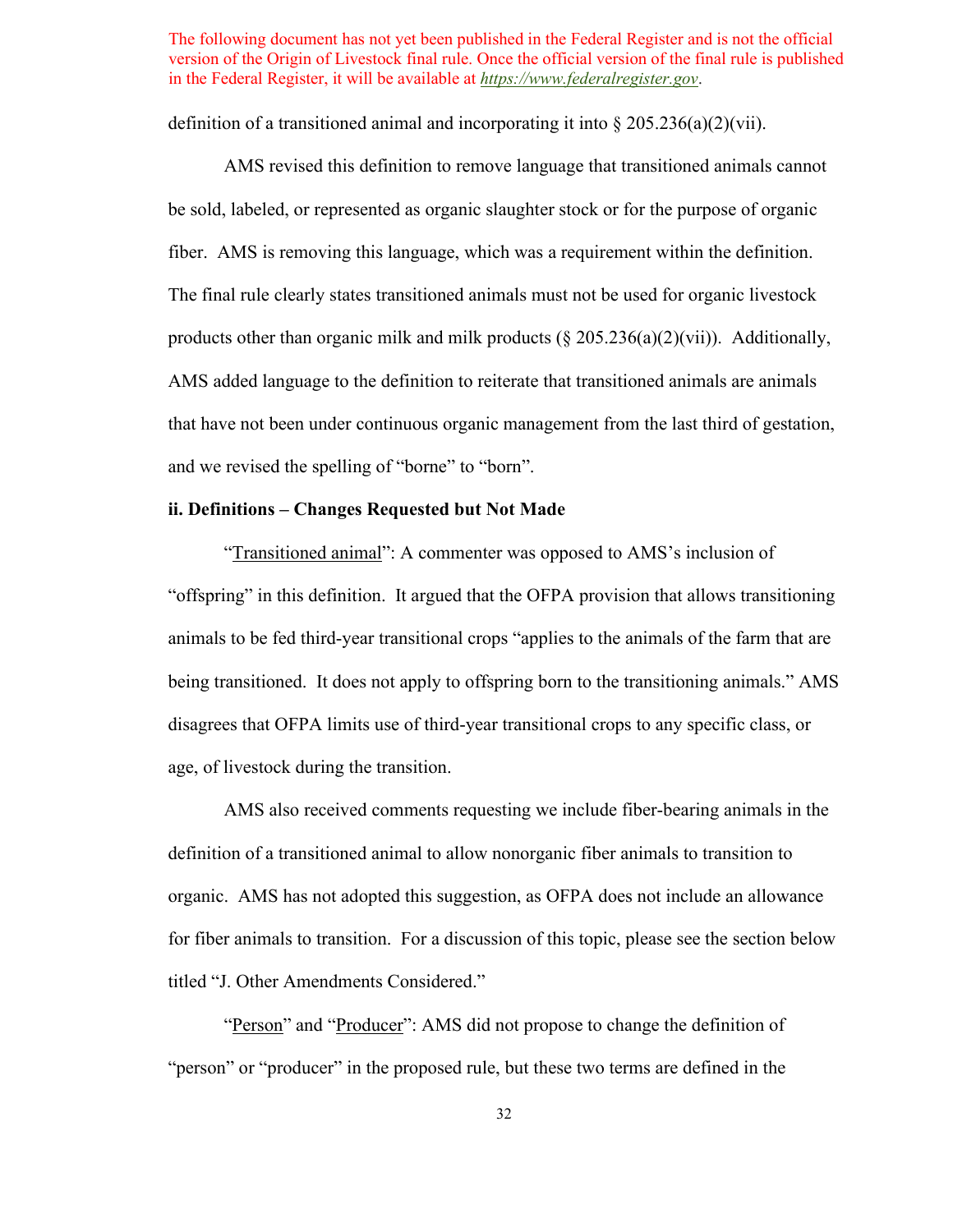definition of a transitioned animal and incorporating it into § 205.236(a)(2)(vii).

AMS revised this definition to remove language that transitioned animals cannot be sold, labeled, or represented as organic slaughter stock or for the purpose of organic fiber. AMS is removing this language, which was a requirement within the definition. The final rule clearly states transitioned animals must not be used for organic livestock products other than organic milk and milk products (§ 205.236(a)(2)(vii)). Additionally, AMS added language to the definition to reiterate that transitioned animals are animals that have not been under continuous organic management from the last third of gestation, and we revised the spelling of "borne" to "born".

**ii. Definitions – Changes Requested but Not Made**

"Transitioned animal": A commenter was opposed to AMS's inclusion of "offspring" in this definition. It argued that the OFPA provision that allows transitioning animals to be fed third-year transitional crops "applies to the animals of the farm that are being transitioned. It does not apply to offspring born to the transitioning animals." AMS disagrees that OFPA limits use of third-year transitional crops to any specific class, or age, of livestock during the transition.

AMS also received comments requesting we include fiber-bearing animals in the definition of a transitioned animal to allow nonorganic fiber animals to transition to organic. AMS has not adopted this suggestion, as OFPA does not include an allowance for fiber animals to transition. For a discussion of this topic, please see the section below titled "J. Other Amendments Considered."

"Person" and "Producer": AMS did not propose to change the definition of "person" or "producer" in the proposed rule, but these two terms are defined in the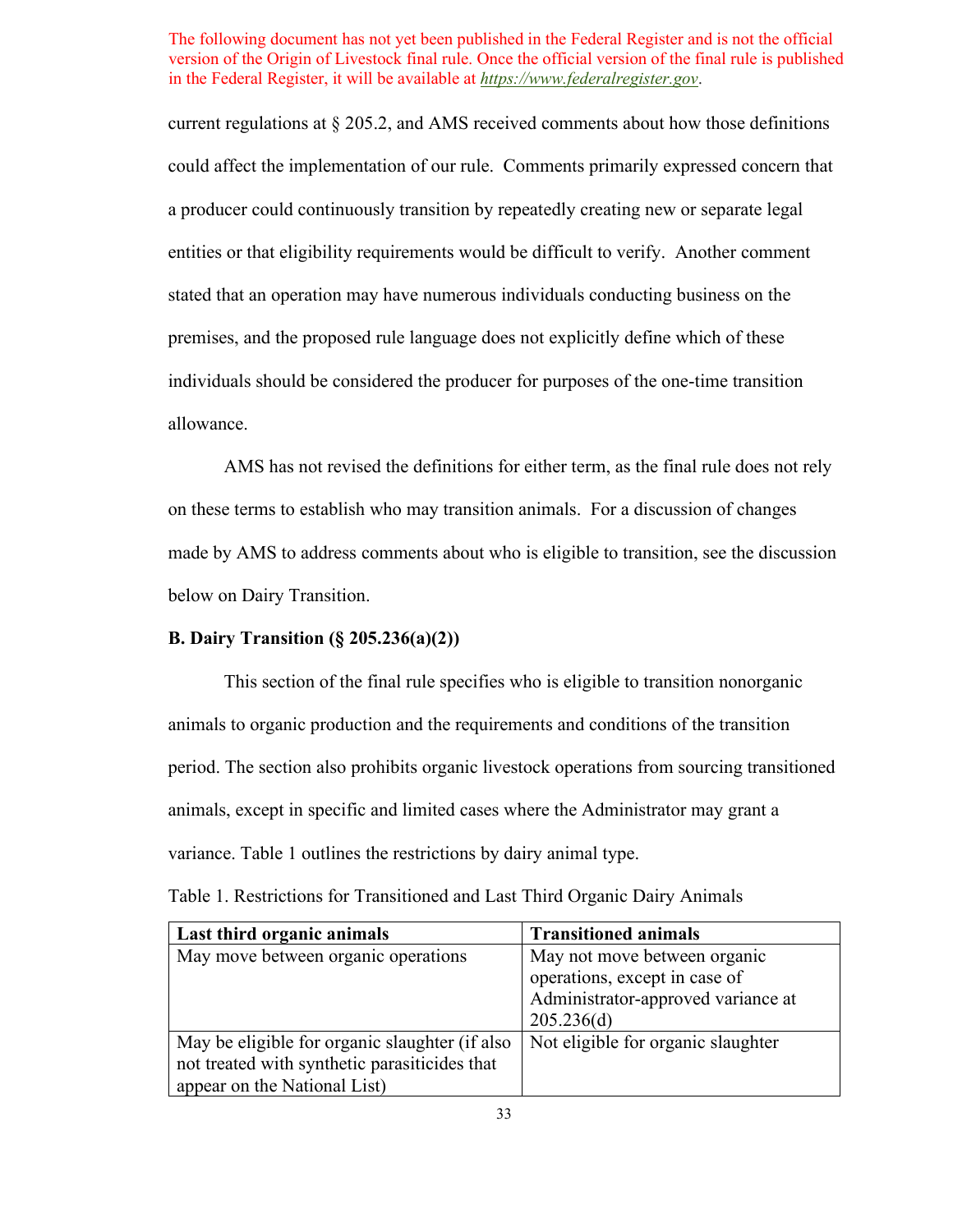The following document has not yet been published in the Federal Register and is not the official version of the Origin of Livestock final rule. Once the official version of the final rule is published in the Federal Register, it will be available at *https://www.federalregister.gov*.

current regulations at § 205.2, and AMS received comments about how those definitions could affect the implementation of our rule. Comments primarily expressed concern that a producer could continuously transition by repeatedly creating new or separate legal entities or that eligibility requirements would be difficult to verify. Another comment stated that an operation may have numerous individuals conducting business on the premises, and the proposed rule language does not explicitly define which of these individuals should be considered the producer for purposes of the one-time transition allowance.

AMS has not revised the definitions for either term, as the final rule does not rely on these terms to establish who may transition animals. For a discussion of changes made by AMS to address comments about who is eligible to transition, see the discussion below on Dairy Transition.

**B. Dairy Transition (§ 205.236(a)(2))**

This section of the final rule specifies who is eligible to transition nonorganic animals to organic production and the requirements and conditions of the transition period. The section also prohibits organic livestock operations from sourcing transitioned animals, except in specific and limited cases where the Administrator may grant a variance. Table 1 outlines the restrictions by dairy animal type.

Table 1. Restrictions for Transitioned and Last Third Organic Dairy Animals

| Last third organic animals | Transitioned animals |
|---|---|
| May move between organic operations | May not move between organic operations, except in case of Administrator-approved variance at 205.236(d) |
| May be eligible for organic slaughter (if also not treated with synthetic parasiticides that appear on the National List) | Not eligible for organic slaughter |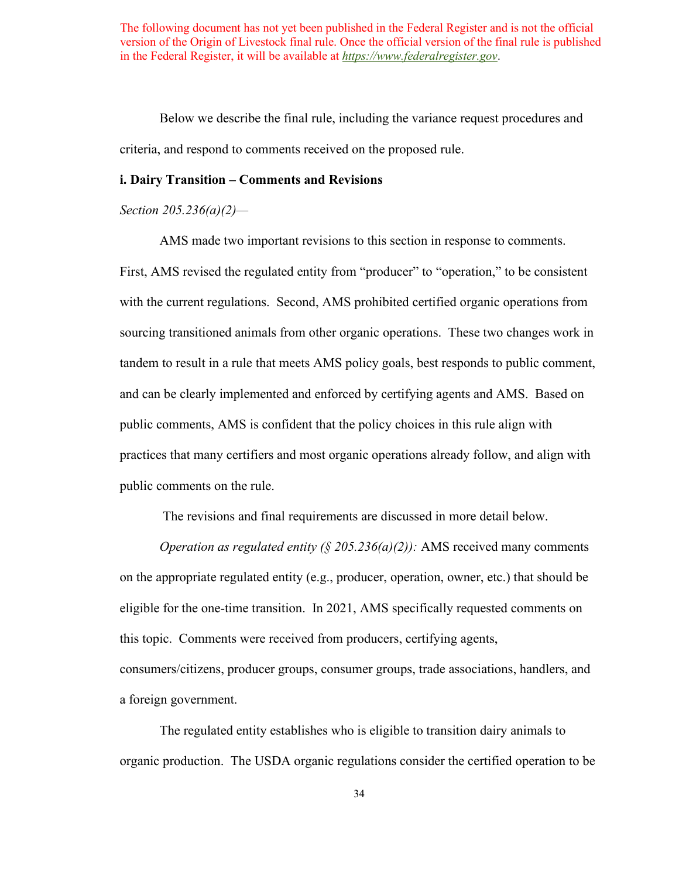The following document has not yet been published in the Federal Register and is not the official version of the Origin of Livestock final rule. Once the official version of the final rule is published in the Federal Register, it will be available at *https://www.federalregister.gov*.

Below we describe the final rule, including the variance request procedures and criteria, and respond to comments received on the proposed rule.

**i. Dairy Transition – Comments and Revisions**

*Section 205.236(a)(2)—*

AMS made two important revisions to this section in response to comments. First, AMS revised the regulated entity from "producer" to "operation," to be consistent with the current regulations. Second, AMS prohibited certified organic operations from sourcing transitioned animals from other organic operations. These two changes work in tandem to result in a rule that meets AMS policy goals, best responds to public comment, and can be clearly implemented and enforced by certifying agents and AMS. Based on public comments, AMS is confident that the policy choices in this rule align with practices that many certifiers and most organic operations already follow, and align with public comments on the rule.

The revisions and final requirements are discussed in more detail below.

*Operation as regulated entity (§ 205.236(a)(2)):* AMS received many comments on the appropriate regulated entity (e.g., producer, operation, owner, etc.) that should be eligible for the one-time transition. In 2021, AMS specifically requested comments on this topic. Comments were received from producers, certifying agents, consumers/citizens, producer groups, consumer groups, trade associations, handlers, and a foreign government.

The regulated entity establishes who is eligible to transition dairy animals to organic production. The USDA organic regulations consider the certified operation to be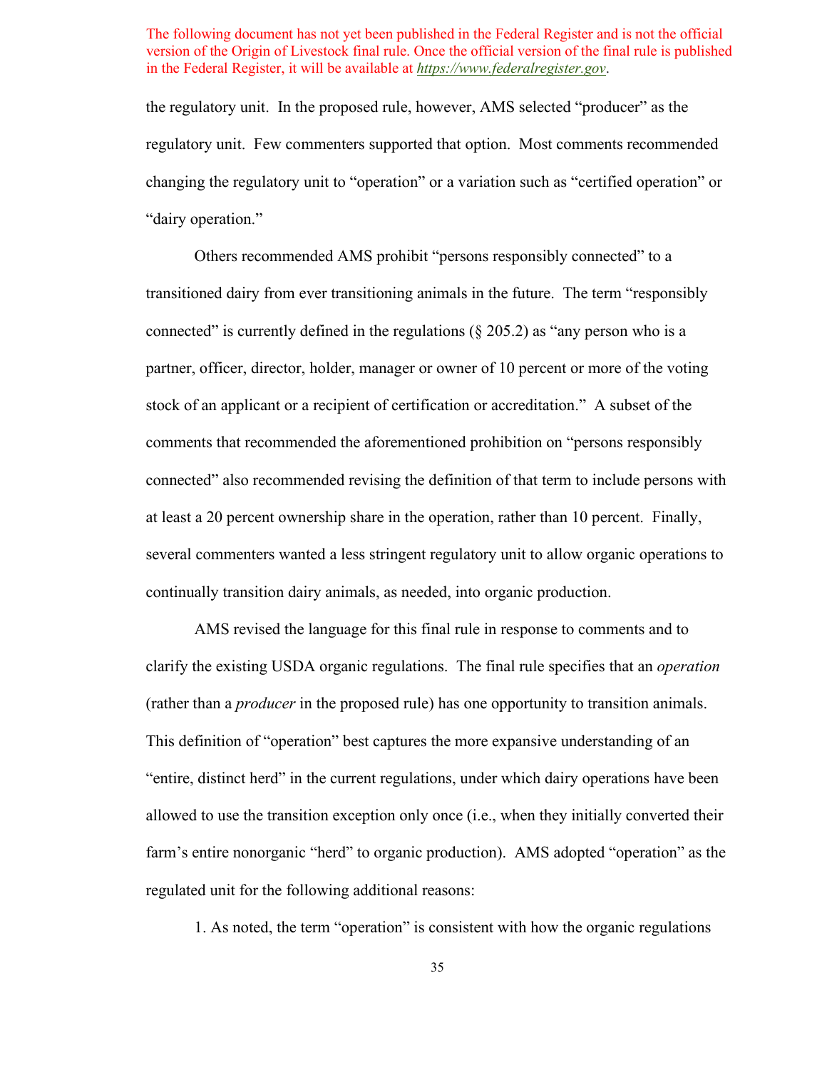The following document has not yet been published in the Federal Register and is not the official version of the Origin of Livestock final rule. Once the official version of the final rule is published in the Federal Register, it will be available at *https://www.federalregister.gov*.

the regulatory unit. In the proposed rule, however, AMS selected "producer" as the regulatory unit. Few commenters supported that option. Most comments recommended changing the regulatory unit to "operation" or a variation such as "certified operation" or "dairy operation."

Others recommended AMS prohibit "persons responsibly connected" to a transitioned dairy from ever transitioning animals in the future. The term "responsibly connected" is currently defined in the regulations (§ 205.2) as "any person who is a partner, officer, director, holder, manager or owner of 10 percent or more of the voting stock of an applicant or a recipient of certification or accreditation." A subset of the comments that recommended the aforementioned prohibition on "persons responsibly connected" also recommended revising the definition of that term to include persons with at least a 20 percent ownership share in the operation, rather than 10 percent. Finally, several commenters wanted a less stringent regulatory unit to allow organic operations to continually transition dairy animals, as needed, into organic production.

AMS revised the language for this final rule in response to comments and to clarify the existing USDA organic regulations. The final rule specifies that an *operation* (rather than a *producer* in the proposed rule) has one opportunity to transition animals. This definition of "operation" best captures the more expansive understanding of an "entire, distinct herd" in the current regulations, under which dairy operations have been allowed to use the transition exception only once (i.e., when they initially converted their farm's entire nonorganic "herd" to organic production). AMS adopted "operation" as the regulated unit for the following additional reasons:

1. As noted, the term "operation" is consistent with how the organic regulations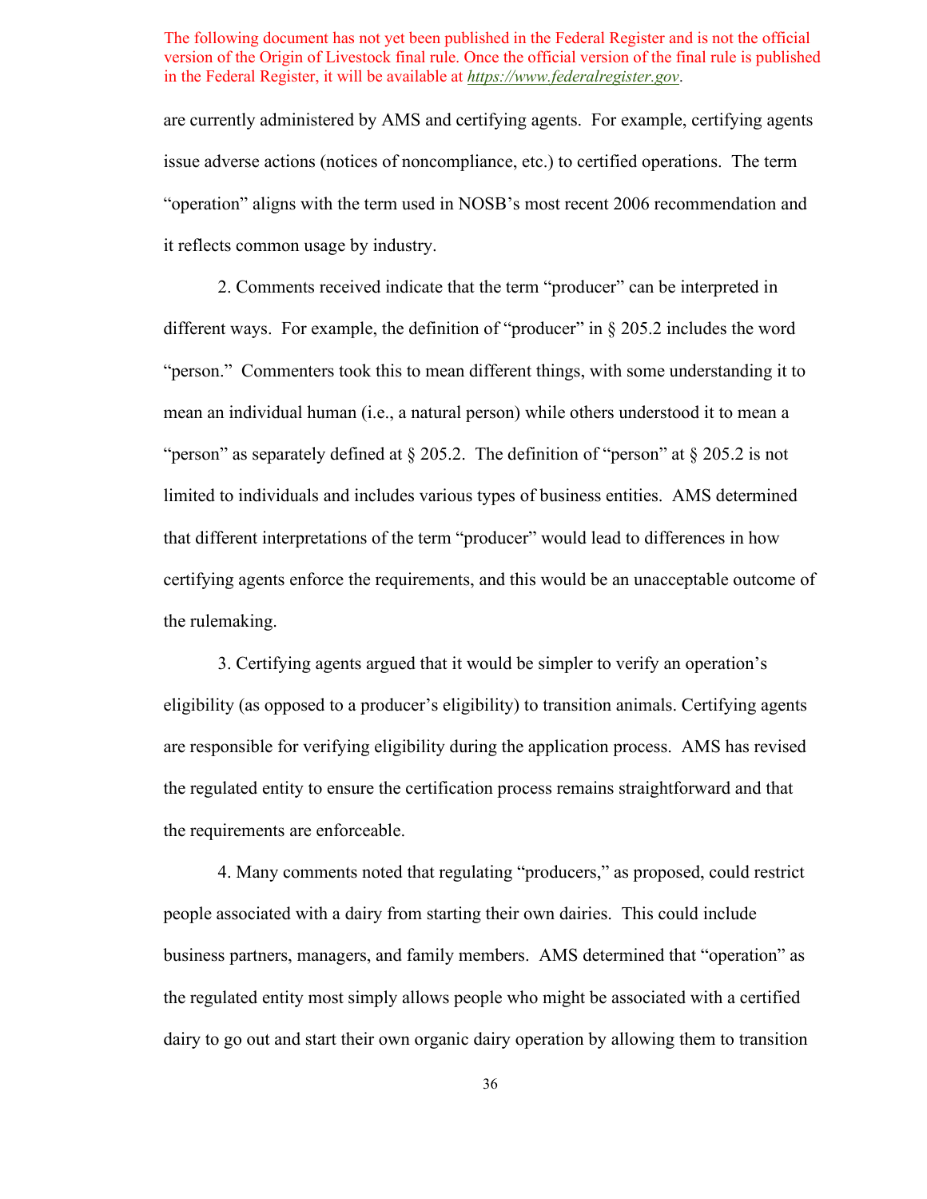are currently administered by AMS and certifying agents. For example, certifying agents issue adverse actions (notices of noncompliance, etc.) to certified operations. The term "operation" aligns with the term used in NOSB's most recent 2006 recommendation and it reflects common usage by industry.

2. Comments received indicate that the term "producer" can be interpreted in different ways. For example, the definition of "producer" in § 205.2 includes the word "person." Commenters took this to mean different things, with some understanding it to mean an individual human (i.e., a natural person) while others understood it to mean a "person" as separately defined at § 205.2. The definition of "person" at § 205.2 is not limited to individuals and includes various types of business entities. AMS determined that different interpretations of the term "producer" would lead to differences in how certifying agents enforce the requirements, and this would be an unacceptable outcome of the rulemaking.

3. Certifying agents argued that it would be simpler to verify an operation's eligibility (as opposed to a producer's eligibility) to transition animals. Certifying agents are responsible for verifying eligibility during the application process. AMS has revised the regulated entity to ensure the certification process remains straightforward and that the requirements are enforceable.

4. Many comments noted that regulating "producers," as proposed, could restrict people associated with a dairy from starting their own dairies. This could include business partners, managers, and family members. AMS determined that "operation" as the regulated entity most simply allows people who might be associated with a certified dairy to go out and start their own organic dairy operation by allowing them to transition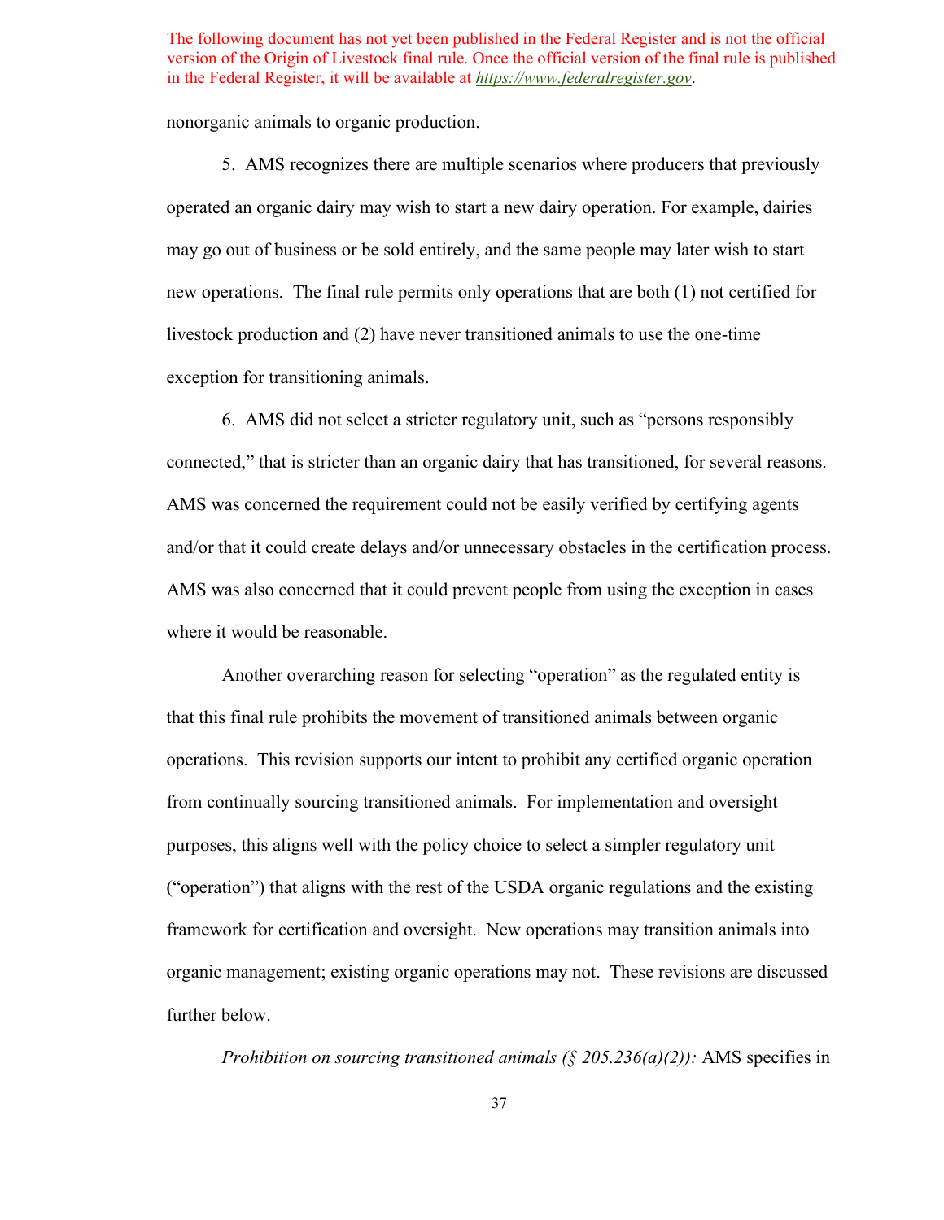nonorganic animals to organic production.

5. AMS recognizes there are multiple scenarios where producers that previously operated an organic dairy may wish to start a new dairy operation. For example, dairies may go out of business or be sold entirely, and the same people may later wish to start new operations. The final rule permits only operations that are both (1) not certified for livestock production and (2) have never transitioned animals to use the one-time exception for transitioning animals.

6. AMS did not select a stricter regulatory unit, such as "persons responsibly connected," that is stricter than an organic dairy that has transitioned, for several reasons. AMS was concerned the requirement could not be easily verified by certifying agents and/or that it could create delays and/or unnecessary obstacles in the certification process. AMS was also concerned that it could prevent people from using the exception in cases where it would be reasonable.

Another overarching reason for selecting "operation" as the regulated entity is that this final rule prohibits the movement of transitioned animals between organic operations. This revision supports our intent to prohibit any certified organic operation from continually sourcing transitioned animals. For implementation and oversight purposes, this aligns well with the policy choice to select a simpler regulatory unit ("operation") that aligns with the rest of the USDA organic regulations and the existing framework for certification and oversight. New operations may transition animals into organic management; existing organic operations may not. These revisions are discussed further below.

*Prohibition on sourcing transitioned animals (§ 205.236(a)(2)):* AMS specifies in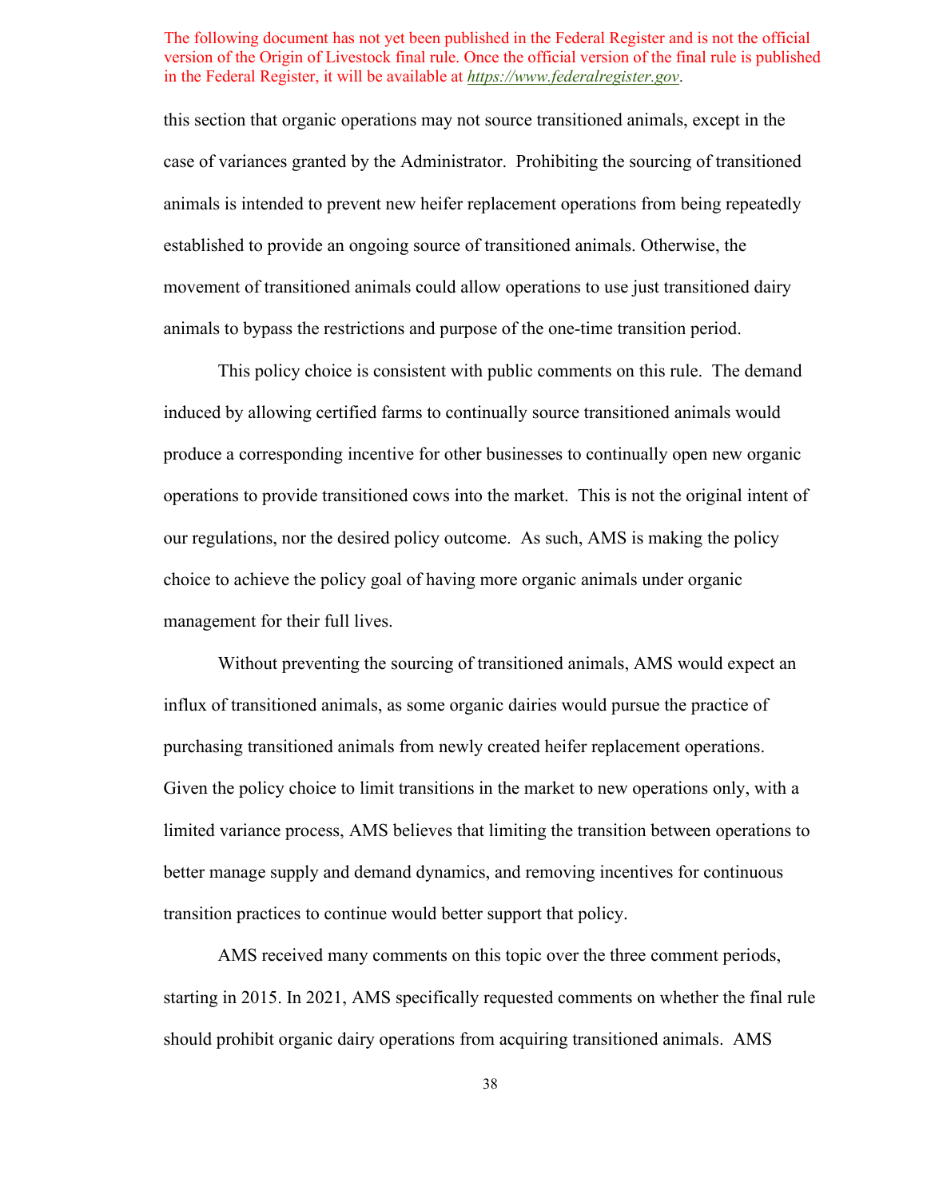this section that organic operations may not source transitioned animals, except in the case of variances granted by the Administrator. Prohibiting the sourcing of transitioned animals is intended to prevent new heifer replacement operations from being repeatedly established to provide an ongoing source of transitioned animals. Otherwise, the movement of transitioned animals could allow operations to use just transitioned dairy animals to bypass the restrictions and purpose of the one-time transition period.

This policy choice is consistent with public comments on this rule. The demand induced by allowing certified farms to continually source transitioned animals would produce a corresponding incentive for other businesses to continually open new organic operations to provide transitioned cows into the market. This is not the original intent of our regulations, nor the desired policy outcome. As such, AMS is making the policy choice to achieve the policy goal of having more organic animals under organic management for their full lives.

Without preventing the sourcing of transitioned animals, AMS would expect an influx of transitioned animals, as some organic dairies would pursue the practice of purchasing transitioned animals from newly created heifer replacement operations. Given the policy choice to limit transitions in the market to new operations only, with a limited variance process, AMS believes that limiting the transition between operations to better manage supply and demand dynamics, and removing incentives for continuous transition practices to continue would better support that policy.

AMS received many comments on this topic over the three comment periods, starting in 2015. In 2021, AMS specifically requested comments on whether the final rule should prohibit organic dairy operations from acquiring transitioned animals. AMS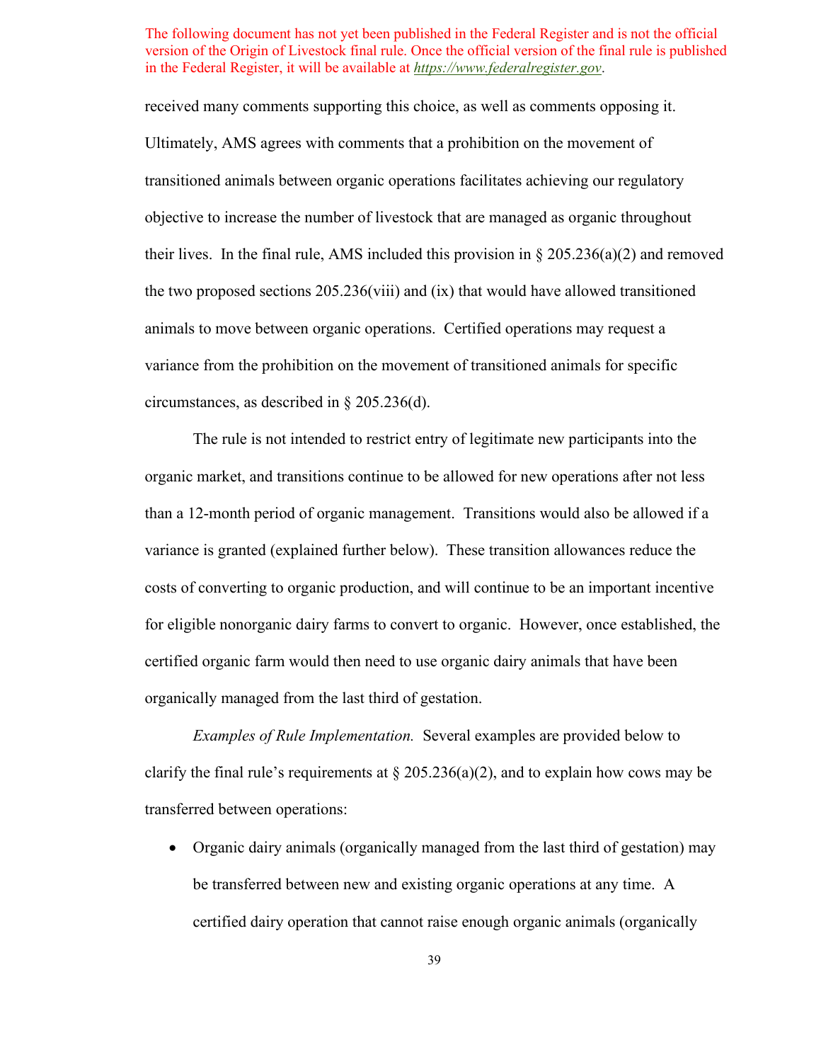The following document has not yet been published in the Federal Register and is not the official version of the Origin of Livestock final rule. Once the official version of the final rule is published in the Federal Register, it will be available at https://www.federalregister.gov.

received many comments supporting this choice, as well as comments opposing it. Ultimately, AMS agrees with comments that a prohibition on the movement of transitioned animals between organic operations facilitates achieving our regulatory objective to increase the number of livestock that are managed as organic throughout their lives. In the final rule, AMS included this provision in § 205.236(a)(2) and removed the two proposed sections 205.236(viii) and (ix) that would have allowed transitioned animals to move between organic operations. Certified operations may request a variance from the prohibition on the movement of transitioned animals for specific circumstances, as described in § 205.236(d).

The rule is not intended to restrict entry of legitimate new participants into the organic market, and transitions continue to be allowed for new operations after not less than a 12-month period of organic management. Transitions would also be allowed if a variance is granted (explained further below). These transition allowances reduce the costs of converting to organic production, and will continue to be an important incentive for eligible nonorganic dairy farms to convert to organic. However, once established, the certified organic farm would then need to use organic dairy animals that have been organically managed from the last third of gestation.

*Examples of Rule Implementation.* Several examples are provided below to clarify the final rule's requirements at § 205.236(a)(2), and to explain how cows may be transferred between operations:

- Organic dairy animals (organically managed from the last third of gestation) may be transferred between new and existing organic operations at any time. A certified dairy operation that cannot raise enough organic animals (organically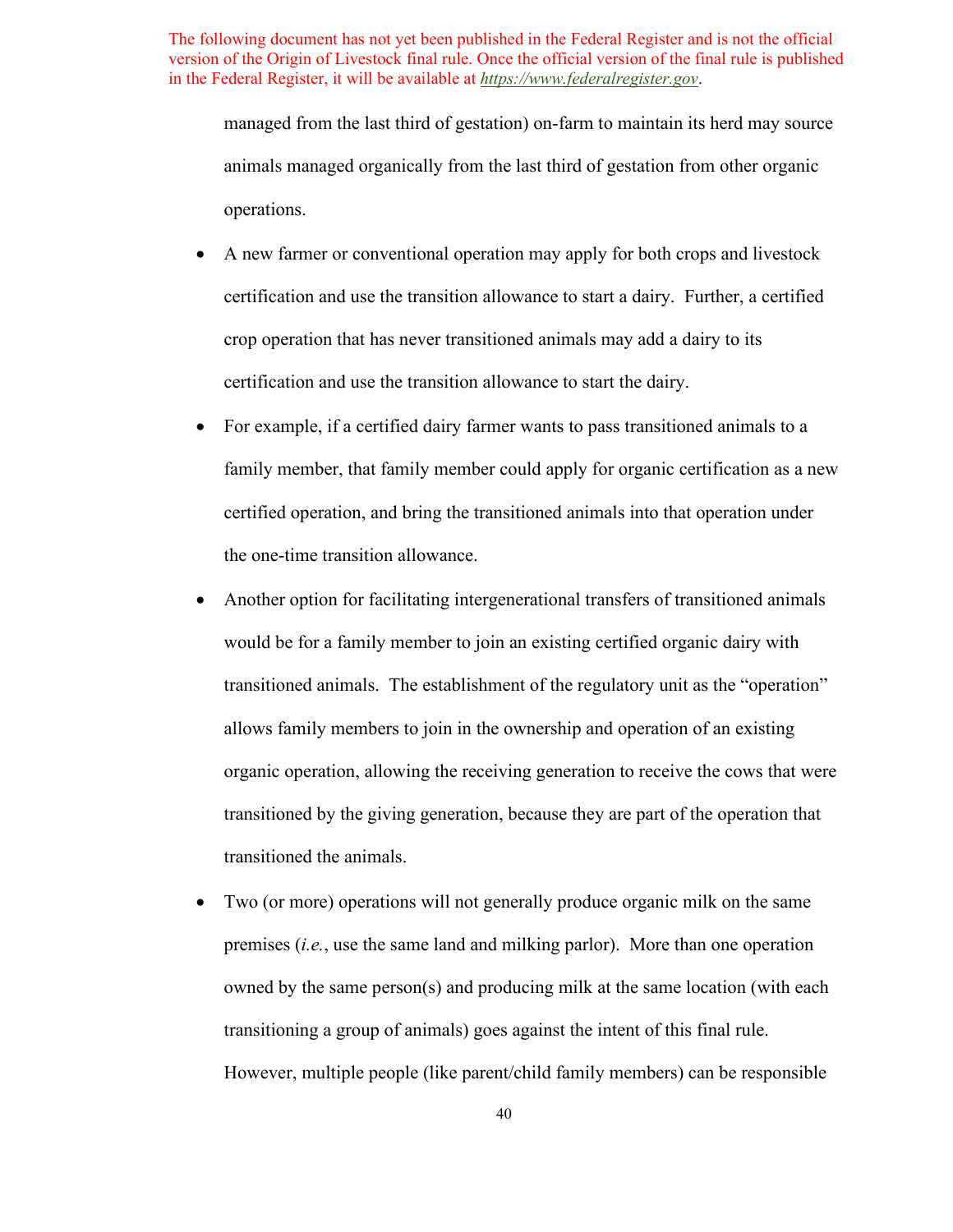managed from the last third of gestation) on-farm to maintain its herd may source animals managed organically from the last third of gestation from other organic operations.

- A new farmer or conventional operation may apply for both crops and livestock certification and use the transition allowance to start a dairy. Further, a certified crop operation that has never transitioned animals may add a dairy to its certification and use the transition allowance to start the dairy.
- For example, if a certified dairy farmer wants to pass transitioned animals to a family member, that family member could apply for organic certification as a new certified operation, and bring the transitioned animals into that operation under the one-time transition allowance.
- Another option for facilitating intergenerational transfers of transitioned animals would be for a family member to join an existing certified organic dairy with transitioned animals. The establishment of the regulatory unit as the "operation" allows family members to join in the ownership and operation of an existing organic operation, allowing the receiving generation to receive the cows that were transitioned by the giving generation, because they are part of the operation that transitioned the animals.
- Two (or more) operations will not generally produce organic milk on the same premises (*i.e.*, use the same land and milking parlor). More than one operation owned by the same person(s) and producing milk at the same location (with each transitioning a group of animals) goes against the intent of this final rule. However, multiple people (like parent/child family members) can be responsible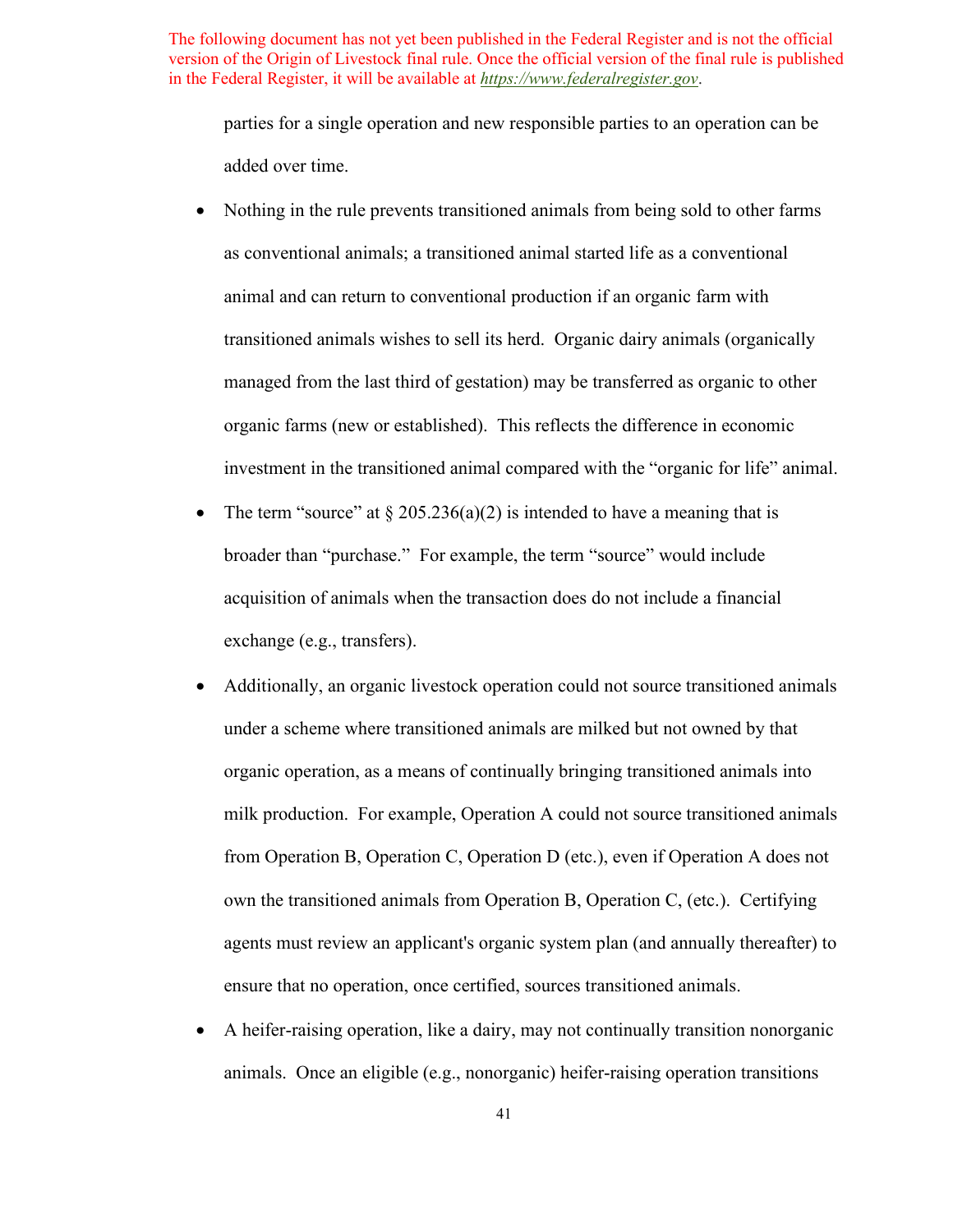parties for a single operation and new responsible parties to an operation can be added over time.

- Nothing in the rule prevents transitioned animals from being sold to other farms as conventional animals; a transitioned animal started life as a conventional animal and can return to conventional production if an organic farm with transitioned animals wishes to sell its herd. Organic dairy animals (organically managed from the last third of gestation) may be transferred as organic to other organic farms (new or established). This reflects the difference in economic investment in the transitioned animal compared with the "organic for life" animal.
- The term "source" at § 205.236(a)(2) is intended to have a meaning that is broader than "purchase." For example, the term "source" would include acquisition of animals when the transaction does do not include a financial exchange (e.g., transfers).
- Additionally, an organic livestock operation could not source transitioned animals under a scheme where transitioned animals are milked but not owned by that organic operation, as a means of continually bringing transitioned animals into milk production. For example, Operation A could not source transitioned animals from Operation B, Operation C, Operation D (etc.), even if Operation A does not own the transitioned animals from Operation B, Operation C, (etc.). Certifying agents must review an applicant's organic system plan (and annually thereafter) to ensure that no operation, once certified, sources transitioned animals.
- A heifer-raising operation, like a dairy, may not continually transition nonorganic animals. Once an eligible (e.g., nonorganic) heifer-raising operation transitions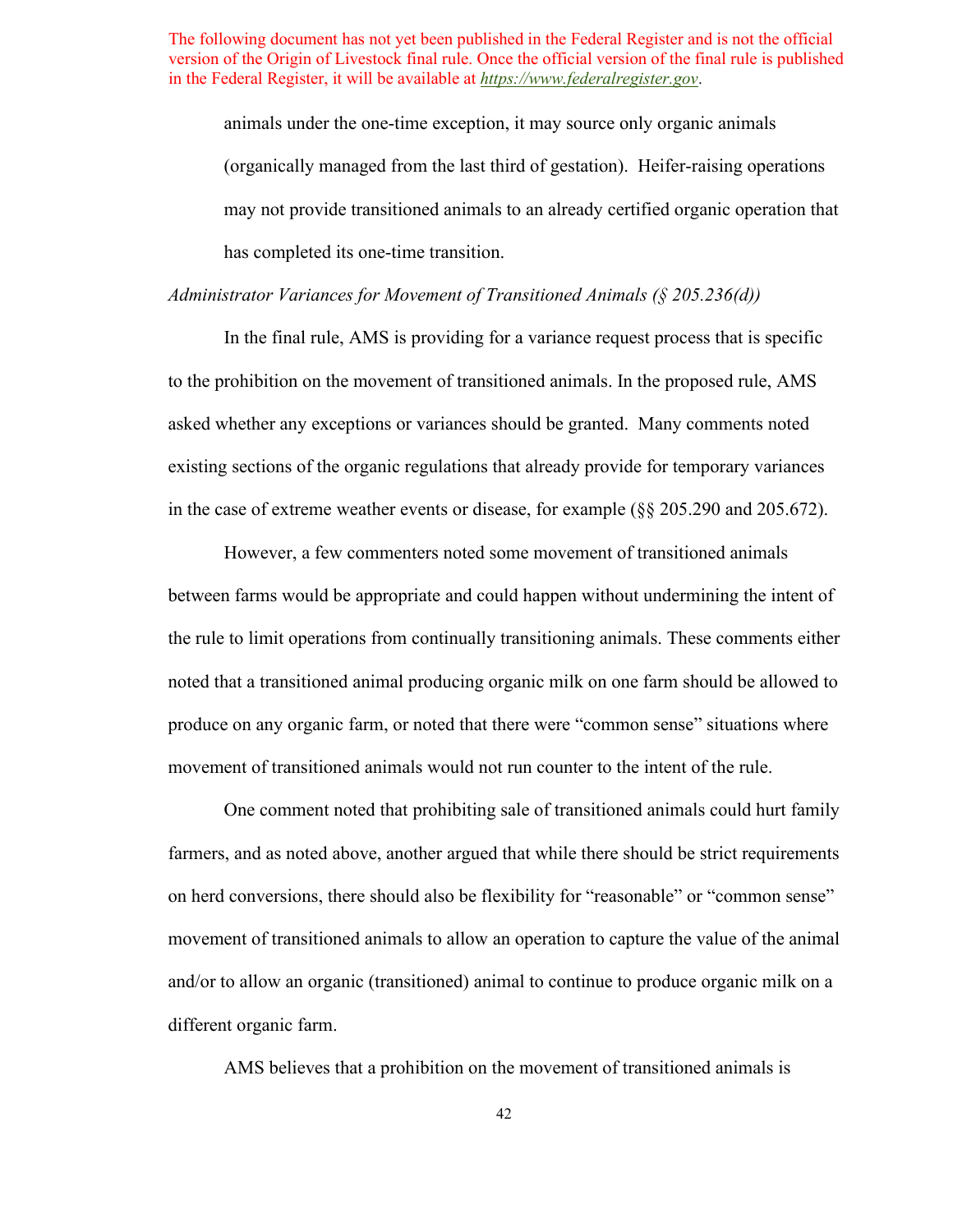animals under the one-time exception, it may source only organic animals (organically managed from the last third of gestation). Heifer-raising operations may not provide transitioned animals to an already certified organic operation that has completed its one-time transition.

*Administrator Variances for Movement of Transitioned Animals (§ 205.236(d))*

In the final rule, AMS is providing for a variance request process that is specific to the prohibition on the movement of transitioned animals. In the proposed rule, AMS asked whether any exceptions or variances should be granted. Many comments noted existing sections of the organic regulations that already provide for temporary variances in the case of extreme weather events or disease, for example (§§ 205.290 and 205.672).

However, a few commenters noted some movement of transitioned animals between farms would be appropriate and could happen without undermining the intent of the rule to limit operations from continually transitioning animals. These comments either noted that a transitioned animal producing organic milk on one farm should be allowed to produce on any organic farm, or noted that there were "common sense" situations where movement of transitioned animals would not run counter to the intent of the rule.

One comment noted that prohibiting sale of transitioned animals could hurt family farmers, and as noted above, another argued that while there should be strict requirements on herd conversions, there should also be flexibility for "reasonable" or "common sense" movement of transitioned animals to allow an operation to capture the value of the animal and/or to allow an organic (transitioned) animal to continue to produce organic milk on a different organic farm.

AMS believes that a prohibition on the movement of transitioned animals is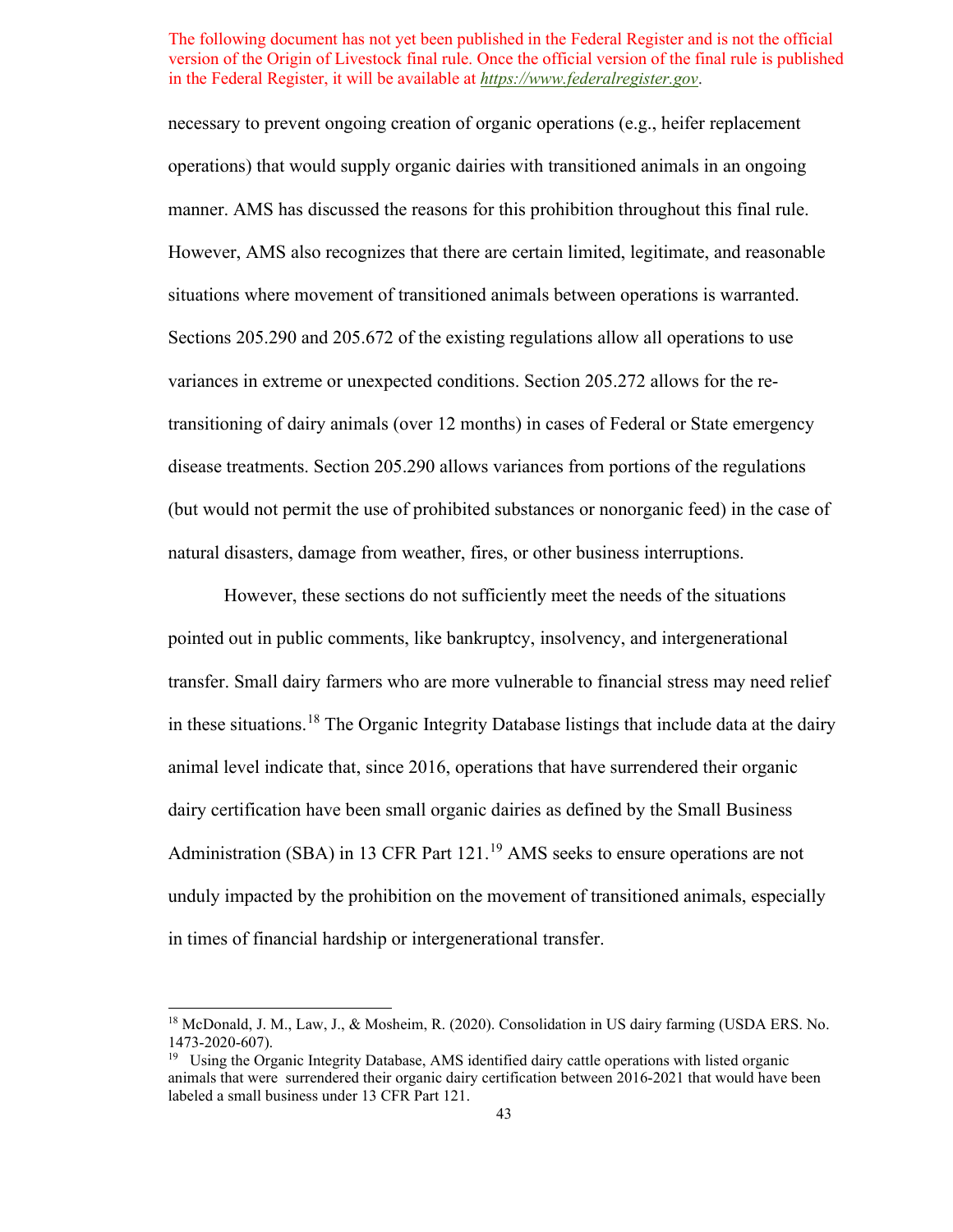The following document has not yet been published in the Federal Register and is not the official version of the Origin of Livestock final rule. Once the official version of the final rule is published in the Federal Register, it will be available at *https://www.federalregister.gov*.

necessary to prevent ongoing creation of organic operations (e.g., heifer replacement operations) that would supply organic dairies with transitioned animals in an ongoing manner. AMS has discussed the reasons for this prohibition throughout this final rule. However, AMS also recognizes that there are certain limited, legitimate, and reasonable situations where movement of transitioned animals between operations is warranted. Sections 205.290 and 205.672 of the existing regulations allow all operations to use variances in extreme or unexpected conditions. Section 205.272 allows for the re-transitioning of dairy animals (over 12 months) in cases of Federal or State emergency disease treatments. Section 205.290 allows variances from portions of the regulations (but would not permit the use of prohibited substances or nonorganic feed) in the case of natural disasters, damage from weather, fires, or other business interruptions.

However, these sections do not sufficiently meet the needs of the situations pointed out in public comments, like bankruptcy, insolvency, and intergenerational transfer. Small dairy farmers who are more vulnerable to financial stress may need relief in these situations.[18] The Organic Integrity Database listings that include data at the dairy animal level indicate that, since 2016, operations that have surrendered their organic dairy certification have been small organic dairies as defined by the Small Business Administration (SBA) in 13 CFR Part 121.[19] AMS seeks to ensure operations are not unduly impacted by the prohibition on the movement of transitioned animals, especially in times of financial hardship or intergenerational transfer.

---

[18] McDonald, J. M., Law, J., & Mosheim, R. (2020). Consolidation in US dairy farming (USDA ERS. No. 1473-2020-607).

[19] Using the Organic Integrity Database, AMS identified dairy cattle operations with listed organic animals that were surrendered their organic dairy certification between 2016-2021 that would have been labeled a small business under 13 CFR Part 121.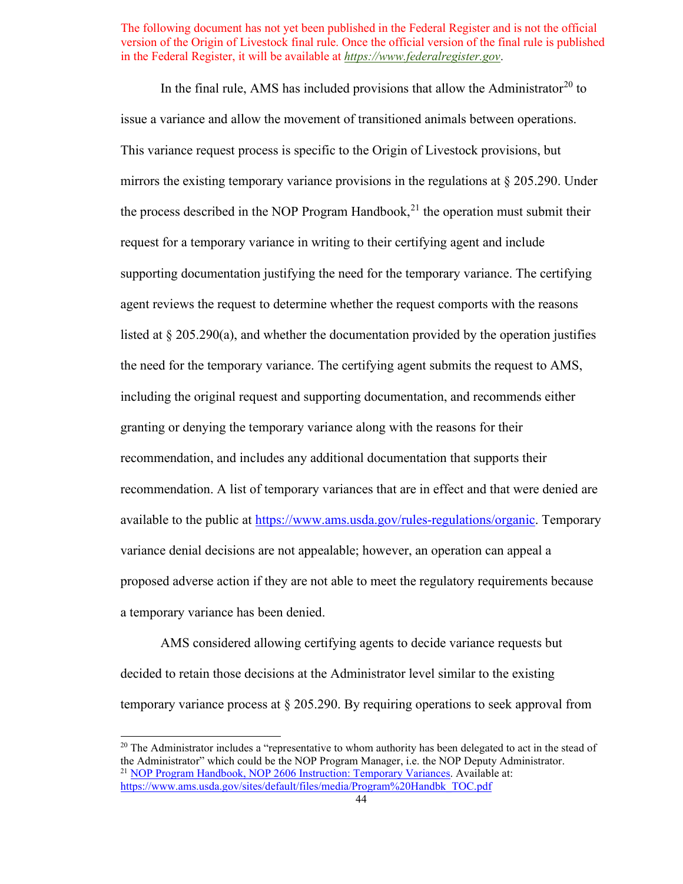The following document has not yet been published in the Federal Register and is not the official version of the Origin of Livestock final rule. Once the official version of the final rule is published in the Federal Register, it will be available at *https://www.federalregister.gov*.

In the final rule, AMS has included provisions that allow the Administrator[20] to issue a variance and allow the movement of transitioned animals between operations. This variance request process is specific to the Origin of Livestock provisions, but mirrors the existing temporary variance provisions in the regulations at § 205.290. Under the process described in the NOP Program Handbook,[21] the operation must submit their request for a temporary variance in writing to their certifying agent and include supporting documentation justifying the need for the temporary variance. The certifying agent reviews the request to determine whether the request comports with the reasons listed at § 205.290(a), and whether the documentation provided by the operation justifies the need for the temporary variance. The certifying agent submits the request to AMS, including the original request and supporting documentation, and recommends either granting or denying the temporary variance along with the reasons for their recommendation, and includes any additional documentation that supports their recommendation. A list of temporary variances that are in effect and that were denied are available to the public at https://www.ams.usda.gov/rules-regulations/organic. Temporary variance denial decisions are not appealable; however, an operation can appeal a proposed adverse action if they are not able to meet the regulatory requirements because a temporary variance has been denied.

AMS considered allowing certifying agents to decide variance requests but decided to retain those decisions at the Administrator level similar to the existing temporary variance process at § 205.290. By requiring operations to seek approval from

---

[20] The Administrator includes a "representative to whom authority has been delegated to act in the stead of the Administrator" which could be the NOP Program Manager, i.e. the NOP Deputy Administrator.

[21] NOP Program Handbook, NOP 2606 Instruction: Temporary Variances. Available at: https://www.ams.usda.gov/sites/default/files/media/Program%20Handbk_TOC.pdf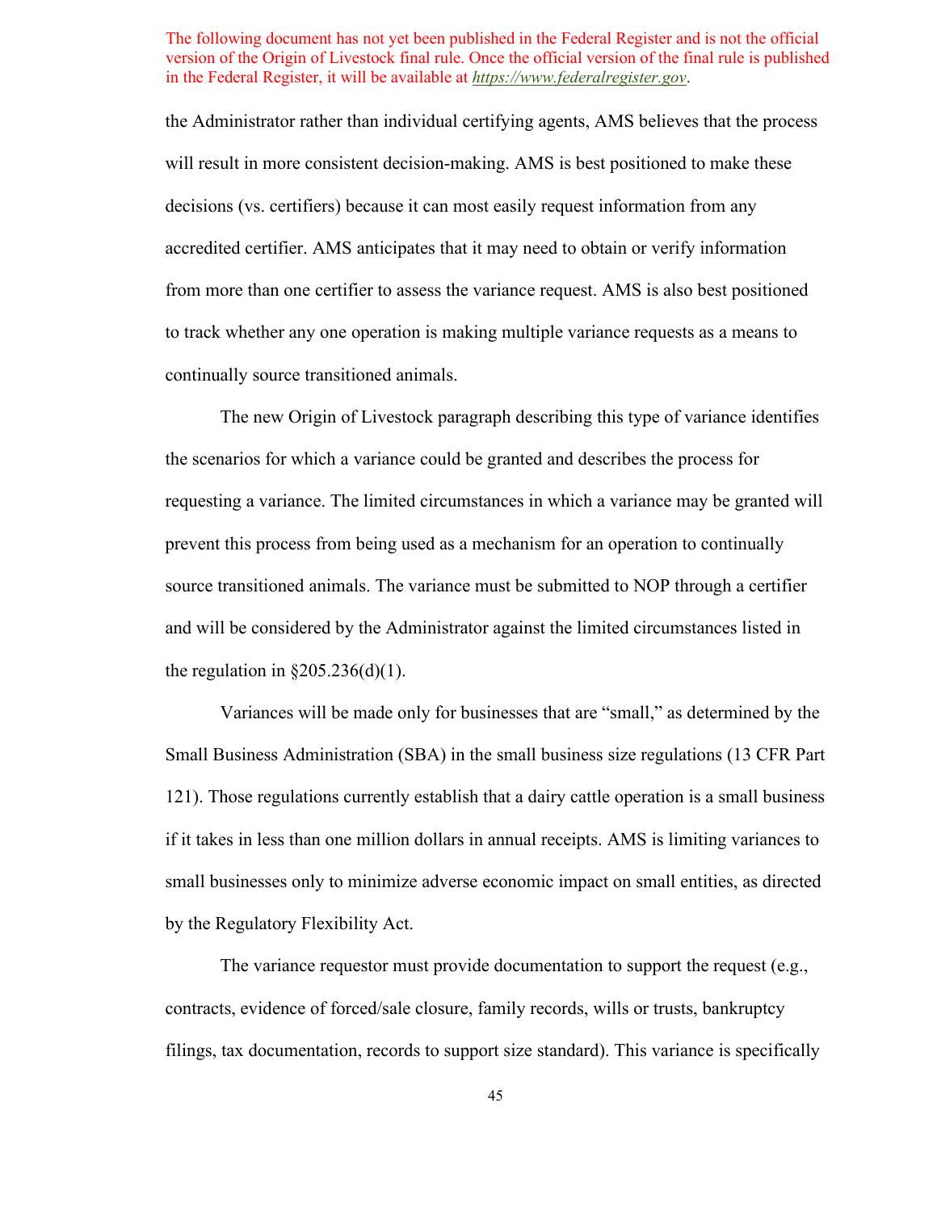The following document has not yet been published in the Federal Register and is not the official version of the Origin of Livestock final rule. Once the official version of the final rule is published in the Federal Register, it will be available at *https://www.federalregister.gov*.

the Administrator rather than individual certifying agents, AMS believes that the process will result in more consistent decision-making. AMS is best positioned to make these decisions (vs. certifiers) because it can most easily request information from any accredited certifier. AMS anticipates that it may need to obtain or verify information from more than one certifier to assess the variance request. AMS is also best positioned to track whether any one operation is making multiple variance requests as a means to continually source transitioned animals.

The new Origin of Livestock paragraph describing this type of variance identifies the scenarios for which a variance could be granted and describes the process for requesting a variance. The limited circumstances in which a variance may be granted will prevent this process from being used as a mechanism for an operation to continually source transitioned animals. The variance must be submitted to NOP through a certifier and will be considered by the Administrator against the limited circumstances listed in the regulation in §205.236(d)(1).

Variances will be made only for businesses that are "small," as determined by the Small Business Administration (SBA) in the small business size regulations (13 CFR Part 121). Those regulations currently establish that a dairy cattle operation is a small business if it takes in less than one million dollars in annual receipts. AMS is limiting variances to small businesses only to minimize adverse economic impact on small entities, as directed by the Regulatory Flexibility Act.

The variance requestor must provide documentation to support the request (e.g., contracts, evidence of forced/sale closure, family records, wills or trusts, bankruptcy filings, tax documentation, records to support size standard). This variance is specifically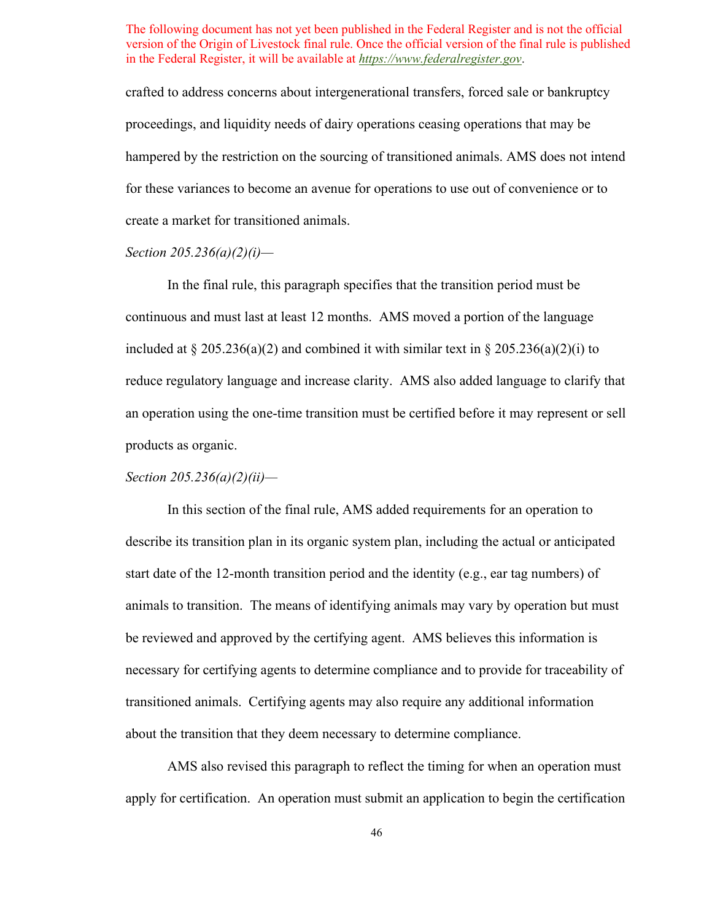crafted to address concerns about intergenerational transfers, forced sale or bankruptcy proceedings, and liquidity needs of dairy operations ceasing operations that may be hampered by the restriction on the sourcing of transitioned animals. AMS does not intend for these variances to become an avenue for operations to use out of convenience or to create a market for transitioned animals.

*Section 205.236(a)(2)(i)—*

In the final rule, this paragraph specifies that the transition period must be continuous and must last at least 12 months. AMS moved a portion of the language included at § 205.236(a)(2) and combined it with similar text in § 205.236(a)(2)(i) to reduce regulatory language and increase clarity. AMS also added language to clarify that an operation using the one-time transition must be certified before it may represent or sell products as organic.

*Section 205.236(a)(2)(ii)—*

In this section of the final rule, AMS added requirements for an operation to describe its transition plan in its organic system plan, including the actual or anticipated start date of the 12-month transition period and the identity (e.g., ear tag numbers) of animals to transition. The means of identifying animals may vary by operation but must be reviewed and approved by the certifying agent. AMS believes this information is necessary for certifying agents to determine compliance and to provide for traceability of transitioned animals. Certifying agents may also require any additional information about the transition that they deem necessary to determine compliance.

AMS also revised this paragraph to reflect the timing for when an operation must apply for certification. An operation must submit an application to begin the certification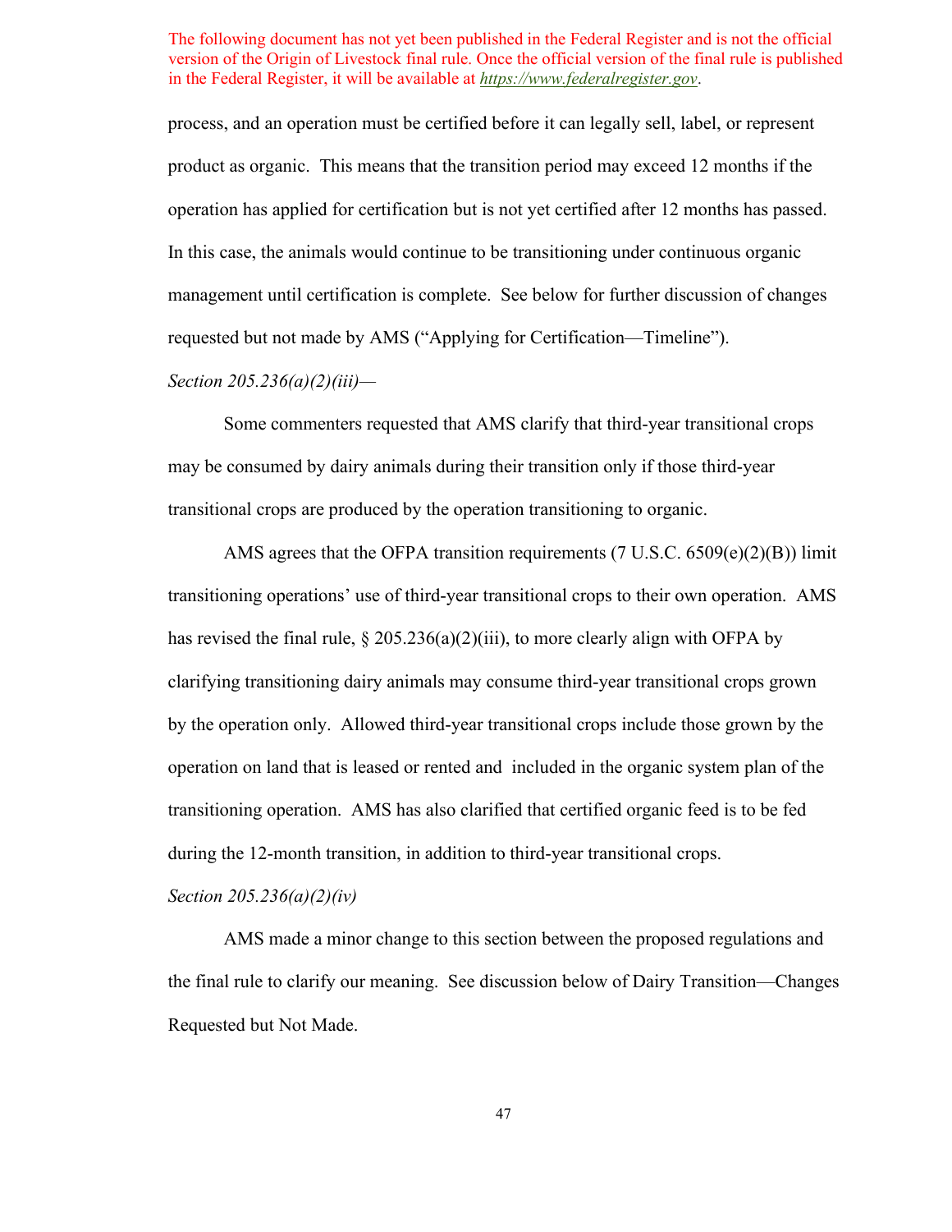process, and an operation must be certified before it can legally sell, label, or represent product as organic. This means that the transition period may exceed 12 months if the operation has applied for certification but is not yet certified after 12 months has passed. In this case, the animals would continue to be transitioning under continuous organic management until certification is complete. See below for further discussion of changes requested but not made by AMS ("Applying for Certification—Timeline").

*Section 205.236(a)(2)(iii)—*

Some commenters requested that AMS clarify that third-year transitional crops may be consumed by dairy animals during their transition only if those third-year transitional crops are produced by the operation transitioning to organic.

AMS agrees that the OFPA transition requirements (7 U.S.C. 6509(e)(2)(B)) limit transitioning operations' use of third-year transitional crops to their own operation. AMS has revised the final rule, § 205.236(a)(2)(iii), to more clearly align with OFPA by clarifying transitioning dairy animals may consume third-year transitional crops grown by the operation only. Allowed third-year transitional crops include those grown by the operation on land that is leased or rented and included in the organic system plan of the transitioning operation. AMS has also clarified that certified organic feed is to be fed during the 12-month transition, in addition to third-year transitional crops.

*Section 205.236(a)(2)(iv)*

AMS made a minor change to this section between the proposed regulations and the final rule to clarify our meaning. See discussion below of Dairy Transition—Changes Requested but Not Made.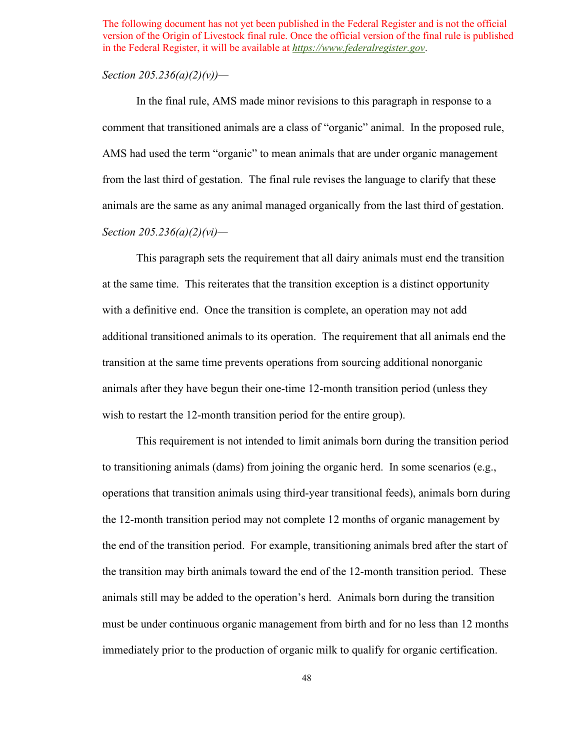The following document has not yet been published in the Federal Register and is not the official version of the Origin of Livestock final rule. Once the official version of the final rule is published in the Federal Register, it will be available at *https://www.federalregister.gov*.

*Section 205.236(a)(2)(v))—*

In the final rule, AMS made minor revisions to this paragraph in response to a comment that transitioned animals are a class of "organic" animal. In the proposed rule, AMS had used the term "organic" to mean animals that are under organic management from the last third of gestation. The final rule revises the language to clarify that these animals are the same as any animal managed organically from the last third of gestation.

*Section 205.236(a)(2)(vi)—*

This paragraph sets the requirement that all dairy animals must end the transition at the same time. This reiterates that the transition exception is a distinct opportunity with a definitive end. Once the transition is complete, an operation may not add additional transitioned animals to its operation. The requirement that all animals end the transition at the same time prevents operations from sourcing additional nonorganic animals after they have begun their one-time 12-month transition period (unless they wish to restart the 12-month transition period for the entire group).

This requirement is not intended to limit animals born during the transition period to transitioning animals (dams) from joining the organic herd. In some scenarios (e.g., operations that transition animals using third-year transitional feeds), animals born during the 12-month transition period may not complete 12 months of organic management by the end of the transition period. For example, transitioning animals bred after the start of the transition may birth animals toward the end of the 12-month transition period. These animals still may be added to the operation's herd. Animals born during the transition must be under continuous organic management from birth and for no less than 12 months immediately prior to the production of organic milk to qualify for organic certification.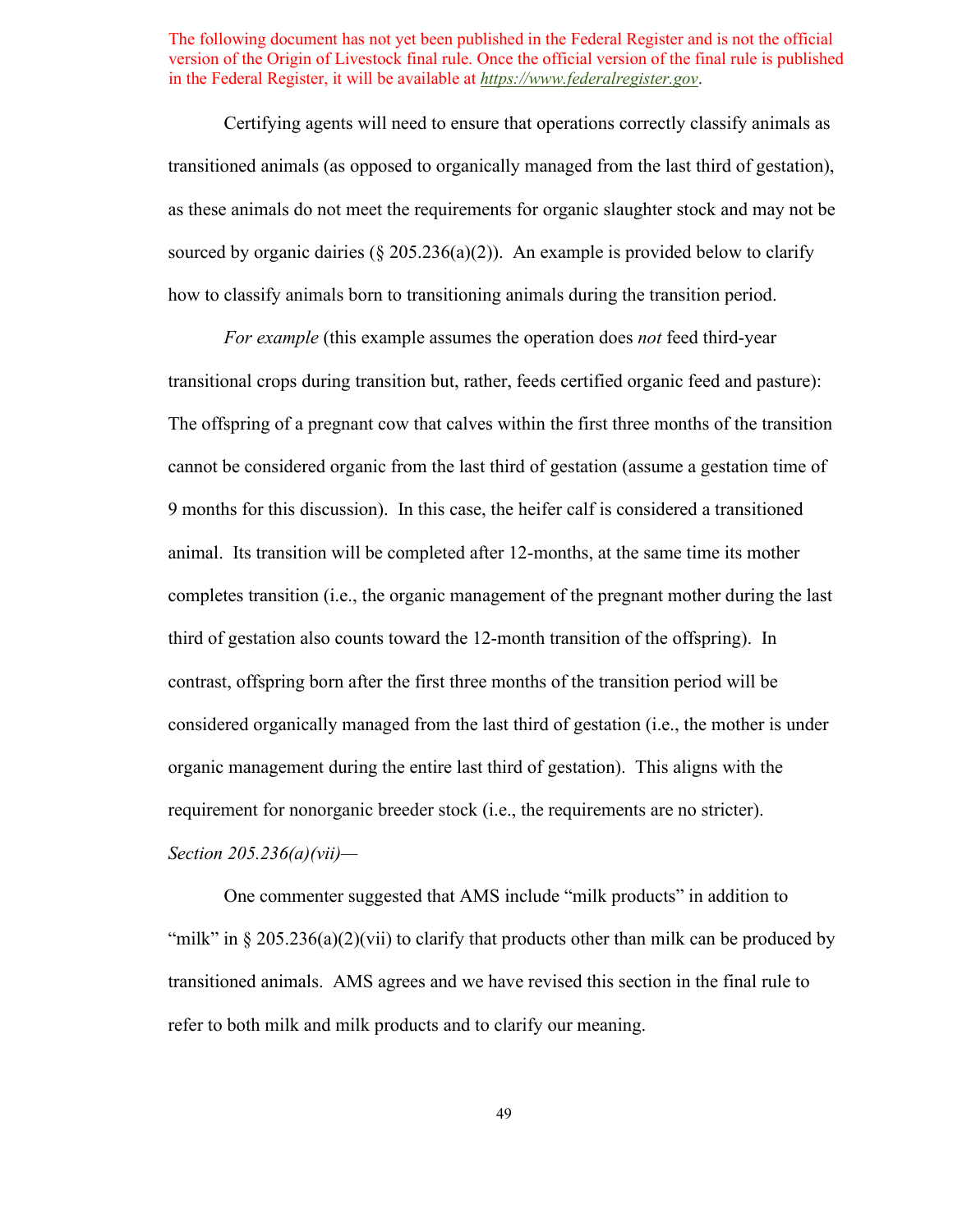The following document has not yet been published in the Federal Register and is not the official version of the Origin of Livestock final rule. Once the official version of the final rule is published in the Federal Register, it will be available at *https://www.federalregister.gov*.

Certifying agents will need to ensure that operations correctly classify animals as transitioned animals (as opposed to organically managed from the last third of gestation), as these animals do not meet the requirements for organic slaughter stock and may not be sourced by organic dairies (§ 205.236(a)(2)). An example is provided below to clarify how to classify animals born to transitioning animals during the transition period.

*For example* (this example assumes the operation does *not* feed third-year transitional crops during transition but, rather, feeds certified organic feed and pasture): The offspring of a pregnant cow that calves within the first three months of the transition cannot be considered organic from the last third of gestation (assume a gestation time of 9 months for this discussion). In this case, the heifer calf is considered a transitioned animal. Its transition will be completed after 12-months, at the same time its mother completes transition (i.e., the organic management of the pregnant mother during the last third of gestation also counts toward the 12-month transition of the offspring). In contrast, offspring born after the first three months of the transition period will be considered organically managed from the last third of gestation (i.e., the mother is under organic management during the entire last third of gestation). This aligns with the requirement for nonorganic breeder stock (i.e., the requirements are no stricter).

*Section 205.236(a)(vii)—*

One commenter suggested that AMS include "milk products" in addition to "milk" in § 205.236(a)(2)(vii) to clarify that products other than milk can be produced by transitioned animals. AMS agrees and we have revised this section in the final rule to refer to both milk and milk products and to clarify our meaning.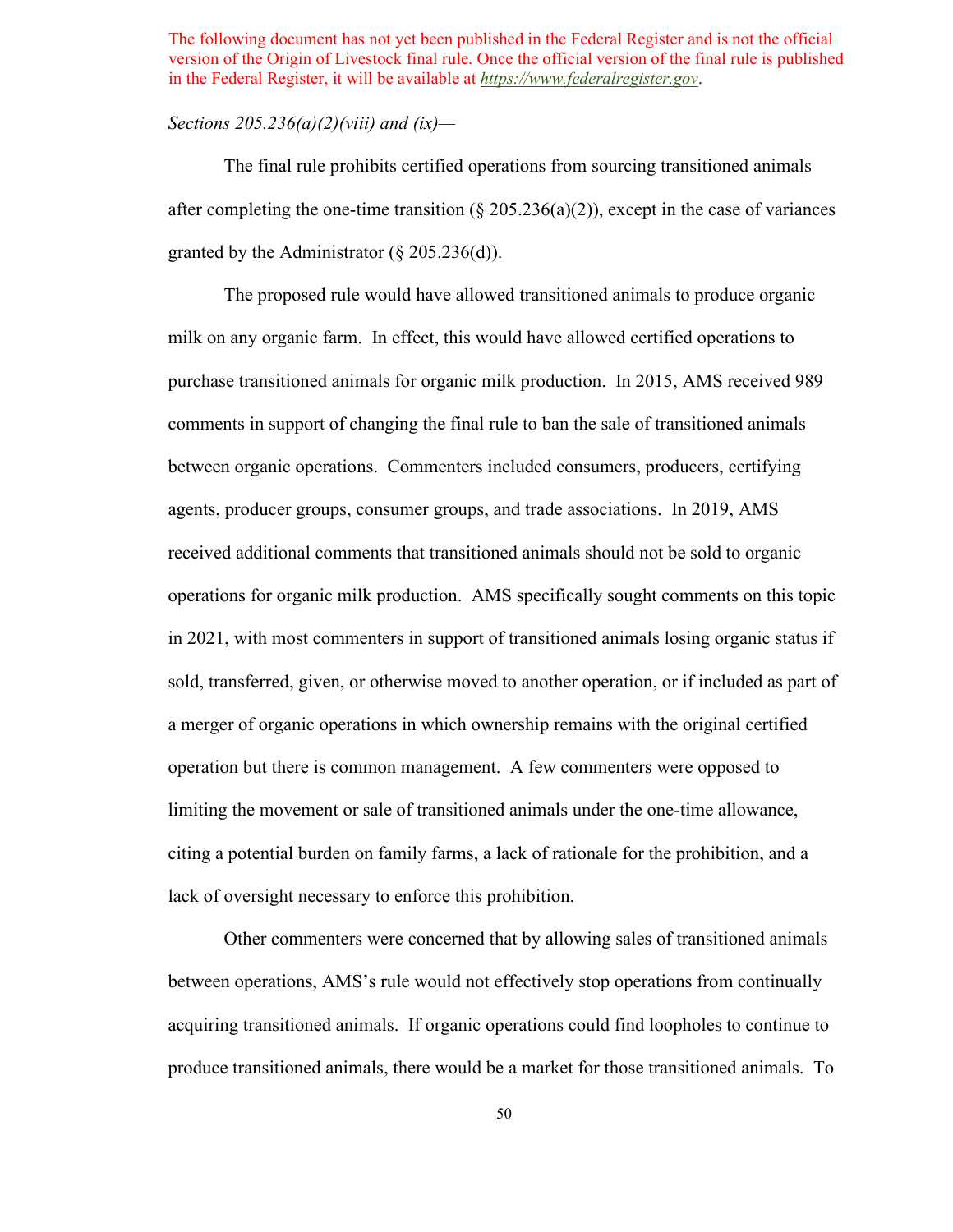The following document has not yet been published in the Federal Register and is not the official version of the Origin of Livestock final rule. Once the official version of the final rule is published in the Federal Register, it will be available at *https://www.federalregister.gov*.

*Sections 205.236(a)(2)(viii) and (ix)—*

The final rule prohibits certified operations from sourcing transitioned animals after completing the one-time transition (§ 205.236(a)(2)), except in the case of variances granted by the Administrator (§ 205.236(d)).

The proposed rule would have allowed transitioned animals to produce organic milk on any organic farm. In effect, this would have allowed certified operations to purchase transitioned animals for organic milk production. In 2015, AMS received 989 comments in support of changing the final rule to ban the sale of transitioned animals between organic operations. Commenters included consumers, producers, certifying agents, producer groups, consumer groups, and trade associations. In 2019, AMS received additional comments that transitioned animals should not be sold to organic operations for organic milk production. AMS specifically sought comments on this topic in 2021, with most commenters in support of transitioned animals losing organic status if sold, transferred, given, or otherwise moved to another operation, or if included as part of a merger of organic operations in which ownership remains with the original certified operation but there is common management. A few commenters were opposed to limiting the movement or sale of transitioned animals under the one-time allowance, citing a potential burden on family farms, a lack of rationale for the prohibition, and a lack of oversight necessary to enforce this prohibition.

Other commenters were concerned that by allowing sales of transitioned animals between operations, AMS's rule would not effectively stop operations from continually acquiring transitioned animals. If organic operations could find loopholes to continue to produce transitioned animals, there would be a market for those transitioned animals. To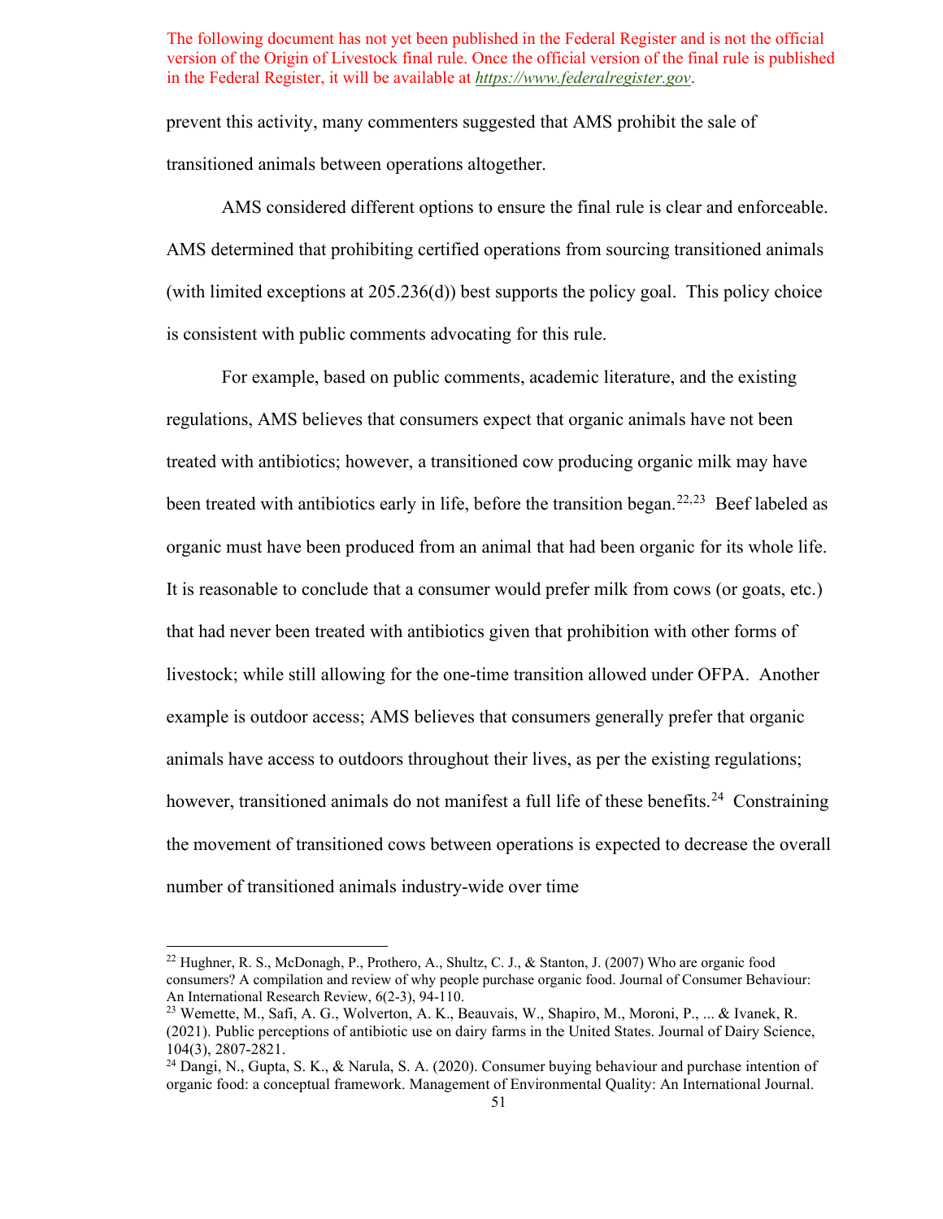The following document has not yet been published in the Federal Register and is not the official version of the Origin of Livestock final rule. Once the official version of the final rule is published in the Federal Register, it will be available at *https://www.federalregister.gov*.

prevent this activity, many commenters suggested that AMS prohibit the sale of transitioned animals between operations altogether.

AMS considered different options to ensure the final rule is clear and enforceable. AMS determined that prohibiting certified operations from sourcing transitioned animals (with limited exceptions at 205.236(d)) best supports the policy goal. This policy choice is consistent with public comments advocating for this rule.

For example, based on public comments, academic literature, and the existing regulations, AMS believes that consumers expect that organic animals have not been treated with antibiotics; however, a transitioned cow producing organic milk may have been treated with antibiotics early in life, before the transition began.[22,23] Beef labeled as organic must have been produced from an animal that had been organic for its whole life. It is reasonable to conclude that a consumer would prefer milk from cows (or goats, etc.) that had never been treated with antibiotics given that prohibition with other forms of livestock; while still allowing for the one-time transition allowed under OFPA. Another example is outdoor access; AMS believes that consumers generally prefer that organic animals have access to outdoors throughout their lives, as per the existing regulations; however, transitioned animals do not manifest a full life of these benefits.[24] Constraining the movement of transitioned cows between operations is expected to decrease the overall number of transitioned animals industry-wide over time

---

[22] Hughner, R. S., McDonagh, P., Prothero, A., Shultz, C. J., & Stanton, J. (2007) Who are organic food consumers? A compilation and review of why people purchase organic food. Journal of Consumer Behaviour: An International Research Review, 6(2-3), 94-110.

[23] Wemette, M., Safi, A. G., Wolverton, A. K., Beauvais, W., Shapiro, M., Moroni, P., ... & Ivanek, R. (2021). Public perceptions of antibiotic use on dairy farms in the United States. Journal of Dairy Science, 104(3), 2807-2821.

[24] Dangi, N., Gupta, S. K., & Narula, S. A. (2020). Consumer buying behaviour and purchase intention of organic food: a conceptual framework. Management of Environmental Quality: An International Journal.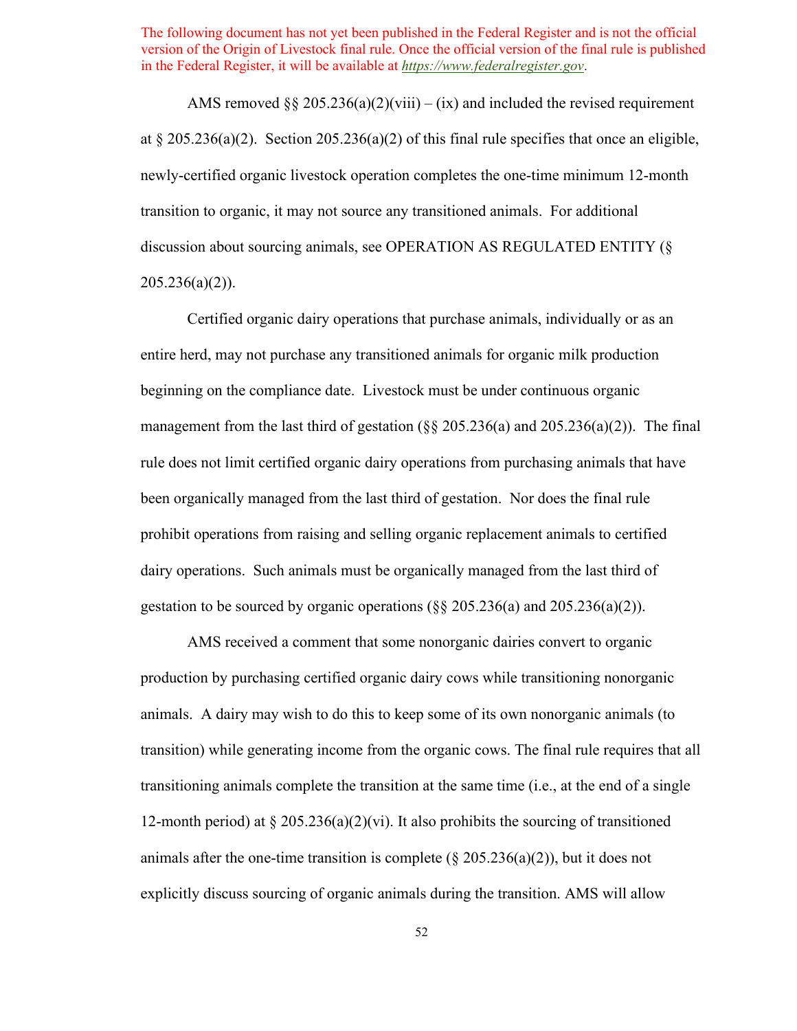The following document has not yet been published in the Federal Register and is not the official version of the Origin of Livestock final rule. Once the official version of the final rule is published in the Federal Register, it will be available at *https://www.federalregister.gov*.

AMS removed §§ 205.236(a)(2)(viii) – (ix) and included the revised requirement at § 205.236(a)(2). Section 205.236(a)(2) of this final rule specifies that once an eligible, newly-certified organic livestock operation completes the one-time minimum 12-month transition to organic, it may not source any transitioned animals. For additional discussion about sourcing animals, see OPERATION AS REGULATED ENTITY (§ 205.236(a)(2)).

Certified organic dairy operations that purchase animals, individually or as an entire herd, may not purchase any transitioned animals for organic milk production beginning on the compliance date. Livestock must be under continuous organic management from the last third of gestation (§§ 205.236(a) and 205.236(a)(2)). The final rule does not limit certified organic dairy operations from purchasing animals that have been organically managed from the last third of gestation. Nor does the final rule prohibit operations from raising and selling organic replacement animals to certified dairy operations. Such animals must be organically managed from the last third of gestation to be sourced by organic operations (§§ 205.236(a) and 205.236(a)(2)).

AMS received a comment that some nonorganic dairies convert to organic production by purchasing certified organic dairy cows while transitioning nonorganic animals. A dairy may wish to do this to keep some of its own nonorganic animals (to transition) while generating income from the organic cows. The final rule requires that all transitioning animals complete the transition at the same time (i.e., at the end of a single 12-month period) at § 205.236(a)(2)(vi). It also prohibits the sourcing of transitioned animals after the one-time transition is complete (§ 205.236(a)(2)), but it does not explicitly discuss sourcing of organic animals during the transition. AMS will allow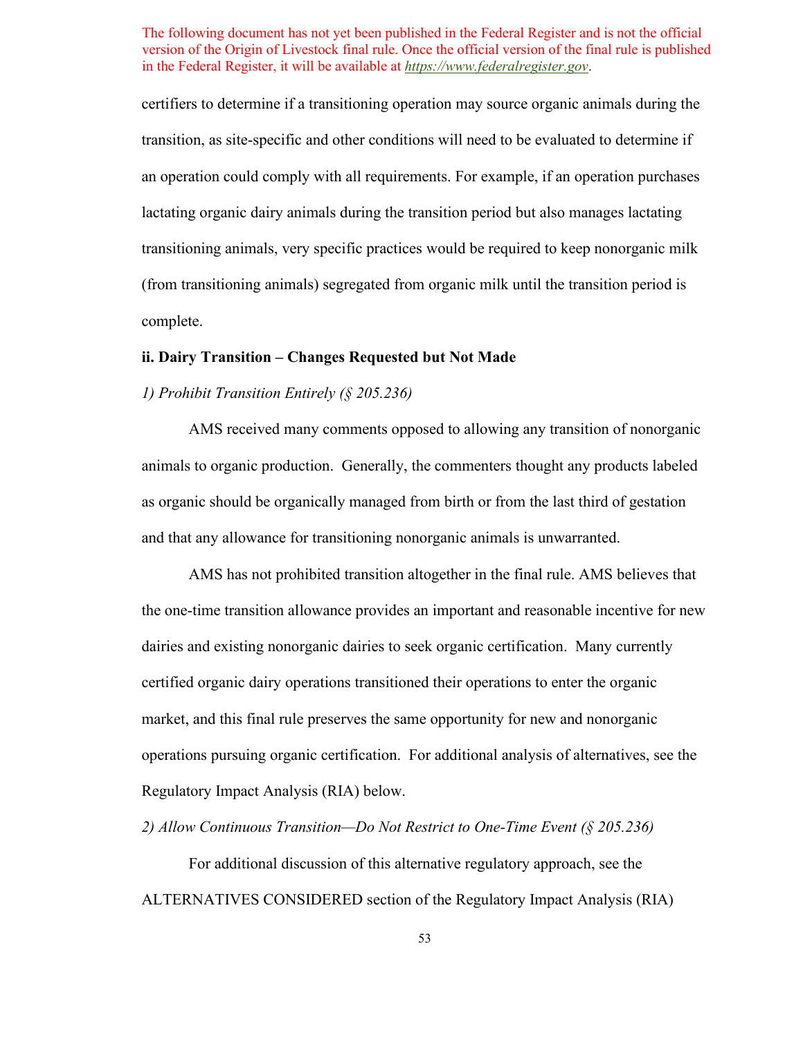certifiers to determine if a transitioning operation may source organic animals during the transition, as site-specific and other conditions will need to be evaluated to determine if an operation could comply with all requirements. For example, if an operation purchases lactating organic dairy animals during the transition period but also manages lactating transitioning animals, very specific practices would be required to keep nonorganic milk (from transitioning animals) segregated from organic milk until the transition period is complete.

**ii. Dairy Transition – Changes Requested but Not Made**

*1) Prohibit Transition Entirely (§ 205.236)*

AMS received many comments opposed to allowing any transition of nonorganic animals to organic production. Generally, the commenters thought any products labeled as organic should be organically managed from birth or from the last third of gestation and that any allowance for transitioning nonorganic animals is unwarranted.

AMS has not prohibited transition altogether in the final rule. AMS believes that the one-time transition allowance provides an important and reasonable incentive for new dairies and existing nonorganic dairies to seek organic certification. Many currently certified organic dairy operations transitioned their operations to enter the organic market, and this final rule preserves the same opportunity for new and nonorganic operations pursuing organic certification. For additional analysis of alternatives, see the Regulatory Impact Analysis (RIA) below.

*2) Allow Continuous Transition—Do Not Restrict to One-Time Event (§ 205.236)*

For additional discussion of this alternative regulatory approach, see the ALTERNATIVES CONSIDERED section of the Regulatory Impact Analysis (RIA)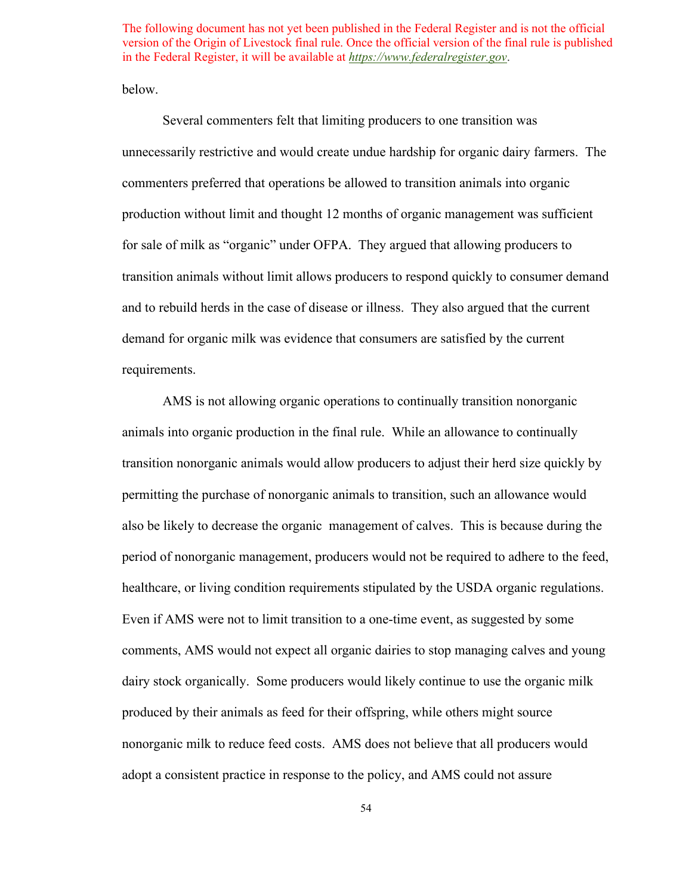below.

Several commenters felt that limiting producers to one transition was unnecessarily restrictive and would create undue hardship for organic dairy farmers. The commenters preferred that operations be allowed to transition animals into organic production without limit and thought 12 months of organic management was sufficient for sale of milk as "organic" under OFPA. They argued that allowing producers to transition animals without limit allows producers to respond quickly to consumer demand and to rebuild herds in the case of disease or illness. They also argued that the current demand for organic milk was evidence that consumers are satisfied by the current requirements.

AMS is not allowing organic operations to continually transition nonorganic animals into organic production in the final rule. While an allowance to continually transition nonorganic animals would allow producers to adjust their herd size quickly by permitting the purchase of nonorganic animals to transition, such an allowance would also be likely to decrease the organic management of calves. This is because during the period of nonorganic management, producers would not be required to adhere to the feed, healthcare, or living condition requirements stipulated by the USDA organic regulations. Even if AMS were not to limit transition to a one-time event, as suggested by some comments, AMS would not expect all organic dairies to stop managing calves and young dairy stock organically. Some producers would likely continue to use the organic milk produced by their animals as feed for their offspring, while others might source nonorganic milk to reduce feed costs. AMS does not believe that all producers would adopt a consistent practice in response to the policy, and AMS could not assure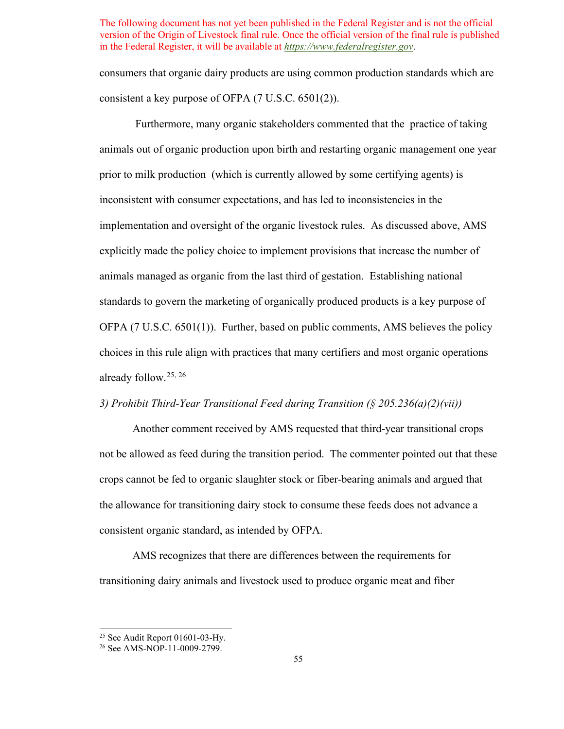The following document has not yet been published in the Federal Register and is not the official version of the Origin of Livestock final rule. Once the official version of the final rule is published in the Federal Register, it will be available at https://www.federalregister.gov.

consumers that organic dairy products are using common production standards which are consistent a key purpose of OFPA (7 U.S.C. 6501(2)).

Furthermore, many organic stakeholders commented that the practice of taking animals out of organic production upon birth and restarting organic management one year prior to milk production (which is currently allowed by some certifying agents) is inconsistent with consumer expectations, and has led to inconsistencies in the implementation and oversight of the organic livestock rules. As discussed above, AMS explicitly made the policy choice to implement provisions that increase the number of animals managed as organic from the last third of gestation. Establishing national standards to govern the marketing of organically produced products is a key purpose of OFPA (7 U.S.C. 6501(1)). Further, based on public comments, AMS believes the policy choices in this rule align with practices that many certifiers and most organic operations already follow.[25, 26]

*3) Prohibit Third-Year Transitional Feed during Transition (§ 205.236(a)(2)(vii))*

Another comment received by AMS requested that third-year transitional crops not be allowed as feed during the transition period. The commenter pointed out that these crops cannot be fed to organic slaughter stock or fiber-bearing animals and argued that the allowance for transitioning dairy stock to consume these feeds does not advance a consistent organic standard, as intended by OFPA.

AMS recognizes that there are differences between the requirements for transitioning dairy animals and livestock used to produce organic meat and fiber

[25] See Audit Report 01601-03-Hy.

[26] See AMS-NOP-11-0009-2799.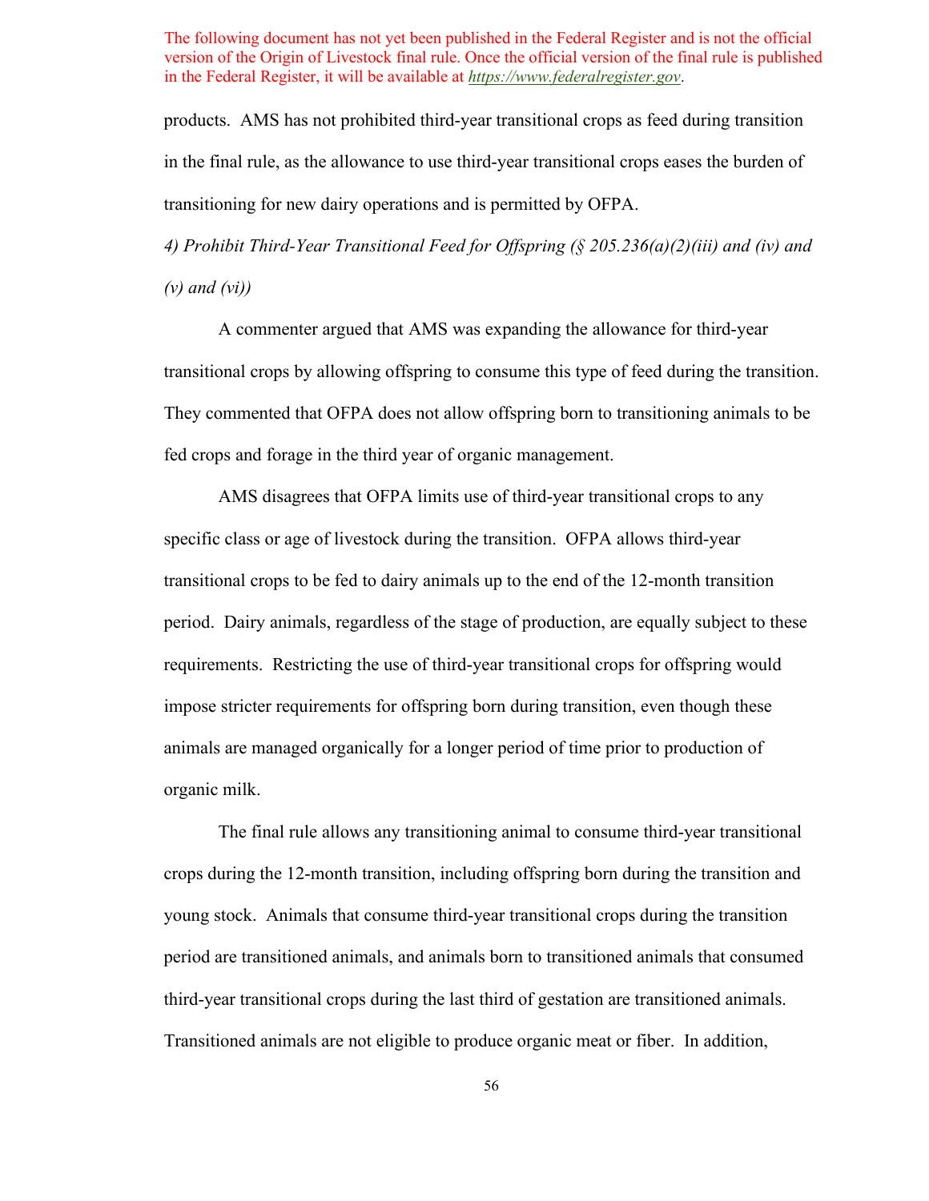products. AMS has not prohibited third-year transitional crops as feed during transition in the final rule, as the allowance to use third-year transitional crops eases the burden of transitioning for new dairy operations and is permitted by OFPA.

*4) Prohibit Third-Year Transitional Feed for Offspring (§ 205.236(a)(2)(iii) and (iv) and (v) and (vi))*

A commenter argued that AMS was expanding the allowance for third-year transitional crops by allowing offspring to consume this type of feed during the transition. They commented that OFPA does not allow offspring born to transitioning animals to be fed crops and forage in the third year of organic management.

AMS disagrees that OFPA limits use of third-year transitional crops to any specific class or age of livestock during the transition. OFPA allows third-year transitional crops to be fed to dairy animals up to the end of the 12-month transition period. Dairy animals, regardless of the stage of production, are equally subject to these requirements. Restricting the use of third-year transitional crops for offspring would impose stricter requirements for offspring born during transition, even though these animals are managed organically for a longer period of time prior to production of organic milk.

The final rule allows any transitioning animal to consume third-year transitional crops during the 12-month transition, including offspring born during the transition and young stock. Animals that consume third-year transitional crops during the transition period are transitioned animals, and animals born to transitioned animals that consumed third-year transitional crops during the last third of gestation are transitioned animals. Transitioned animals are not eligible to produce organic meat or fiber. In addition,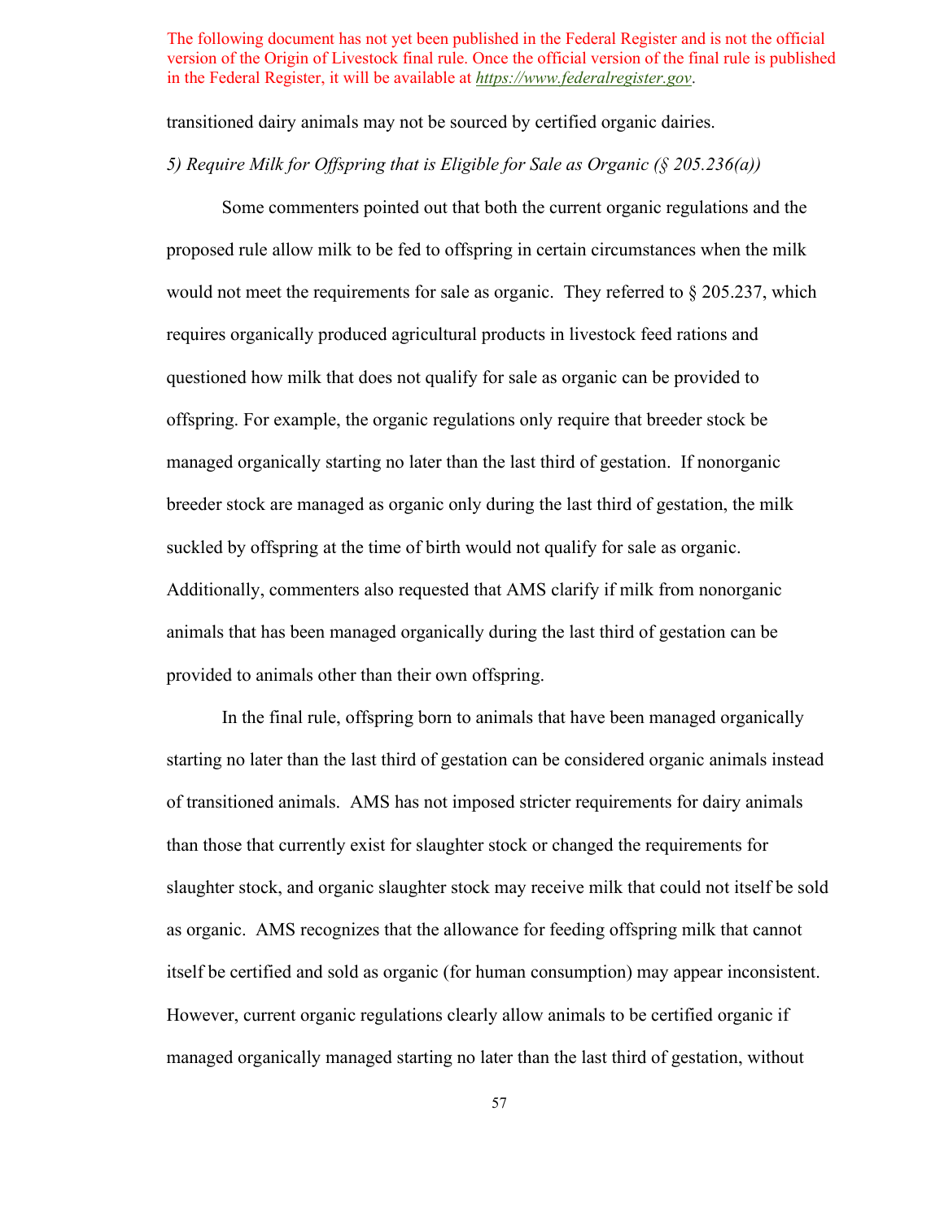The following document has not yet been published in the Federal Register and is not the official version of the Origin of Livestock final rule. Once the official version of the final rule is published in the Federal Register, it will be available at *https://www.federalregister.gov*.

transitioned dairy animals may not be sourced by certified organic dairies.

*5) Require Milk for Offspring that is Eligible for Sale as Organic (§ 205.236(a))*

Some commenters pointed out that both the current organic regulations and the proposed rule allow milk to be fed to offspring in certain circumstances when the milk would not meet the requirements for sale as organic. They referred to § 205.237, which requires organically produced agricultural products in livestock feed rations and questioned how milk that does not qualify for sale as organic can be provided to offspring. For example, the organic regulations only require that breeder stock be managed organically starting no later than the last third of gestation. If nonorganic breeder stock are managed as organic only during the last third of gestation, the milk suckled by offspring at the time of birth would not qualify for sale as organic. Additionally, commenters also requested that AMS clarify if milk from nonorganic animals that has been managed organically during the last third of gestation can be provided to animals other than their own offspring.

In the final rule, offspring born to animals that have been managed organically starting no later than the last third of gestation can be considered organic animals instead of transitioned animals. AMS has not imposed stricter requirements for dairy animals than those that currently exist for slaughter stock or changed the requirements for slaughter stock, and organic slaughter stock may receive milk that could not itself be sold as organic. AMS recognizes that the allowance for feeding offspring milk that cannot itself be certified and sold as organic (for human consumption) may appear inconsistent. However, current organic regulations clearly allow animals to be certified organic if managed organically managed starting no later than the last third of gestation, without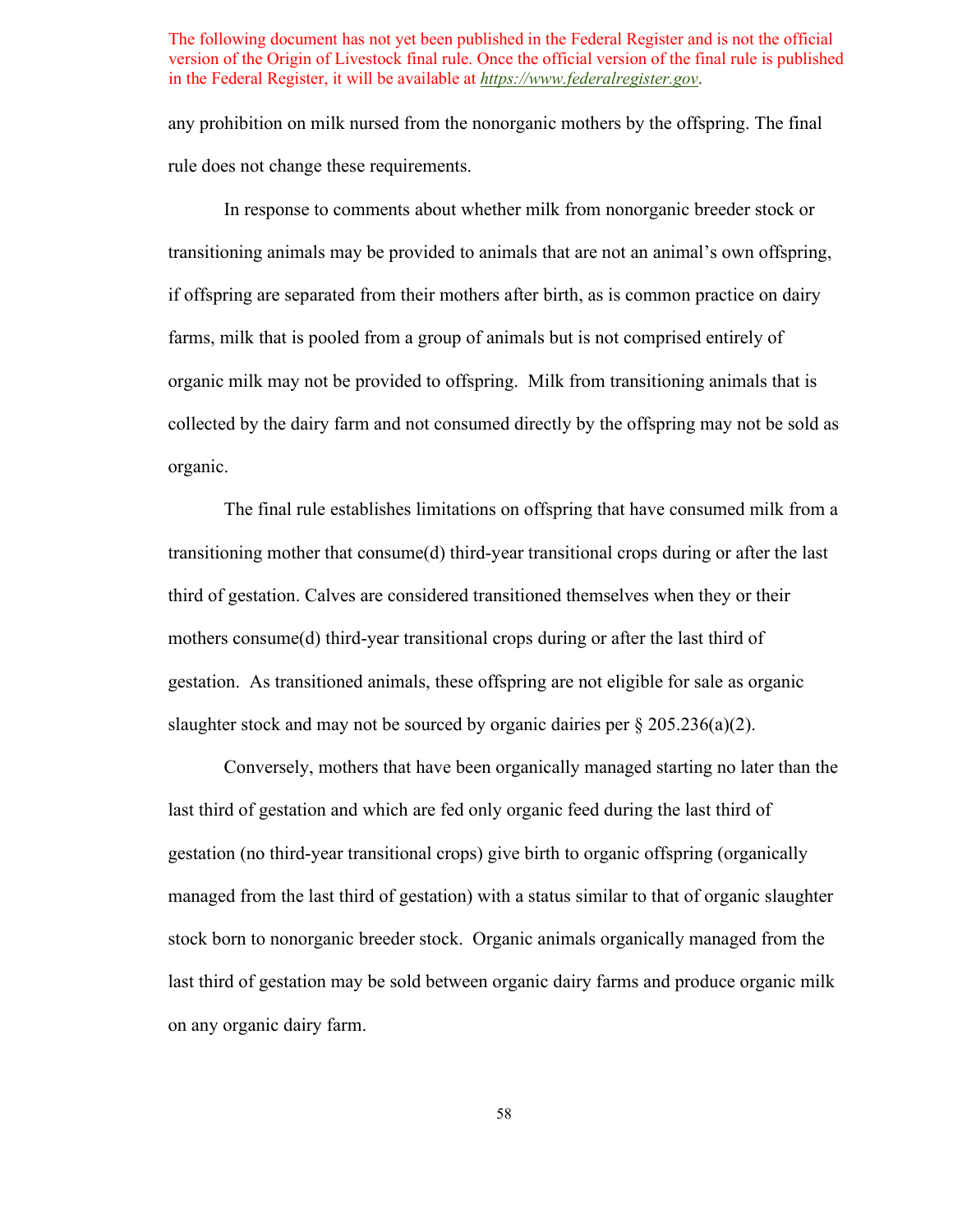The following document has not yet been published in the Federal Register and is not the official version of the Origin of Livestock final rule. Once the official version of the final rule is published in the Federal Register, it will be available at *https://www.federalregister.gov*.

any prohibition on milk nursed from the nonorganic mothers by the offspring. The final rule does not change these requirements.

In response to comments about whether milk from nonorganic breeder stock or transitioning animals may be provided to animals that are not an animal's own offspring, if offspring are separated from their mothers after birth, as is common practice on dairy farms, milk that is pooled from a group of animals but is not comprised entirely of organic milk may not be provided to offspring. Milk from transitioning animals that is collected by the dairy farm and not consumed directly by the offspring may not be sold as organic.

The final rule establishes limitations on offspring that have consumed milk from a transitioning mother that consume(d) third-year transitional crops during or after the last third of gestation. Calves are considered transitioned themselves when they or their mothers consume(d) third-year transitional crops during or after the last third of gestation. As transitioned animals, these offspring are not eligible for sale as organic slaughter stock and may not be sourced by organic dairies per § 205.236(a)(2).

Conversely, mothers that have been organically managed starting no later than the last third of gestation and which are fed only organic feed during the last third of gestation (no third-year transitional crops) give birth to organic offspring (organically managed from the last third of gestation) with a status similar to that of organic slaughter stock born to nonorganic breeder stock. Organic animals organically managed from the last third of gestation may be sold between organic dairy farms and produce organic milk on any organic dairy farm.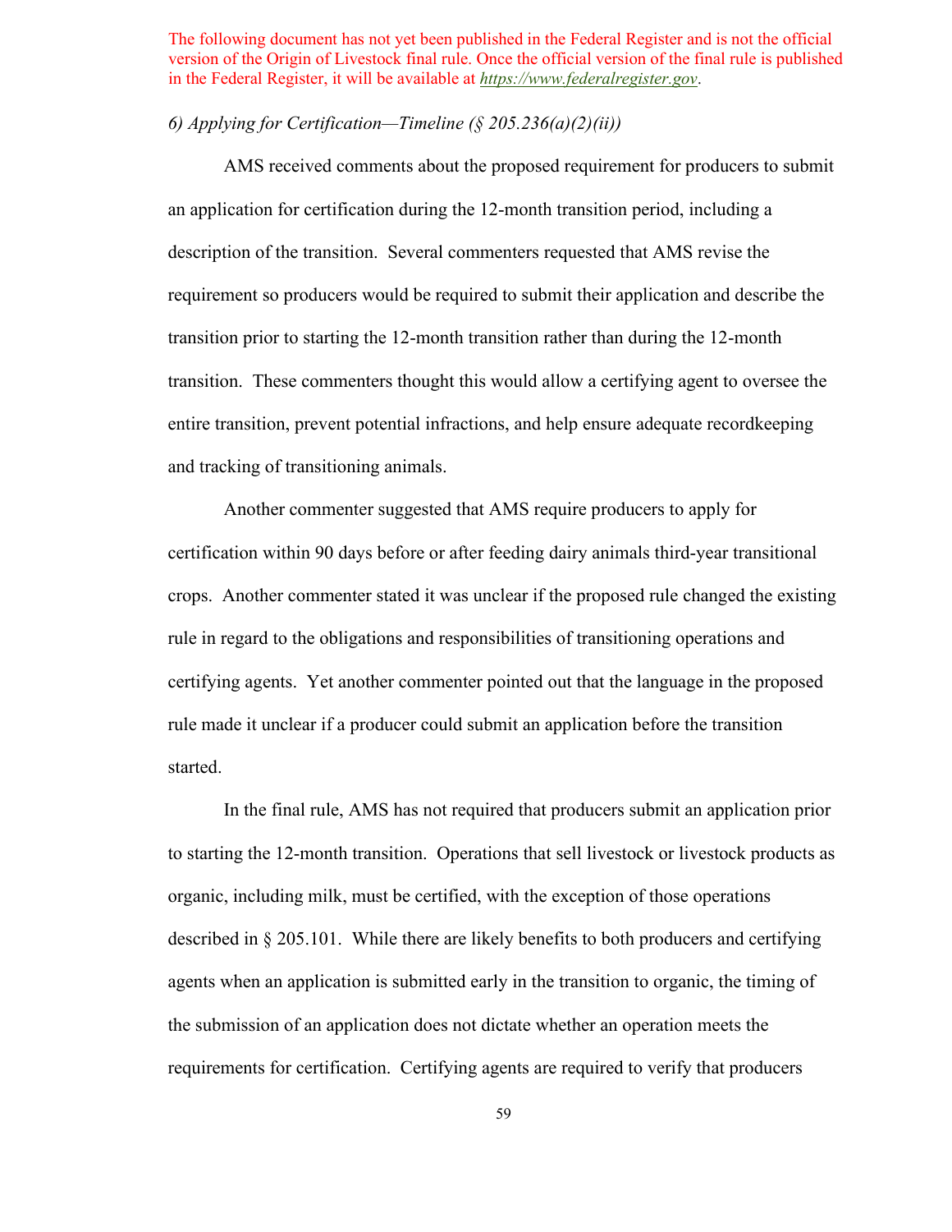The following document has not yet been published in the Federal Register and is not the official version of the Origin of Livestock final rule. Once the official version of the final rule is published in the Federal Register, it will be available at *https://www.federalregister.gov*.

*6) Applying for Certification—Timeline (§ 205.236(a)(2)(ii))*

AMS received comments about the proposed requirement for producers to submit an application for certification during the 12-month transition period, including a description of the transition. Several commenters requested that AMS revise the requirement so producers would be required to submit their application and describe the transition prior to starting the 12-month transition rather than during the 12-month transition. These commenters thought this would allow a certifying agent to oversee the entire transition, prevent potential infractions, and help ensure adequate recordkeeping and tracking of transitioning animals.

Another commenter suggested that AMS require producers to apply for certification within 90 days before or after feeding dairy animals third-year transitional crops. Another commenter stated it was unclear if the proposed rule changed the existing rule in regard to the obligations and responsibilities of transitioning operations and certifying agents. Yet another commenter pointed out that the language in the proposed rule made it unclear if a producer could submit an application before the transition started.

In the final rule, AMS has not required that producers submit an application prior to starting the 12-month transition. Operations that sell livestock or livestock products as organic, including milk, must be certified, with the exception of those operations described in § 205.101. While there are likely benefits to both producers and certifying agents when an application is submitted early in the transition to organic, the timing of the submission of an application does not dictate whether an operation meets the requirements for certification. Certifying agents are required to verify that producers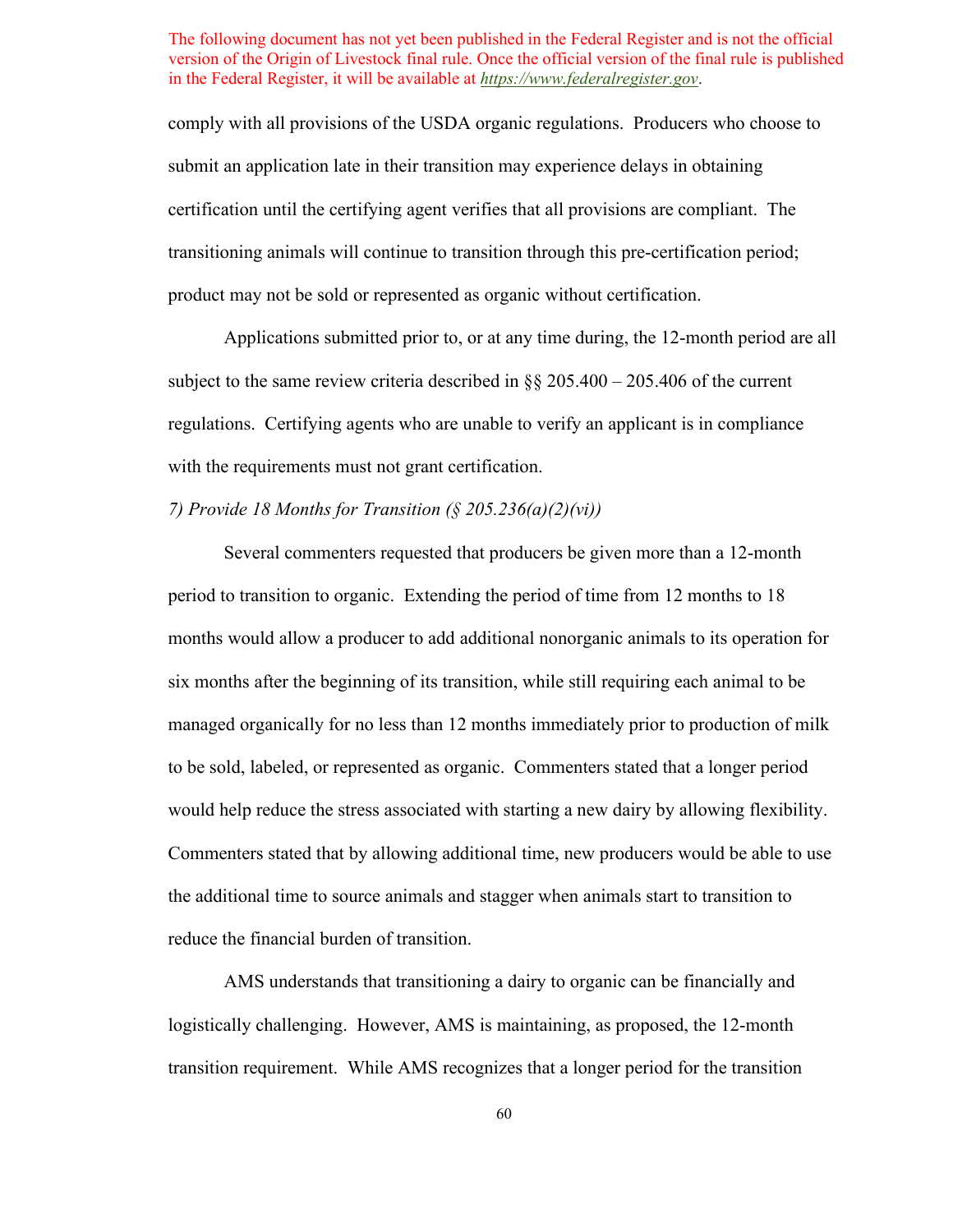The following document has not yet been published in the Federal Register and is not the official version of the Origin of Livestock final rule. Once the official version of the final rule is published in the Federal Register, it will be available at *https://www.federalregister.gov*.

comply with all provisions of the USDA organic regulations. Producers who choose to submit an application late in their transition may experience delays in obtaining certification until the certifying agent verifies that all provisions are compliant. The transitioning animals will continue to transition through this pre-certification period; product may not be sold or represented as organic without certification.

Applications submitted prior to, or at any time during, the 12-month period are all subject to the same review criteria described in §§ 205.400 – 205.406 of the current regulations. Certifying agents who are unable to verify an applicant is in compliance with the requirements must not grant certification.

*7) Provide 18 Months for Transition (§ 205.236(a)(2)(vi))*

Several commenters requested that producers be given more than a 12-month period to transition to organic. Extending the period of time from 12 months to 18 months would allow a producer to add additional nonorganic animals to its operation for six months after the beginning of its transition, while still requiring each animal to be managed organically for no less than 12 months immediately prior to production of milk to be sold, labeled, or represented as organic. Commenters stated that a longer period would help reduce the stress associated with starting a new dairy by allowing flexibility. Commenters stated that by allowing additional time, new producers would be able to use the additional time to source animals and stagger when animals start to transition to reduce the financial burden of transition.

AMS understands that transitioning a dairy to organic can be financially and logistically challenging. However, AMS is maintaining, as proposed, the 12-month transition requirement. While AMS recognizes that a longer period for the transition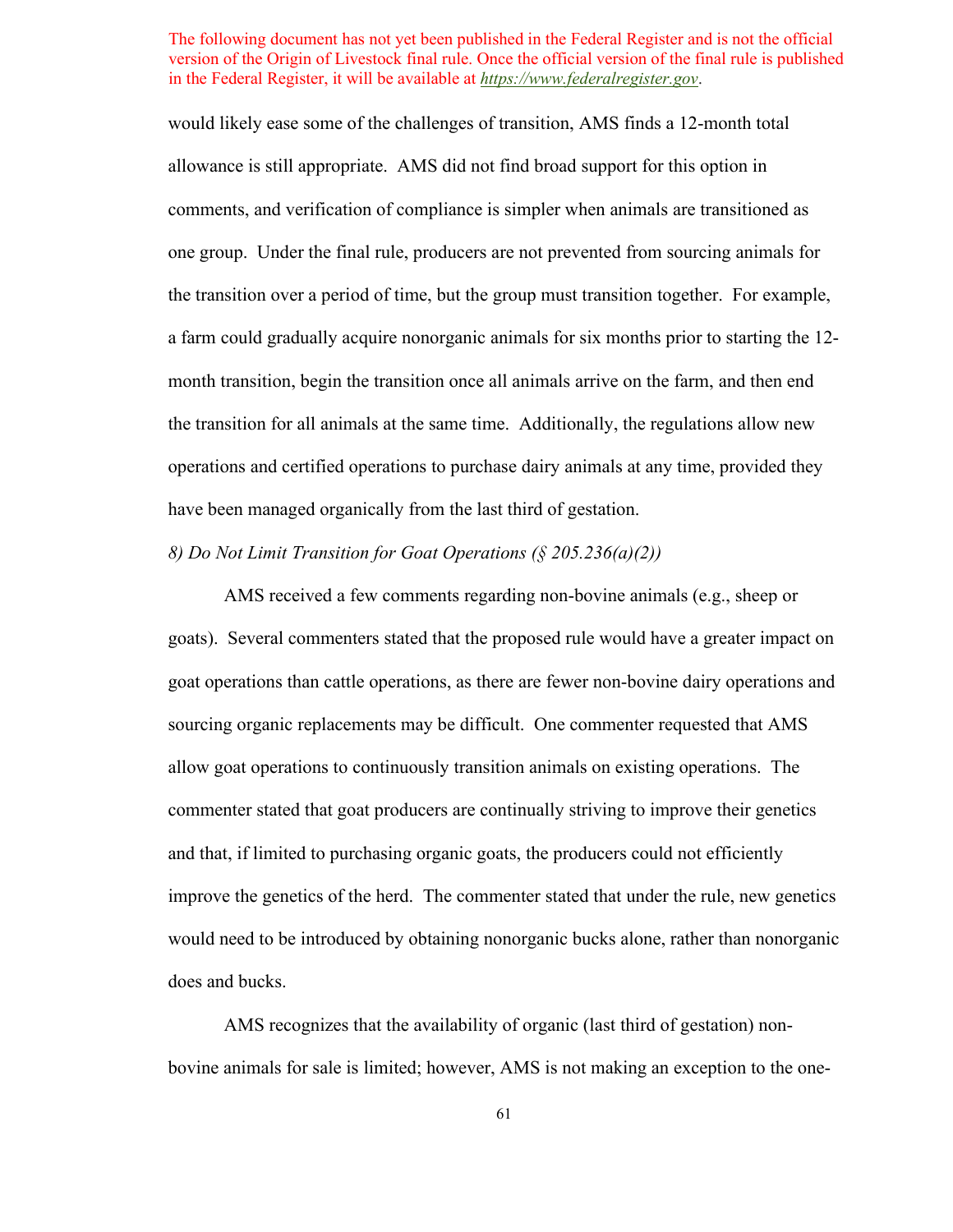would likely ease some of the challenges of transition, AMS finds a 12-month total allowance is still appropriate. AMS did not find broad support for this option in comments, and verification of compliance is simpler when animals are transitioned as one group. Under the final rule, producers are not prevented from sourcing animals for the transition over a period of time, but the group must transition together. For example, a farm could gradually acquire nonorganic animals for six months prior to starting the 12-month transition, begin the transition once all animals arrive on the farm, and then end the transition for all animals at the same time. Additionally, the regulations allow new operations and certified operations to purchase dairy animals at any time, provided they have been managed organically from the last third of gestation.

*8) Do Not Limit Transition for Goat Operations (§ 205.236(a)(2))*

AMS received a few comments regarding non-bovine animals (e.g., sheep or goats). Several commenters stated that the proposed rule would have a greater impact on goat operations than cattle operations, as there are fewer non-bovine dairy operations and sourcing organic replacements may be difficult. One commenter requested that AMS allow goat operations to continuously transition animals on existing operations. The commenter stated that goat producers are continually striving to improve their genetics and that, if limited to purchasing organic goats, the producers could not efficiently improve the genetics of the herd. The commenter stated that under the rule, new genetics would need to be introduced by obtaining nonorganic bucks alone, rather than nonorganic does and bucks.

AMS recognizes that the availability of organic (last third of gestation) non-bovine animals for sale is limited; however, AMS is not making an exception to the one-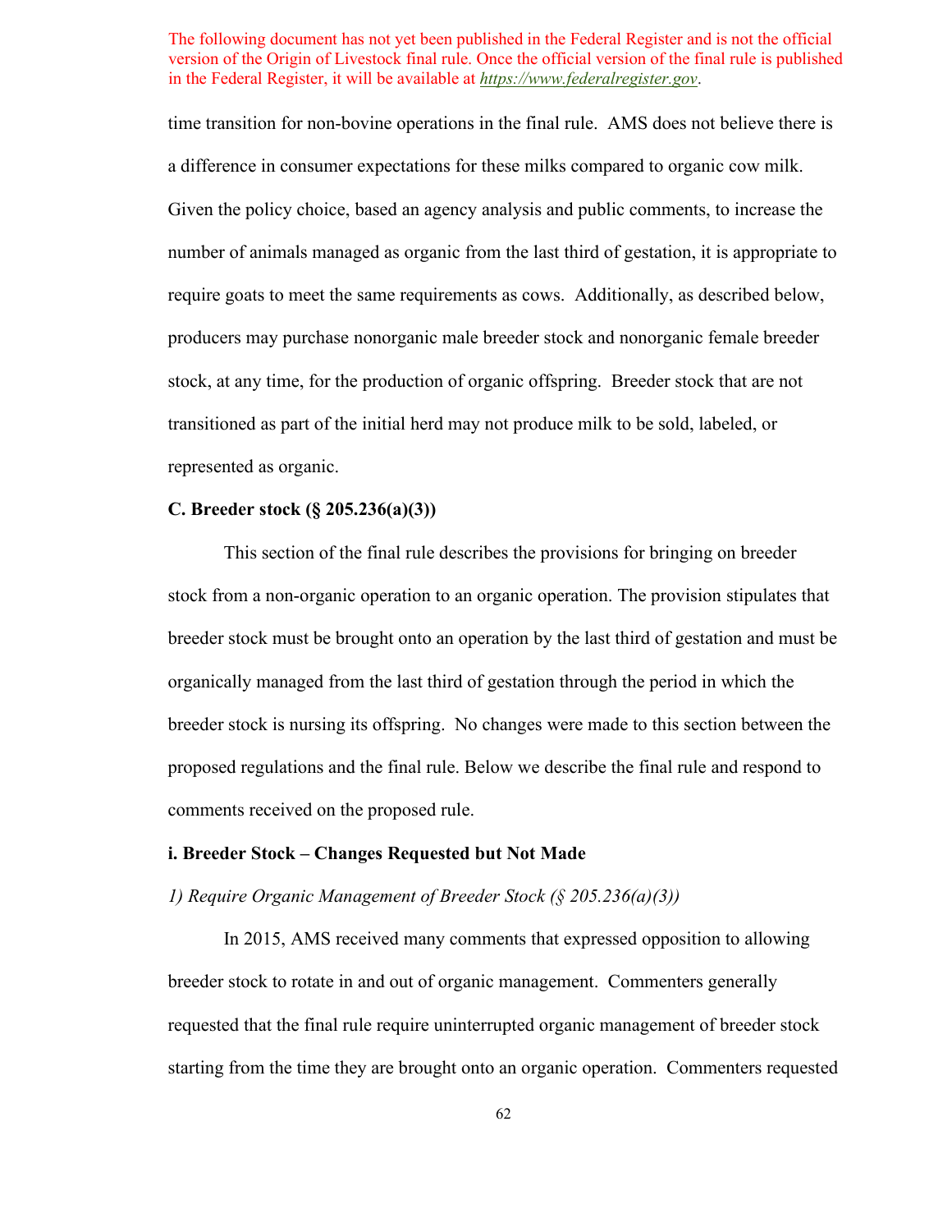time transition for non-bovine operations in the final rule. AMS does not believe there is a difference in consumer expectations for these milks compared to organic cow milk. Given the policy choice, based an agency analysis and public comments, to increase the number of animals managed as organic from the last third of gestation, it is appropriate to require goats to meet the same requirements as cows. Additionally, as described below, producers may purchase nonorganic male breeder stock and nonorganic female breeder stock, at any time, for the production of organic offspring. Breeder stock that are not transitioned as part of the initial herd may not produce milk to be sold, labeled, or represented as organic.

**C. Breeder stock (§ 205.236(a)(3))**

This section of the final rule describes the provisions for bringing on breeder stock from a non-organic operation to an organic operation. The provision stipulates that breeder stock must be brought onto an operation by the last third of gestation and must be organically managed from the last third of gestation through the period in which the breeder stock is nursing its offspring. No changes were made to this section between the proposed regulations and the final rule. Below we describe the final rule and respond to comments received on the proposed rule.

**i. Breeder Stock – Changes Requested but Not Made**

*1) Require Organic Management of Breeder Stock (§ 205.236(a)(3))*

In 2015, AMS received many comments that expressed opposition to allowing breeder stock to rotate in and out of organic management. Commenters generally requested that the final rule require uninterrupted organic management of breeder stock starting from the time they are brought onto an organic operation. Commenters requested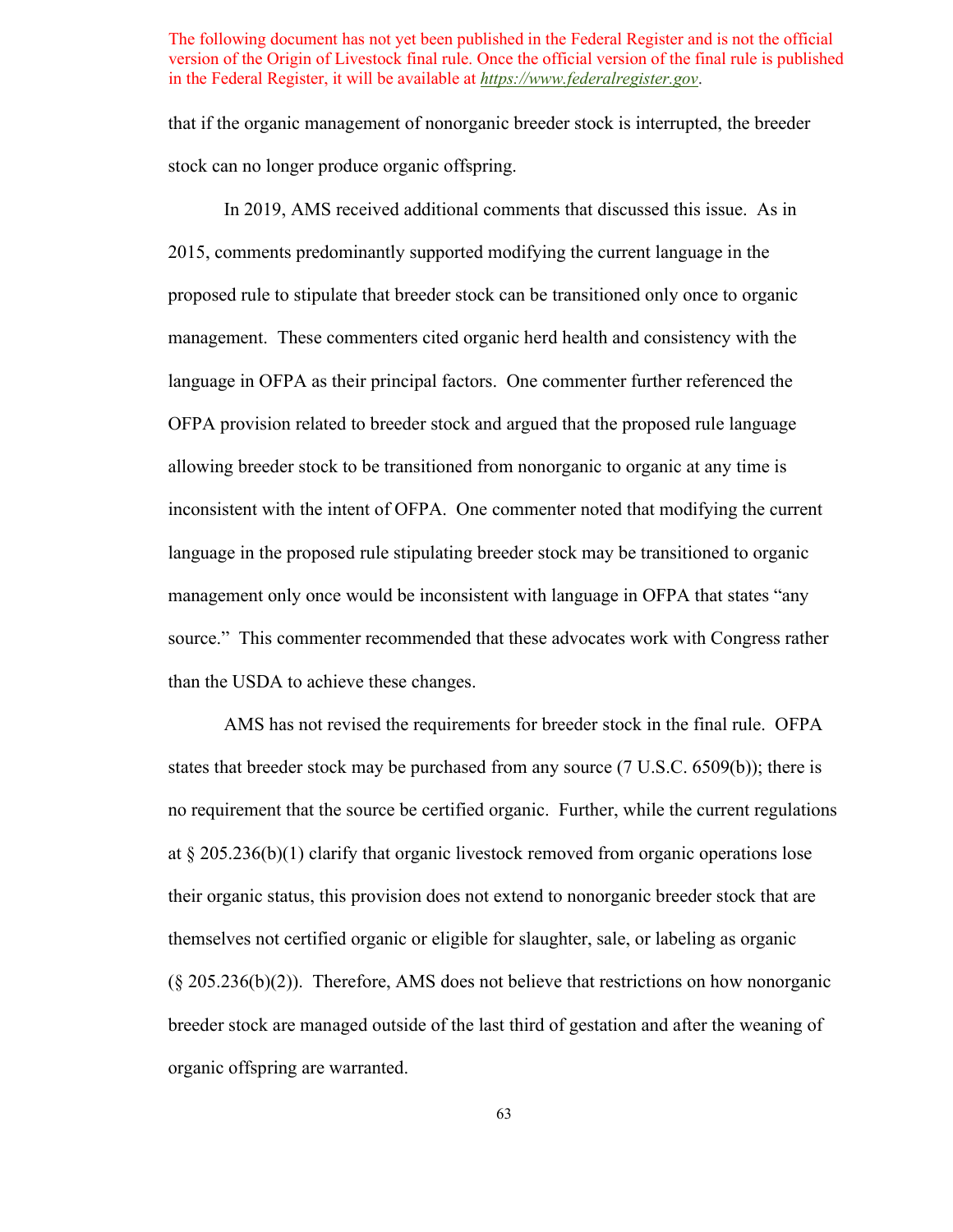that if the organic management of nonorganic breeder stock is interrupted, the breeder stock can no longer produce organic offspring.

In 2019, AMS received additional comments that discussed this issue. As in 2015, comments predominantly supported modifying the current language in the proposed rule to stipulate that breeder stock can be transitioned only once to organic management. These commenters cited organic herd health and consistency with the language in OFPA as their principal factors. One commenter further referenced the OFPA provision related to breeder stock and argued that the proposed rule language allowing breeder stock to be transitioned from nonorganic to organic at any time is inconsistent with the intent of OFPA. One commenter noted that modifying the current language in the proposed rule stipulating breeder stock may be transitioned to organic management only once would be inconsistent with language in OFPA that states "any source." This commenter recommended that these advocates work with Congress rather than the USDA to achieve these changes.

AMS has not revised the requirements for breeder stock in the final rule. OFPA states that breeder stock may be purchased from any source (7 U.S.C. 6509(b)); there is no requirement that the source be certified organic. Further, while the current regulations at § 205.236(b)(1) clarify that organic livestock removed from organic operations lose their organic status, this provision does not extend to nonorganic breeder stock that are themselves not certified organic or eligible for slaughter, sale, or labeling as organic (§ 205.236(b)(2)). Therefore, AMS does not believe that restrictions on how nonorganic breeder stock are managed outside of the last third of gestation and after the weaning of organic offspring are warranted.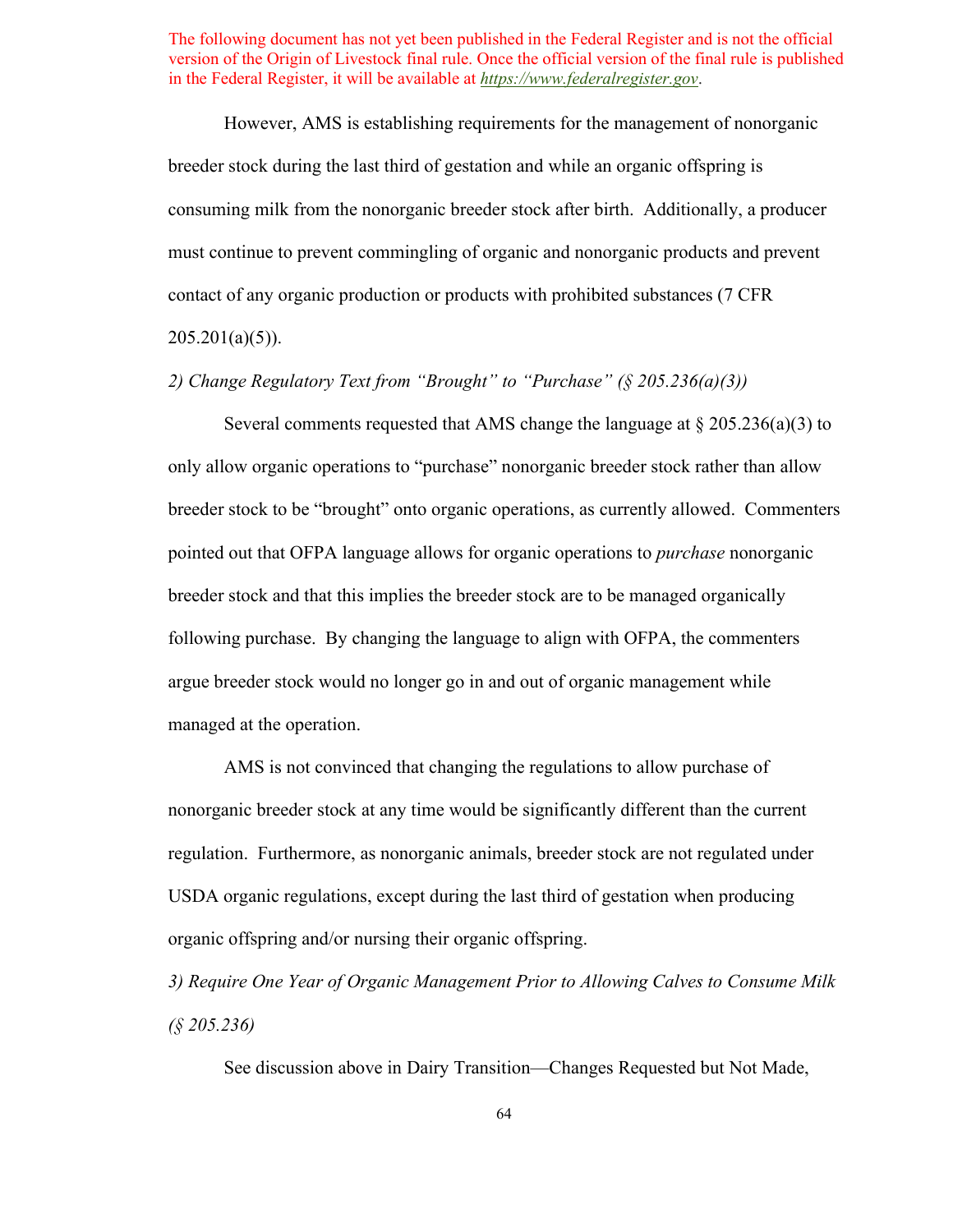The following document has not yet been published in the Federal Register and is not the official version of the Origin of Livestock final rule. Once the official version of the final rule is published in the Federal Register, it will be available at *https://www.federalregister.gov*.

However, AMS is establishing requirements for the management of nonorganic breeder stock during the last third of gestation and while an organic offspring is consuming milk from the nonorganic breeder stock after birth. Additionally, a producer must continue to prevent commingling of organic and nonorganic products and prevent contact of any organic production or products with prohibited substances (7 CFR 205.201(a)(5)).

*2) Change Regulatory Text from "Brought" to "Purchase" (§ 205.236(a)(3))*

Several comments requested that AMS change the language at § 205.236(a)(3) to only allow organic operations to "purchase" nonorganic breeder stock rather than allow breeder stock to be "brought" onto organic operations, as currently allowed. Commenters pointed out that OFPA language allows for organic operations to *purchase* nonorganic breeder stock and that this implies the breeder stock are to be managed organically following purchase. By changing the language to align with OFPA, the commenters argue breeder stock would no longer go in and out of organic management while managed at the operation.

AMS is not convinced that changing the regulations to allow purchase of nonorganic breeder stock at any time would be significantly different than the current regulation. Furthermore, as nonorganic animals, breeder stock are not regulated under USDA organic regulations, except during the last third of gestation when producing organic offspring and/or nursing their organic offspring.

*3) Require One Year of Organic Management Prior to Allowing Calves to Consume Milk (§ 205.236)*

See discussion above in Dairy Transition—Changes Requested but Not Made,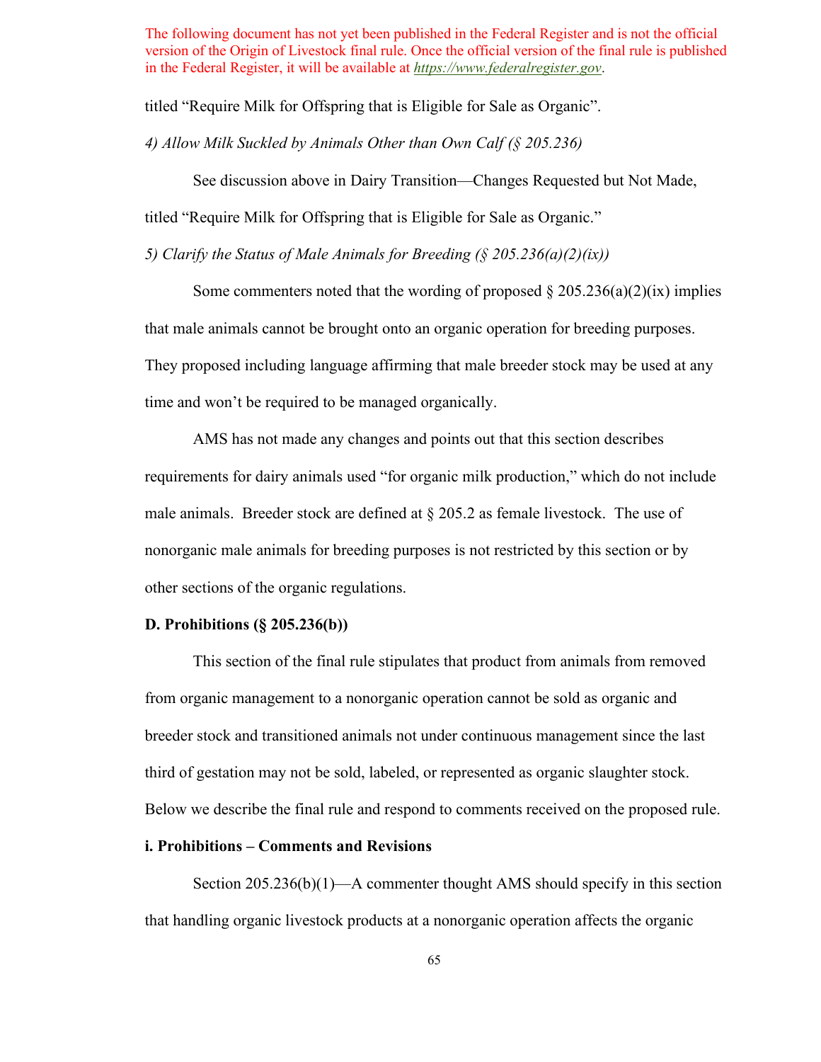The following document has not yet been published in the Federal Register and is not the official version of the Origin of Livestock final rule. Once the official version of the final rule is published in the Federal Register, it will be available at *https://www.federalregister.gov*.

titled "Require Milk for Offspring that is Eligible for Sale as Organic".

*4) Allow Milk Suckled by Animals Other than Own Calf (§ 205.236)*

See discussion above in Dairy Transition—Changes Requested but Not Made, titled "Require Milk for Offspring that is Eligible for Sale as Organic."

*5) Clarify the Status of Male Animals for Breeding (§ 205.236(a)(2)(ix))*

Some commenters noted that the wording of proposed § 205.236(a)(2)(ix) implies that male animals cannot be brought onto an organic operation for breeding purposes. They proposed including language affirming that male breeder stock may be used at any time and won't be required to be managed organically.

AMS has not made any changes and points out that this section describes requirements for dairy animals used "for organic milk production," which do not include male animals. Breeder stock are defined at § 205.2 as female livestock. The use of nonorganic male animals for breeding purposes is not restricted by this section or by other sections of the organic regulations.

**D. Prohibitions (§ 205.236(b))**

This section of the final rule stipulates that product from animals from removed from organic management to a nonorganic operation cannot be sold as organic and breeder stock and transitioned animals not under continuous management since the last third of gestation may not be sold, labeled, or represented as organic slaughter stock. Below we describe the final rule and respond to comments received on the proposed rule.

**i. Prohibitions – Comments and Revisions**

Section 205.236(b)(1)—A commenter thought AMS should specify in this section that handling organic livestock products at a nonorganic operation affects the organic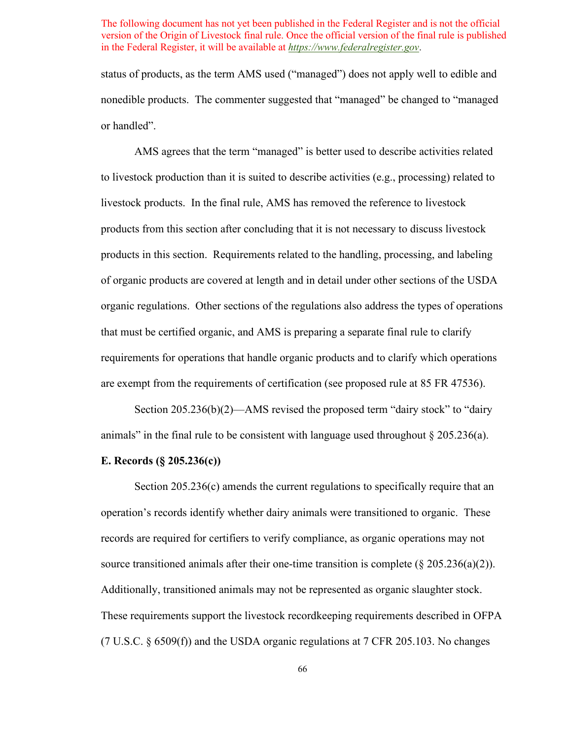status of products, as the term AMS used (“managed”) does not apply well to edible and nonedible products. The commenter suggested that “managed” be changed to “managed or handled”.

AMS agrees that the term “managed” is better used to describe activities related to livestock production than it is suited to describe activities (e.g., processing) related to livestock products. In the final rule, AMS has removed the reference to livestock products from this section after concluding that it is not necessary to discuss livestock products in this section. Requirements related to the handling, processing, and labeling of organic products are covered at length and in detail under other sections of the USDA organic regulations. Other sections of the regulations also address the types of operations that must be certified organic, and AMS is preparing a separate final rule to clarify requirements for operations that handle organic products and to clarify which operations are exempt from the requirements of certification (see proposed rule at 85 FR 47536).

Section 205.236(b)(2)—AMS revised the proposed term “dairy stock” to “dairy animals” in the final rule to be consistent with language used throughout § 205.236(a).

**E. Records (§ 205.236(c))**

Section 205.236(c) amends the current regulations to specifically require that an operation’s records identify whether dairy animals were transitioned to organic. These records are required for certifiers to verify compliance, as organic operations may not source transitioned animals after their one-time transition is complete (§ 205.236(a)(2)). Additionally, transitioned animals may not be represented as organic slaughter stock. These requirements support the livestock recordkeeping requirements described in OFPA (7 U.S.C. § 6509(f)) and the USDA organic regulations at 7 CFR 205.103. No changes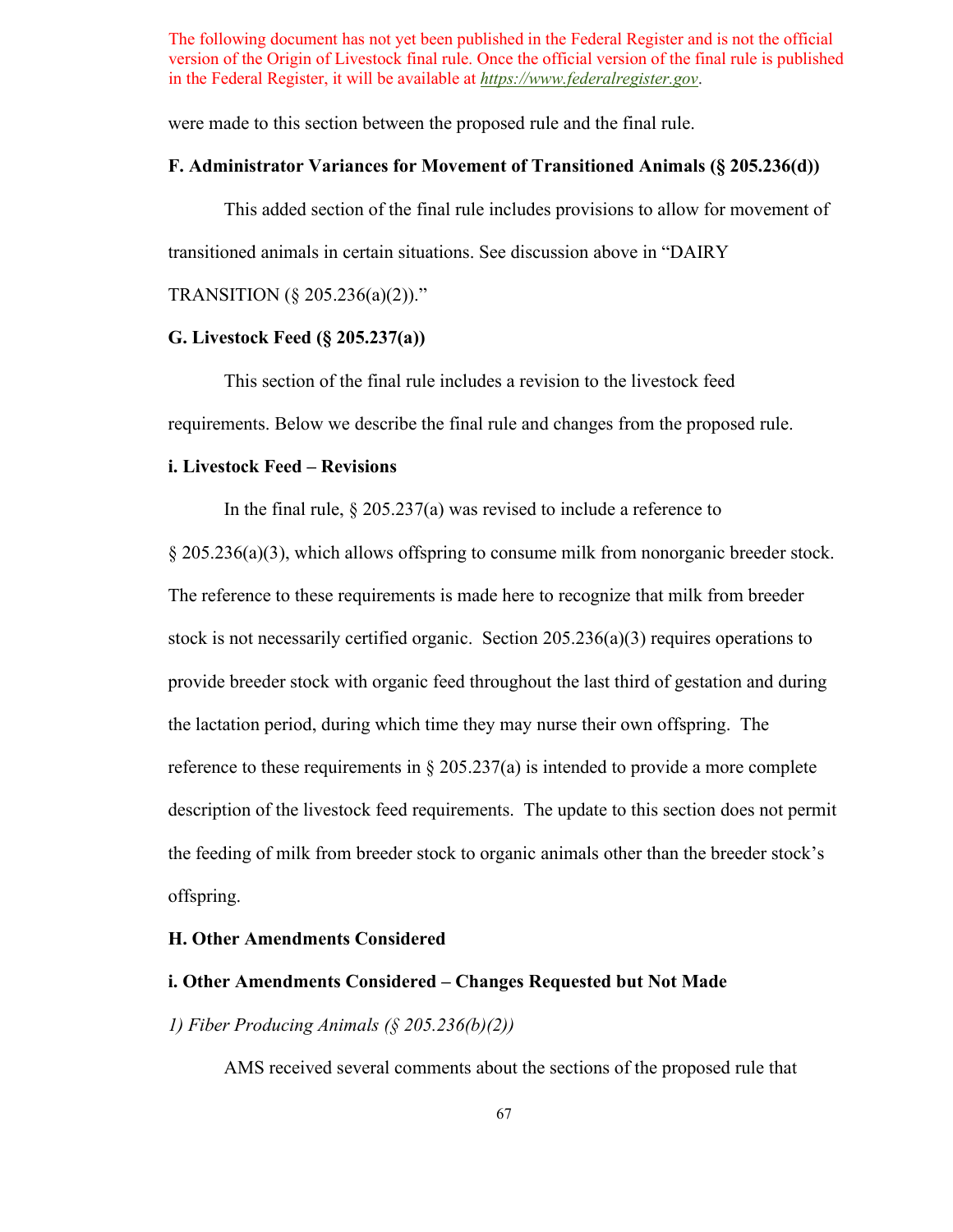were made to this section between the proposed rule and the final rule.

### F. Administrator Variances for Movement of Transitioned Animals (§ 205.236(d))

This added section of the final rule includes provisions to allow for movement of transitioned animals in certain situations. See discussion above in "DAIRY TRANSITION (§ 205.236(a)(2))."

### G. Livestock Feed (§ 205.237(a))

This section of the final rule includes a revision to the livestock feed requirements. Below we describe the final rule and changes from the proposed rule.

#### i. Livestock Feed – Revisions

In the final rule, § 205.237(a) was revised to include a reference to § 205.236(a)(3), which allows offspring to consume milk from nonorganic breeder stock. The reference to these requirements is made here to recognize that milk from breeder stock is not necessarily certified organic. Section 205.236(a)(3) requires operations to provide breeder stock with organic feed throughout the last third of gestation and during the lactation period, during which time they may nurse their own offspring. The reference to these requirements in § 205.237(a) is intended to provide a more complete description of the livestock feed requirements. The update to this section does not permit the feeding of milk from breeder stock to organic animals other than the breeder stock's offspring.

### H. Other Amendments Considered

#### i. Other Amendments Considered – Changes Requested but Not Made

*1) Fiber Producing Animals (§ 205.236(b)(2))*

AMS received several comments about the sections of the proposed rule that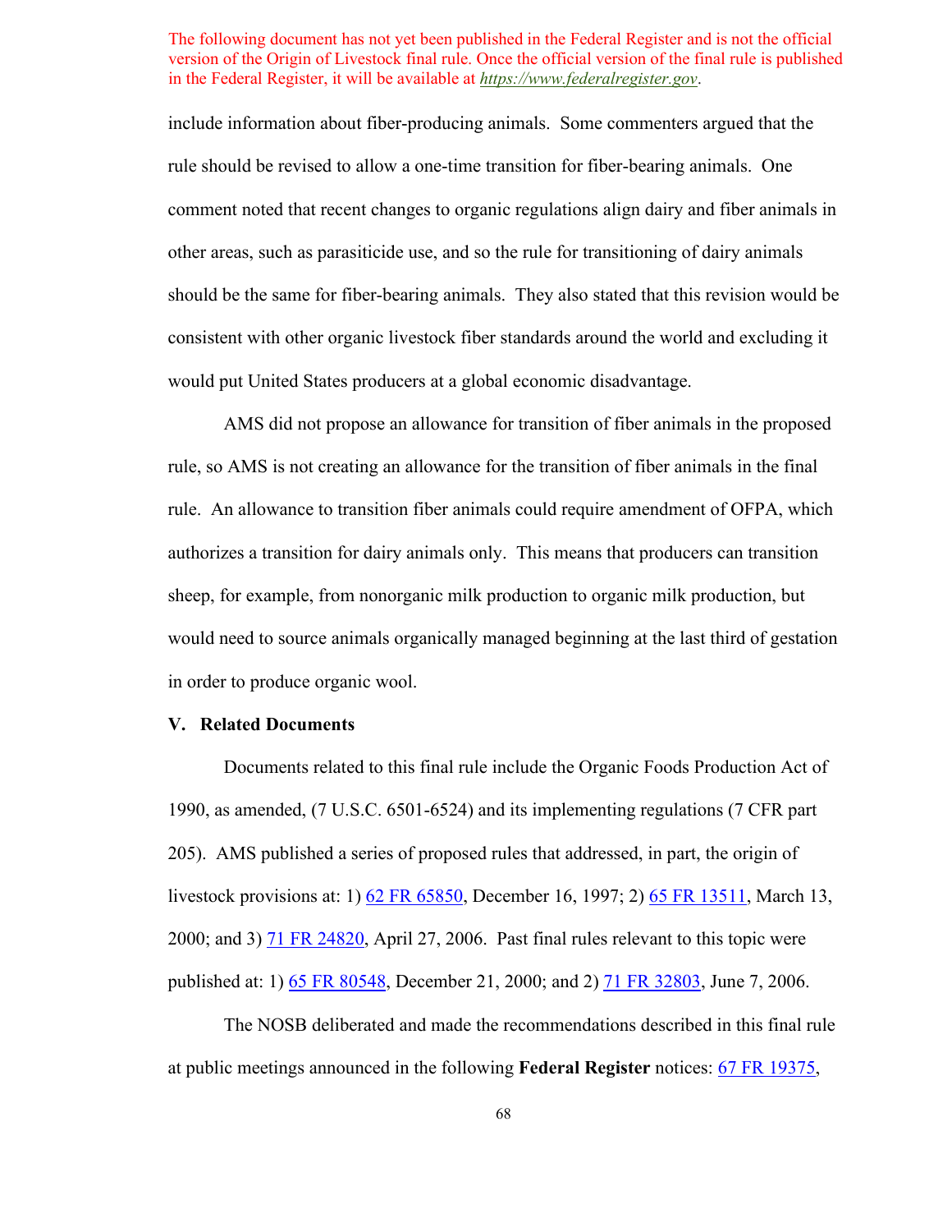include information about fiber-producing animals. Some commenters argued that the rule should be revised to allow a one-time transition for fiber-bearing animals. One comment noted that recent changes to organic regulations align dairy and fiber animals in other areas, such as parasiticide use, and so the rule for transitioning of dairy animals should be the same for fiber-bearing animals. They also stated that this revision would be consistent with other organic livestock fiber standards around the world and excluding it would put United States producers at a global economic disadvantage.

AMS did not propose an allowance for transition of fiber animals in the proposed rule, so AMS is not creating an allowance for the transition of fiber animals in the final rule. An allowance to transition fiber animals could require amendment of OFPA, which authorizes a transition for dairy animals only. This means that producers can transition sheep, for example, from nonorganic milk production to organic milk production, but would need to source animals organically managed beginning at the last third of gestation in order to produce organic wool.

## V. Related Documents

Documents related to this final rule include the Organic Foods Production Act of 1990, as amended, (7 U.S.C. 6501-6524) and its implementing regulations (7 CFR part 205). AMS published a series of proposed rules that addressed, in part, the origin of livestock provisions at: 1) 62 FR 65850, December 16, 1997; 2) 65 FR 13511, March 13, 2000; and 3) 71 FR 24820, April 27, 2006. Past final rules relevant to this topic were published at: 1) 65 FR 80548, December 21, 2000; and 2) 71 FR 32803, June 7, 2006.

The NOSB deliberated and made the recommendations described in this final rule at public meetings announced in the following **Federal Register** notices: 67 FR 19375,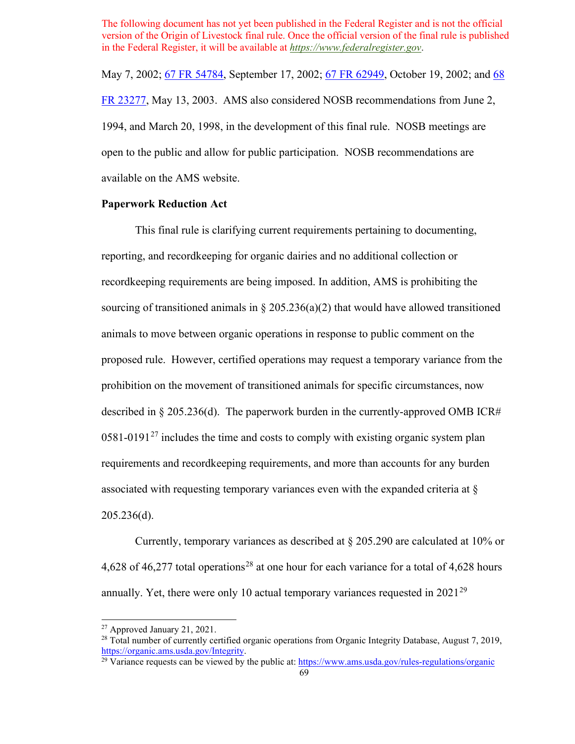The following document has not yet been published in the Federal Register and is not the official version of the Origin of Livestock final rule. Once the official version of the final rule is published in the Federal Register, it will be available at *https://www.federalregister.gov*.

May 7, 2002; 67 FR 54784, September 17, 2002; 67 FR 62949, October 19, 2002; and 68 FR 23277, May 13, 2003. AMS also considered NOSB recommendations from June 2, 1994, and March 20, 1998, in the development of this final rule. NOSB meetings are open to the public and allow for public participation. NOSB recommendations are available on the AMS website.

**Paperwork Reduction Act**

This final rule is clarifying current requirements pertaining to documenting, reporting, and recordkeeping for organic dairies and no additional collection or recordkeeping requirements are being imposed. In addition, AMS is prohibiting the sourcing of transitioned animals in § 205.236(a)(2) that would have allowed transitioned animals to move between organic operations in response to public comment on the proposed rule. However, certified operations may request a temporary variance from the prohibition on the movement of transitioned animals for specific circumstances, now described in § 205.236(d). The paperwork burden in the currently-approved OMB ICR# 0581-0191[27] includes the time and costs to comply with existing organic system plan requirements and recordkeeping requirements, and more than accounts for any burden associated with requesting temporary variances even with the expanded criteria at § 205.236(d).

Currently, temporary variances as described at § 205.290 are calculated at 10% or 4,628 of 46,277 total operations[28] at one hour for each variance for a total of 4,628 hours annually. Yet, there were only 10 actual temporary variances requested in 2021[29]

[27] Approved January 21, 2021.

[28] Total number of currently certified organic operations from Organic Integrity Database, August 7, 2019, https://organic.ams.usda.gov/Integrity.

[29] Variance requests can be viewed by the public at: https://www.ams.usda.gov/rules-regulations/organic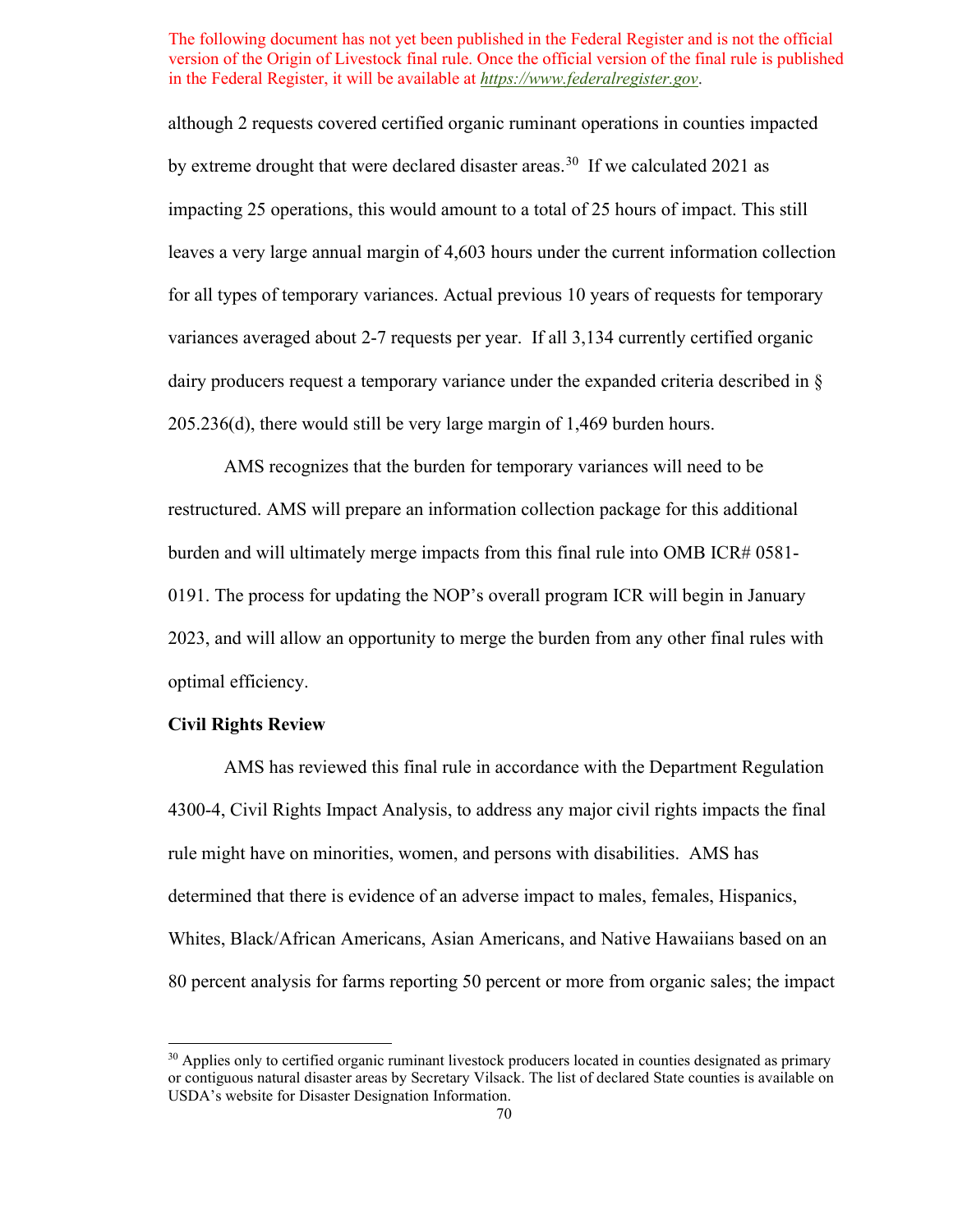The following document has not yet been published in the Federal Register and is not the official version of the Origin of Livestock final rule. Once the official version of the final rule is published in the Federal Register, it will be available at *https://www.federalregister.gov*.

although 2 requests covered certified organic ruminant operations in counties impacted by extreme drought that were declared disaster areas.[30] If we calculated 2021 as impacting 25 operations, this would amount to a total of 25 hours of impact. This still leaves a very large annual margin of 4,603 hours under the current information collection for all types of temporary variances. Actual previous 10 years of requests for temporary variances averaged about 2-7 requests per year. If all 3,134 currently certified organic dairy producers request a temporary variance under the expanded criteria described in § 205.236(d), there would still be very large margin of 1,469 burden hours.

AMS recognizes that the burden for temporary variances will need to be restructured. AMS will prepare an information collection package for this additional burden and will ultimately merge impacts from this final rule into OMB ICR# 0581-0191. The process for updating the NOP's overall program ICR will begin in January 2023, and will allow an opportunity to merge the burden from any other final rules with optimal efficiency.

**Civil Rights Review**

AMS has reviewed this final rule in accordance with the Department Regulation 4300-4, Civil Rights Impact Analysis, to address any major civil rights impacts the final rule might have on minorities, women, and persons with disabilities. AMS has determined that there is evidence of an adverse impact to males, females, Hispanics, Whites, Black/African Americans, Asian Americans, and Native Hawaiians based on an 80 percent analysis for farms reporting 50 percent or more from organic sales; the impact

[30] Applies only to certified organic ruminant livestock producers located in counties designated as primary or contiguous natural disaster areas by Secretary Vilsack. The list of declared State counties is available on USDA's website for Disaster Designation Information.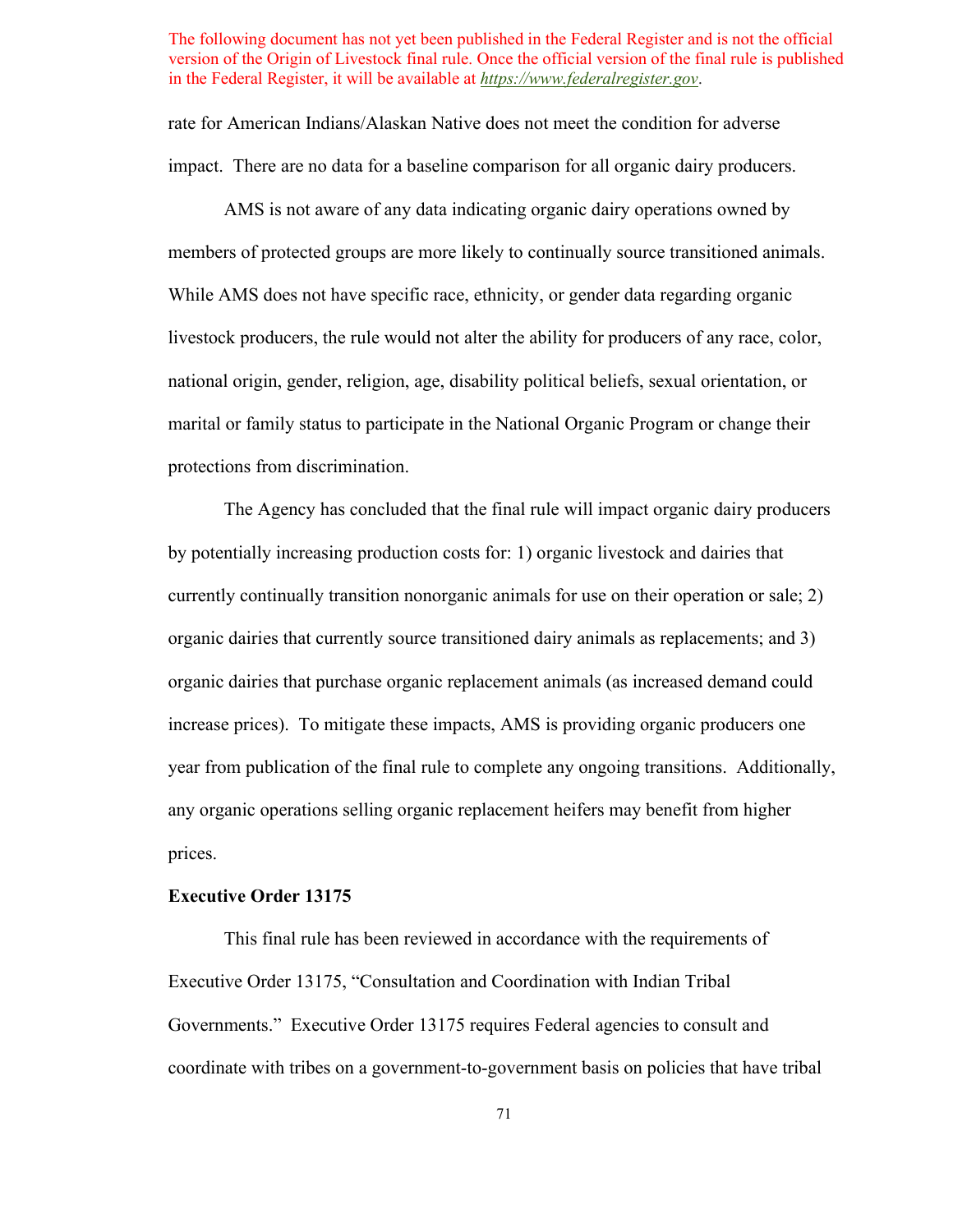rate for American Indians/Alaskan Native does not meet the condition for adverse impact. There are no data for a baseline comparison for all organic dairy producers.

AMS is not aware of any data indicating organic dairy operations owned by members of protected groups are more likely to continually source transitioned animals. While AMS does not have specific race, ethnicity, or gender data regarding organic livestock producers, the rule would not alter the ability for producers of any race, color, national origin, gender, religion, age, disability political beliefs, sexual orientation, or marital or family status to participate in the National Organic Program or change their protections from discrimination.

The Agency has concluded that the final rule will impact organic dairy producers by potentially increasing production costs for: 1) organic livestock and dairies that currently continually transition nonorganic animals for use on their operation or sale; 2) organic dairies that currently source transitioned dairy animals as replacements; and 3) organic dairies that purchase organic replacement animals (as increased demand could increase prices). To mitigate these impacts, AMS is providing organic producers one year from publication of the final rule to complete any ongoing transitions. Additionally, any organic operations selling organic replacement heifers may benefit from higher prices.

**Executive Order 13175**

This final rule has been reviewed in accordance with the requirements of Executive Order 13175, "Consultation and Coordination with Indian Tribal Governments." Executive Order 13175 requires Federal agencies to consult and coordinate with tribes on a government-to-government basis on policies that have tribal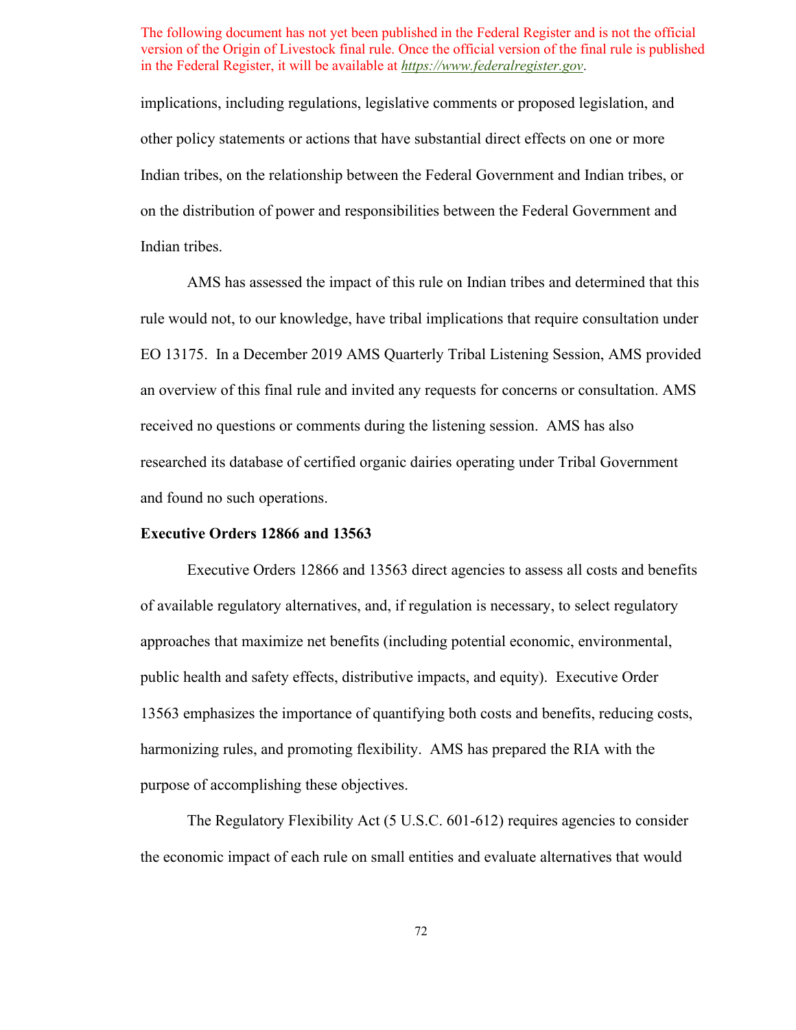implications, including regulations, legislative comments or proposed legislation, and other policy statements or actions that have substantial direct effects on one or more Indian tribes, on the relationship between the Federal Government and Indian tribes, or on the distribution of power and responsibilities between the Federal Government and Indian tribes.

AMS has assessed the impact of this rule on Indian tribes and determined that this rule would not, to our knowledge, have tribal implications that require consultation under EO 13175. In a December 2019 AMS Quarterly Tribal Listening Session, AMS provided an overview of this final rule and invited any requests for concerns or consultation. AMS received no questions or comments during the listening session. AMS has also researched its database of certified organic dairies operating under Tribal Government and found no such operations.

**Executive Orders 12866 and 13563**

Executive Orders 12866 and 13563 direct agencies to assess all costs and benefits of available regulatory alternatives, and, if regulation is necessary, to select regulatory approaches that maximize net benefits (including potential economic, environmental, public health and safety effects, distributive impacts, and equity). Executive Order 13563 emphasizes the importance of quantifying both costs and benefits, reducing costs, harmonizing rules, and promoting flexibility. AMS has prepared the RIA with the purpose of accomplishing these objectives.

The Regulatory Flexibility Act (5 U.S.C. 601-612) requires agencies to consider the economic impact of each rule on small entities and evaluate alternatives that would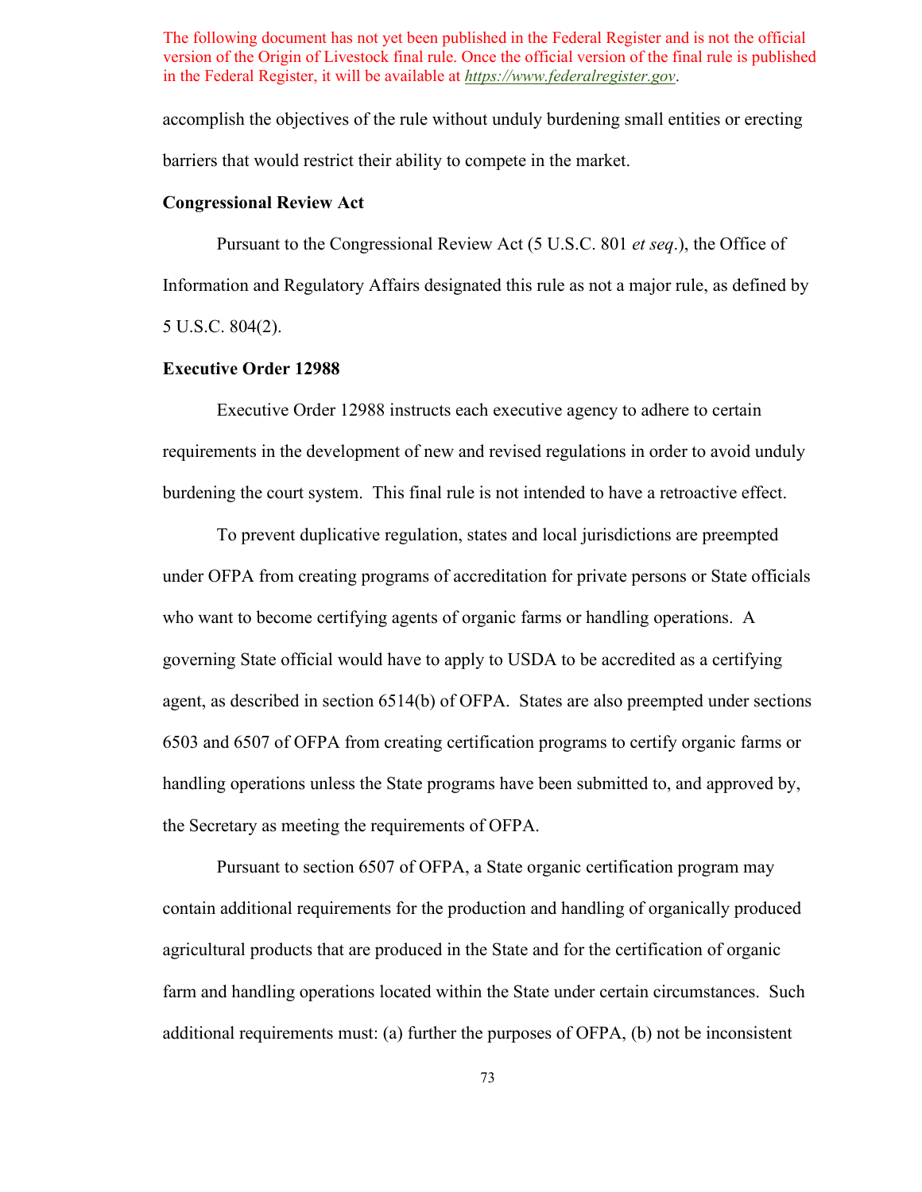accomplish the objectives of the rule without unduly burdening small entities or erecting barriers that would restrict their ability to compete in the market.

**Congressional Review Act**

Pursuant to the Congressional Review Act (5 U.S.C. 801 *et seq*.), the Office of Information and Regulatory Affairs designated this rule as not a major rule, as defined by 5 U.S.C. 804(2).

**Executive Order 12988**

Executive Order 12988 instructs each executive agency to adhere to certain requirements in the development of new and revised regulations in order to avoid unduly burdening the court system. This final rule is not intended to have a retroactive effect.

To prevent duplicative regulation, states and local jurisdictions are preempted under OFPA from creating programs of accreditation for private persons or State officials who want to become certifying agents of organic farms or handling operations. A governing State official would have to apply to USDA to be accredited as a certifying agent, as described in section 6514(b) of OFPA. States are also preempted under sections 6503 and 6507 of OFPA from creating certification programs to certify organic farms or handling operations unless the State programs have been submitted to, and approved by, the Secretary as meeting the requirements of OFPA.

Pursuant to section 6507 of OFPA, a State organic certification program may contain additional requirements for the production and handling of organically produced agricultural products that are produced in the State and for the certification of organic farm and handling operations located within the State under certain circumstances. Such additional requirements must: (a) further the purposes of OFPA, (b) not be inconsistent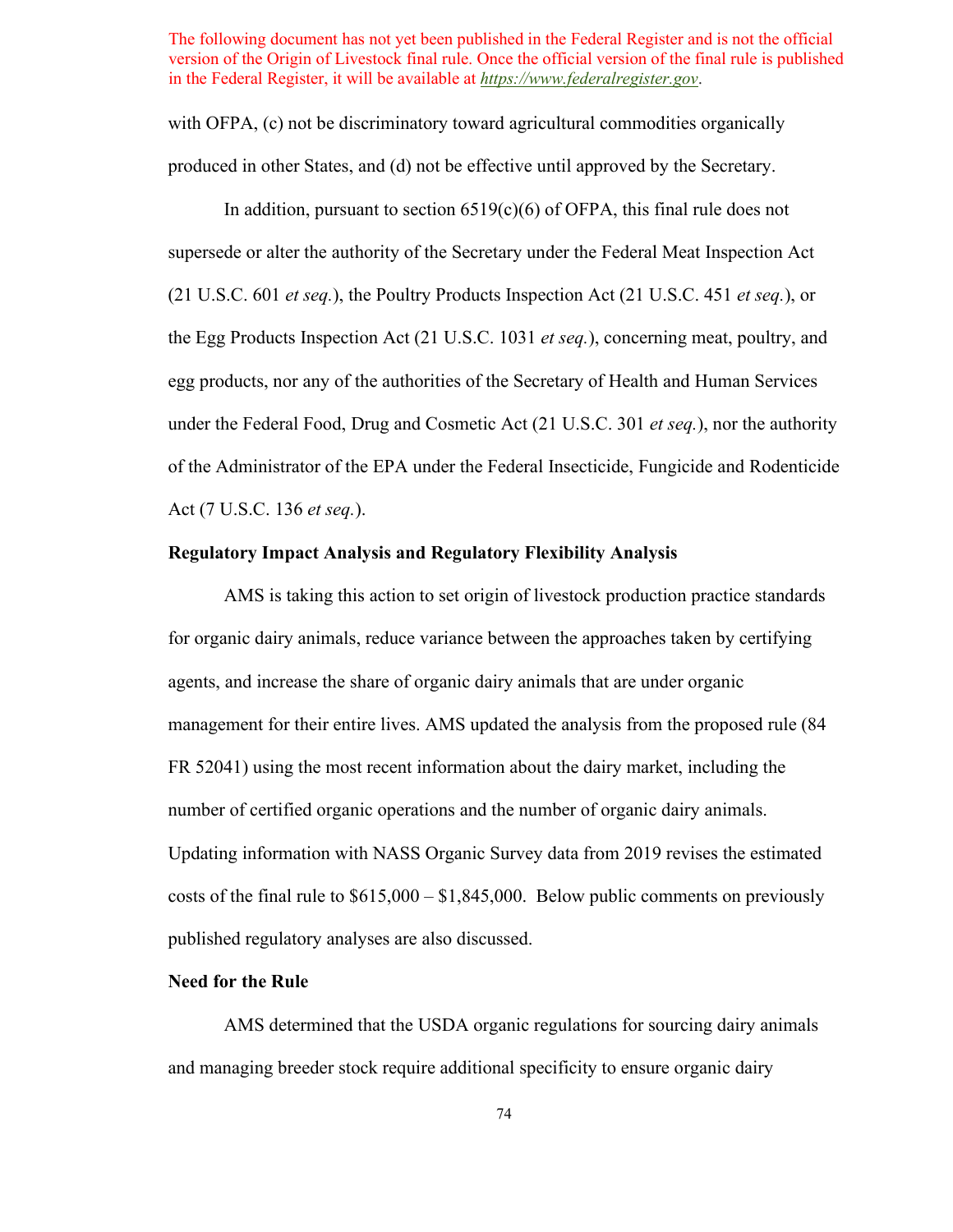The following document has not yet been published in the Federal Register and is not the official version of the Origin of Livestock final rule. Once the official version of the final rule is published in the Federal Register, it will be available at *https://www.federalregister.gov*.

with OFPA, (c) not be discriminatory toward agricultural commodities organically produced in other States, and (d) not be effective until approved by the Secretary.

In addition, pursuant to section 6519(c)(6) of OFPA, this final rule does not supersede or alter the authority of the Secretary under the Federal Meat Inspection Act (21 U.S.C. 601 *et seq.*), the Poultry Products Inspection Act (21 U.S.C. 451 *et seq.*), or the Egg Products Inspection Act (21 U.S.C. 1031 *et seq.*), concerning meat, poultry, and egg products, nor any of the authorities of the Secretary of Health and Human Services under the Federal Food, Drug and Cosmetic Act (21 U.S.C. 301 *et seq.*), nor the authority of the Administrator of the EPA under the Federal Insecticide, Fungicide and Rodenticide Act (7 U.S.C. 136 *et seq.*).

**Regulatory Impact Analysis and Regulatory Flexibility Analysis**

AMS is taking this action to set origin of livestock production practice standards for organic dairy animals, reduce variance between the approaches taken by certifying agents, and increase the share of organic dairy animals that are under organic management for their entire lives. AMS updated the analysis from the proposed rule (84 FR 52041) using the most recent information about the dairy market, including the number of certified organic operations and the number of organic dairy animals. Updating information with NASS Organic Survey data from 2019 revises the estimated costs of the final rule to $615,000 – $1,845,000. Below public comments on previously published regulatory analyses are also discussed.

**Need for the Rule**

AMS determined that the USDA organic regulations for sourcing dairy animals and managing breeder stock require additional specificity to ensure organic dairy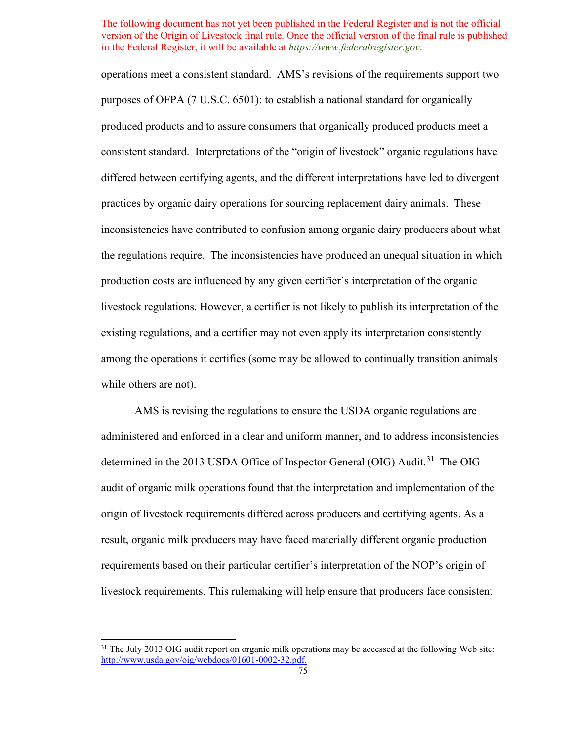operations meet a consistent standard. AMS's revisions of the requirements support two purposes of OFPA (7 U.S.C. 6501): to establish a national standard for organically produced products and to assure consumers that organically produced products meet a consistent standard. Interpretations of the "origin of livestock" organic regulations have differed between certifying agents, and the different interpretations have led to divergent practices by organic dairy operations for sourcing replacement dairy animals. These inconsistencies have contributed to confusion among organic dairy producers about what the regulations require. The inconsistencies have produced an unequal situation in which production costs are influenced by any given certifier's interpretation of the organic livestock regulations. However, a certifier is not likely to publish its interpretation of the existing regulations, and a certifier may not even apply its interpretation consistently among the operations it certifies (some may be allowed to continually transition animals while others are not).

AMS is revising the regulations to ensure the USDA organic regulations are administered and enforced in a clear and uniform manner, and to address inconsistencies determined in the 2013 USDA Office of Inspector General (OIG) Audit.[31] The OIG audit of organic milk operations found that the interpretation and implementation of the origin of livestock requirements differed across producers and certifying agents. As a result, organic milk producers may have faced materially different organic production requirements based on their particular certifier's interpretation of the NOP's origin of livestock requirements. This rulemaking will help ensure that producers face consistent

[31] The July 2013 OIG audit report on organic milk operations may be accessed at the following Web site: http://www.usda.gov/oig/webdocs/01601-0002-32.pdf.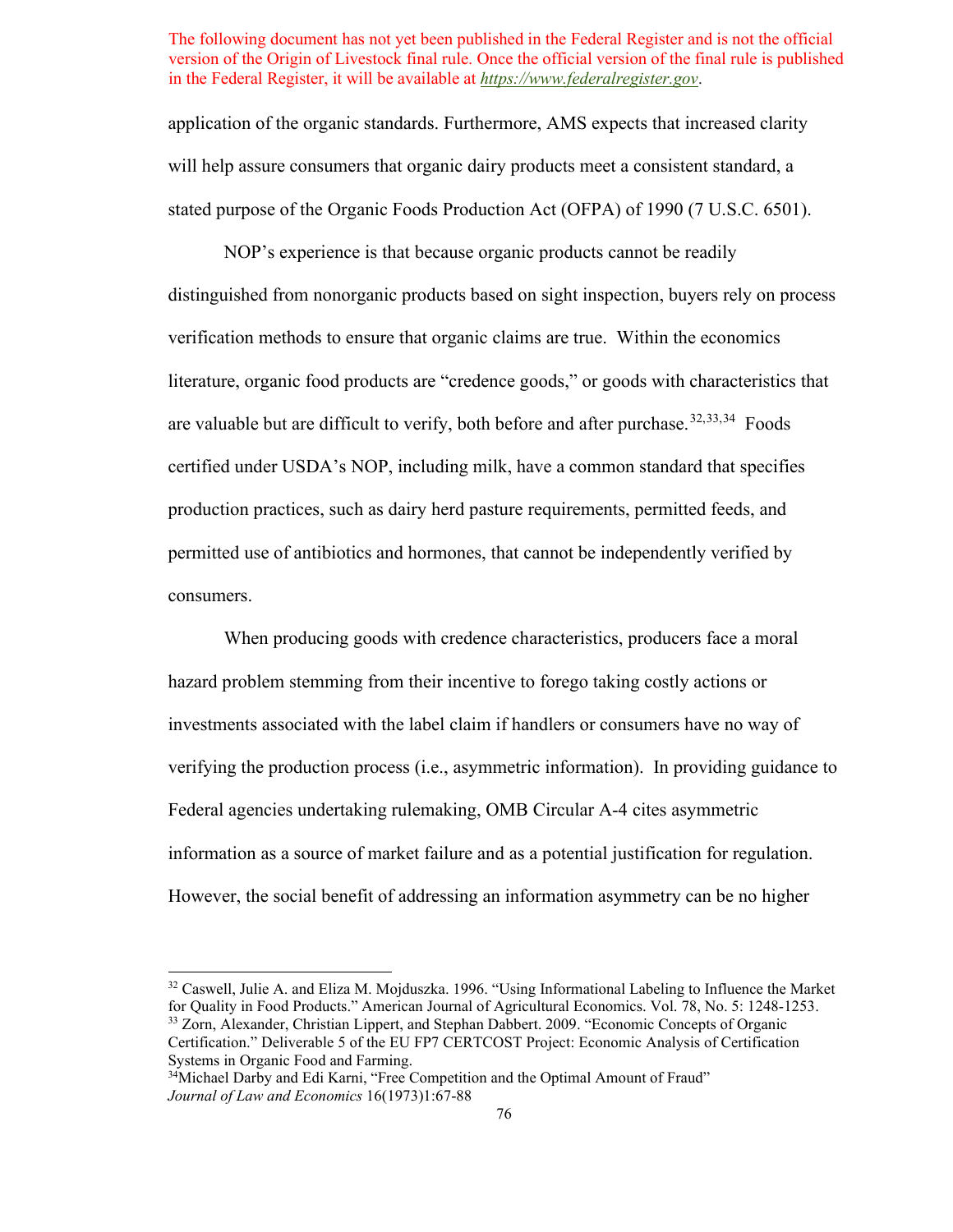The following document has not yet been published in the Federal Register and is not the official version of the Origin of Livestock final rule. Once the official version of the final rule is published in the Federal Register, it will be available at *https://www.federalregister.gov*.

application of the organic standards. Furthermore, AMS expects that increased clarity will help assure consumers that organic dairy products meet a consistent standard, a stated purpose of the Organic Foods Production Act (OFPA) of 1990 (7 U.S.C. 6501).

NOP's experience is that because organic products cannot be readily distinguished from nonorganic products based on sight inspection, buyers rely on process verification methods to ensure that organic claims are true. Within the economics literature, organic food products are "credence goods," or goods with characteristics that are valuable but are difficult to verify, both before and after purchase.[32,33,34] Foods certified under USDA's NOP, including milk, have a common standard that specifies production practices, such as dairy herd pasture requirements, permitted feeds, and permitted use of antibiotics and hormones, that cannot be independently verified by consumers.

When producing goods with credence characteristics, producers face a moral hazard problem stemming from their incentive to forego taking costly actions or investments associated with the label claim if handlers or consumers have no way of verifying the production process (i.e., asymmetric information). In providing guidance to Federal agencies undertaking rulemaking, OMB Circular A-4 cites asymmetric information as a source of market failure and as a potential justification for regulation. However, the social benefit of addressing an information asymmetry can be no higher

---

[32] Caswell, Julie A. and Eliza M. Mojduszka. 1996. "Using Informational Labeling to Influence the Market for Quality in Food Products." American Journal of Agricultural Economics. Vol. 78, No. 5: 1248-1253.

[33] Zorn, Alexander, Christian Lippert, and Stephan Dabbert. 2009. "Economic Concepts of Organic Certification." Deliverable 5 of the EU FP7 CERTCOST Project: Economic Analysis of Certification Systems in Organic Food and Farming.

[34] Michael Darby and Edi Karni, "Free Competition and the Optimal Amount of Fraud" *Journal of Law and Economics* 16(1973)1:67-88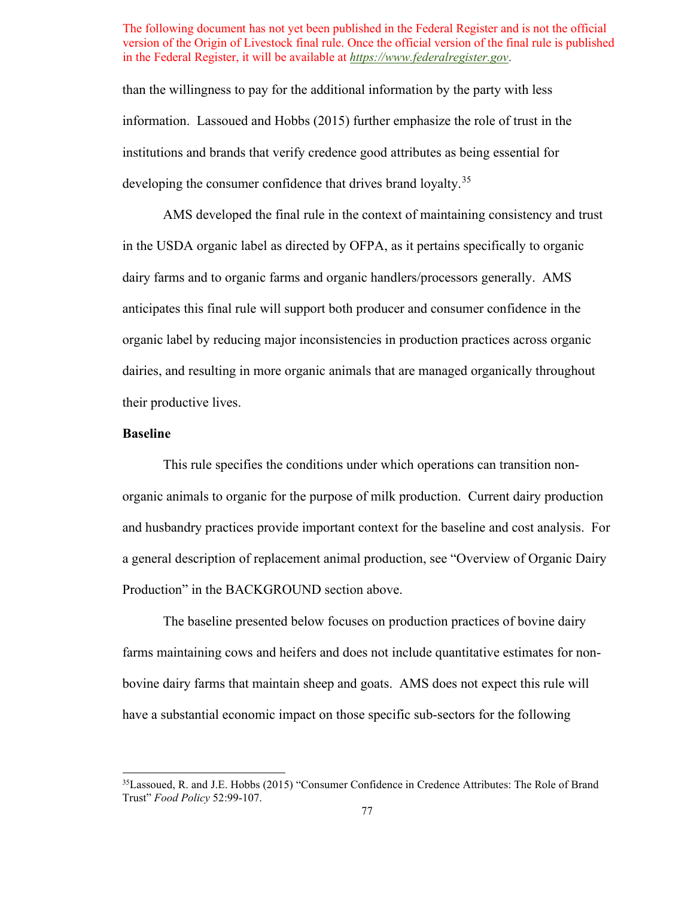The following document has not yet been published in the Federal Register and is not the official version of the Origin of Livestock final rule. Once the official version of the final rule is published in the Federal Register, it will be available at *https://www.federalregister.gov*.

than the willingness to pay for the additional information by the party with less information. Lassoued and Hobbs (2015) further emphasize the role of trust in the institutions and brands that verify credence good attributes as being essential for developing the consumer confidence that drives brand loyalty.[35]

AMS developed the final rule in the context of maintaining consistency and trust in the USDA organic label as directed by OFPA, as it pertains specifically to organic dairy farms and to organic farms and organic handlers/processors generally. AMS anticipates this final rule will support both producer and consumer confidence in the organic label by reducing major inconsistencies in production practices across organic dairies, and resulting in more organic animals that are managed organically throughout their productive lives.

**Baseline**

This rule specifies the conditions under which operations can transition non-organic animals to organic for the purpose of milk production. Current dairy production and husbandry practices provide important context for the baseline and cost analysis. For a general description of replacement animal production, see "Overview of Organic Dairy Production" in the BACKGROUND section above.

The baseline presented below focuses on production practices of bovine dairy farms maintaining cows and heifers and does not include quantitative estimates for non-bovine dairy farms that maintain sheep and goats. AMS does not expect this rule will have a substantial economic impact on those specific sub-sectors for the following

[35] Lassoued, R. and J.E. Hobbs (2015) "Consumer Confidence in Credence Attributes: The Role of Brand Trust" *Food Policy* 52:99-107.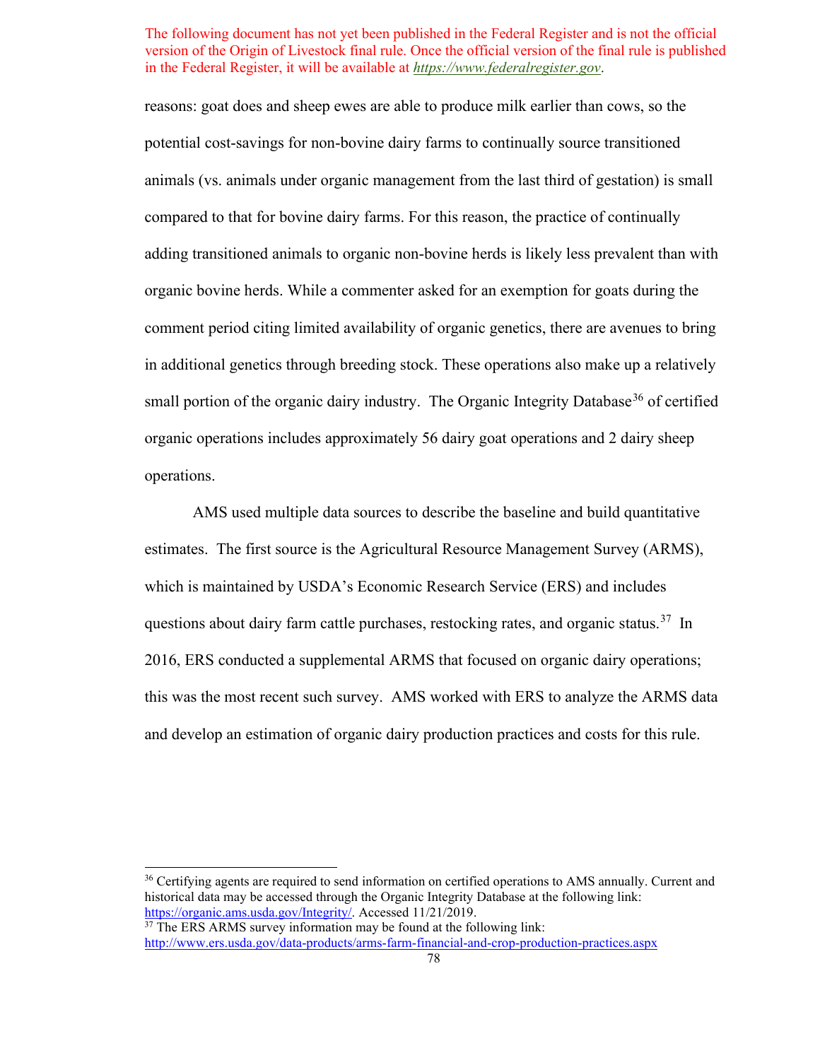The following document has not yet been published in the Federal Register and is not the official version of the Origin of Livestock final rule. Once the official version of the final rule is published in the Federal Register, it will be available at *https://www.federalregister.gov*.

reasons: goat does and sheep ewes are able to produce milk earlier than cows, so the potential cost-savings for non-bovine dairy farms to continually source transitioned animals (vs. animals under organic management from the last third of gestation) is small compared to that for bovine dairy farms. For this reason, the practice of continually adding transitioned animals to organic non-bovine herds is likely less prevalent than with organic bovine herds. While a commenter asked for an exemption for goats during the comment period citing limited availability of organic genetics, there are avenues to bring in additional genetics through breeding stock. These operations also make up a relatively small portion of the organic dairy industry. The Organic Integrity Database[36] of certified organic operations includes approximately 56 dairy goat operations and 2 dairy sheep operations.

AMS used multiple data sources to describe the baseline and build quantitative estimates. The first source is the Agricultural Resource Management Survey (ARMS), which is maintained by USDA's Economic Research Service (ERS) and includes questions about dairy farm cattle purchases, restocking rates, and organic status.[37] In 2016, ERS conducted a supplemental ARMS that focused on organic dairy operations; this was the most recent such survey. AMS worked with ERS to analyze the ARMS data and develop an estimation of organic dairy production practices and costs for this rule.

---

[36] Certifying agents are required to send information on certified operations to AMS annually. Current and historical data may be accessed through the Organic Integrity Database at the following link: https://organic.ams.usda.gov/Integrity/. Accessed 11/21/2019.

[37] The ERS ARMS survey information may be found at the following link: http://www.ers.usda.gov/data-products/arms-farm-financial-and-crop-production-practices.aspx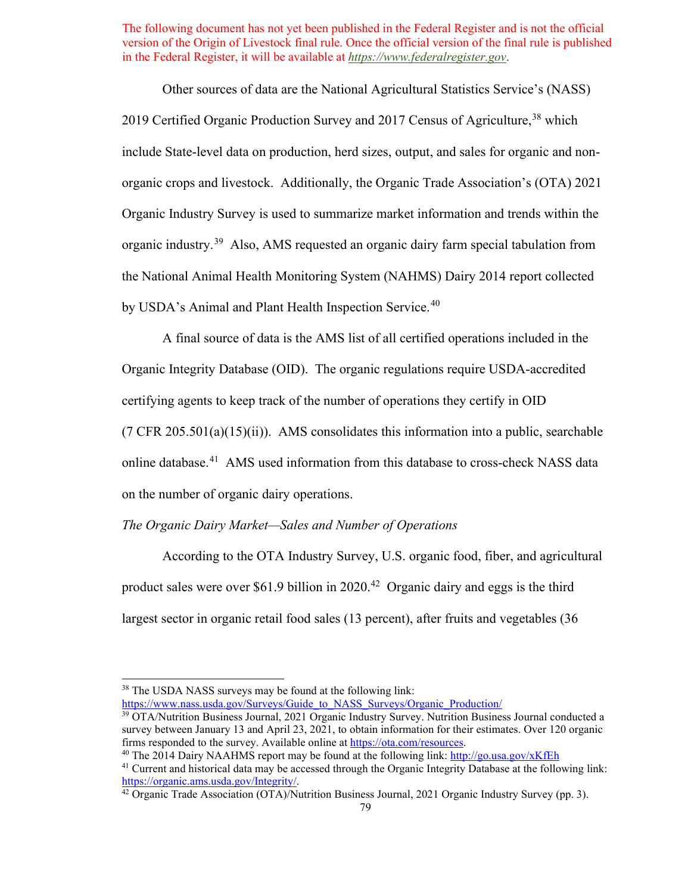The following document has not yet been published in the Federal Register and is not the official version of the Origin of Livestock final rule. Once the official version of the final rule is published in the Federal Register, it will be available at *https://www.federalregister.gov*.

Other sources of data are the National Agricultural Statistics Service's (NASS) 2019 Certified Organic Production Survey and 2017 Census of Agriculture,[38] which include State-level data on production, herd sizes, output, and sales for organic and non-organic crops and livestock. Additionally, the Organic Trade Association's (OTA) 2021 Organic Industry Survey is used to summarize market information and trends within the organic industry.[39] Also, AMS requested an organic dairy farm special tabulation from the National Animal Health Monitoring System (NAHMS) Dairy 2014 report collected by USDA's Animal and Plant Health Inspection Service.[40]

A final source of data is the AMS list of all certified operations included in the Organic Integrity Database (OID). The organic regulations require USDA-accredited certifying agents to keep track of the number of operations they certify in OID (7 CFR 205.501(a)(15)(ii)). AMS consolidates this information into a public, searchable online database.[41] AMS used information from this database to cross-check NASS data on the number of organic dairy operations.

*The Organic Dairy Market—Sales and Number of Operations*

According to the OTA Industry Survey, U.S. organic food, fiber, and agricultural product sales were over $61.9 billion in 2020.[42] Organic dairy and eggs is the third largest sector in organic retail food sales (13 percent), after fruits and vegetables (36

---

[38] The USDA NASS surveys may be found at the following link: https://www.nass.usda.gov/Surveys/Guide_to_NASS_Surveys/Organic_Production/

[39] OTA/Nutrition Business Journal, 2021 Organic Industry Survey. Nutrition Business Journal conducted a survey between January 13 and April 23, 2021, to obtain information for their estimates. Over 120 organic firms responded to the survey. Available online at https://ota.com/resources.

[40] The 2014 Dairy NAAHMS report may be found at the following link: http://go.usa.gov/xKfEh

[41] Current and historical data may be accessed through the Organic Integrity Database at the following link: https://organic.ams.usda.gov/Integrity/.

[42] Organic Trade Association (OTA)/Nutrition Business Journal, 2021 Organic Industry Survey (pp. 3).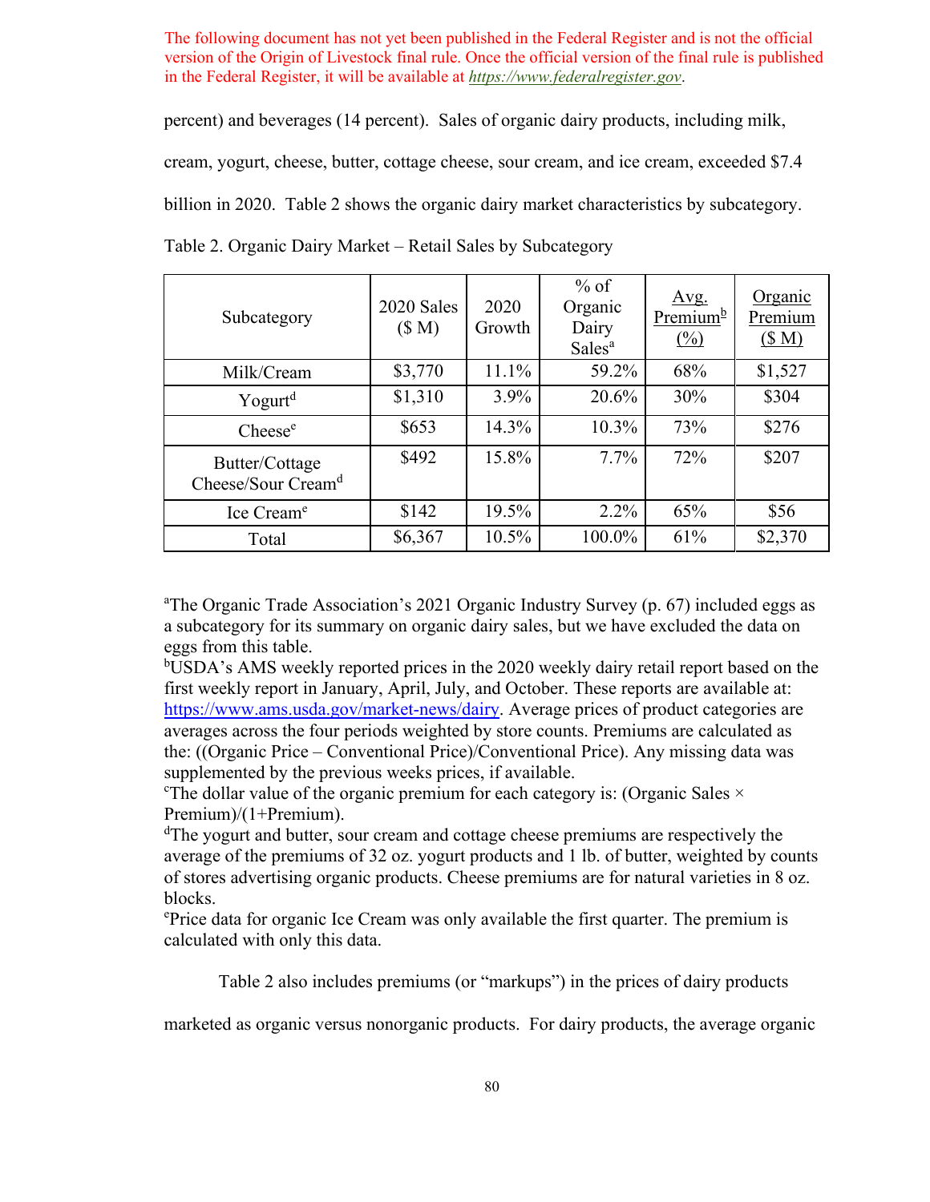The following document has not yet been published in the Federal Register and is not the official version of the Origin of Livestock final rule. Once the official version of the final rule is published in the Federal Register, it will be available at *https://www.federalregister.gov*.

percent) and beverages (14 percent). Sales of organic dairy products, including milk, cream, yogurt, cheese, butter, cottage cheese, sour cream, and ice cream, exceeded $7.4 billion in 2020. Table 2 shows the organic dairy market characteristics by subcategory.

Table 2. Organic Dairy Market – Retail Sales by Subcategory

| Subcategory | 2020 Sales ($ M) | 2020 Growth | % of Organic Dairy Sales[a] | Avg. Premium[b] (%) | Organic Premium ($ M) |
|---|---|---|---|---|---|
| Milk/Cream | $3,770 | 11.1% | 59.2% | 68% | $1,527 |
| Yogurt[d] | $1,310 | 3.9% | 20.6% | 30% | $304 |
| Cheese[e] | $653 | 14.3% | 10.3% | 73% | $276 |
| Butter/Cottage Cheese/Sour Cream[d] | $492 | 15.8% | 7.7% | 72% | $207 |
| Ice Cream[e] | $142 | 19.5% | 2.2% | 65% | $56 |
| Total | $6,367 | 10.5% | 100.0% | 61% | $2,370 |

[a]The Organic Trade Association's 2021 Organic Industry Survey (p. 67) included eggs as a subcategory for its summary on organic dairy sales, but we have excluded the data on eggs from this table.

[b]USDA's AMS weekly reported prices in the 2020 weekly dairy retail report based on the first weekly report in January, April, July, and October. These reports are available at: https://www.ams.usda.gov/market-news/dairy. Average prices of product categories are averages across the four periods weighted by store counts. Premiums are calculated as the: ((Organic Price – Conventional Price)/Conventional Price). Any missing data was supplemented by the previous weeks prices, if available.

[c]The dollar value of the organic premium for each category is: (Organic Sales × Premium)/(1+Premium).

[d]The yogurt and butter, sour cream and cottage cheese premiums are respectively the average of the premiums of 32 oz. yogurt products and 1 lb. of butter, weighted by counts of stores advertising organic products. Cheese premiums are for natural varieties in 8 oz. blocks.

[e]Price data for organic Ice Cream was only available the first quarter. The premium is calculated with only this data.

Table 2 also includes premiums (or "markups") in the prices of dairy products marketed as organic versus nonorganic products. For dairy products, the average organic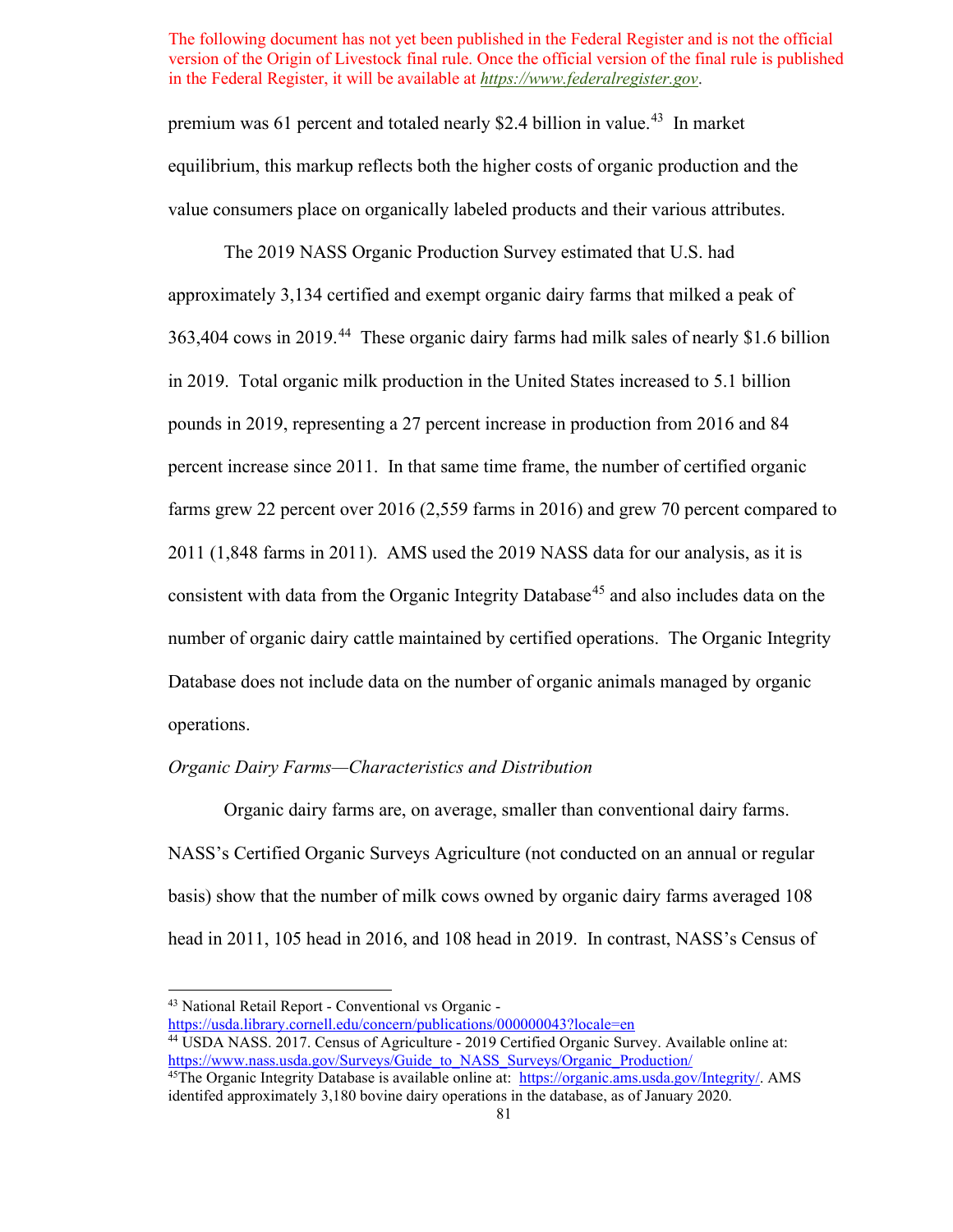The following document has not yet been published in the Federal Register and is not the official version of the Origin of Livestock final rule. Once the official version of the final rule is published in the Federal Register, it will be available at [https://www.federalregister.gov](https://www.federalregister.gov).

premium was 61 percent and totaled nearly $2.4 billion in value.[43] In market equilibrium, this markup reflects both the higher costs of organic production and the value consumers place on organically labeled products and their various attributes.

The 2019 NASS Organic Production Survey estimated that U.S. had approximately 3,134 certified and exempt organic dairy farms that milked a peak of 363,404 cows in 2019.[44] These organic dairy farms had milk sales of nearly $1.6 billion in 2019. Total organic milk production in the United States increased to 5.1 billion pounds in 2019, representing a 27 percent increase in production from 2016 and 84 percent increase since 2011. In that same time frame, the number of certified organic farms grew 22 percent over 2016 (2,559 farms in 2016) and grew 70 percent compared to 2011 (1,848 farms in 2011). AMS used the 2019 NASS data for our analysis, as it is consistent with data from the Organic Integrity Database[45] and also includes data on the number of organic dairy cattle maintained by certified operations. The Organic Integrity Database does not include data on the number of organic animals managed by organic operations.

*Organic Dairy Farms—Characteristics and Distribution*

Organic dairy farms are, on average, smaller than conventional dairy farms. NASS's Certified Organic Surveys Agriculture (not conducted on an annual or regular basis) show that the number of milk cows owned by organic dairy farms averaged 108 head in 2011, 105 head in 2016, and 108 head in 2019. In contrast, NASS's Census of

---

[43] National Retail Report - Conventional vs Organic - https://usda.library.cornell.edu/concern/publications/000000043?locale=en

[44] USDA NASS. 2017. Census of Agriculture - 2019 Certified Organic Survey. Available online at: https://www.nass.usda.gov/Surveys/Guide_to_NASS_Surveys/Organic_Production/

[45] The Organic Integrity Database is available online at: https://organic.ams.usda.gov/Integrity/. AMS identifed approximately 3,180 bovine dairy operations in the database, as of January 2020.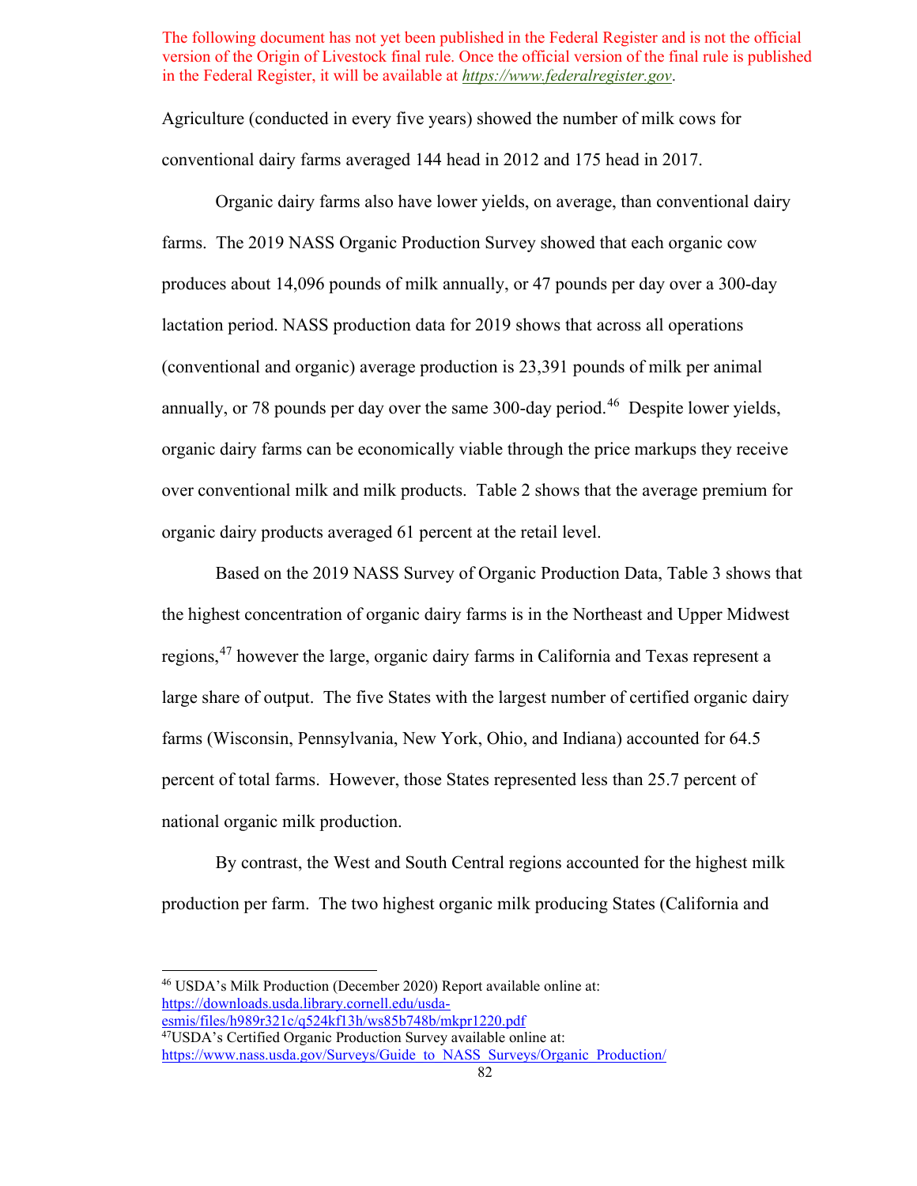The following document has not yet been published in the Federal Register and is not the official version of the Origin of Livestock final rule. Once the official version of the final rule is published in the Federal Register, it will be available at https://www.federalregister.gov.

Agriculture (conducted in every five years) showed the number of milk cows for conventional dairy farms averaged 144 head in 2012 and 175 head in 2017.

Organic dairy farms also have lower yields, on average, than conventional dairy farms. The 2019 NASS Organic Production Survey showed that each organic cow produces about 14,096 pounds of milk annually, or 47 pounds per day over a 300-day lactation period. NASS production data for 2019 shows that across all operations (conventional and organic) average production is 23,391 pounds of milk per animal annually, or 78 pounds per day over the same 300-day period.[46] Despite lower yields, organic dairy farms can be economically viable through the price markups they receive over conventional milk and milk products. Table 2 shows that the average premium for organic dairy products averaged 61 percent at the retail level.

Based on the 2019 NASS Survey of Organic Production Data, Table 3 shows that the highest concentration of organic dairy farms is in the Northeast and Upper Midwest regions,[47] however the large, organic dairy farms in California and Texas represent a large share of output. The five States with the largest number of certified organic dairy farms (Wisconsin, Pennsylvania, New York, Ohio, and Indiana) accounted for 64.5 percent of total farms. However, those States represented less than 25.7 percent of national organic milk production.

By contrast, the West and South Central regions accounted for the highest milk production per farm. The two highest organic milk producing States (California and

---

[46] USDA's Milk Production (December 2020) Report available online at: https://downloads.usda.library.cornell.edu/usda-esmis/files/h989r321c/q524kf13h/ws85b748b/mkpr1220.pdf

[47] USDA's Certified Organic Production Survey available online at: https://www.nass.usda.gov/Surveys/Guide_to_NASS_Surveys/Organic_Production/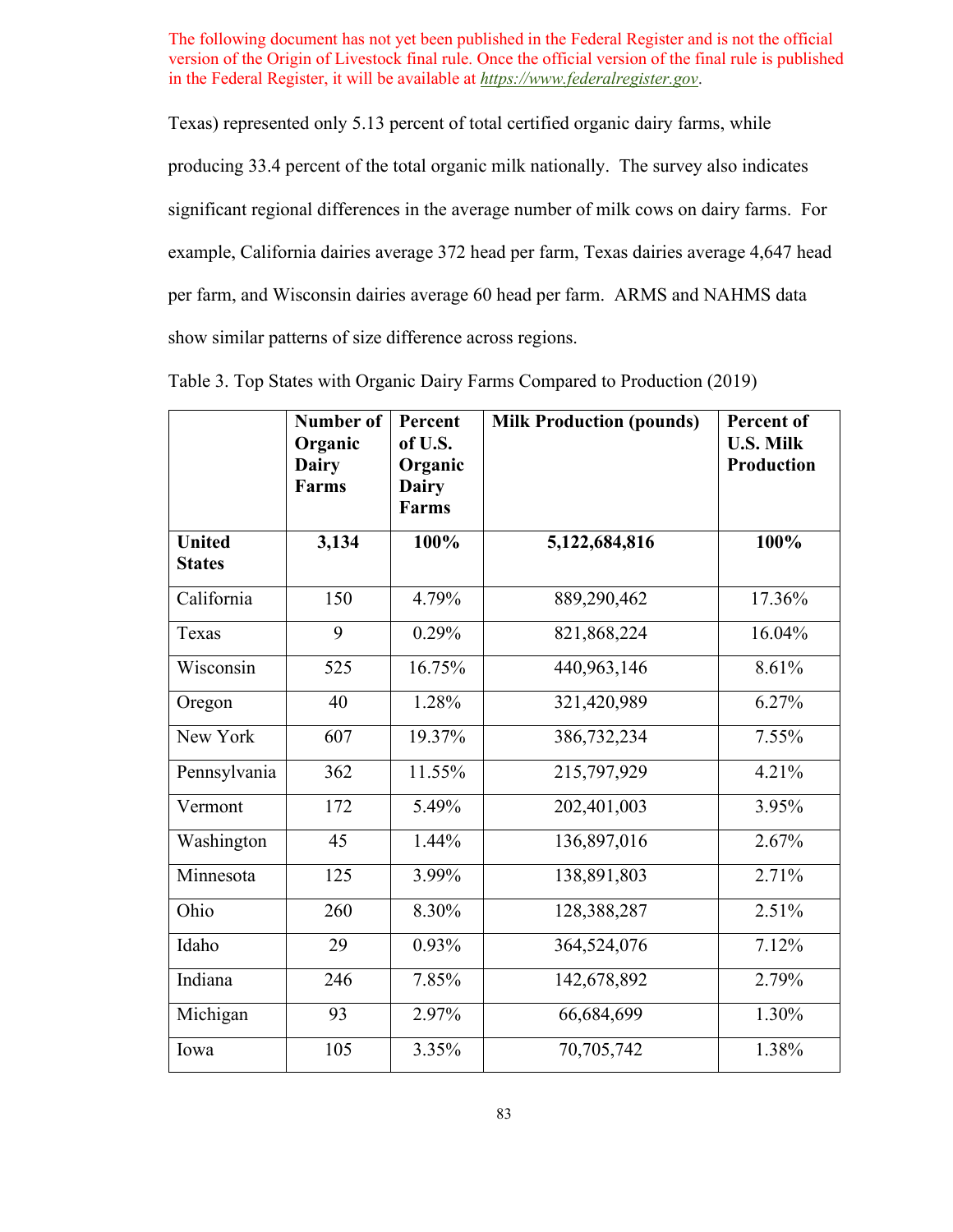The following document has not yet been published in the Federal Register and is not the official version of the Origin of Livestock final rule. Once the official version of the final rule is published in the Federal Register, it will be available at https://www.federalregister.gov.

Texas) represented only 5.13 percent of total certified organic dairy farms, while producing 33.4 percent of the total organic milk nationally. The survey also indicates significant regional differences in the average number of milk cows on dairy farms. For example, California dairies average 372 head per farm, Texas dairies average 4,647 head per farm, and Wisconsin dairies average 60 head per farm. ARMS and NAHMS data show similar patterns of size difference across regions.

Table 3. Top States with Organic Dairy Farms Compared to Production (2019)

| | Number of Organic Dairy Farms | Percent of U.S. Organic Dairy Farms | Milk Production (pounds) | Percent of U.S. Milk Production |
|---|---|---|---|---|
| **United States** | **3,134** | **100%** | **5,122,684,816** | **100%** |
| California | 150 | 4.79% | 889,290,462 | 17.36% |
| Texas | 9 | 0.29% | 821,868,224 | 16.04% |
| Wisconsin | 525 | 16.75% | 440,963,146 | 8.61% |
| Oregon | 40 | 1.28% | 321,420,989 | 6.27% |
| New York | 607 | 19.37% | 386,732,234 | 7.55% |
| Pennsylvania | 362 | 11.55% | 215,797,929 | 4.21% |
| Vermont | 172 | 5.49% | 202,401,003 | 3.95% |
| Washington | 45 | 1.44% | 136,897,016 | 2.67% |
| Minnesota | 125 | 3.99% | 138,891,803 | 2.71% |
| Ohio | 260 | 8.30% | 128,388,287 | 2.51% |
| Idaho | 29 | 0.93% | 364,524,076 | 7.12% |
| Indiana | 246 | 7.85% | 142,678,892 | 2.79% |
| Michigan | 93 | 2.97% | 66,684,699 | 1.30% |
| Iowa | 105 | 3.35% | 70,705,742 | 1.38% |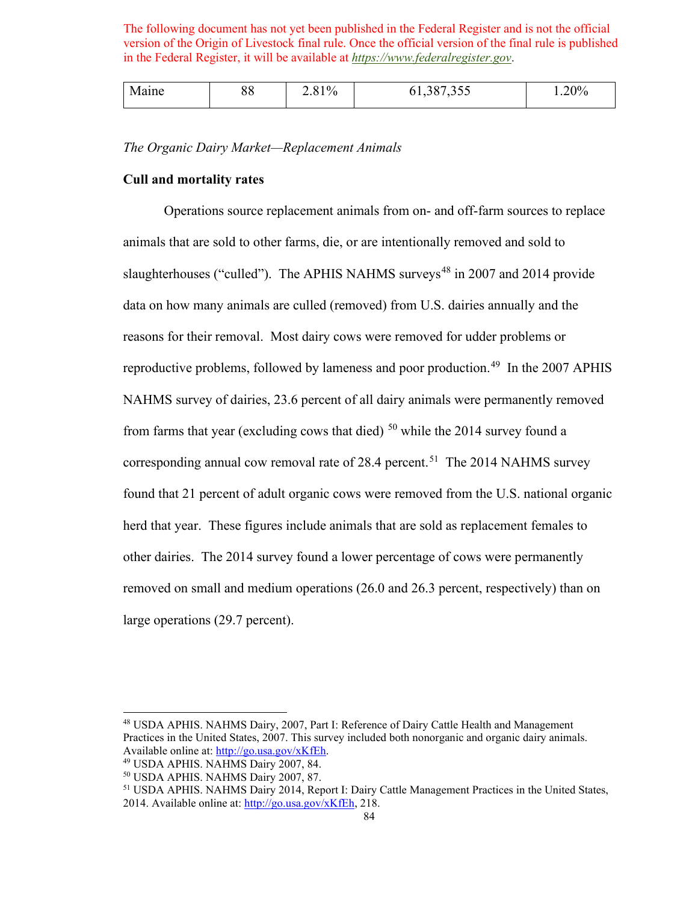The following document has not yet been published in the Federal Register and is not the official version of the Origin of Livestock final rule. Once the official version of the final rule is published in the Federal Register, it will be available at *https://www.federalregister.gov*.

| Maine | 88 | 2.81% | 61,387,355 | 1.20% |
|---|---|---|---|---|

*The Organic Dairy Market—Replacement Animals*

**Cull and mortality rates**

Operations source replacement animals from on- and off-farm sources to replace animals that are sold to other farms, die, or are intentionally removed and sold to slaughterhouses ("culled"). The APHIS NAHMS surveys[48] in 2007 and 2014 provide data on how many animals are culled (removed) from U.S. dairies annually and the reasons for their removal. Most dairy cows were removed for udder problems or reproductive problems, followed by lameness and poor production.[49] In the 2007 APHIS NAHMS survey of dairies, 23.6 percent of all dairy animals were permanently removed from farms that year (excluding cows that died) [50] while the 2014 survey found a corresponding annual cow removal rate of 28.4 percent.[51] The 2014 NAHMS survey found that 21 percent of adult organic cows were removed from the U.S. national organic herd that year. These figures include animals that are sold as replacement females to other dairies. The 2014 survey found a lower percentage of cows were permanently removed on small and medium operations (26.0 and 26.3 percent, respectively) than on large operations (29.7 percent).

[48] USDA APHIS. NAHMS Dairy, 2007, Part I: Reference of Dairy Cattle Health and Management Practices in the United States, 2007. This survey included both nonorganic and organic dairy animals. Available online at: http://go.usa.gov/xKfEh.

[49] USDA APHIS. NAHMS Dairy 2007, 84.

[50] USDA APHIS. NAHMS Dairy 2007, 87.

[51] USDA APHIS. NAHMS Dairy 2014, Report I: Dairy Cattle Management Practices in the United States, 2014. Available online at: http://go.usa.gov/xKfEh, 218.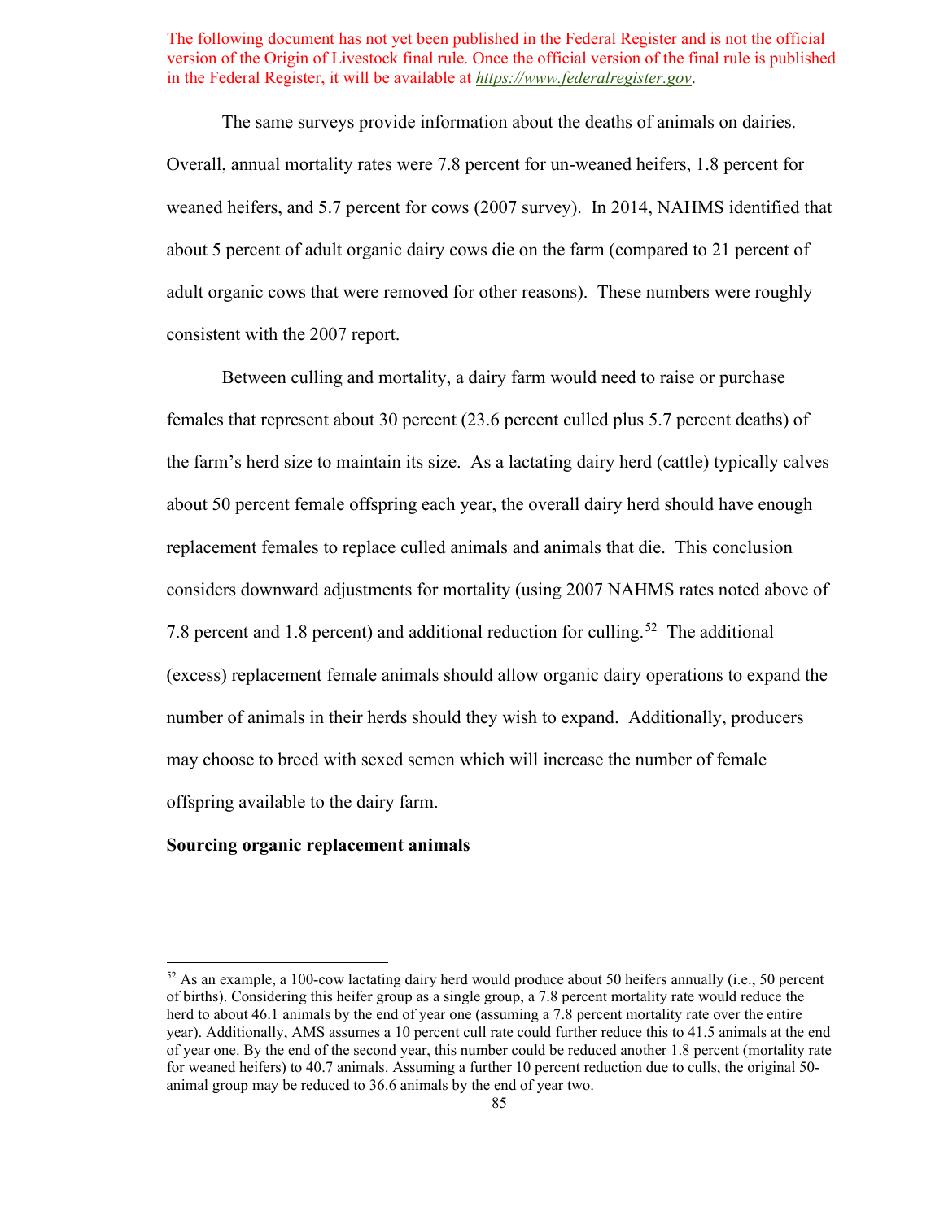The following document has not yet been published in the Federal Register and is not the official version of the Origin of Livestock final rule. Once the official version of the final rule is published in the Federal Register, it will be available at *https://www.federalregister.gov*.

The same surveys provide information about the deaths of animals on dairies. Overall, annual mortality rates were 7.8 percent for un-weaned heifers, 1.8 percent for weaned heifers, and 5.7 percent for cows (2007 survey). In 2014, NAHMS identified that about 5 percent of adult organic dairy cows die on the farm (compared to 21 percent of adult organic cows that were removed for other reasons). These numbers were roughly consistent with the 2007 report.

Between culling and mortality, a dairy farm would need to raise or purchase females that represent about 30 percent (23.6 percent culled plus 5.7 percent deaths) of the farm's herd size to maintain its size. As a lactating dairy herd (cattle) typically calves about 50 percent female offspring each year, the overall dairy herd should have enough replacement females to replace culled animals and animals that die. This conclusion considers downward adjustments for mortality (using 2007 NAHMS rates noted above of 7.8 percent and 1.8 percent) and additional reduction for culling.[52] The additional (excess) replacement female animals should allow organic dairy operations to expand the number of animals in their herds should they wish to expand. Additionally, producers may choose to breed with sexed semen which will increase the number of female offspring available to the dairy farm.

**Sourcing organic replacement animals**

---

[52] As an example, a 100-cow lactating dairy herd would produce about 50 heifers annually (i.e., 50 percent of births). Considering this heifer group as a single group, a 7.8 percent mortality rate would reduce the herd to about 46.1 animals by the end of year one (assuming a 7.8 percent mortality rate over the entire year). Additionally, AMS assumes a 10 percent cull rate could further reduce this to 41.5 animals at the end of year one. By the end of the second year, this number could be reduced another 1.8 percent (mortality rate for weaned heifers) to 40.7 animals. Assuming a further 10 percent reduction due to culls, the original 50-animal group may be reduced to 36.6 animals by the end of year two.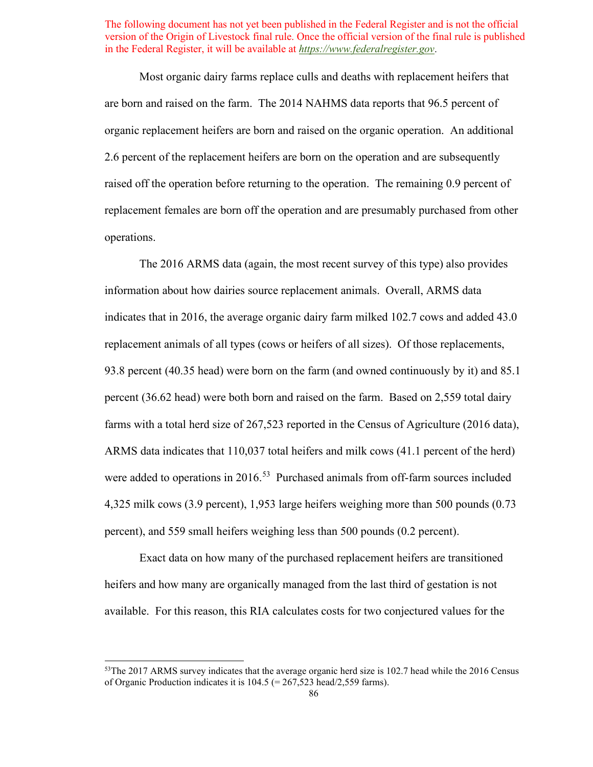The following document has not yet been published in the Federal Register and is not the official version of the Origin of Livestock final rule. Once the official version of the final rule is published in the Federal Register, it will be available at *https://www.federalregister.gov*.

Most organic dairy farms replace culls and deaths with replacement heifers that are born and raised on the farm. The 2014 NAHMS data reports that 96.5 percent of organic replacement heifers are born and raised on the organic operation. An additional 2.6 percent of the replacement heifers are born on the operation and are subsequently raised off the operation before returning to the operation. The remaining 0.9 percent of replacement females are born off the operation and are presumably purchased from other operations.

The 2016 ARMS data (again, the most recent survey of this type) also provides information about how dairies source replacement animals. Overall, ARMS data indicates that in 2016, the average organic dairy farm milked 102.7 cows and added 43.0 replacement animals of all types (cows or heifers of all sizes). Of those replacements, 93.8 percent (40.35 head) were born on the farm (and owned continuously by it) and 85.1 percent (36.62 head) were both born and raised on the farm. Based on 2,559 total dairy farms with a total herd size of 267,523 reported in the Census of Agriculture (2016 data), ARMS data indicates that 110,037 total heifers and milk cows (41.1 percent of the herd) were added to operations in 2016.[53] Purchased animals from off-farm sources included 4,325 milk cows (3.9 percent), 1,953 large heifers weighing more than 500 pounds (0.73 percent), and 559 small heifers weighing less than 500 pounds (0.2 percent).

Exact data on how many of the purchased replacement heifers are transitioned heifers and how many are organically managed from the last third of gestation is not available. For this reason, this RIA calculates costs for two conjectured values for the

[53]The 2017 ARMS survey indicates that the average organic herd size is 102.7 head while the 2016 Census of Organic Production indicates it is 104.5 (= 267,523 head/2,559 farms).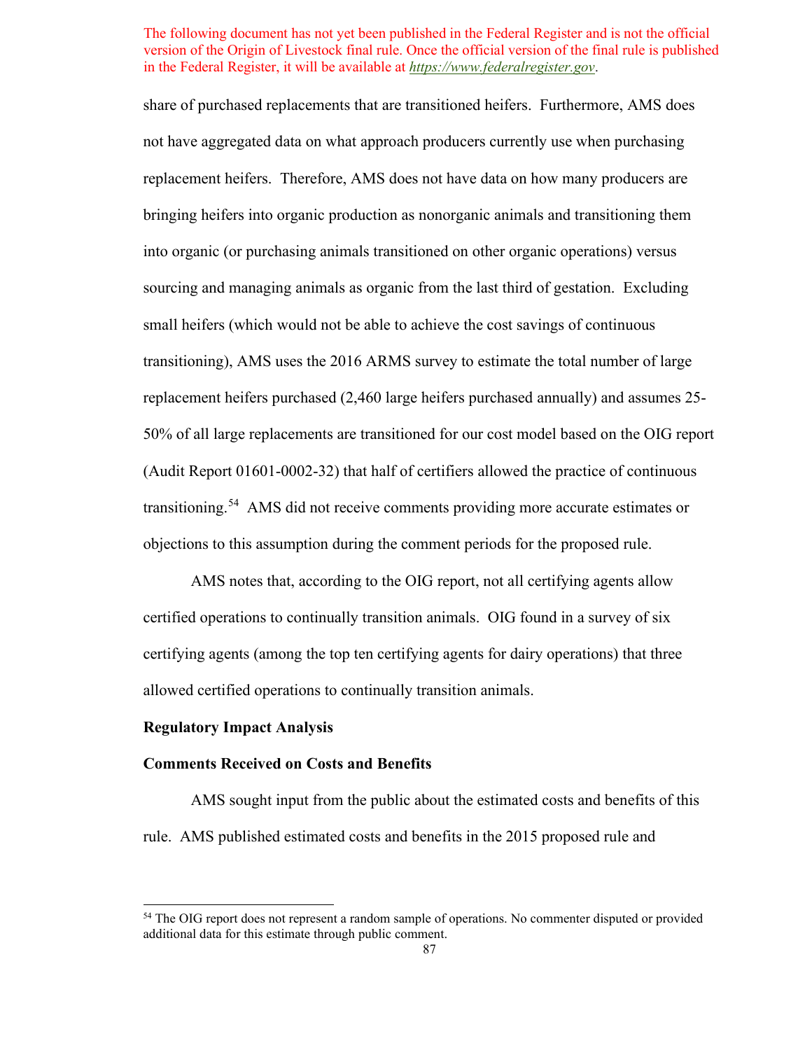The following document has not yet been published in the Federal Register and is not the official version of the Origin of Livestock final rule. Once the official version of the final rule is published in the Federal Register, it will be available at *https://www.federalregister.gov*.

share of purchased replacements that are transitioned heifers. Furthermore, AMS does not have aggregated data on what approach producers currently use when purchasing replacement heifers. Therefore, AMS does not have data on how many producers are bringing heifers into organic production as nonorganic animals and transitioning them into organic (or purchasing animals transitioned on other organic operations) versus sourcing and managing animals as organic from the last third of gestation. Excluding small heifers (which would not be able to achieve the cost savings of continuous transitioning), AMS uses the 2016 ARMS survey to estimate the total number of large replacement heifers purchased (2,460 large heifers purchased annually) and assumes 25-50% of all large replacements are transitioned for our cost model based on the OIG report (Audit Report 01601-0002-32) that half of certifiers allowed the practice of continuous transitioning.[54] AMS did not receive comments providing more accurate estimates or objections to this assumption during the comment periods for the proposed rule.

AMS notes that, according to the OIG report, not all certifying agents allow certified operations to continually transition animals. OIG found in a survey of six certifying agents (among the top ten certifying agents for dairy operations) that three allowed certified operations to continually transition animals.

**Regulatory Impact Analysis**

**Comments Received on Costs and Benefits**

AMS sought input from the public about the estimated costs and benefits of this rule. AMS published estimated costs and benefits in the 2015 proposed rule and

[54] The OIG report does not represent a random sample of operations. No commenter disputed or provided additional data for this estimate through public comment.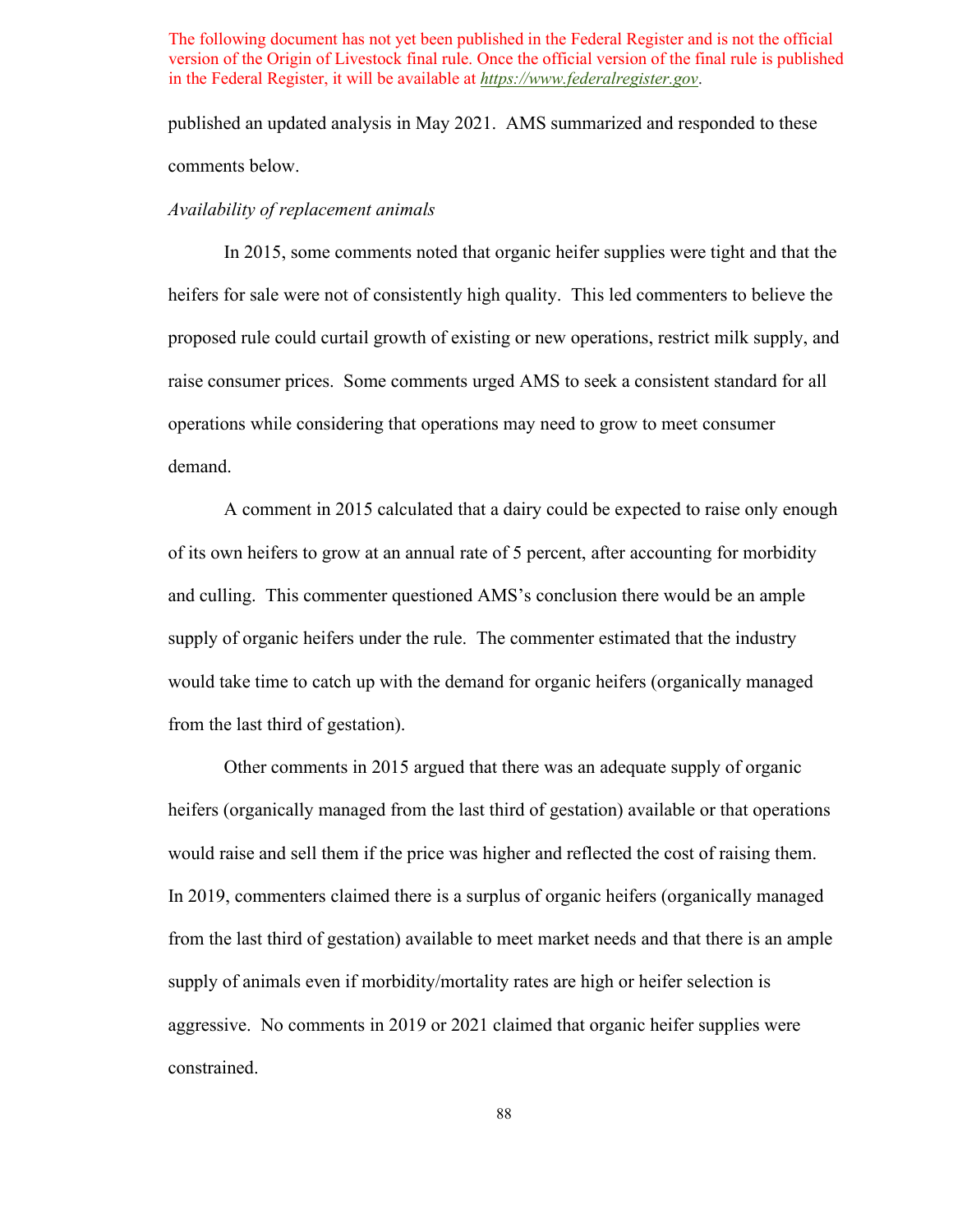published an updated analysis in May 2021. AMS summarized and responded to these comments below.

*Availability of replacement animals*

In 2015, some comments noted that organic heifer supplies were tight and that the heifers for sale were not of consistently high quality. This led commenters to believe the proposed rule could curtail growth of existing or new operations, restrict milk supply, and raise consumer prices. Some comments urged AMS to seek a consistent standard for all operations while considering that operations may need to grow to meet consumer demand.

A comment in 2015 calculated that a dairy could be expected to raise only enough of its own heifers to grow at an annual rate of 5 percent, after accounting for morbidity and culling. This commenter questioned AMS's conclusion there would be an ample supply of organic heifers under the rule. The commenter estimated that the industry would take time to catch up with the demand for organic heifers (organically managed from the last third of gestation).

Other comments in 2015 argued that there was an adequate supply of organic heifers (organically managed from the last third of gestation) available or that operations would raise and sell them if the price was higher and reflected the cost of raising them. In 2019, commenters claimed there is a surplus of organic heifers (organically managed from the last third of gestation) available to meet market needs and that there is an ample supply of animals even if morbidity/mortality rates are high or heifer selection is aggressive. No comments in 2019 or 2021 claimed that organic heifer supplies were constrained.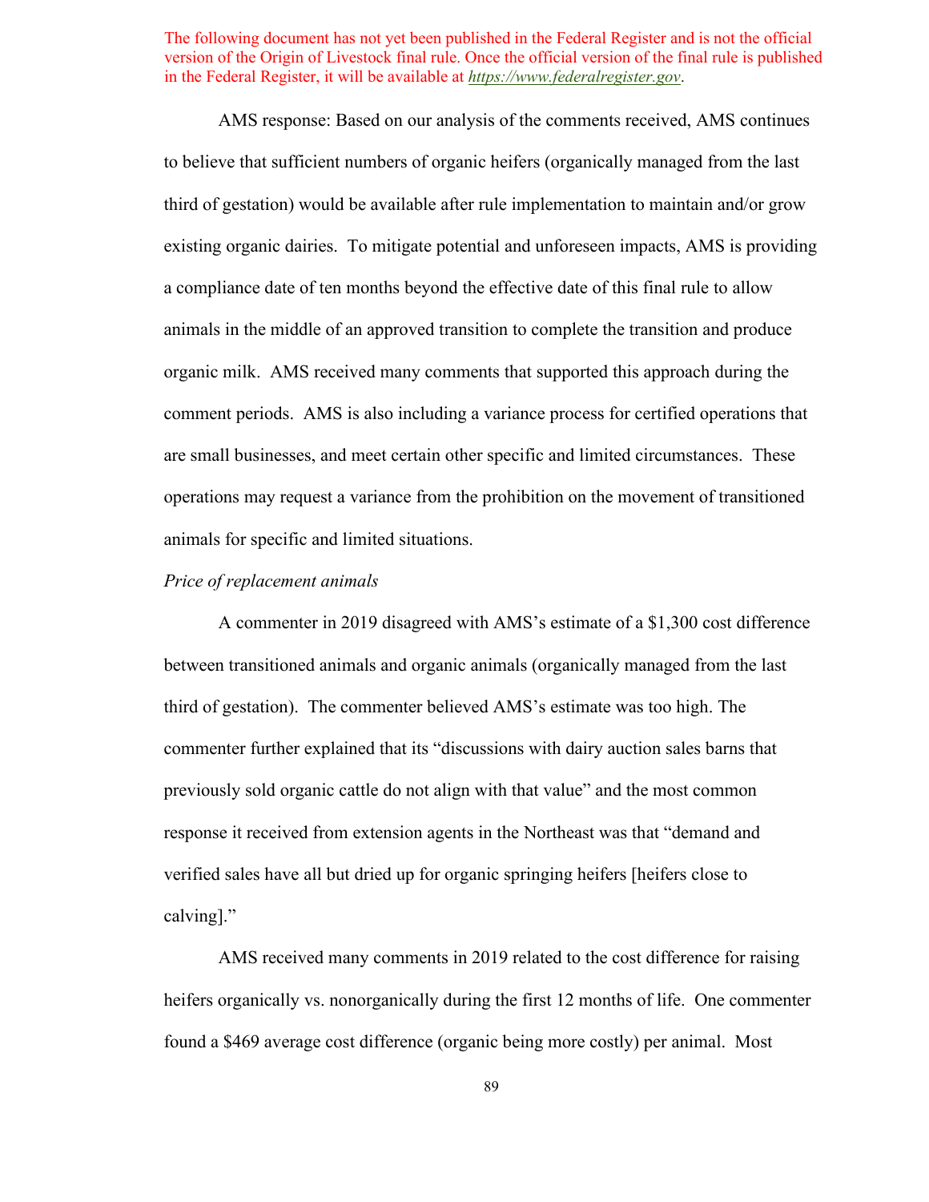The following document has not yet been published in the Federal Register and is not the official version of the Origin of Livestock final rule. Once the official version of the final rule is published in the Federal Register, it will be available at *https://www.federalregister.gov*.

AMS response: Based on our analysis of the comments received, AMS continues to believe that sufficient numbers of organic heifers (organically managed from the last third of gestation) would be available after rule implementation to maintain and/or grow existing organic dairies. To mitigate potential and unforeseen impacts, AMS is providing a compliance date of ten months beyond the effective date of this final rule to allow animals in the middle of an approved transition to complete the transition and produce organic milk. AMS received many comments that supported this approach during the comment periods. AMS is also including a variance process for certified operations that are small businesses, and meet certain other specific and limited circumstances. These operations may request a variance from the prohibition on the movement of transitioned animals for specific and limited situations.

*Price of replacement animals*

A commenter in 2019 disagreed with AMS's estimate of a $1,300 cost difference between transitioned animals and organic animals (organically managed from the last third of gestation). The commenter believed AMS's estimate was too high. The commenter further explained that its "discussions with dairy auction sales barns that previously sold organic cattle do not align with that value" and the most common response it received from extension agents in the Northeast was that "demand and verified sales have all but dried up for organic springing heifers [heifers close to calving]."

AMS received many comments in 2019 related to the cost difference for raising heifers organically vs. nonorganically during the first 12 months of life. One commenter found a $469 average cost difference (organic being more costly) per animal. Most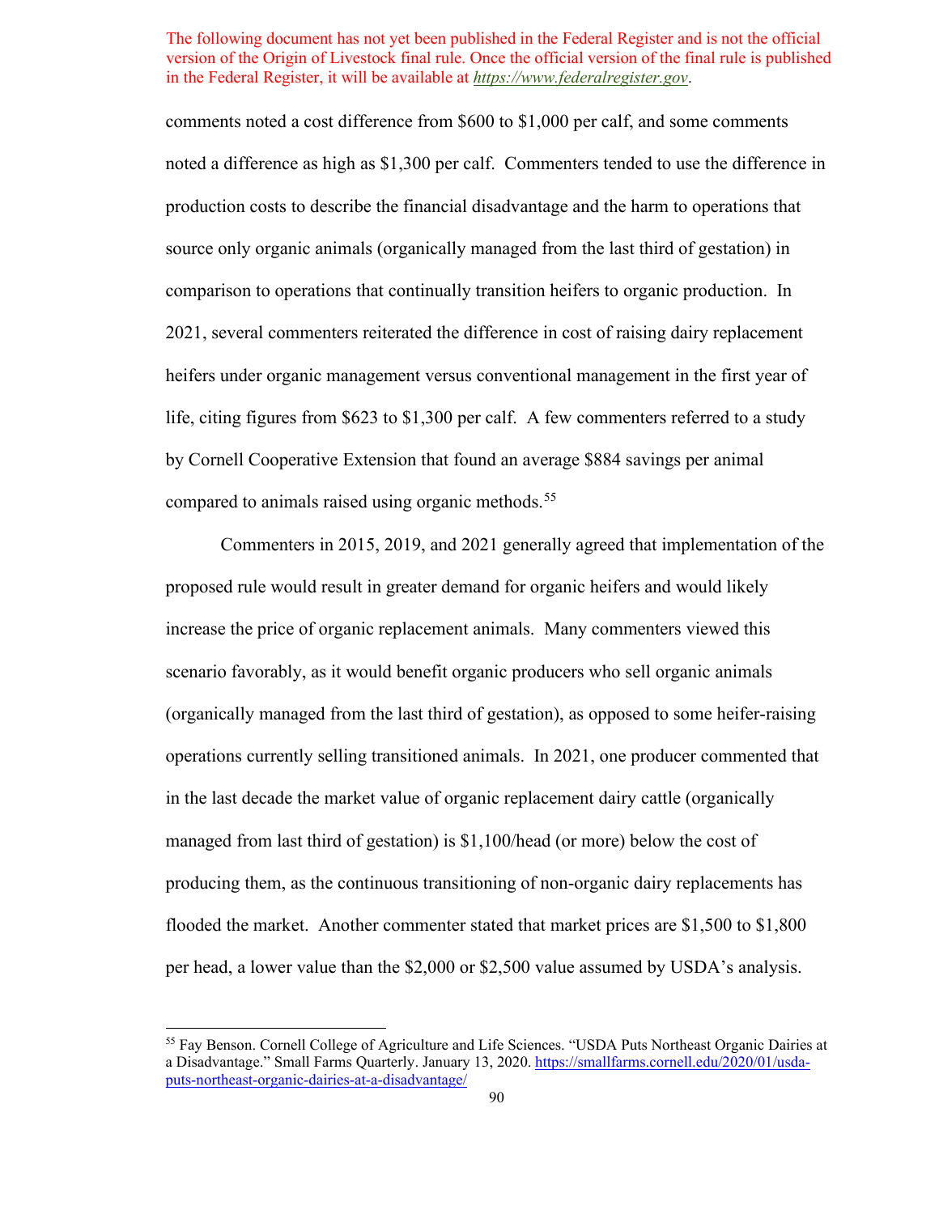comments noted a cost difference from $600 to $1,000 per calf, and some comments noted a difference as high as $1,300 per calf. Commenters tended to use the difference in production costs to describe the financial disadvantage and the harm to operations that source only organic animals (organically managed from the last third of gestation) in comparison to operations that continually transition heifers to organic production. In 2021, several commenters reiterated the difference in cost of raising dairy replacement heifers under organic management versus conventional management in the first year of life, citing figures from $623 to $1,300 per calf. A few commenters referred to a study by Cornell Cooperative Extension that found an average $884 savings per animal compared to animals raised using organic methods.[55]

Commenters in 2015, 2019, and 2021 generally agreed that implementation of the proposed rule would result in greater demand for organic heifers and would likely increase the price of organic replacement animals. Many commenters viewed this scenario favorably, as it would benefit organic producers who sell organic animals (organically managed from the last third of gestation), as opposed to some heifer-raising operations currently selling transitioned animals. In 2021, one producer commented that in the last decade the market value of organic replacement dairy cattle (organically managed from last third of gestation) is $1,100/head (or more) below the cost of producing them, as the continuous transitioning of non-organic dairy replacements has flooded the market. Another commenter stated that market prices are $1,500 to $1,800 per head, a lower value than the $2,000 or $2,500 value assumed by USDA's analysis.

[55] Fay Benson. Cornell College of Agriculture and Life Sciences. "USDA Puts Northeast Organic Dairies at a Disadvantage." Small Farms Quarterly. January 13, 2020. https://smallfarms.cornell.edu/2020/01/usda-puts-northeast-organic-dairies-at-a-disadvantage/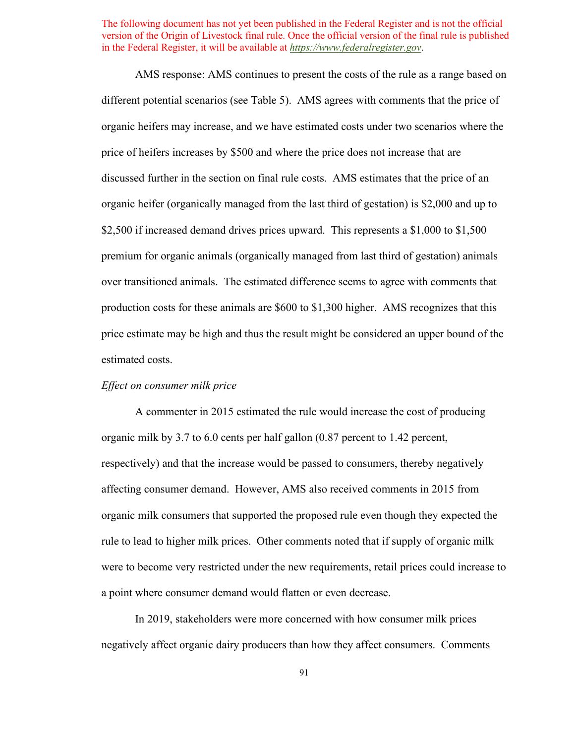The following document has not yet been published in the Federal Register and is not the official version of the Origin of Livestock final rule. Once the official version of the final rule is published in the Federal Register, it will be available at *https://www.federalregister.gov*.

AMS response: AMS continues to present the costs of the rule as a range based on different potential scenarios (see Table 5). AMS agrees with comments that the price of organic heifers may increase, and we have estimated costs under two scenarios where the price of heifers increases by $500 and where the price does not increase that are discussed further in the section on final rule costs. AMS estimates that the price of an organic heifer (organically managed from the last third of gestation) is $2,000 and up to $2,500 if increased demand drives prices upward. This represents a $1,000 to $1,500 premium for organic animals (organically managed from last third of gestation) animals over transitioned animals. The estimated difference seems to agree with comments that production costs for these animals are $600 to $1,300 higher. AMS recognizes that this price estimate may be high and thus the result might be considered an upper bound of the estimated costs.

*Effect on consumer milk price*

A commenter in 2015 estimated the rule would increase the cost of producing organic milk by 3.7 to 6.0 cents per half gallon (0.87 percent to 1.42 percent, respectively) and that the increase would be passed to consumers, thereby negatively affecting consumer demand. However, AMS also received comments in 2015 from organic milk consumers that supported the proposed rule even though they expected the rule to lead to higher milk prices. Other comments noted that if supply of organic milk were to become very restricted under the new requirements, retail prices could increase to a point where consumer demand would flatten or even decrease.

In 2019, stakeholders were more concerned with how consumer milk prices negatively affect organic dairy producers than how they affect consumers. Comments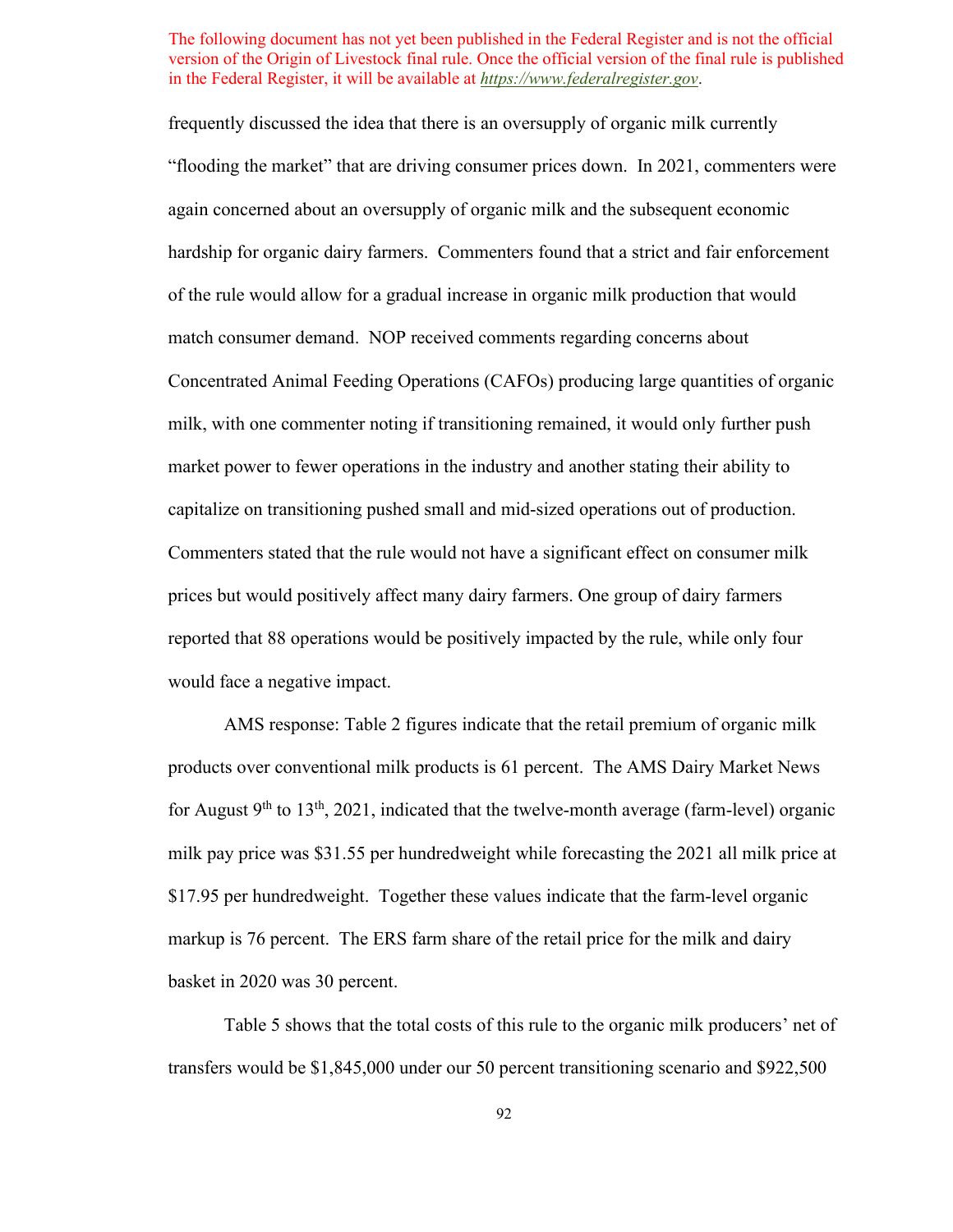The following document has not yet been published in the Federal Register and is not the official version of the Origin of Livestock final rule. Once the official version of the final rule is published in the Federal Register, it will be available at *https://www.federalregister.gov*.

frequently discussed the idea that there is an oversupply of organic milk currently "flooding the market" that are driving consumer prices down. In 2021, commenters were again concerned about an oversupply of organic milk and the subsequent economic hardship for organic dairy farmers. Commenters found that a strict and fair enforcement of the rule would allow for a gradual increase in organic milk production that would match consumer demand. NOP received comments regarding concerns about Concentrated Animal Feeding Operations (CAFOs) producing large quantities of organic milk, with one commenter noting if transitioning remained, it would only further push market power to fewer operations in the industry and another stating their ability to capitalize on transitioning pushed small and mid-sized operations out of production. Commenters stated that the rule would not have a significant effect on consumer milk prices but would positively affect many dairy farmers. One group of dairy farmers reported that 88 operations would be positively impacted by the rule, while only four would face a negative impact.

AMS response: Table 2 figures indicate that the retail premium of organic milk products over conventional milk products is 61 percent. The AMS Dairy Market News for August 9th to 13th, 2021, indicated that the twelve-month average (farm-level) organic milk pay price was $31.55 per hundredweight while forecasting the 2021 all milk price at $17.95 per hundredweight. Together these values indicate that the farm-level organic markup is 76 percent. The ERS farm share of the retail price for the milk and dairy basket in 2020 was 30 percent.

Table 5 shows that the total costs of this rule to the organic milk producers' net of transfers would be $1,845,000 under our 50 percent transitioning scenario and $922,500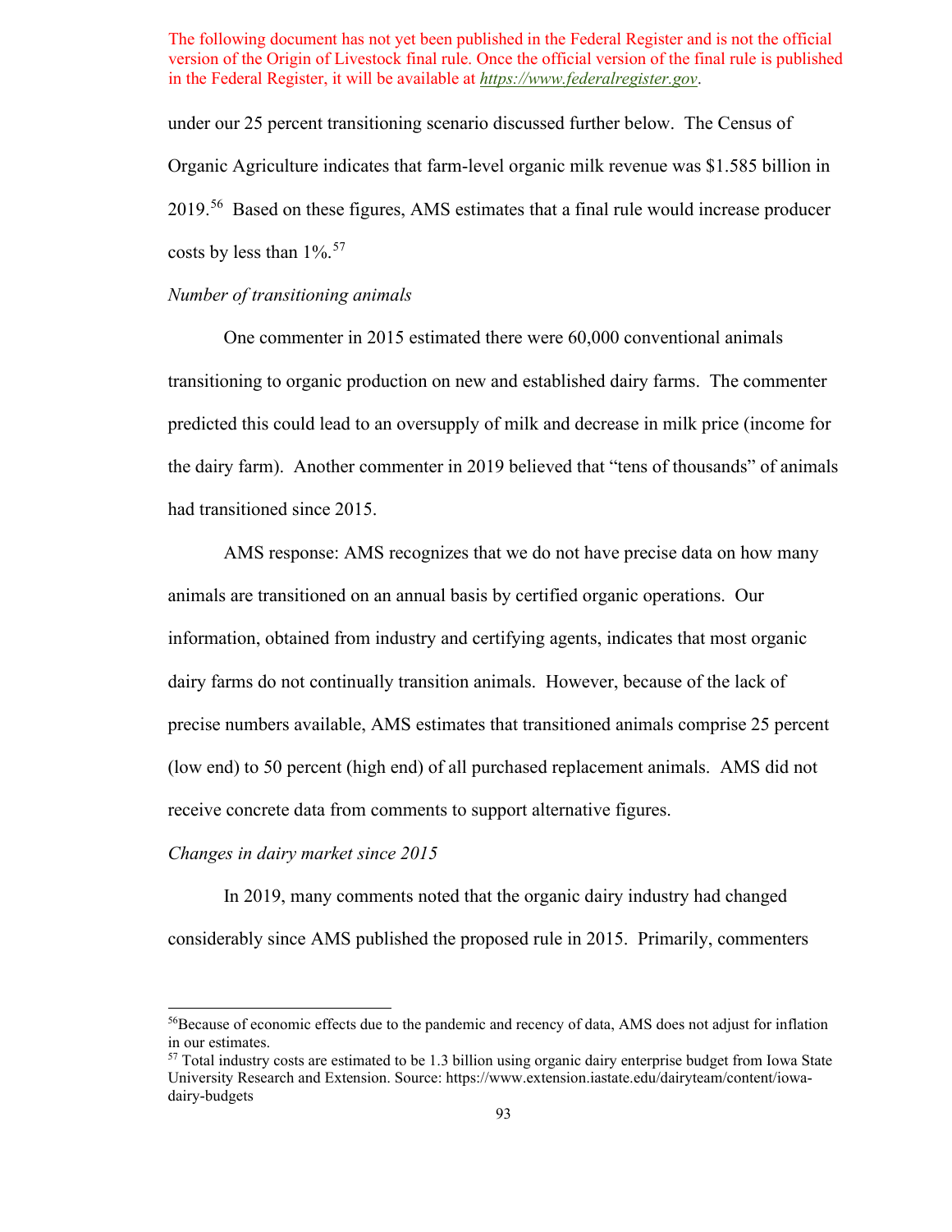under our 25 percent transitioning scenario discussed further below. The Census of Organic Agriculture indicates that farm-level organic milk revenue was $1.585 billion in 2019.[56] Based on these figures, AMS estimates that a final rule would increase producer costs by less than 1%.[57]

*Number of transitioning animals*

One commenter in 2015 estimated there were 60,000 conventional animals transitioning to organic production on new and established dairy farms. The commenter predicted this could lead to an oversupply of milk and decrease in milk price (income for the dairy farm). Another commenter in 2019 believed that "tens of thousands" of animals had transitioned since 2015.

AMS response: AMS recognizes that we do not have precise data on how many animals are transitioned on an annual basis by certified organic operations. Our information, obtained from industry and certifying agents, indicates that most organic dairy farms do not continually transition animals. However, because of the lack of precise numbers available, AMS estimates that transitioned animals comprise 25 percent (low end) to 50 percent (high end) of all purchased replacement animals. AMS did not receive concrete data from comments to support alternative figures.

*Changes in dairy market since 2015*

In 2019, many comments noted that the organic dairy industry had changed considerably since AMS published the proposed rule in 2015. Primarily, commenters

---

[56] Because of economic effects due to the pandemic and recency of data, AMS does not adjust for inflation in our estimates.

[57] Total industry costs are estimated to be 1.3 billion using organic dairy enterprise budget from Iowa State University Research and Extension. Source: https://www.extension.iastate.edu/dairyteam/content/iowa-dairy-budgets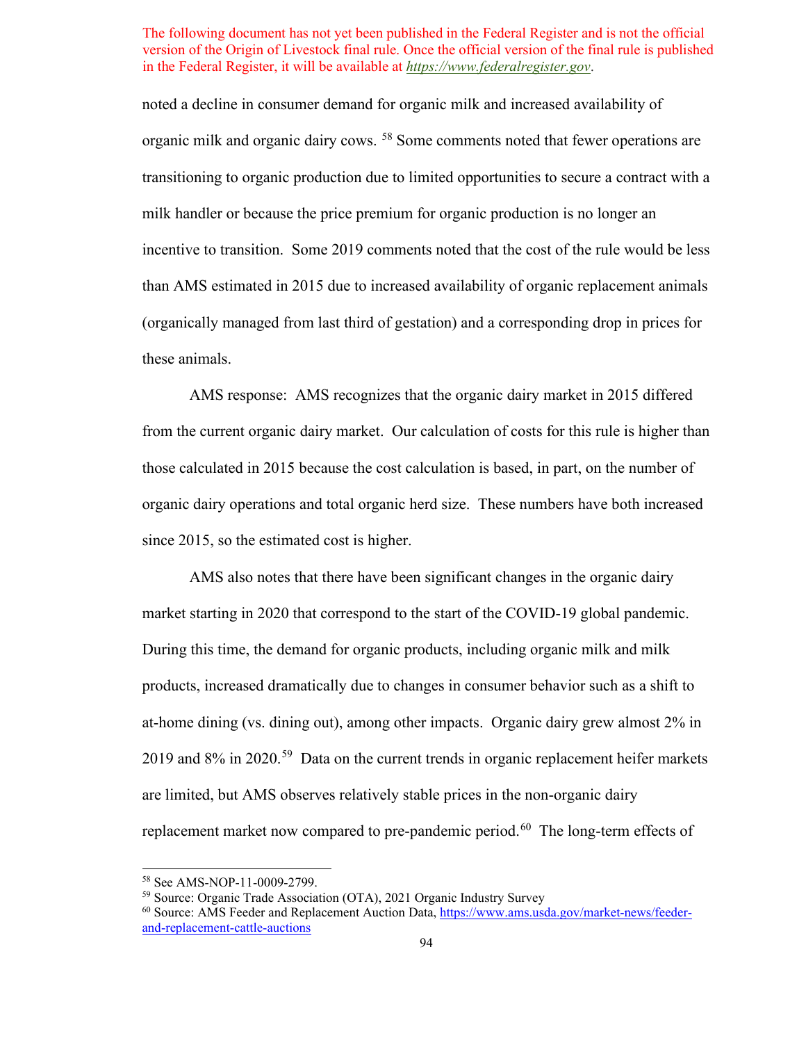noted a decline in consumer demand for organic milk and increased availability of organic milk and organic dairy cows. [58] Some comments noted that fewer operations are transitioning to organic production due to limited opportunities to secure a contract with a milk handler or because the price premium for organic production is no longer an incentive to transition. Some 2019 comments noted that the cost of the rule would be less than AMS estimated in 2015 due to increased availability of organic replacement animals (organically managed from last third of gestation) and a corresponding drop in prices for these animals.

AMS response: AMS recognizes that the organic dairy market in 2015 differed from the current organic dairy market. Our calculation of costs for this rule is higher than those calculated in 2015 because the cost calculation is based, in part, on the number of organic dairy operations and total organic herd size. These numbers have both increased since 2015, so the estimated cost is higher.

AMS also notes that there have been significant changes in the organic dairy market starting in 2020 that correspond to the start of the COVID-19 global pandemic. During this time, the demand for organic products, including organic milk and milk products, increased dramatically due to changes in consumer behavior such as a shift to at-home dining (vs. dining out), among other impacts. Organic dairy grew almost 2% in 2019 and 8% in 2020.[59] Data on the current trends in organic replacement heifer markets are limited, but AMS observes relatively stable prices in the non-organic dairy replacement market now compared to pre-pandemic period.[60] The long-term effects of

---

[58] See AMS-NOP-11-0009-2799.

[59] Source: Organic Trade Association (OTA), 2021 Organic Industry Survey

[60] Source: AMS Feeder and Replacement Auction Data, https://www.ams.usda.gov/market-news/feeder-and-replacement-cattle-auctions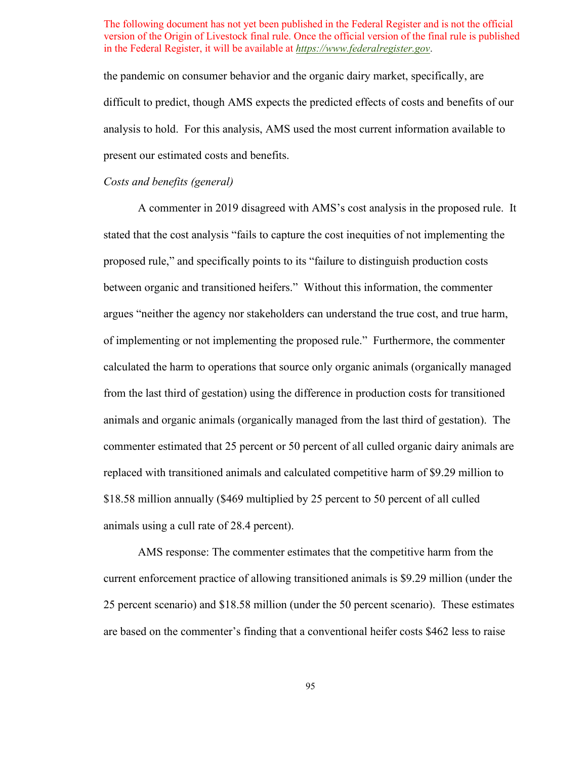The following document has not yet been published in the Federal Register and is not the official version of the Origin of Livestock final rule. Once the official version of the final rule is published in the Federal Register, it will be available at https://www.federalregister.gov.

the pandemic on consumer behavior and the organic dairy market, specifically, are difficult to predict, though AMS expects the predicted effects of costs and benefits of our analysis to hold. For this analysis, AMS used the most current information available to present our estimated costs and benefits.

*Costs and benefits (general)*

A commenter in 2019 disagreed with AMS's cost analysis in the proposed rule. It stated that the cost analysis "fails to capture the cost inequities of not implementing the proposed rule," and specifically points to its "failure to distinguish production costs between organic and transitioned heifers." Without this information, the commenter argues "neither the agency nor stakeholders can understand the true cost, and true harm, of implementing or not implementing the proposed rule." Furthermore, the commenter calculated the harm to operations that source only organic animals (organically managed from the last third of gestation) using the difference in production costs for transitioned animals and organic animals (organically managed from the last third of gestation). The commenter estimated that 25 percent or 50 percent of all culled organic dairy animals are replaced with transitioned animals and calculated competitive harm of $9.29 million to $18.58 million annually ($469 multiplied by 25 percent to 50 percent of all culled animals using a cull rate of 28.4 percent).

AMS response: The commenter estimates that the competitive harm from the current enforcement practice of allowing transitioned animals is $9.29 million (under the 25 percent scenario) and $18.58 million (under the 50 percent scenario). These estimates are based on the commenter's finding that a conventional heifer costs $462 less to raise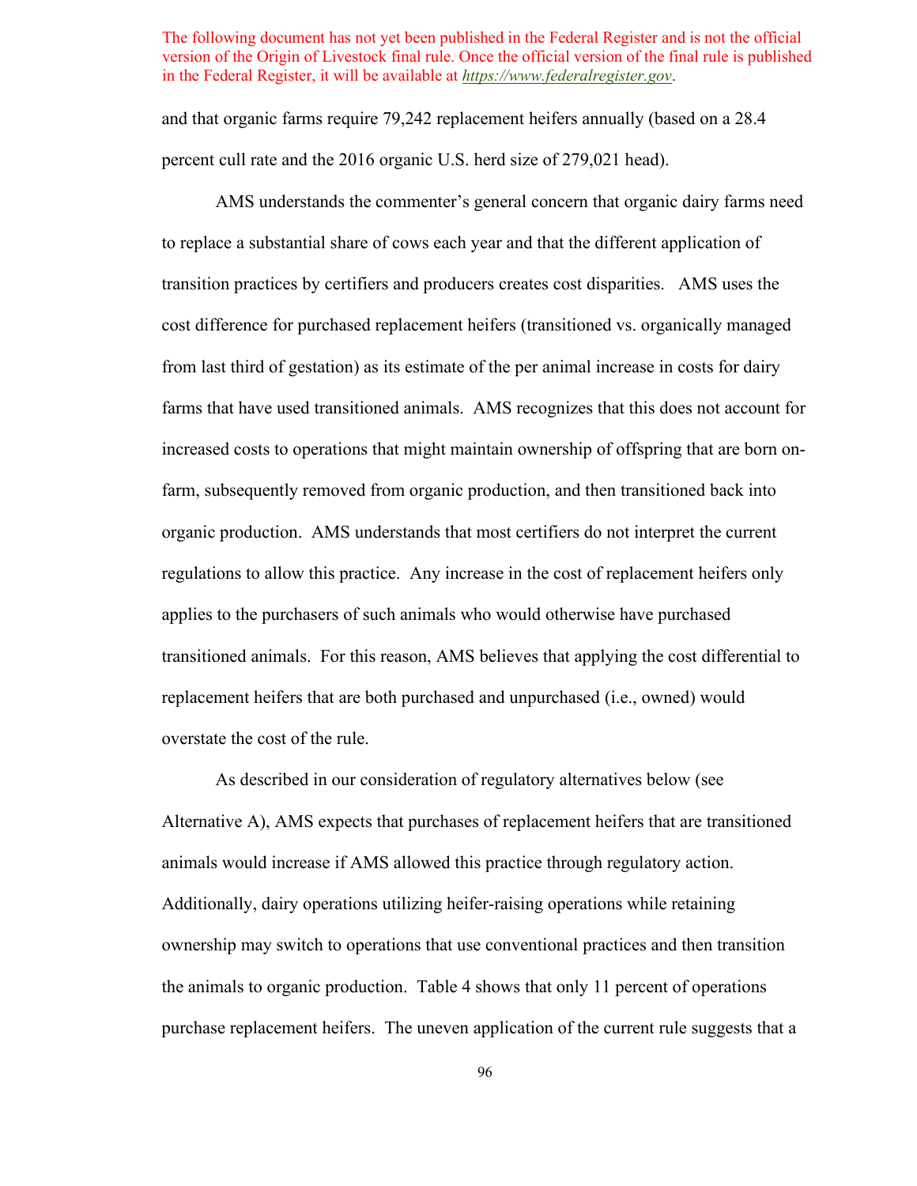The following document has not yet been published in the Federal Register and is not the official version of the Origin of Livestock final rule. Once the official version of the final rule is published in the Federal Register, it will be available at *https://www.federalregister.gov*.

and that organic farms require 79,242 replacement heifers annually (based on a 28.4 percent cull rate and the 2016 organic U.S. herd size of 279,021 head).

AMS understands the commenter's general concern that organic dairy farms need to replace a substantial share of cows each year and that the different application of transition practices by certifiers and producers creates cost disparities. AMS uses the cost difference for purchased replacement heifers (transitioned vs. organically managed from last third of gestation) as its estimate of the per animal increase in costs for dairy farms that have used transitioned animals. AMS recognizes that this does not account for increased costs to operations that might maintain ownership of offspring that are born on-farm, subsequently removed from organic production, and then transitioned back into organic production. AMS understands that most certifiers do not interpret the current regulations to allow this practice. Any increase in the cost of replacement heifers only applies to the purchasers of such animals who would otherwise have purchased transitioned animals. For this reason, AMS believes that applying the cost differential to replacement heifers that are both purchased and unpurchased (i.e., owned) would overstate the cost of the rule.

As described in our consideration of regulatory alternatives below (see Alternative A), AMS expects that purchases of replacement heifers that are transitioned animals would increase if AMS allowed this practice through regulatory action. Additionally, dairy operations utilizing heifer-raising operations while retaining ownership may switch to operations that use conventional practices and then transition the animals to organic production. Table 4 shows that only 11 percent of operations purchase replacement heifers. The uneven application of the current rule suggests that a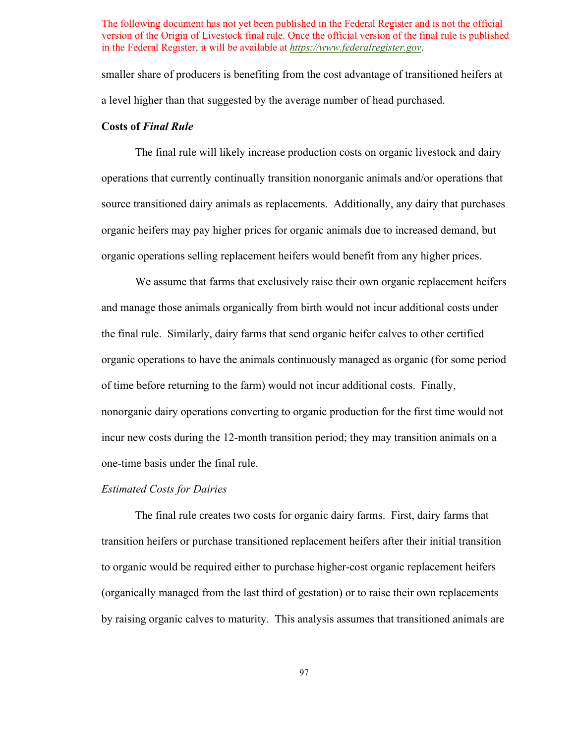The following document has not yet been published in the Federal Register and is not the official version of the Origin of Livestock final rule. Once the official version of the final rule is published in the Federal Register, it will be available at *https://www.federalregister.gov*.

smaller share of producers is benefiting from the cost advantage of transitioned heifers at a level higher than that suggested by the average number of head purchased.

**Costs of *Final Rule***

The final rule will likely increase production costs on organic livestock and dairy operations that currently continually transition nonorganic animals and/or operations that source transitioned dairy animals as replacements. Additionally, any dairy that purchases organic heifers may pay higher prices for organic animals due to increased demand, but organic operations selling replacement heifers would benefit from any higher prices.

We assume that farms that exclusively raise their own organic replacement heifers and manage those animals organically from birth would not incur additional costs under the final rule. Similarly, dairy farms that send organic heifer calves to other certified organic operations to have the animals continuously managed as organic (for some period of time before returning to the farm) would not incur additional costs. Finally, nonorganic dairy operations converting to organic production for the first time would not incur new costs during the 12-month transition period; they may transition animals on a one-time basis under the final rule.

*Estimated Costs for Dairies*

The final rule creates two costs for organic dairy farms. First, dairy farms that transition heifers or purchase transitioned replacement heifers after their initial transition to organic would be required either to purchase higher-cost organic replacement heifers (organically managed from the last third of gestation) or to raise their own replacements by raising organic calves to maturity. This analysis assumes that transitioned animals are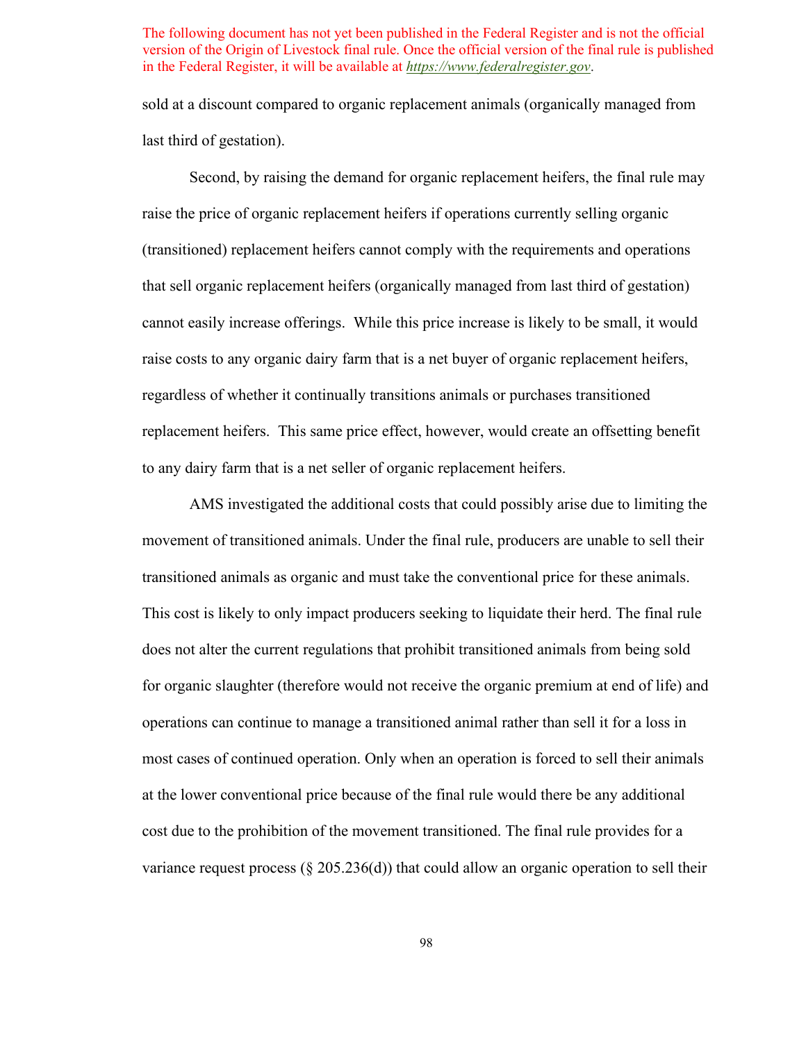The following document has not yet been published in the Federal Register and is not the official version of the Origin of Livestock final rule. Once the official version of the final rule is published in the Federal Register, it will be available at *https://www.federalregister.gov*.

sold at a discount compared to organic replacement animals (organically managed from last third of gestation).

Second, by raising the demand for organic replacement heifers, the final rule may raise the price of organic replacement heifers if operations currently selling organic (transitioned) replacement heifers cannot comply with the requirements and operations that sell organic replacement heifers (organically managed from last third of gestation) cannot easily increase offerings. While this price increase is likely to be small, it would raise costs to any organic dairy farm that is a net buyer of organic replacement heifers, regardless of whether it continually transitions animals or purchases transitioned replacement heifers. This same price effect, however, would create an offsetting benefit to any dairy farm that is a net seller of organic replacement heifers.

AMS investigated the additional costs that could possibly arise due to limiting the movement of transitioned animals. Under the final rule, producers are unable to sell their transitioned animals as organic and must take the conventional price for these animals. This cost is likely to only impact producers seeking to liquidate their herd. The final rule does not alter the current regulations that prohibit transitioned animals from being sold for organic slaughter (therefore would not receive the organic premium at end of life) and operations can continue to manage a transitioned animal rather than sell it for a loss in most cases of continued operation. Only when an operation is forced to sell their animals at the lower conventional price because of the final rule would there be any additional cost due to the prohibition of the movement transitioned. The final rule provides for a variance request process (§ 205.236(d)) that could allow an organic operation to sell their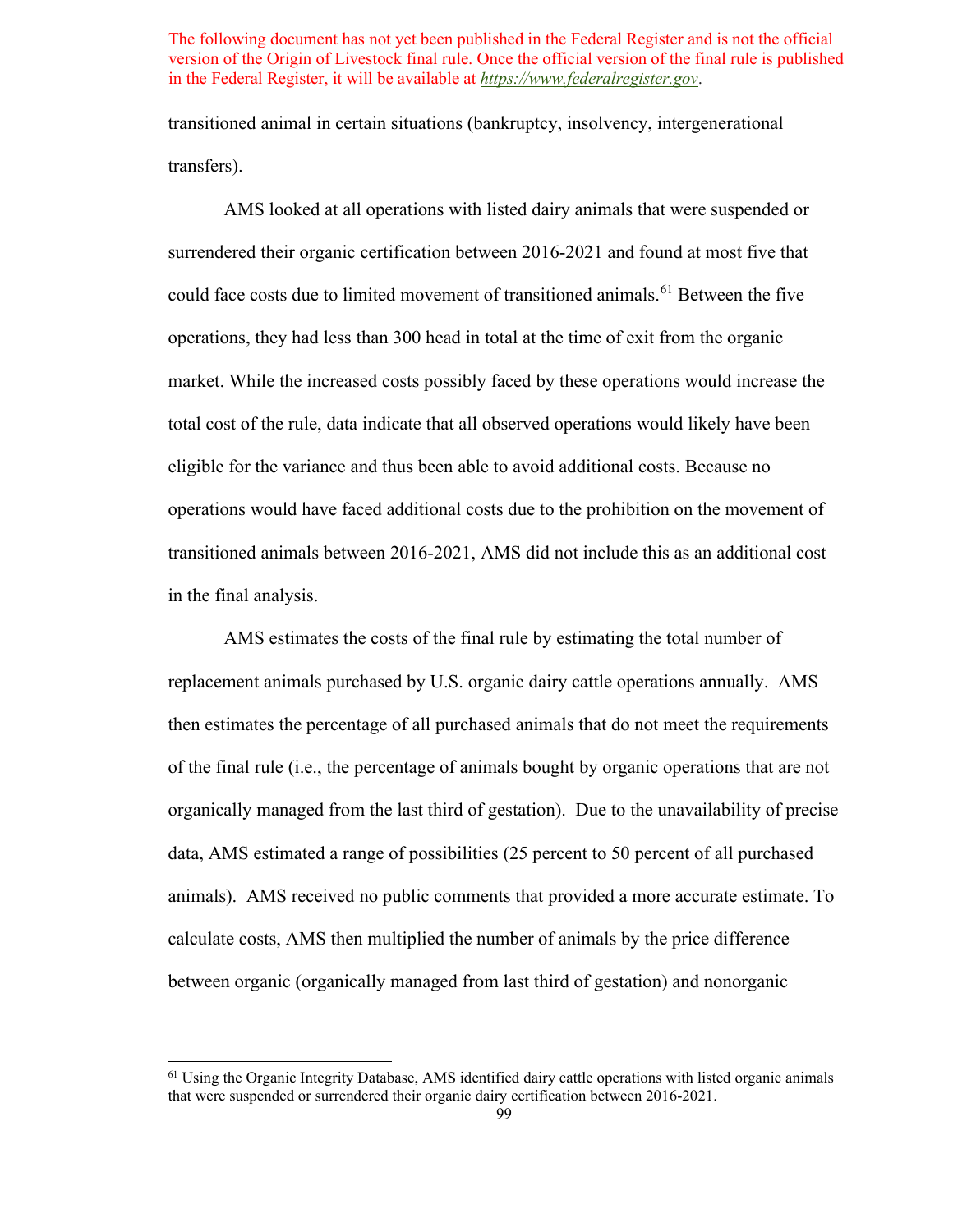transitioned animal in certain situations (bankruptcy, insolvency, intergenerational transfers).

AMS looked at all operations with listed dairy animals that were suspended or surrendered their organic certification between 2016-2021 and found at most five that could face costs due to limited movement of transitioned animals.[61] Between the five operations, they had less than 300 head in total at the time of exit from the organic market. While the increased costs possibly faced by these operations would increase the total cost of the rule, data indicate that all observed operations would likely have been eligible for the variance and thus been able to avoid additional costs. Because no operations would have faced additional costs due to the prohibition on the movement of transitioned animals between 2016-2021, AMS did not include this as an additional cost in the final analysis.

AMS estimates the costs of the final rule by estimating the total number of replacement animals purchased by U.S. organic dairy cattle operations annually. AMS then estimates the percentage of all purchased animals that do not meet the requirements of the final rule (i.e., the percentage of animals bought by organic operations that are not organically managed from the last third of gestation). Due to the unavailability of precise data, AMS estimated a range of possibilities (25 percent to 50 percent of all purchased animals). AMS received no public comments that provided a more accurate estimate. To calculate costs, AMS then multiplied the number of animals by the price difference between organic (organically managed from last third of gestation) and nonorganic

[61] Using the Organic Integrity Database, AMS identified dairy cattle operations with listed organic animals that were suspended or surrendered their organic dairy certification between 2016-2021.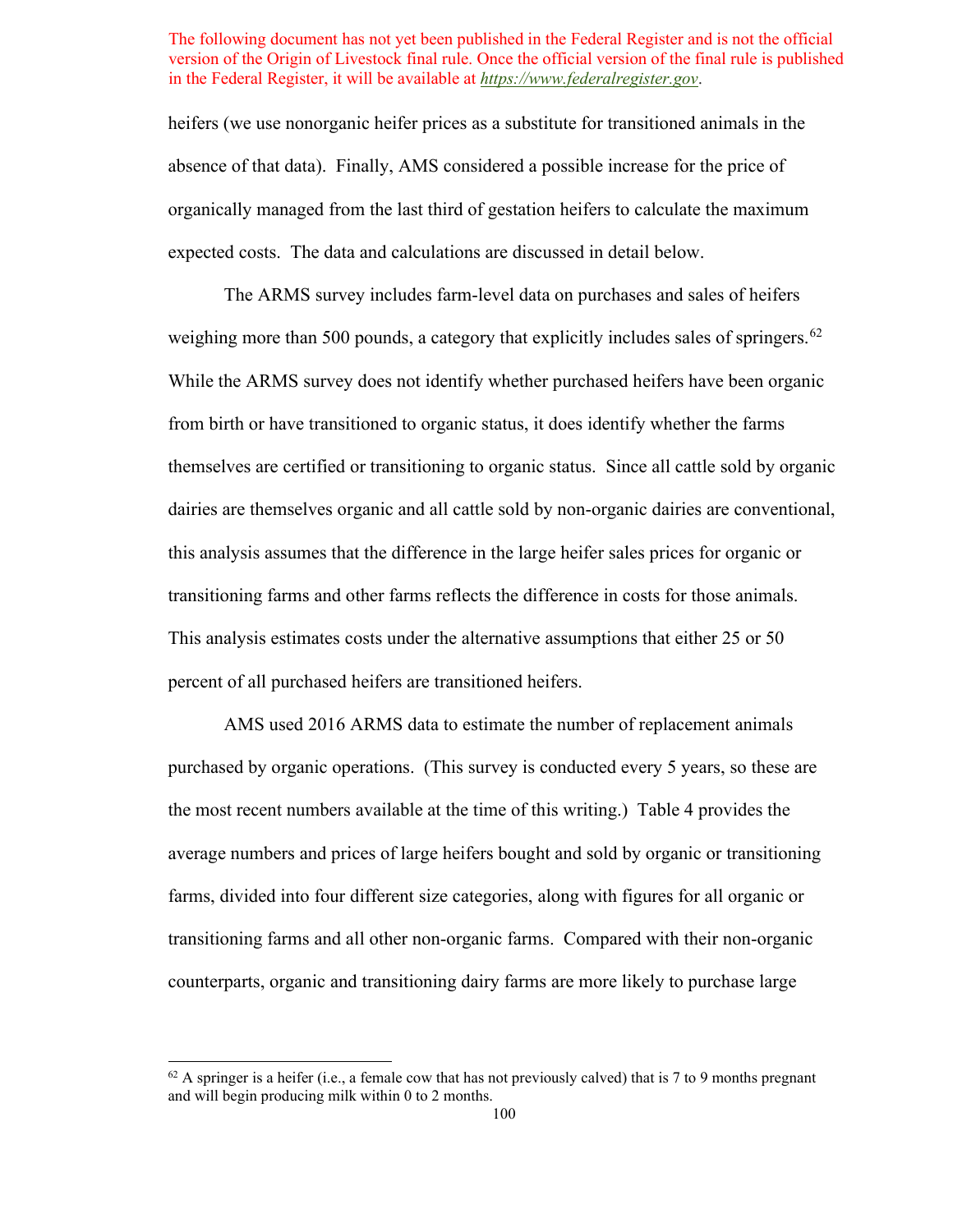The following document has not yet been published in the Federal Register and is not the official version of the Origin of Livestock final rule. Once the official version of the final rule is published in the Federal Register, it will be available at *https://www.federalregister.gov*.

heifers (we use nonorganic heifer prices as a substitute for transitioned animals in the absence of that data). Finally, AMS considered a possible increase for the price of organically managed from the last third of gestation heifers to calculate the maximum expected costs. The data and calculations are discussed in detail below.

The ARMS survey includes farm-level data on purchases and sales of heifers weighing more than 500 pounds, a category that explicitly includes sales of springers.[62] While the ARMS survey does not identify whether purchased heifers have been organic from birth or have transitioned to organic status, it does identify whether the farms themselves are certified or transitioning to organic status. Since all cattle sold by organic dairies are themselves organic and all cattle sold by non-organic dairies are conventional, this analysis assumes that the difference in the large heifer sales prices for organic or transitioning farms and other farms reflects the difference in costs for those animals. This analysis estimates costs under the alternative assumptions that either 25 or 50 percent of all purchased heifers are transitioned heifers.

AMS used 2016 ARMS data to estimate the number of replacement animals purchased by organic operations. (This survey is conducted every 5 years, so these are the most recent numbers available at the time of this writing.) Table 4 provides the average numbers and prices of large heifers bought and sold by organic or transitioning farms, divided into four different size categories, along with figures for all organic or transitioning farms and all other non-organic farms. Compared with their non-organic counterparts, organic and transitioning dairy farms are more likely to purchase large

[62] A springer is a heifer (i.e., a female cow that has not previously calved) that is 7 to 9 months pregnant and will begin producing milk within 0 to 2 months.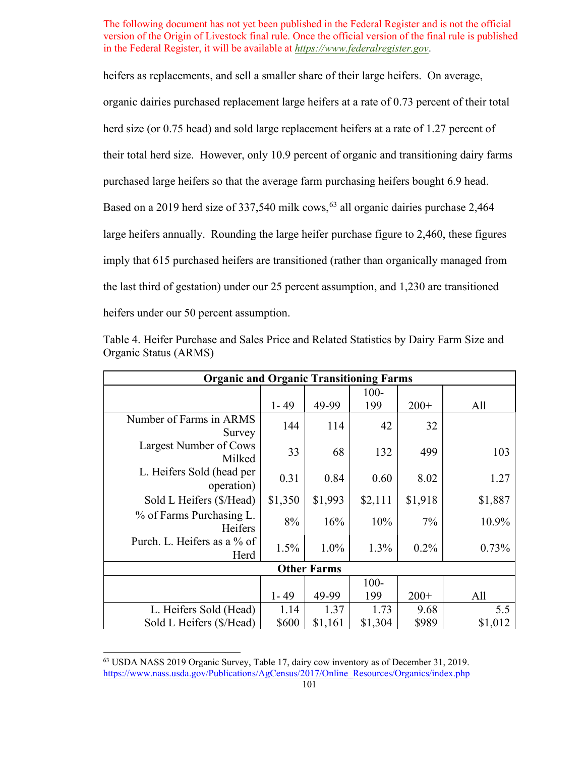The following document has not yet been published in the Federal Register and is not the official version of the Origin of Livestock final rule. Once the official version of the final rule is published in the Federal Register, it will be available at *https://www.federalregister.gov*.

heifers as replacements, and sell a smaller share of their large heifers. On average, organic dairies purchased replacement large heifers at a rate of 0.73 percent of their total herd size (or 0.75 head) and sold large replacement heifers at a rate of 1.27 percent of their total herd size. However, only 10.9 percent of organic and transitioning dairy farms purchased large heifers so that the average farm purchasing heifers bought 6.9 head. Based on a 2019 herd size of 337,540 milk cows,[63] all organic dairies purchase 2,464 large heifers annually. Rounding the large heifer purchase figure to 2,460, these figures imply that 615 purchased heifers are transitioned (rather than organically managed from the last third of gestation) under our 25 percent assumption, and 1,230 are transitioned heifers under our 50 percent assumption.

Table 4. Heifer Purchase and Sales Price and Related Statistics by Dairy Farm Size and Organic Status (ARMS)

| Organic and Organic Transitioning Farms | | | | | |
|---|---|---|---|---|---|
| | 1- 49 | 49-99 | 100-199 | 200+ | All |
| Number of Farms in ARMS Survey | 144 | 114 | 42 | 32 | |
| Largest Number of Cows Milked | 33 | 68 | 132 | 499 | 103 |
| L. Heifers Sold (head per operation) | 0.31 | 0.84 | 0.60 | 8.02 | 1.27 |
| Sold L Heifers ($/Head) | $1,350 | $1,993 | $2,111 | $1,918 | $1,887 |
| % of Farms Purchasing L. Heifers | 8% | 16% | 10% | 7% | 10.9% |
| Purch. L. Heifers as a % of Herd | 1.5% | 1.0% | 1.3% | 0.2% | 0.73% |
| **Other Farms** | | | | | |
| | 1- 49 | 49-99 | 100-199 | 200+ | All |
| L. Heifers Sold (Head) | 1.14 | 1.37 | 1.73 | 9.68 | 5.5 |
| Sold L Heifers ($/Head) | $600 | $1,161 | $1,304 | $989 | $1,012 |

[63] USDA NASS 2019 Organic Survey, Table 17, dairy cow inventory as of December 31, 2019. https://www.nass.usda.gov/Publications/AgCensus/2017/Online_Resources/Organics/index.php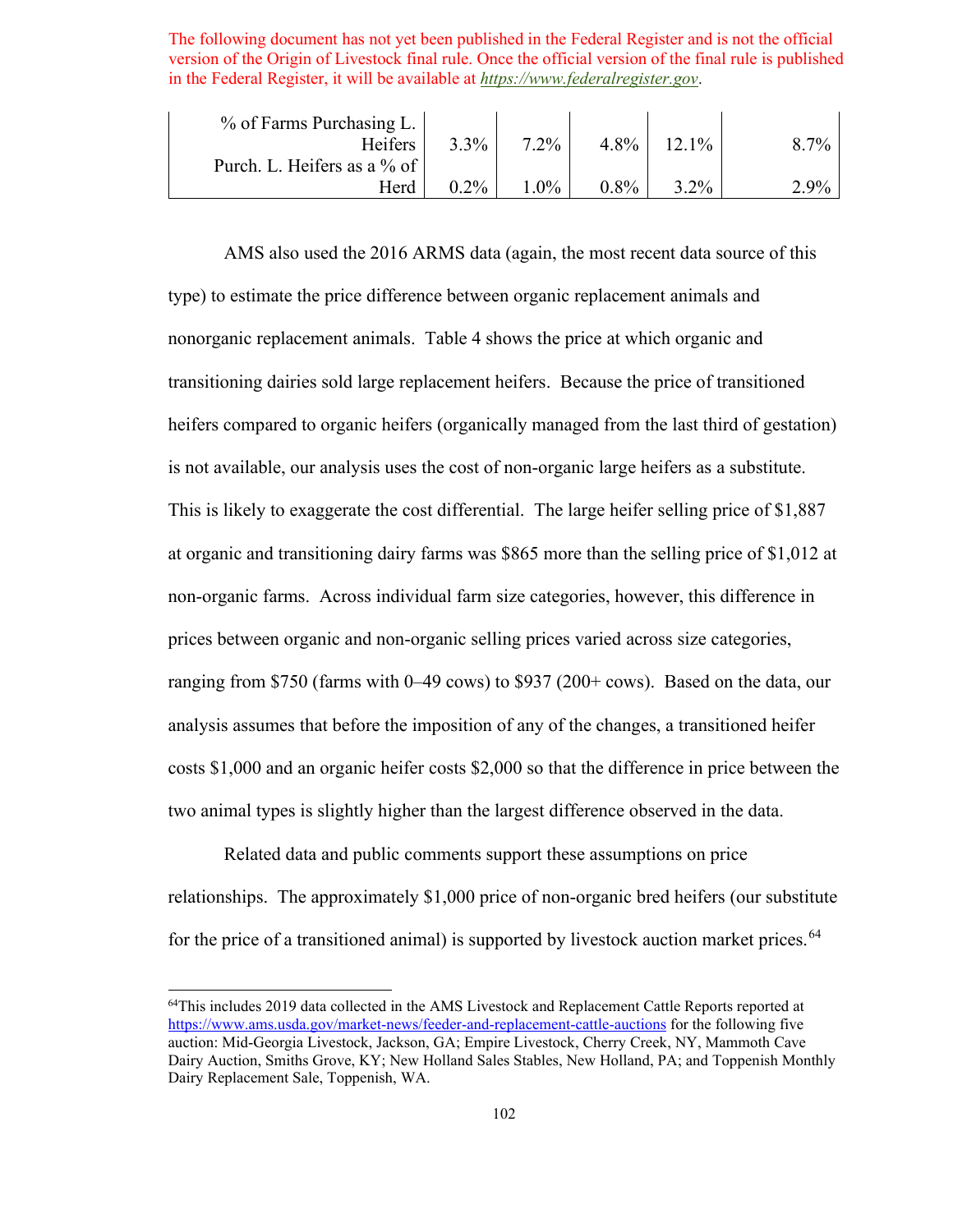The following document has not yet been published in the Federal Register and is not the official version of the Origin of Livestock final rule. Once the official version of the final rule is published in the Federal Register, it will be available at *https://www.federalregister.gov*.

| | | | | | |
|---|---|---|---|---|---|
| % of Farms Purchasing L. Heifers | 3.3% | 7.2% | 4.8% | 12.1% | 8.7% |
| Purch. L. Heifers as a % of Herd | 0.2% | 1.0% | 0.8% | 3.2% | 2.9% |

AMS also used the 2016 ARMS data (again, the most recent data source of this type) to estimate the price difference between organic replacement animals and nonorganic replacement animals. Table 4 shows the price at which organic and transitioning dairies sold large replacement heifers. Because the price of transitioned heifers compared to organic heifers (organically managed from the last third of gestation) is not available, our analysis uses the cost of non-organic large heifers as a substitute. This is likely to exaggerate the cost differential. The large heifer selling price of $1,887 at organic and transitioning dairy farms was $865 more than the selling price of $1,012 at non-organic farms. Across individual farm size categories, however, this difference in prices between organic and non-organic selling prices varied across size categories, ranging from $750 (farms with 0–49 cows) to $937 (200+ cows). Based on the data, our analysis assumes that before the imposition of any of the changes, a transitioned heifer costs $1,000 and an organic heifer costs $2,000 so that the difference in price between the two animal types is slightly higher than the largest difference observed in the data.

Related data and public comments support these assumptions on price relationships. The approximately $1,000 price of non-organic bred heifers (our substitute for the price of a transitioned animal) is supported by livestock auction market prices.[64]

[64]This includes 2019 data collected in the AMS Livestock and Replacement Cattle Reports reported at https://www.ams.usda.gov/market-news/feeder-and-replacement-cattle-auctions for the following five auction: Mid-Georgia Livestock, Jackson, GA; Empire Livestock, Cherry Creek, NY, Mammoth Cave Dairy Auction, Smiths Grove, KY; New Holland Sales Stables, New Holland, PA; and Toppenish Monthly Dairy Replacement Sale, Toppenish, WA.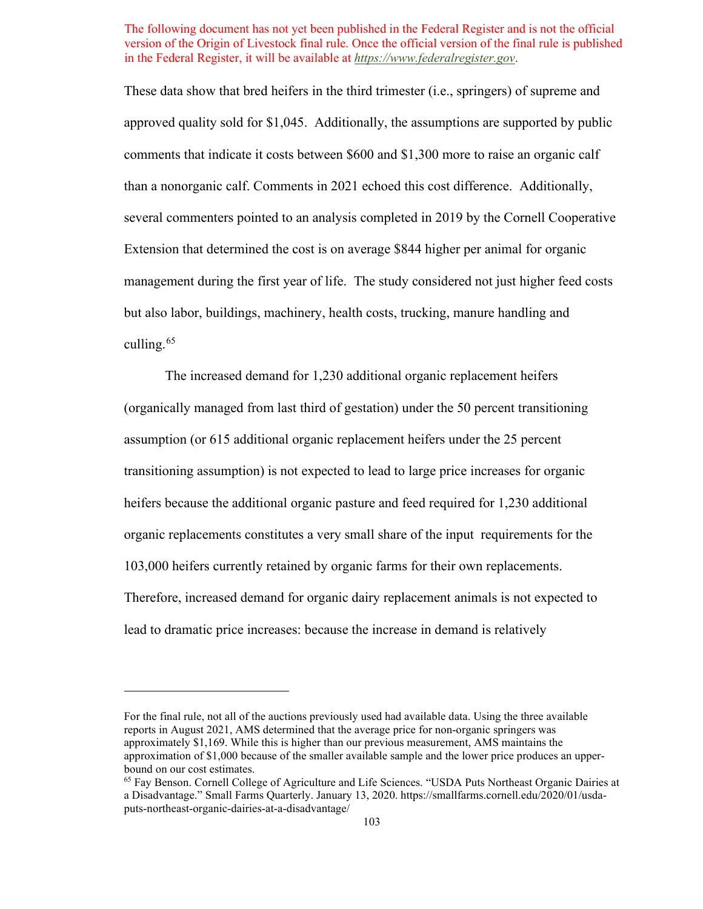The following document has not yet been published in the Federal Register and is not the official version of the Origin of Livestock final rule. Once the official version of the final rule is published in the Federal Register, it will be available at *https://www.federalregister.gov*.

These data show that bred heifers in the third trimester (i.e., springers) of supreme and approved quality sold for $1,045. Additionally, the assumptions are supported by public comments that indicate it costs between $600 and $1,300 more to raise an organic calf than a nonorganic calf. Comments in 2021 echoed this cost difference. Additionally, several commenters pointed to an analysis completed in 2019 by the Cornell Cooperative Extension that determined the cost is on average $844 higher per animal for organic management during the first year of life. The study considered not just higher feed costs but also labor, buildings, machinery, health costs, trucking, manure handling and culling.[65]

The increased demand for 1,230 additional organic replacement heifers (organically managed from last third of gestation) under the 50 percent transitioning assumption (or 615 additional organic replacement heifers under the 25 percent transitioning assumption) is not expected to lead to large price increases for organic heifers because the additional organic pasture and feed required for 1,230 additional organic replacements constitutes a very small share of the input requirements for the 103,000 heifers currently retained by organic farms for their own replacements. Therefore, increased demand for organic dairy replacement animals is not expected to lead to dramatic price increases: because the increase in demand is relatively

---

For the final rule, not all of the auctions previously used had available data. Using the three available reports in August 2021, AMS determined that the average price for non-organic springers was approximately $1,169. While this is higher than our previous measurement, AMS maintains the approximation of $1,000 because of the smaller available sample and the lower price produces an upper-bound on our cost estimates.

[65] Fay Benson. Cornell College of Agriculture and Life Sciences. "USDA Puts Northeast Organic Dairies at a Disadvantage." Small Farms Quarterly. January 13, 2020. https://smallfarms.cornell.edu/2020/01/usda-puts-northeast-organic-dairies-at-a-disadvantage/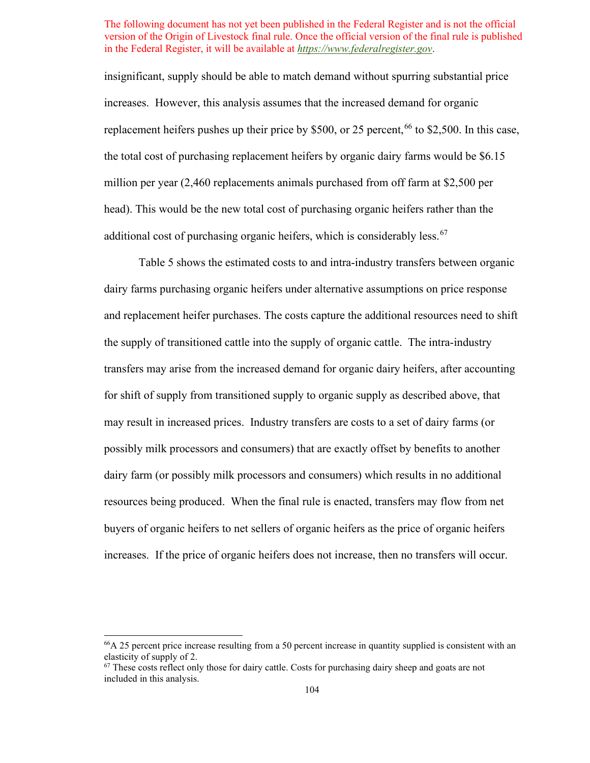insignificant, supply should be able to match demand without spurring substantial price increases. However, this analysis assumes that the increased demand for organic replacement heifers pushes up their price by $500, or 25 percent,[66] to $2,500. In this case, the total cost of purchasing replacement heifers by organic dairy farms would be $6.15 million per year (2,460 replacements animals purchased from off farm at $2,500 per head). This would be the new total cost of purchasing organic heifers rather than the additional cost of purchasing organic heifers, which is considerably less.[67]

Table 5 shows the estimated costs to and intra-industry transfers between organic dairy farms purchasing organic heifers under alternative assumptions on price response and replacement heifer purchases. The costs capture the additional resources need to shift the supply of transitioned cattle into the supply of organic cattle. The intra-industry transfers may arise from the increased demand for organic dairy heifers, after accounting for shift of supply from transitioned supply to organic supply as described above, that may result in increased prices. Industry transfers are costs to a set of dairy farms (or possibly milk processors and consumers) that are exactly offset by benefits to another dairy farm (or possibly milk processors and consumers) which results in no additional resources being produced. When the final rule is enacted, transfers may flow from net buyers of organic heifers to net sellers of organic heifers as the price of organic heifers increases. If the price of organic heifers does not increase, then no transfers will occur.

---

[66] A 25 percent price increase resulting from a 50 percent increase in quantity supplied is consistent with an elasticity of supply of 2.

[67] These costs reflect only those for dairy cattle. Costs for purchasing dairy sheep and goats are not included in this analysis.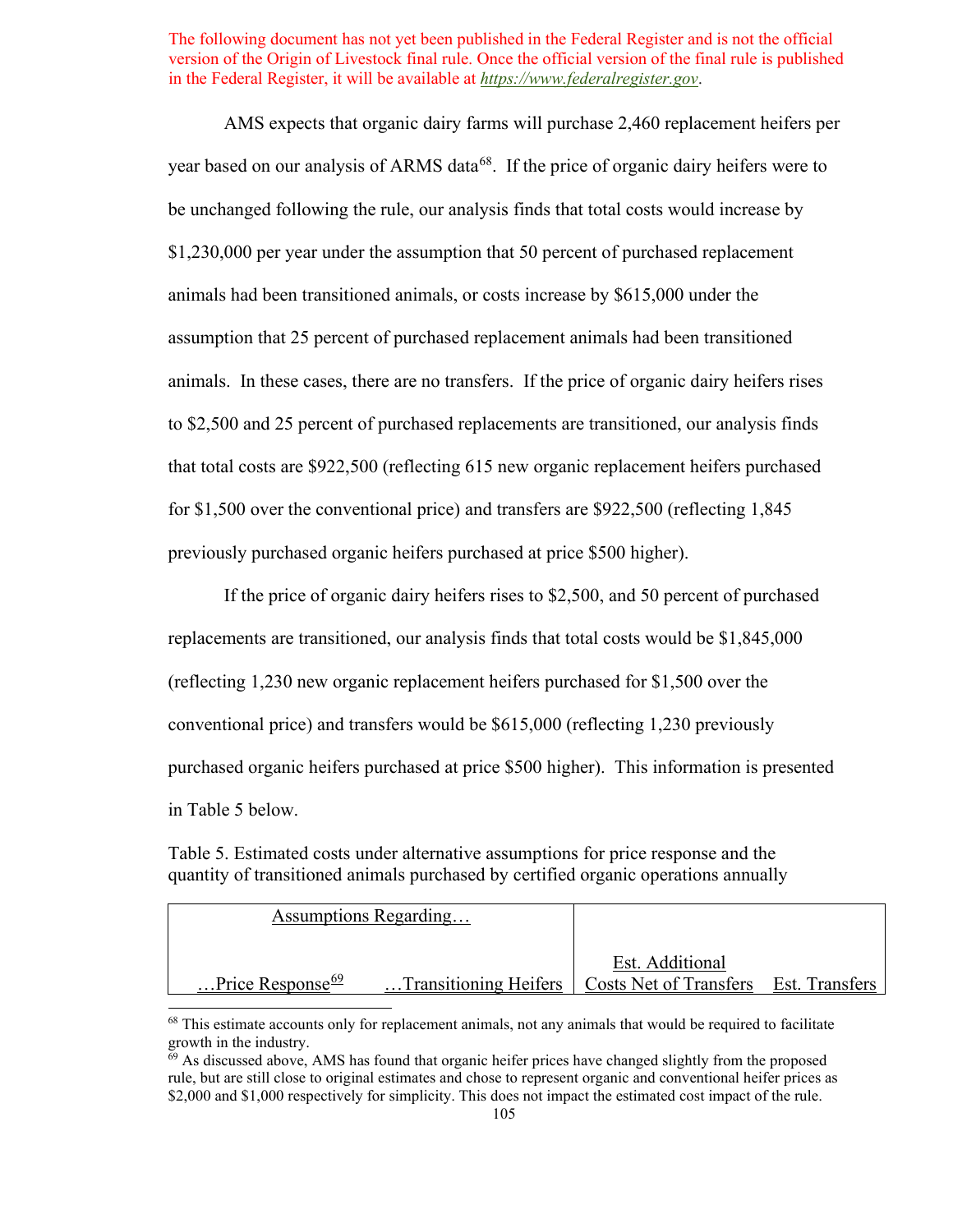The following document has not yet been published in the Federal Register and is not the official version of the Origin of Livestock final rule. Once the official version of the final rule is published in the Federal Register, it will be available at *https://www.federalregister.gov*.

AMS expects that organic dairy farms will purchase 2,460 replacement heifers per year based on our analysis of ARMS data[68]. If the price of organic dairy heifers were to be unchanged following the rule, our analysis finds that total costs would increase by $1,230,000 per year under the assumption that 50 percent of purchased replacement animals had been transitioned animals, or costs increase by $615,000 under the assumption that 25 percent of purchased replacement animals had been transitioned animals. In these cases, there are no transfers. If the price of organic dairy heifers rises to $2,500 and 25 percent of purchased replacements are transitioned, our analysis finds that total costs are $922,500 (reflecting 615 new organic replacement heifers purchased for $1,500 over the conventional price) and transfers are $922,500 (reflecting 1,845 previously purchased organic heifers purchased at price $500 higher).

If the price of organic dairy heifers rises to $2,500, and 50 percent of purchased replacements are transitioned, our analysis finds that total costs would be $1,845,000 (reflecting 1,230 new organic replacement heifers purchased for $1,500 over the conventional price) and transfers would be $615,000 (reflecting 1,230 previously purchased organic heifers purchased at price $500 higher). This information is presented in Table 5 below.

Table 5. Estimated costs under alternative assumptions for price response and the quantity of transitioned animals purchased by certified organic operations annually

| Assumptions Regarding… | | | |
|---|---|---|---|
| …Price Response[69] | …Transitioning Heifers | Est. Additional Costs Net of Transfers | Est. Transfers |

[68] This estimate accounts only for replacement animals, not any animals that would be required to facilitate growth in the industry.

[69] As discussed above, AMS has found that organic heifer prices have changed slightly from the proposed rule, but are still close to original estimates and chose to represent organic and conventional heifer prices as $2,000 and $1,000 respectively for simplicity. This does not impact the estimated cost impact of the rule.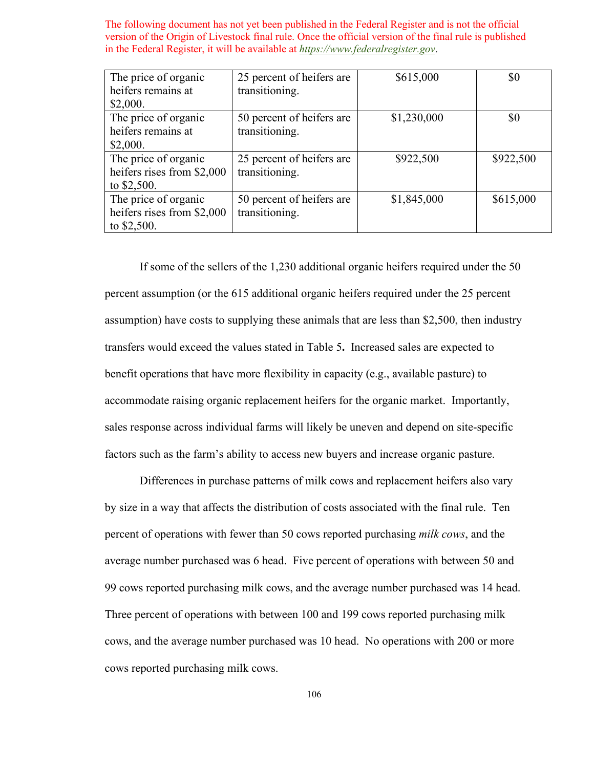The following document has not yet been published in the Federal Register and is not the official version of the Origin of Livestock final rule. Once the official version of the final rule is published in the Federal Register, it will be available at *https://www.federalregister.gov*.

| | | | |
|---|---|---|---|
| The price of organic heifers remains at $2,000. | 25 percent of heifers are transitioning. | $615,000 | $0 |
| The price of organic heifers remains at $2,000. | 50 percent of heifers are transitioning. | $1,230,000 | $0 |
| The price of organic heifers rises from $2,000 to $2,500. | 25 percent of heifers are transitioning. | $922,500 | $922,500 |
| The price of organic heifers rises from $2,000 to $2,500. | 50 percent of heifers are transitioning. | $1,845,000 | $615,000 |

If some of the sellers of the 1,230 additional organic heifers required under the 50 percent assumption (or the 615 additional organic heifers required under the 25 percent assumption) have costs to supplying these animals that are less than $2,500, then industry transfers would exceed the values stated in Table 5**.** Increased sales are expected to benefit operations that have more flexibility in capacity (e.g., available pasture) to accommodate raising organic replacement heifers for the organic market. Importantly, sales response across individual farms will likely be uneven and depend on site-specific factors such as the farm's ability to access new buyers and increase organic pasture.

Differences in purchase patterns of milk cows and replacement heifers also vary by size in a way that affects the distribution of costs associated with the final rule. Ten percent of operations with fewer than 50 cows reported purchasing *milk cows*, and the average number purchased was 6 head. Five percent of operations with between 50 and 99 cows reported purchasing milk cows, and the average number purchased was 14 head. Three percent of operations with between 100 and 199 cows reported purchasing milk cows, and the average number purchased was 10 head. No operations with 200 or more cows reported purchasing milk cows.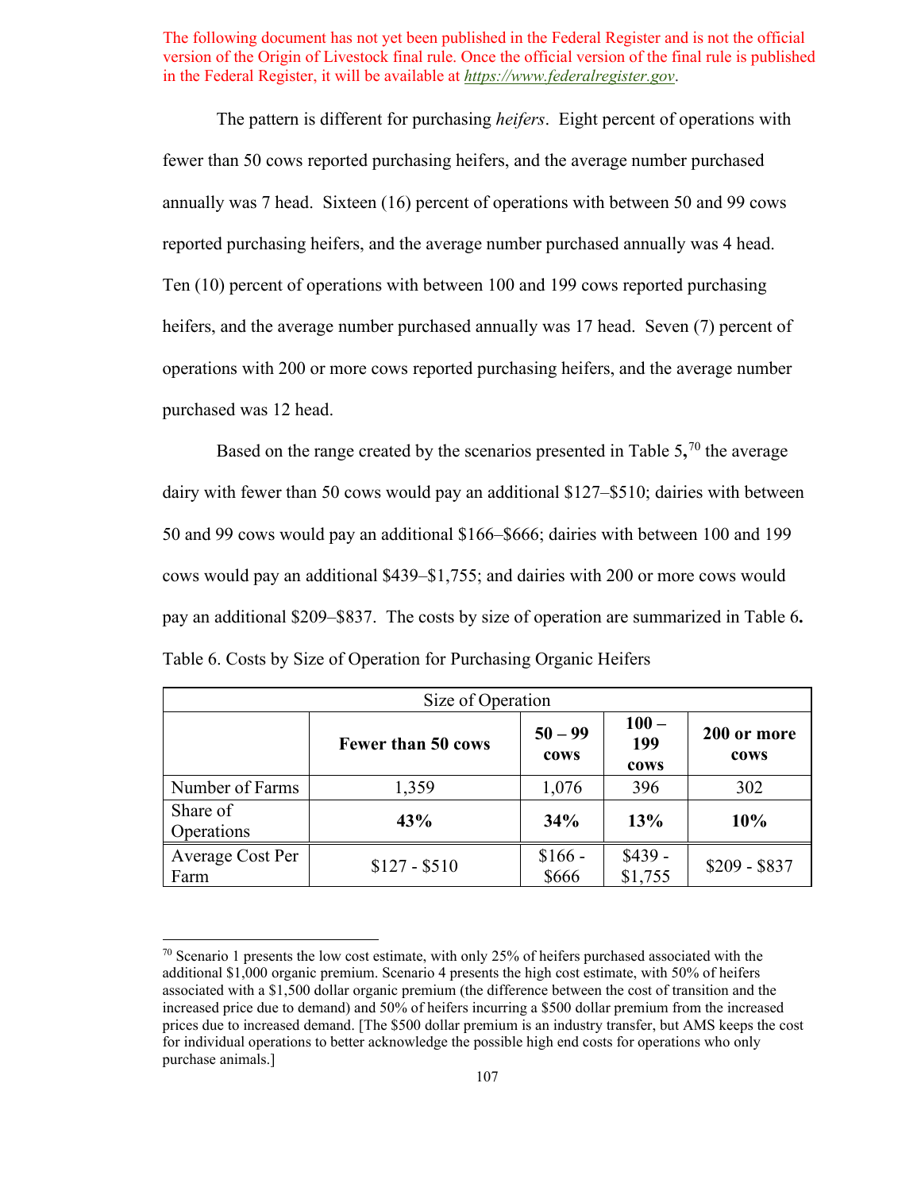The following document has not yet been published in the Federal Register and is not the official version of the Origin of Livestock final rule. Once the official version of the final rule is published in the Federal Register, it will be available at *https://www.federalregister.gov*.

The pattern is different for purchasing *heifers*. Eight percent of operations with fewer than 50 cows reported purchasing heifers, and the average number purchased annually was 7 head. Sixteen (16) percent of operations with between 50 and 99 cows reported purchasing heifers, and the average number purchased annually was 4 head. Ten (10) percent of operations with between 100 and 199 cows reported purchasing heifers, and the average number purchased annually was 17 head. Seven (7) percent of operations with 200 or more cows reported purchasing heifers, and the average number purchased was 12 head.

Based on the range created by the scenarios presented in Table 5,[70] the average dairy with fewer than 50 cows would pay an additional $127–$510; dairies with between 50 and 99 cows would pay an additional $166–$666; dairies with between 100 and 199 cows would pay an additional $439–$1,755; and dairies with 200 or more cows would pay an additional $209–$837. The costs by size of operation are summarized in Table 6**.**

Table 6. Costs by Size of Operation for Purchasing Organic Heifers

| Size of Operation | | | | |
|---|---|---|---|---|
| | **Fewer than 50 cows** | **50 – 99 cows** | **100 – 199 cows** | **200 or more cows** |
| Number of Farms | 1,359 | 1,076 | 396 | 302 |
| Share of Operations | **43%** | **34%** | **13%** | **10%** |
| Average Cost Per Farm | $127 - $510 | $166 - $666 | $439 - $1,755 | $209 - $837 |

[70] Scenario 1 presents the low cost estimate, with only 25% of heifers purchased associated with the additional $1,000 organic premium. Scenario 4 presents the high cost estimate, with 50% of heifers associated with a $1,500 dollar organic premium (the difference between the cost of transition and the increased price due to demand) and 50% of heifers incurring a $500 dollar premium from the increased prices due to increased demand. [The $500 dollar premium is an industry transfer, but AMS keeps the cost for individual operations to better acknowledge the possible high end costs for operations who only purchase animals.]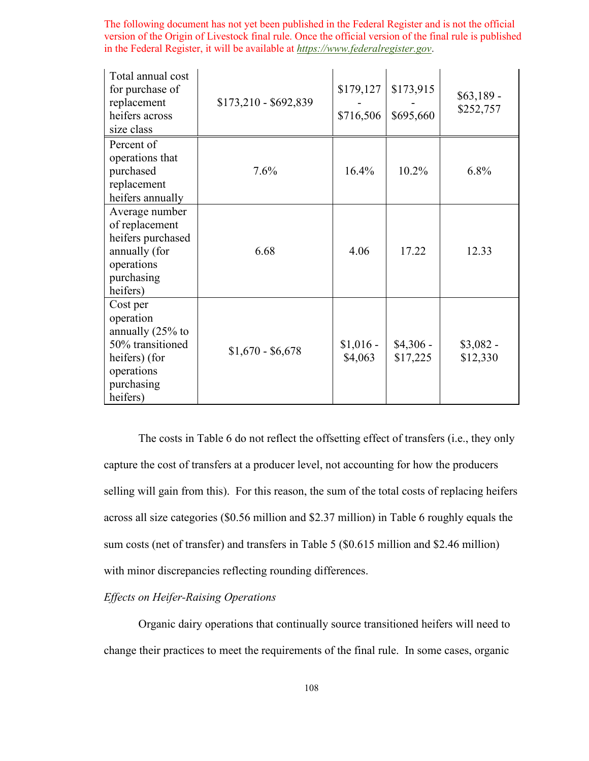The following document has not yet been published in the Federal Register and is not the official version of the Origin of Livestock final rule. Once the official version of the final rule is published in the Federal Register, it will be available at *https://www.federalregister.gov*.

| | | | | |
|---|---|---|---|---|
| Total annual cost for purchase of replacement heifers across size class | $173,210 - $692,839 | $179,127 - $716,506 | $173,915 - $695,660 | $63,189 - $252,757 |
| Percent of operations that purchased replacement heifers annually | 7.6% | 16.4% | 10.2% | 6.8% |
| Average number of replacement heifers purchased annually (for operations purchasing heifers) | 6.68 | 4.06 | 17.22 | 12.33 |
| Cost per operation annually (25% to 50% transitioned heifers) (for operations purchasing heifers) | $1,670 - $6,678 | $1,016 - $4,063 | $4,306 - $17,225 | $3,082 - $12,330 |

The costs in Table 6 do not reflect the offsetting effect of transfers (i.e., they only capture the cost of transfers at a producer level, not accounting for how the producers selling will gain from this). For this reason, the sum of the total costs of replacing heifers across all size categories ($0.56 million and $2.37 million) in Table 6 roughly equals the sum costs (net of transfer) and transfers in Table 5 ($0.615 million and $2.46 million) with minor discrepancies reflecting rounding differences.

*Effects on Heifer-Raising Operations*

Organic dairy operations that continually source transitioned heifers will need to change their practices to meet the requirements of the final rule. In some cases, organic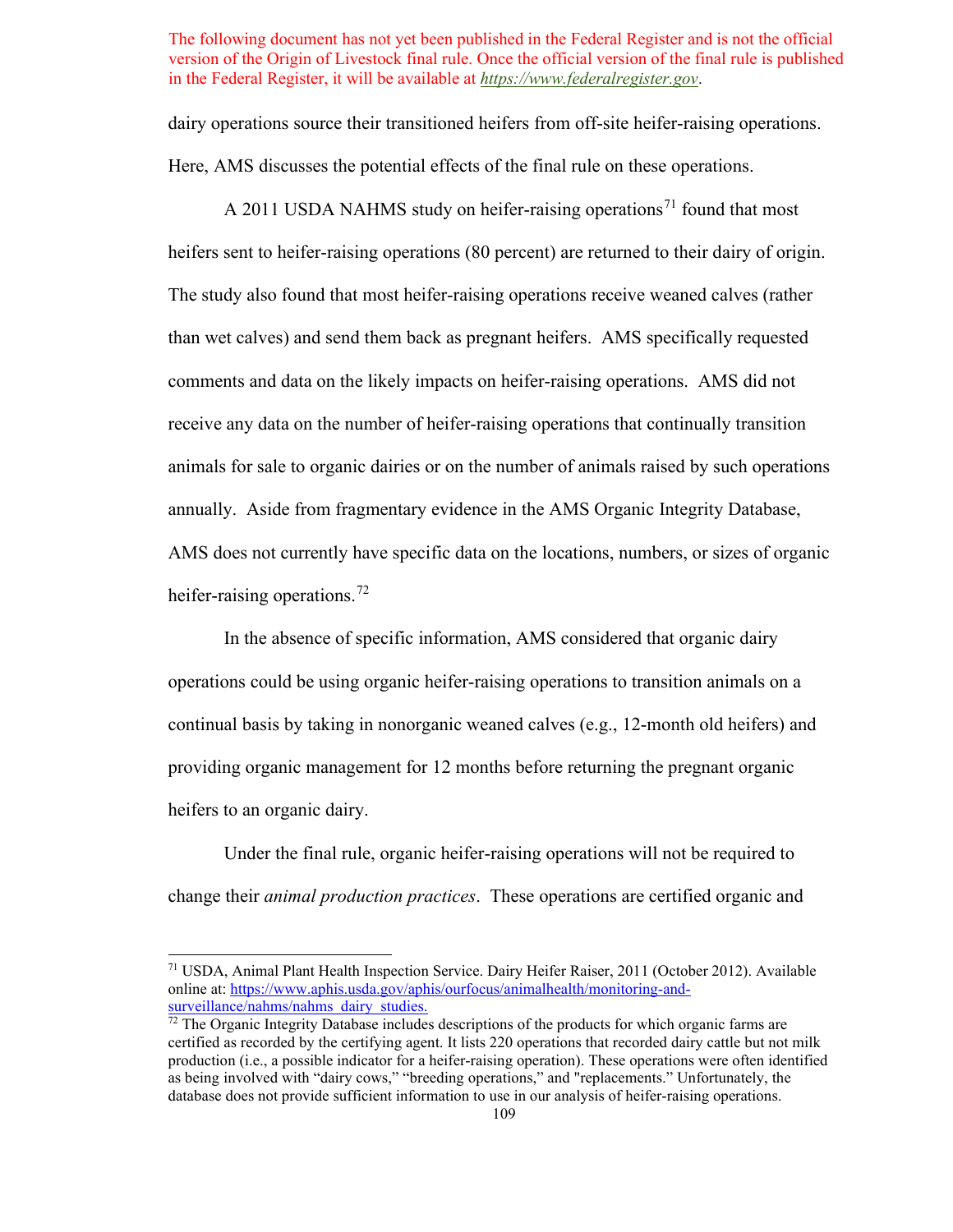dairy operations source their transitioned heifers from off-site heifer-raising operations. Here, AMS discusses the potential effects of the final rule on these operations.

A 2011 USDA NAHMS study on heifer-raising operations[71] found that most heifers sent to heifer-raising operations (80 percent) are returned to their dairy of origin. The study also found that most heifer-raising operations receive weaned calves (rather than wet calves) and send them back as pregnant heifers. AMS specifically requested comments and data on the likely impacts on heifer-raising operations. AMS did not receive any data on the number of heifer-raising operations that continually transition animals for sale to organic dairies or on the number of animals raised by such operations annually. Aside from fragmentary evidence in the AMS Organic Integrity Database, AMS does not currently have specific data on the locations, numbers, or sizes of organic heifer-raising operations.[72]

In the absence of specific information, AMS considered that organic dairy operations could be using organic heifer-raising operations to transition animals on a continual basis by taking in nonorganic weaned calves (e.g., 12-month old heifers) and providing organic management for 12 months before returning the pregnant organic heifers to an organic dairy.

Under the final rule, organic heifer-raising operations will not be required to change their *animal production practices*. These operations are certified organic and

---

[71] USDA, Animal Plant Health Inspection Service. Dairy Heifer Raiser, 2011 (October 2012). Available online at: https://www.aphis.usda.gov/aphis/ourfocus/animalhealth/monitoring-and-surveillance/nahms/nahms_dairy_studies.

[72] The Organic Integrity Database includes descriptions of the products for which organic farms are certified as recorded by the certifying agent. It lists 220 operations that recorded dairy cattle but not milk production (i.e., a possible indicator for a heifer-raising operation). These operations were often identified as being involved with "dairy cows," "breeding operations," and "replacements." Unfortunately, the database does not provide sufficient information to use in our analysis of heifer-raising operations.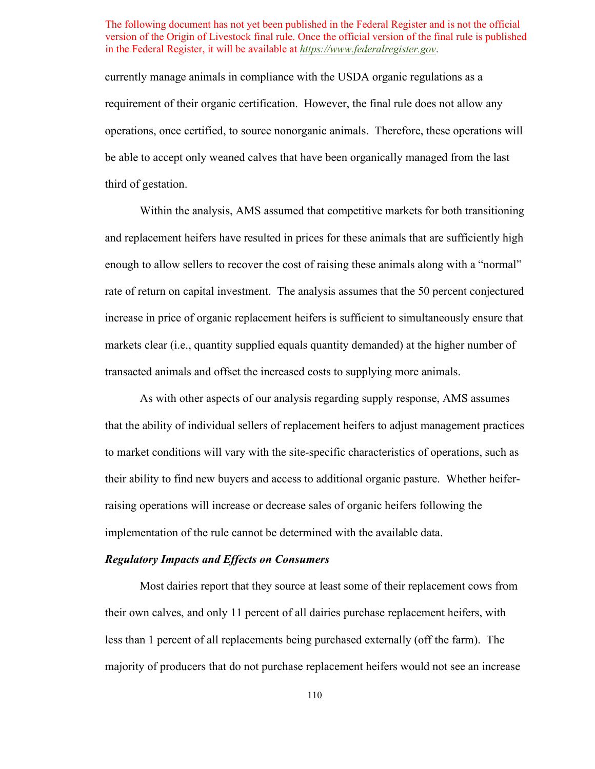currently manage animals in compliance with the USDA organic regulations as a requirement of their organic certification. However, the final rule does not allow any operations, once certified, to source nonorganic animals. Therefore, these operations will be able to accept only weaned calves that have been organically managed from the last third of gestation.

Within the analysis, AMS assumed that competitive markets for both transitioning and replacement heifers have resulted in prices for these animals that are sufficiently high enough to allow sellers to recover the cost of raising these animals along with a "normal" rate of return on capital investment. The analysis assumes that the 50 percent conjectured increase in price of organic replacement heifers is sufficient to simultaneously ensure that markets clear (i.e., quantity supplied equals quantity demanded) at the higher number of transacted animals and offset the increased costs to supplying more animals.

As with other aspects of our analysis regarding supply response, AMS assumes that the ability of individual sellers of replacement heifers to adjust management practices to market conditions will vary with the site-specific characteristics of operations, such as their ability to find new buyers and access to additional organic pasture. Whether heifer-raising operations will increase or decrease sales of organic heifers following the implementation of the rule cannot be determined with the available data.

***Regulatory Impacts and Effects on Consumers***

Most dairies report that they source at least some of their replacement cows from their own calves, and only 11 percent of all dairies purchase replacement heifers, with less than 1 percent of all replacements being purchased externally (off the farm). The majority of producers that do not purchase replacement heifers would not see an increase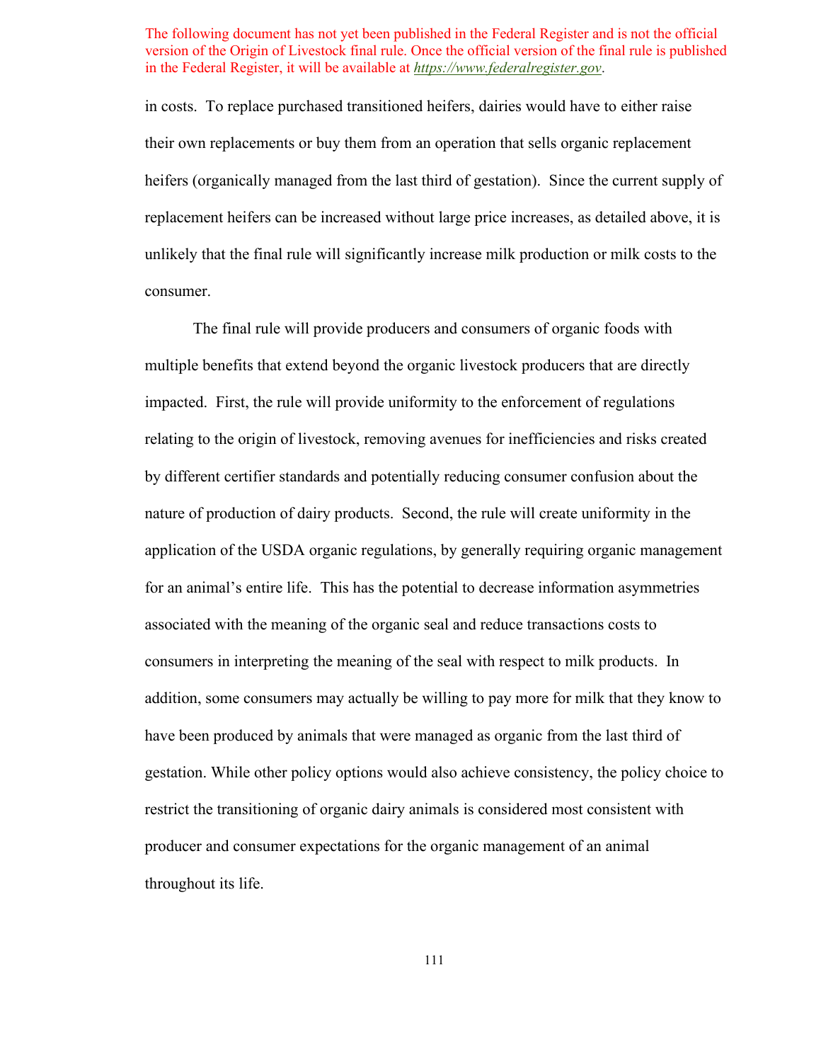in costs. To replace purchased transitioned heifers, dairies would have to either raise their own replacements or buy them from an operation that sells organic replacement heifers (organically managed from the last third of gestation). Since the current supply of replacement heifers can be increased without large price increases, as detailed above, it is unlikely that the final rule will significantly increase milk production or milk costs to the consumer.

The final rule will provide producers and consumers of organic foods with multiple benefits that extend beyond the organic livestock producers that are directly impacted. First, the rule will provide uniformity to the enforcement of regulations relating to the origin of livestock, removing avenues for inefficiencies and risks created by different certifier standards and potentially reducing consumer confusion about the nature of production of dairy products. Second, the rule will create uniformity in the application of the USDA organic regulations, by generally requiring organic management for an animal's entire life. This has the potential to decrease information asymmetries associated with the meaning of the organic seal and reduce transactions costs to consumers in interpreting the meaning of the seal with respect to milk products. In addition, some consumers may actually be willing to pay more for milk that they know to have been produced by animals that were managed as organic from the last third of gestation. While other policy options would also achieve consistency, the policy choice to restrict the transitioning of organic dairy animals is considered most consistent with producer and consumer expectations for the organic management of an animal throughout its life.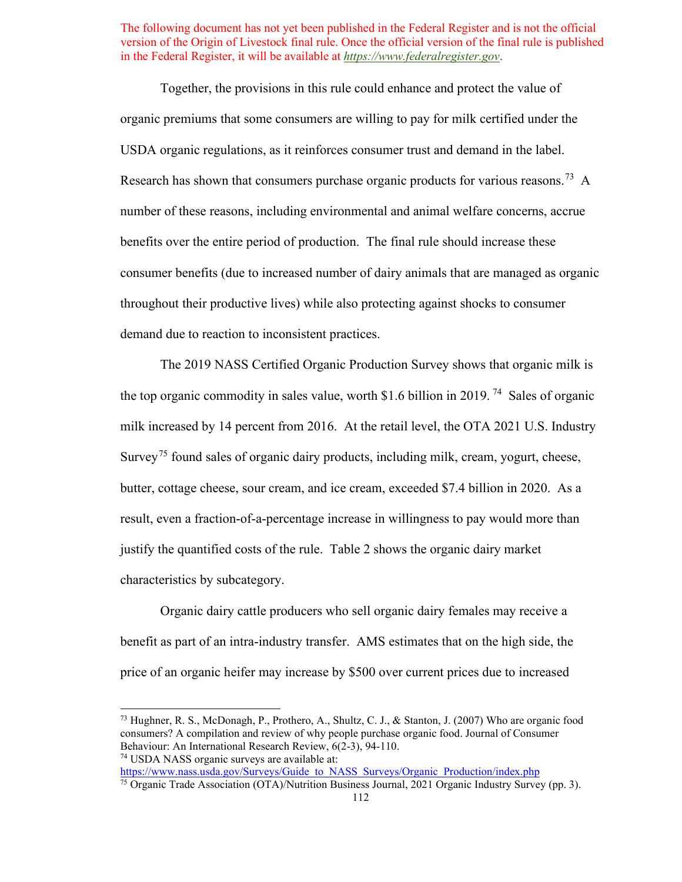The following document has not yet been published in the Federal Register and is not the official version of the Origin of Livestock final rule. Once the official version of the final rule is published in the Federal Register, it will be available at *https://www.federalregister.gov*.

Together, the provisions in this rule could enhance and protect the value of organic premiums that some consumers are willing to pay for milk certified under the USDA organic regulations, as it reinforces consumer trust and demand in the label. Research has shown that consumers purchase organic products for various reasons.[73] A number of these reasons, including environmental and animal welfare concerns, accrue benefits over the entire period of production. The final rule should increase these consumer benefits (due to increased number of dairy animals that are managed as organic throughout their productive lives) while also protecting against shocks to consumer demand due to reaction to inconsistent practices.

The 2019 NASS Certified Organic Production Survey shows that organic milk is the top organic commodity in sales value, worth $1.6 billion in 2019.[74] Sales of organic milk increased by 14 percent from 2016. At the retail level, the OTA 2021 U.S. Industry Survey[75] found sales of organic dairy products, including milk, cream, yogurt, cheese, butter, cottage cheese, sour cream, and ice cream, exceeded $7.4 billion in 2020. As a result, even a fraction-of-a-percentage increase in willingness to pay would more than justify the quantified costs of the rule. Table 2 shows the organic dairy market characteristics by subcategory.

Organic dairy cattle producers who sell organic dairy females may receive a benefit as part of an intra-industry transfer. AMS estimates that on the high side, the price of an organic heifer may increase by $500 over current prices due to increased

---

[73] Hughner, R. S., McDonagh, P., Prothero, A., Shultz, C. J., & Stanton, J. (2007) Who are organic food consumers? A compilation and review of why people purchase organic food. Journal of Consumer Behaviour: An International Research Review, 6(2-3), 94-110.

[74] USDA NASS organic surveys are available at: https://www.nass.usda.gov/Surveys/Guide_to_NASS_Surveys/Organic_Production/index.php

[75] Organic Trade Association (OTA)/Nutrition Business Journal, 2021 Organic Industry Survey (pp. 3).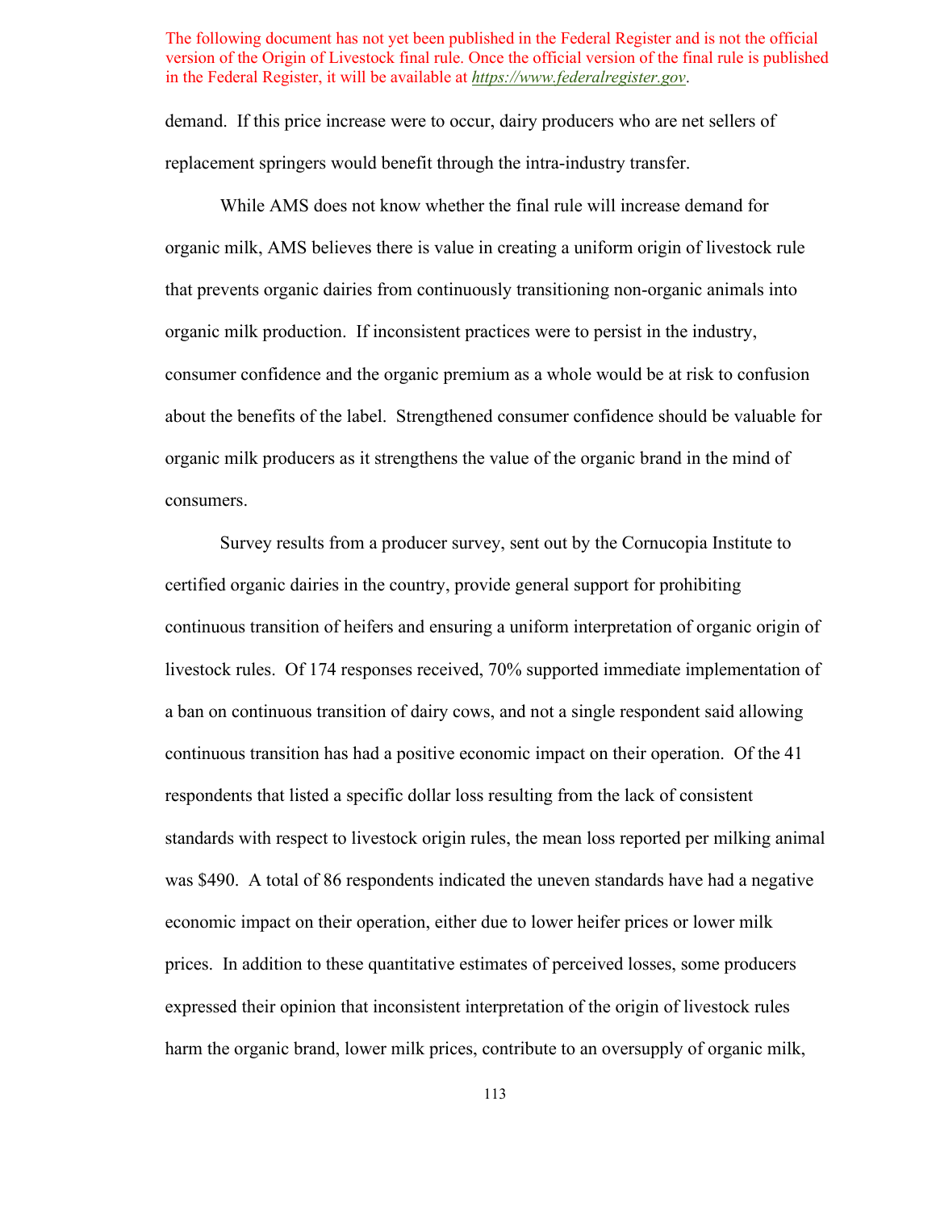demand. If this price increase were to occur, dairy producers who are net sellers of replacement springers would benefit through the intra-industry transfer.

While AMS does not know whether the final rule will increase demand for organic milk, AMS believes there is value in creating a uniform origin of livestock rule that prevents organic dairies from continuously transitioning non-organic animals into organic milk production. If inconsistent practices were to persist in the industry, consumer confidence and the organic premium as a whole would be at risk to confusion about the benefits of the label. Strengthened consumer confidence should be valuable for organic milk producers as it strengthens the value of the organic brand in the mind of consumers.

Survey results from a producer survey, sent out by the Cornucopia Institute to certified organic dairies in the country, provide general support for prohibiting continuous transition of heifers and ensuring a uniform interpretation of organic origin of livestock rules. Of 174 responses received, 70% supported immediate implementation of a ban on continuous transition of dairy cows, and not a single respondent said allowing continuous transition has had a positive economic impact on their operation. Of the 41 respondents that listed a specific dollar loss resulting from the lack of consistent standards with respect to livestock origin rules, the mean loss reported per milking animal was $490. A total of 86 respondents indicated the uneven standards have had a negative economic impact on their operation, either due to lower heifer prices or lower milk prices. In addition to these quantitative estimates of perceived losses, some producers expressed their opinion that inconsistent interpretation of the origin of livestock rules harm the organic brand, lower milk prices, contribute to an oversupply of organic milk,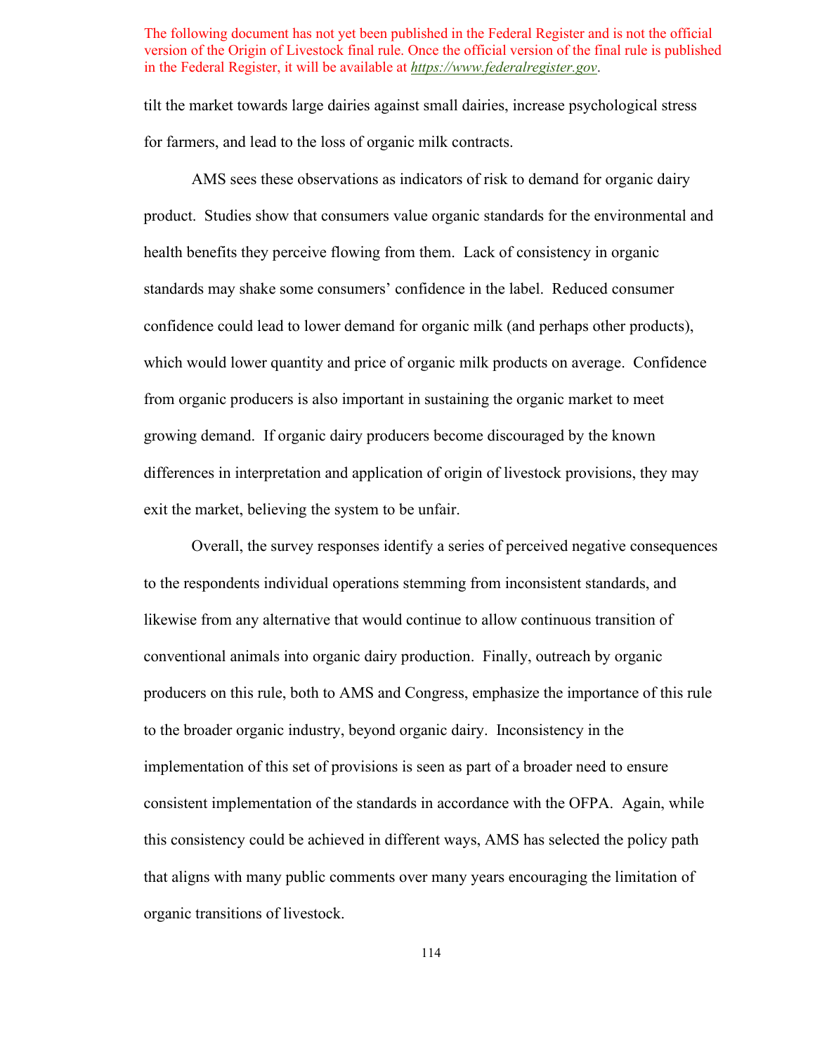The following document has not yet been published in the Federal Register and is not the official version of the Origin of Livestock final rule. Once the official version of the final rule is published in the Federal Register, it will be available at *https://www.federalregister.gov*.

tilt the market towards large dairies against small dairies, increase psychological stress for farmers, and lead to the loss of organic milk contracts.

AMS sees these observations as indicators of risk to demand for organic dairy product. Studies show that consumers value organic standards for the environmental and health benefits they perceive flowing from them. Lack of consistency in organic standards may shake some consumers' confidence in the label. Reduced consumer confidence could lead to lower demand for organic milk (and perhaps other products), which would lower quantity and price of organic milk products on average. Confidence from organic producers is also important in sustaining the organic market to meet growing demand. If organic dairy producers become discouraged by the known differences in interpretation and application of origin of livestock provisions, they may exit the market, believing the system to be unfair.

Overall, the survey responses identify a series of perceived negative consequences to the respondents individual operations stemming from inconsistent standards, and likewise from any alternative that would continue to allow continuous transition of conventional animals into organic dairy production. Finally, outreach by organic producers on this rule, both to AMS and Congress, emphasize the importance of this rule to the broader organic industry, beyond organic dairy. Inconsistency in the implementation of this set of provisions is seen as part of a broader need to ensure consistent implementation of the standards in accordance with the OFPA. Again, while this consistency could be achieved in different ways, AMS has selected the policy path that aligns with many public comments over many years encouraging the limitation of organic transitions of livestock.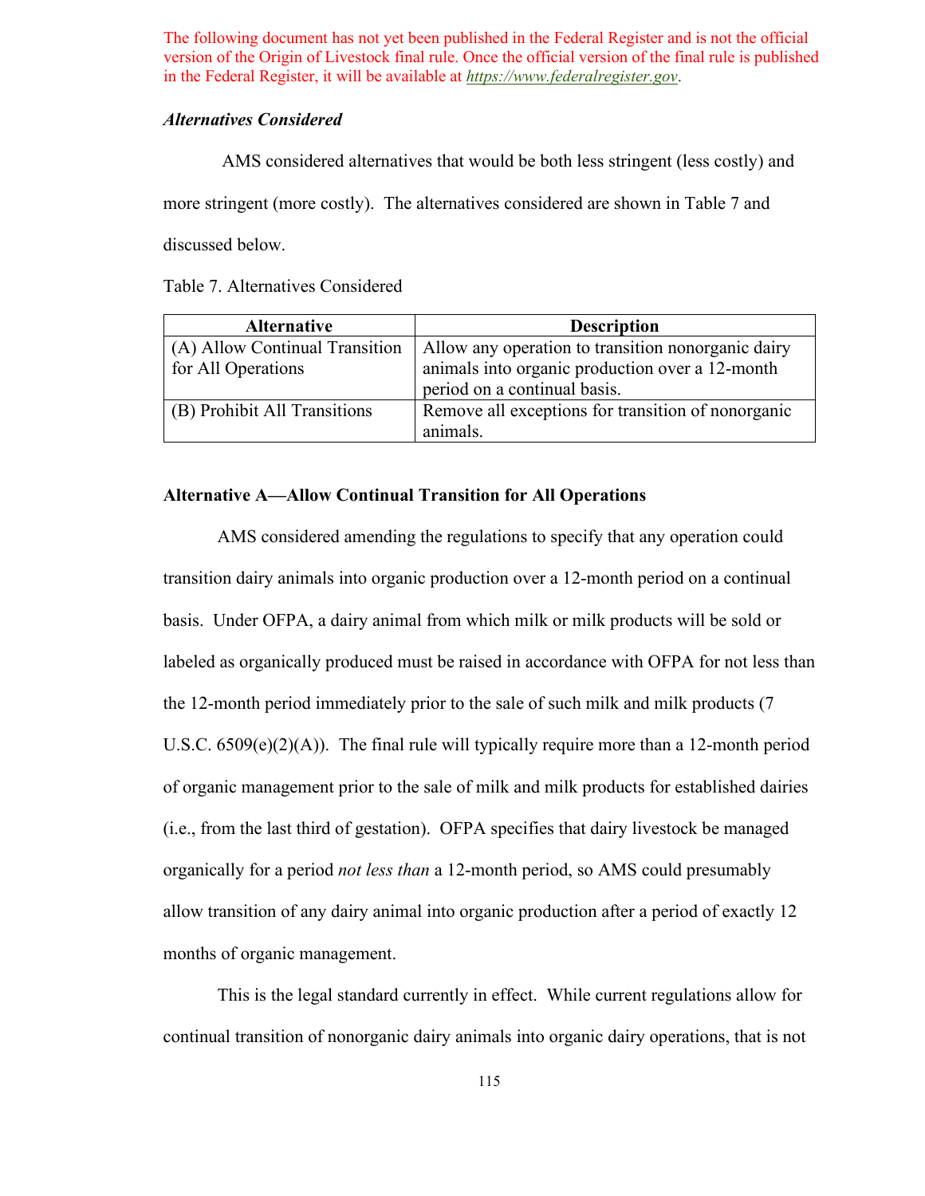The following document has not yet been published in the Federal Register and is not the official version of the Origin of Livestock final rule. Once the official version of the final rule is published in the Federal Register, it will be available at *https://www.federalregister.gov*.

### *Alternatives Considered*

AMS considered alternatives that would be both less stringent (less costly) and more stringent (more costly). The alternatives considered are shown in Table 7 and discussed below.

Table 7. Alternatives Considered

| Alternative | Description |
|---|---|
| (A) Allow Continual Transition for All Operations | Allow any operation to transition nonorganic dairy animals into organic production over a 12-month period on a continual basis. |
| (B) Prohibit All Transitions | Remove all exceptions for transition of nonorganic animals. |

**Alternative A—Allow Continual Transition for All Operations**

AMS considered amending the regulations to specify that any operation could transition dairy animals into organic production over a 12-month period on a continual basis. Under OFPA, a dairy animal from which milk or milk products will be sold or labeled as organically produced must be raised in accordance with OFPA for not less than the 12-month period immediately prior to the sale of such milk and milk products (7 U.S.C. 6509(e)(2)(A)). The final rule will typically require more than a 12-month period of organic management prior to the sale of milk and milk products for established dairies (i.e., from the last third of gestation). OFPA specifies that dairy livestock be managed organically for a period *not less than* a 12-month period, so AMS could presumably allow transition of any dairy animal into organic production after a period of exactly 12 months of organic management.

This is the legal standard currently in effect. While current regulations allow for continual transition of nonorganic dairy animals into organic dairy operations, that is not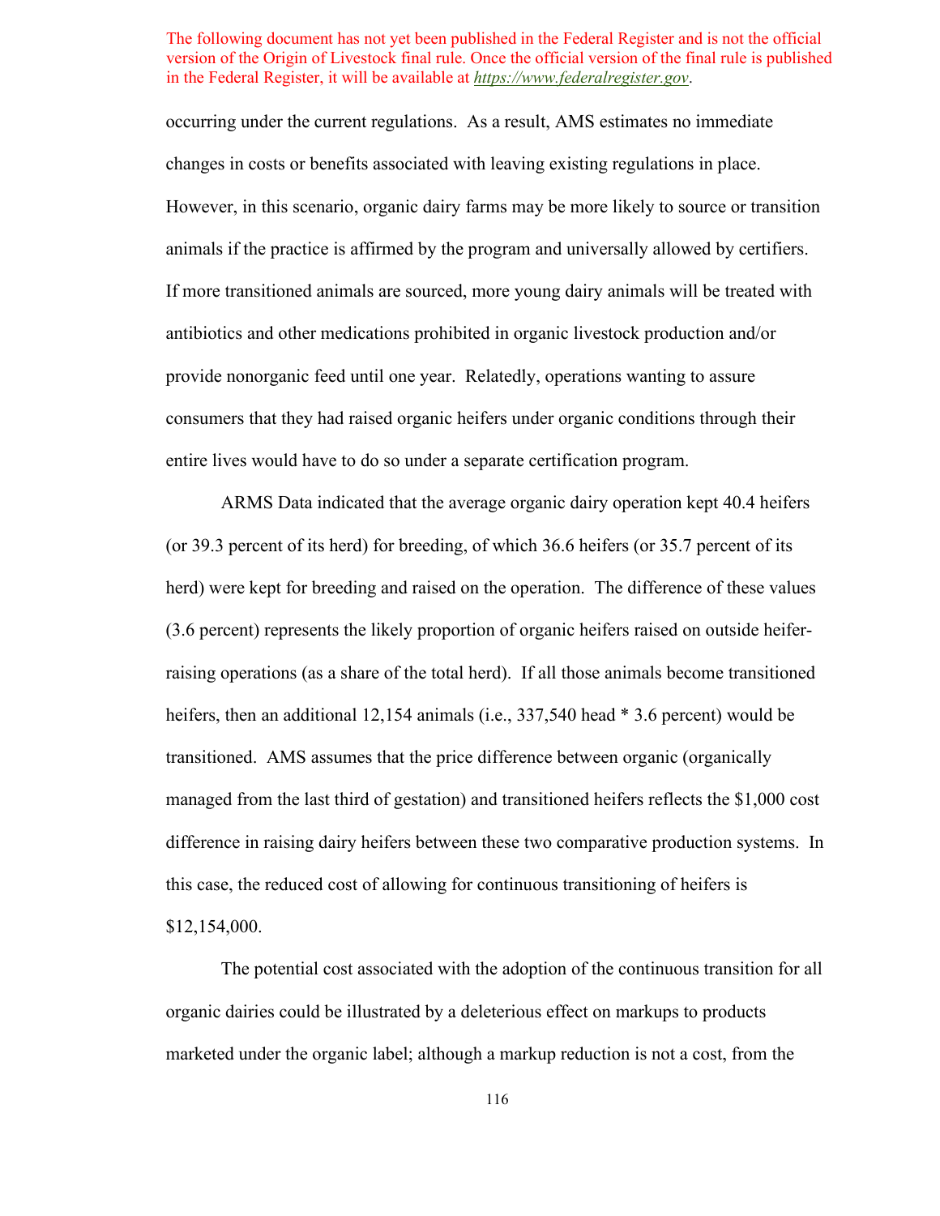The following document has not yet been published in the Federal Register and is not the official version of the Origin of Livestock final rule. Once the official version of the final rule is published in the Federal Register, it will be available at *https://www.federalregister.gov*.

occurring under the current regulations. As a result, AMS estimates no immediate changes in costs or benefits associated with leaving existing regulations in place. However, in this scenario, organic dairy farms may be more likely to source or transition animals if the practice is affirmed by the program and universally allowed by certifiers. If more transitioned animals are sourced, more young dairy animals will be treated with antibiotics and other medications prohibited in organic livestock production and/or provide nonorganic feed until one year. Relatedly, operations wanting to assure consumers that they had raised organic heifers under organic conditions through their entire lives would have to do so under a separate certification program.

ARMS Data indicated that the average organic dairy operation kept 40.4 heifers (or 39.3 percent of its herd) for breeding, of which 36.6 heifers (or 35.7 percent of its herd) were kept for breeding and raised on the operation. The difference of these values (3.6 percent) represents the likely proportion of organic heifers raised on outside heifer-raising operations (as a share of the total herd). If all those animals become transitioned heifers, then an additional 12,154 animals (i.e., 337,540 head * 3.6 percent) would be transitioned. AMS assumes that the price difference between organic (organically managed from the last third of gestation) and transitioned heifers reflects the $1,000 cost difference in raising dairy heifers between these two comparative production systems. In this case, the reduced cost of allowing for continuous transitioning of heifers is $12,154,000.

The potential cost associated with the adoption of the continuous transition for all organic dairies could be illustrated by a deleterious effect on markups to products marketed under the organic label; although a markup reduction is not a cost, from the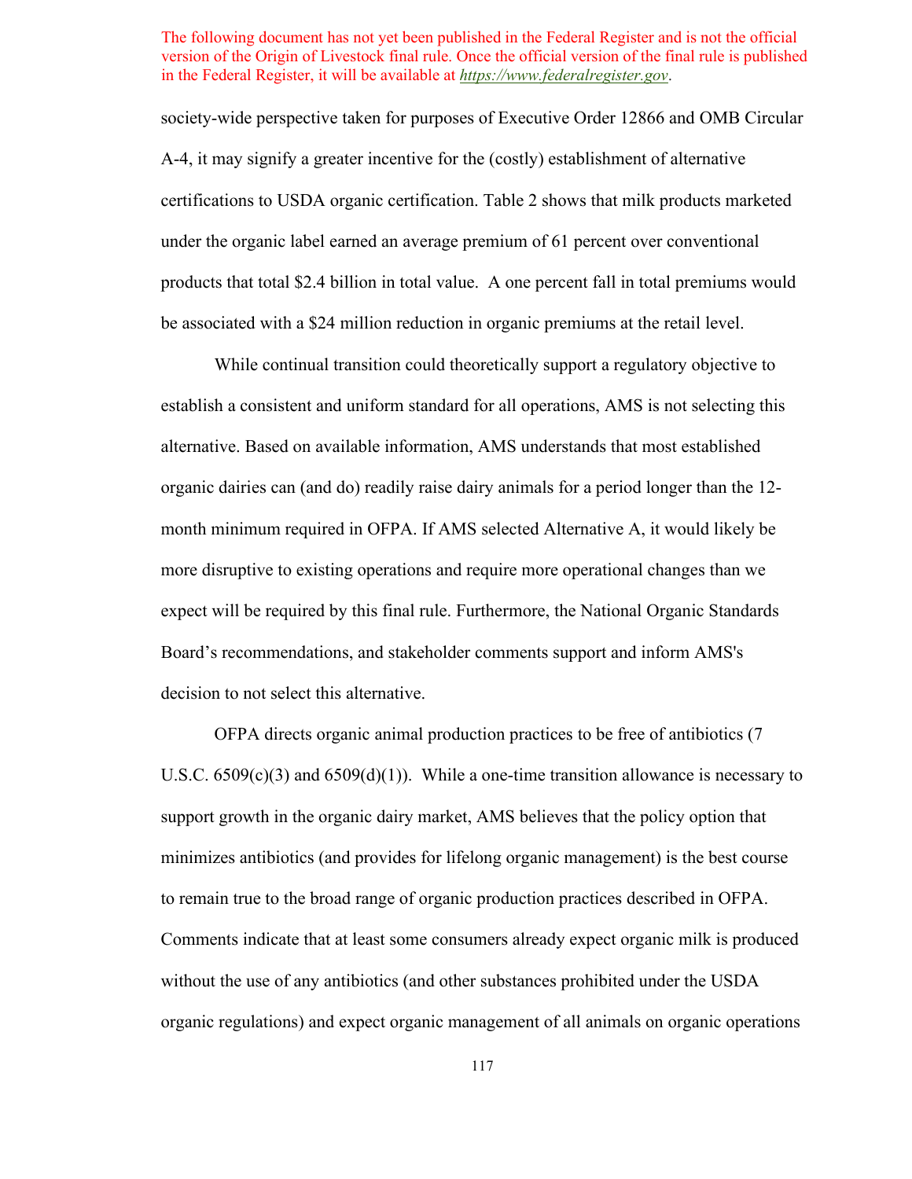The following document has not yet been published in the Federal Register and is not the official version of the Origin of Livestock final rule. Once the official version of the final rule is published in the Federal Register, it will be available at *https://www.federalregister.gov*.

society-wide perspective taken for purposes of Executive Order 12866 and OMB Circular A-4, it may signify a greater incentive for the (costly) establishment of alternative certifications to USDA organic certification. Table 2 shows that milk products marketed under the organic label earned an average premium of 61 percent over conventional products that total $2.4 billion in total value. A one percent fall in total premiums would be associated with a $24 million reduction in organic premiums at the retail level.

While continual transition could theoretically support a regulatory objective to establish a consistent and uniform standard for all operations, AMS is not selecting this alternative. Based on available information, AMS understands that most established organic dairies can (and do) readily raise dairy animals for a period longer than the 12-month minimum required in OFPA. If AMS selected Alternative A, it would likely be more disruptive to existing operations and require more operational changes than we expect will be required by this final rule. Furthermore, the National Organic Standards Board's recommendations, and stakeholder comments support and inform AMS's decision to not select this alternative.

OFPA directs organic animal production practices to be free of antibiotics (7 U.S.C. 6509(c)(3) and 6509(d)(1)). While a one-time transition allowance is necessary to support growth in the organic dairy market, AMS believes that the policy option that minimizes antibiotics (and provides for lifelong organic management) is the best course to remain true to the broad range of organic production practices described in OFPA. Comments indicate that at least some consumers already expect organic milk is produced without the use of any antibiotics (and other substances prohibited under the USDA organic regulations) and expect organic management of all animals on organic operations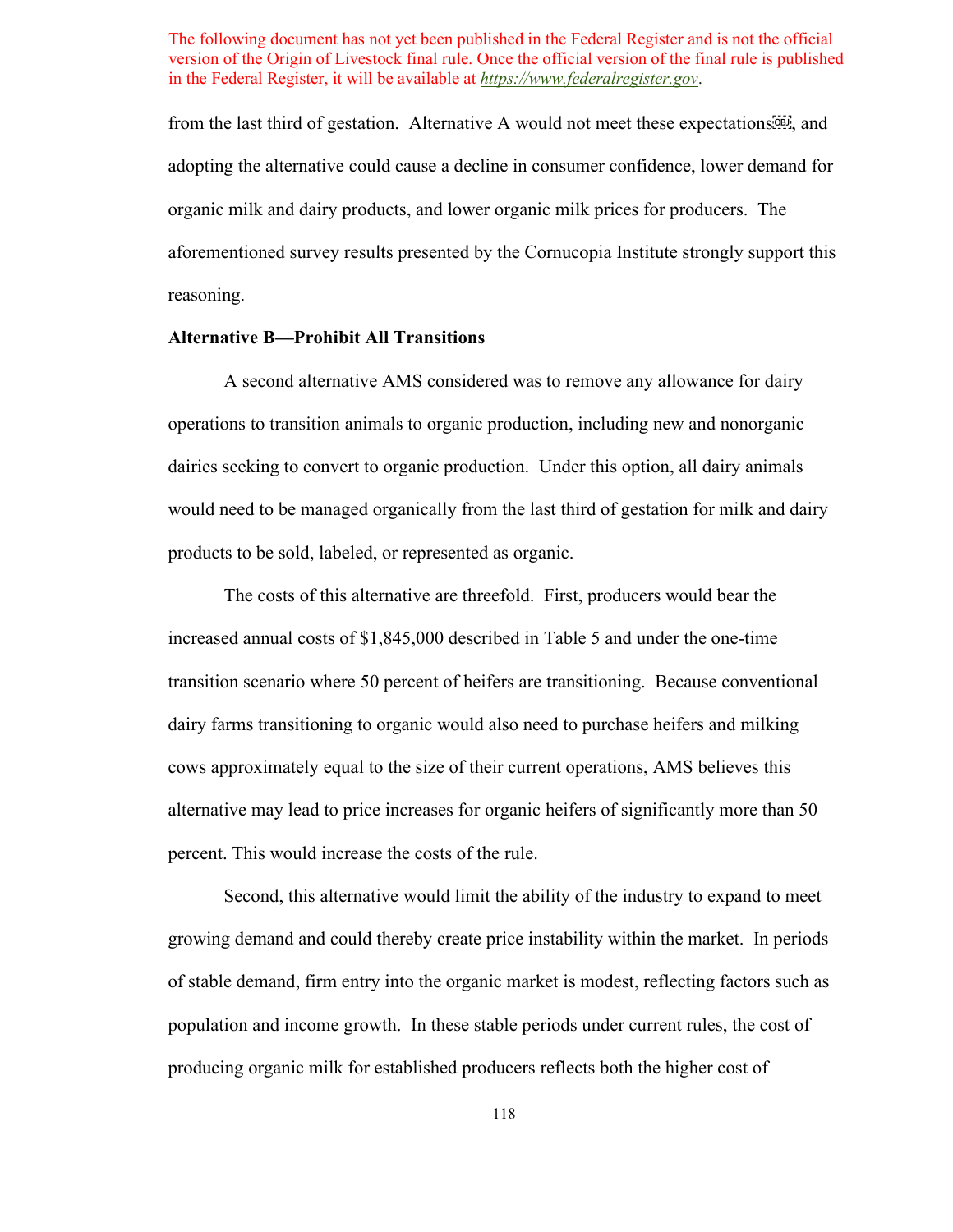The following document has not yet been published in the Federal Register and is not the official version of the Origin of Livestock final rule. Once the official version of the final rule is published in the Federal Register, it will be available at *https://www.federalregister.gov*.

from the last third of gestation. Alternative A would not meet these expectations, and adopting the alternative could cause a decline in consumer confidence, lower demand for organic milk and dairy products, and lower organic milk prices for producers. The aforementioned survey results presented by the Cornucopia Institute strongly support this reasoning.

**Alternative B—Prohibit All Transitions**

A second alternative AMS considered was to remove any allowance for dairy operations to transition animals to organic production, including new and nonorganic dairies seeking to convert to organic production. Under this option, all dairy animals would need to be managed organically from the last third of gestation for milk and dairy products to be sold, labeled, or represented as organic.

The costs of this alternative are threefold. First, producers would bear the increased annual costs of $1,845,000 described in Table 5 and under the one-time transition scenario where 50 percent of heifers are transitioning. Because conventional dairy farms transitioning to organic would also need to purchase heifers and milking cows approximately equal to the size of their current operations, AMS believes this alternative may lead to price increases for organic heifers of significantly more than 50 percent. This would increase the costs of the rule.

Second, this alternative would limit the ability of the industry to expand to meet growing demand and could thereby create price instability within the market. In periods of stable demand, firm entry into the organic market is modest, reflecting factors such as population and income growth. In these stable periods under current rules, the cost of producing organic milk for established producers reflects both the higher cost of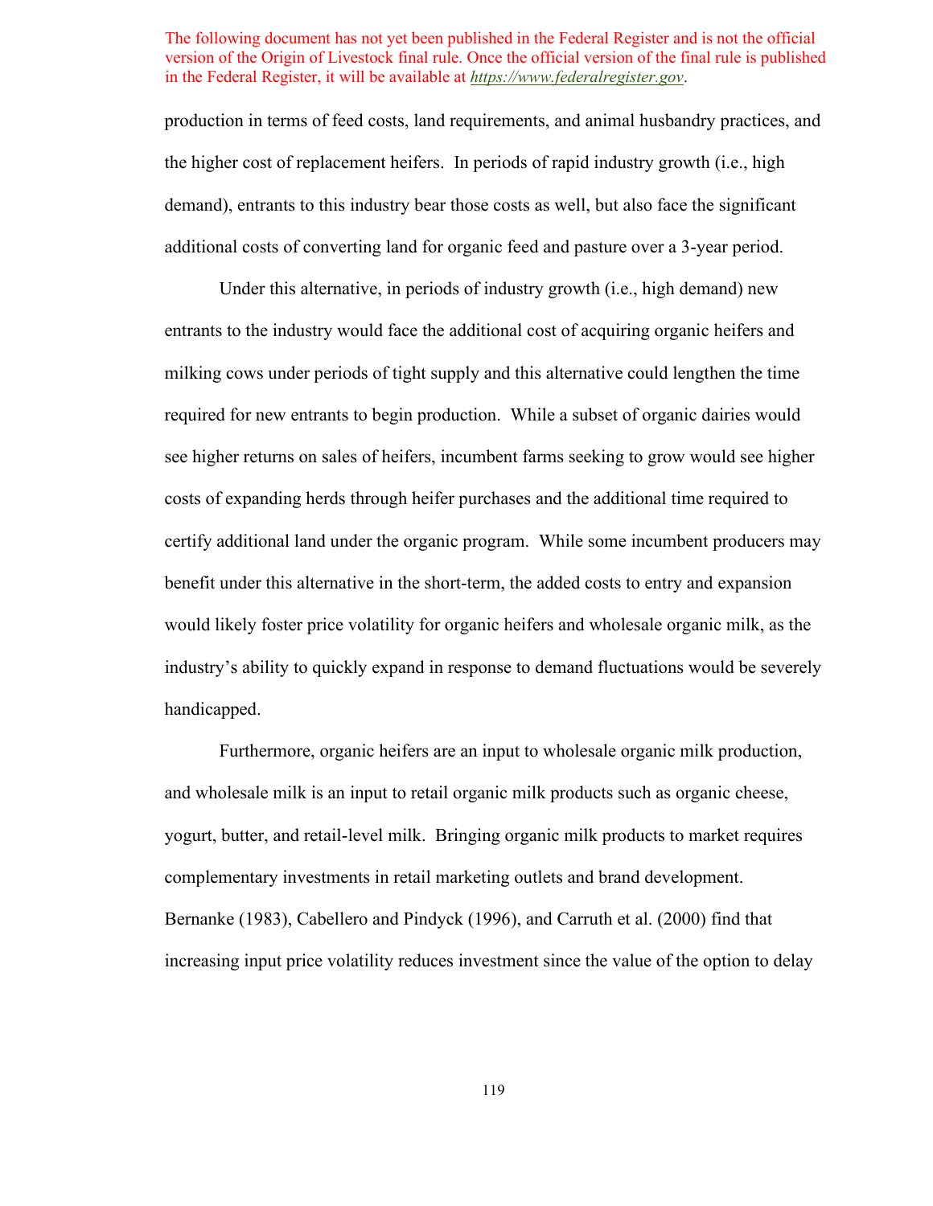production in terms of feed costs, land requirements, and animal husbandry practices, and the higher cost of replacement heifers. In periods of rapid industry growth (i.e., high demand), entrants to this industry bear those costs as well, but also face the significant additional costs of converting land for organic feed and pasture over a 3-year period.

Under this alternative, in periods of industry growth (i.e., high demand) new entrants to the industry would face the additional cost of acquiring organic heifers and milking cows under periods of tight supply and this alternative could lengthen the time required for new entrants to begin production. While a subset of organic dairies would see higher returns on sales of heifers, incumbent farms seeking to grow would see higher costs of expanding herds through heifer purchases and the additional time required to certify additional land under the organic program. While some incumbent producers may benefit under this alternative in the short-term, the added costs to entry and expansion would likely foster price volatility for organic heifers and wholesale organic milk, as the industry's ability to quickly expand in response to demand fluctuations would be severely handicapped.

Furthermore, organic heifers are an input to wholesale organic milk production, and wholesale milk is an input to retail organic milk products such as organic cheese, yogurt, butter, and retail-level milk. Bringing organic milk products to market requires complementary investments in retail marketing outlets and brand development. Bernanke (1983), Cabellero and Pindyck (1996), and Carruth et al. (2000) find that increasing input price volatility reduces investment since the value of the option to delay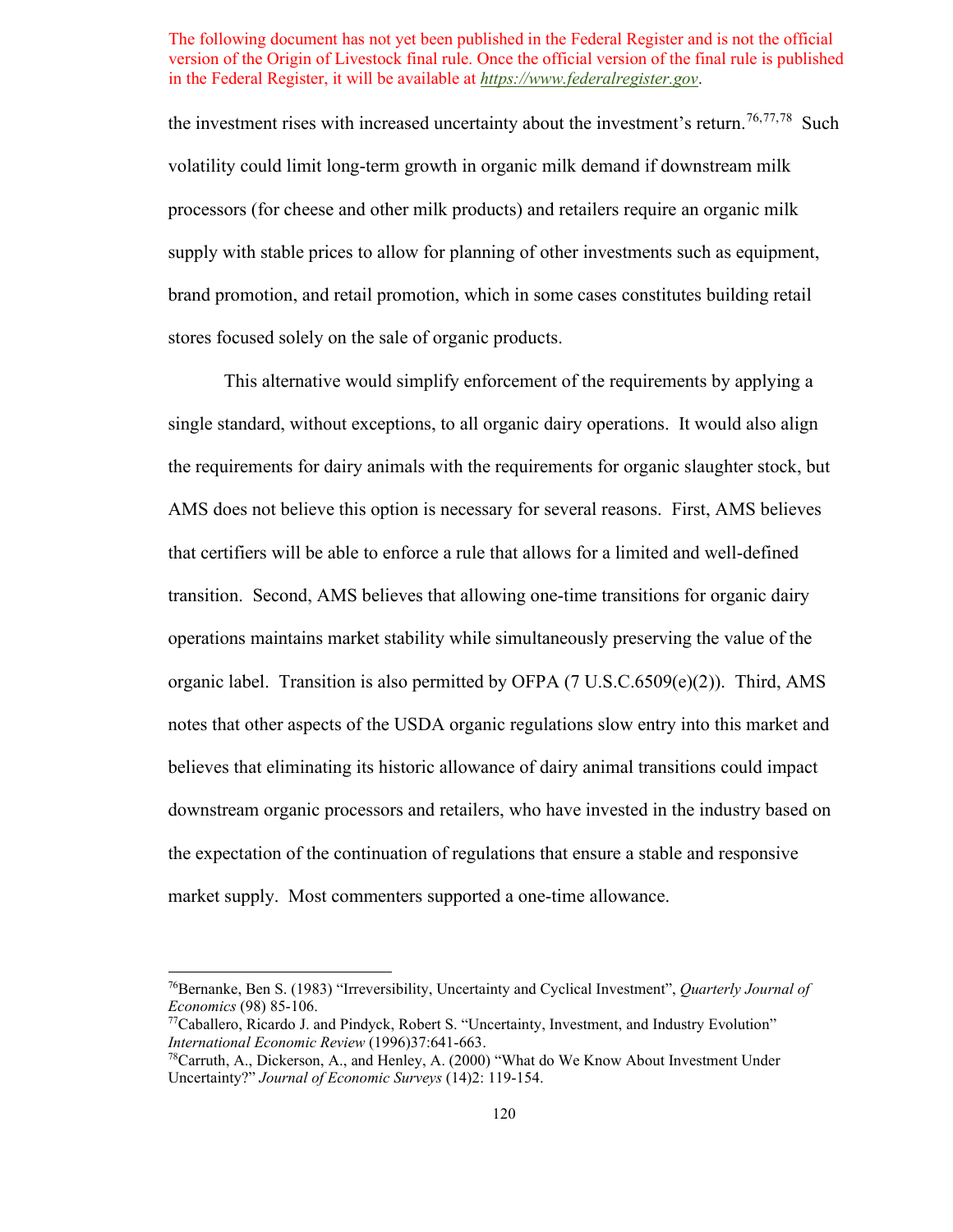The following document has not yet been published in the Federal Register and is not the official version of the Origin of Livestock final rule. Once the official version of the final rule is published in the Federal Register, it will be available at *https://www.federalregister.gov*.

the investment rises with increased uncertainty about the investment's return.[76,77,78] Such volatility could limit long-term growth in organic milk demand if downstream milk processors (for cheese and other milk products) and retailers require an organic milk supply with stable prices to allow for planning of other investments such as equipment, brand promotion, and retail promotion, which in some cases constitutes building retail stores focused solely on the sale of organic products.

This alternative would simplify enforcement of the requirements by applying a single standard, without exceptions, to all organic dairy operations. It would also align the requirements for dairy animals with the requirements for organic slaughter stock, but AMS does not believe this option is necessary for several reasons. First, AMS believes that certifiers will be able to enforce a rule that allows for a limited and well-defined transition. Second, AMS believes that allowing one-time transitions for organic dairy operations maintains market stability while simultaneously preserving the value of the organic label. Transition is also permitted by OFPA (7 U.S.C.6509(e)(2)). Third, AMS notes that other aspects of the USDA organic regulations slow entry into this market and believes that eliminating its historic allowance of dairy animal transitions could impact downstream organic processors and retailers, who have invested in the industry based on the expectation of the continuation of regulations that ensure a stable and responsive market supply. Most commenters supported a one-time allowance.

---

[76]Bernanke, Ben S. (1983) "Irreversibility, Uncertainty and Cyclical Investment", *Quarterly Journal of Economics* (98) 85-106.

[77]Caballero, Ricardo J. and Pindyck, Robert S. "Uncertainty, Investment, and Industry Evolution" *International Economic Review* (1996)37:641-663.

[78]Carruth, A., Dickerson, A., and Henley, A. (2000) "What do We Know About Investment Under Uncertainty?" *Journal of Economic Surveys* (14)2: 119-154.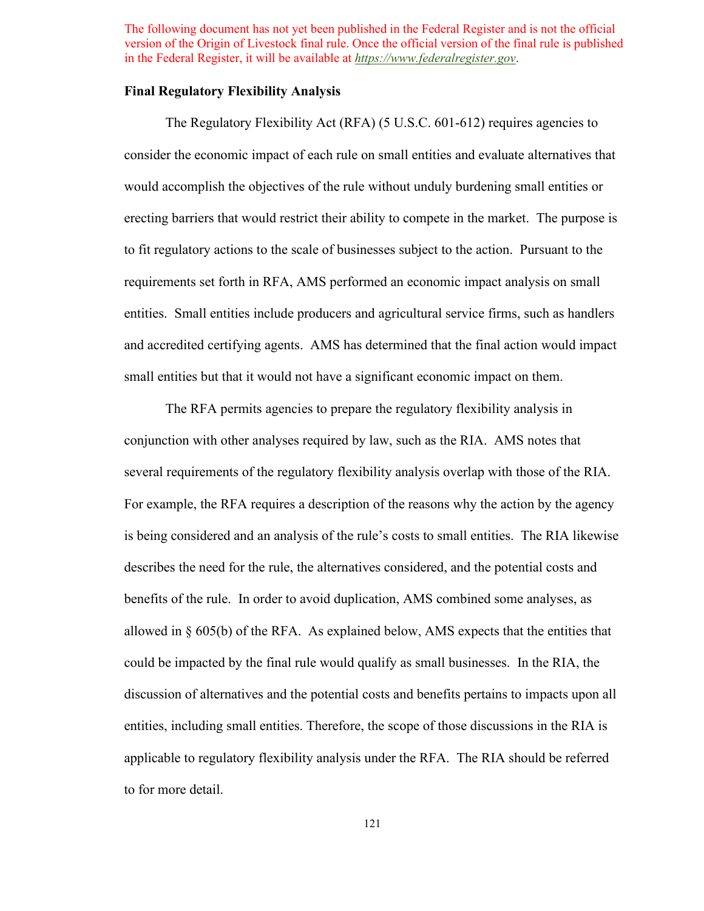The following document has not yet been published in the Federal Register and is not the official version of the Origin of Livestock final rule. Once the official version of the final rule is published in the Federal Register, it will be available at *https://www.federalregister.gov*.

**Final Regulatory Flexibility Analysis**

The Regulatory Flexibility Act (RFA) (5 U.S.C. 601-612) requires agencies to consider the economic impact of each rule on small entities and evaluate alternatives that would accomplish the objectives of the rule without unduly burdening small entities or erecting barriers that would restrict their ability to compete in the market. The purpose is to fit regulatory actions to the scale of businesses subject to the action. Pursuant to the requirements set forth in RFA, AMS performed an economic impact analysis on small entities. Small entities include producers and agricultural service firms, such as handlers and accredited certifying agents. AMS has determined that the final action would impact small entities but that it would not have a significant economic impact on them.

The RFA permits agencies to prepare the regulatory flexibility analysis in conjunction with other analyses required by law, such as the RIA. AMS notes that several requirements of the regulatory flexibility analysis overlap with those of the RIA. For example, the RFA requires a description of the reasons why the action by the agency is being considered and an analysis of the rule's costs to small entities. The RIA likewise describes the need for the rule, the alternatives considered, and the potential costs and benefits of the rule. In order to avoid duplication, AMS combined some analyses, as allowed in § 605(b) of the RFA. As explained below, AMS expects that the entities that could be impacted by the final rule would qualify as small businesses. In the RIA, the discussion of alternatives and the potential costs and benefits pertains to impacts upon all entities, including small entities. Therefore, the scope of those discussions in the RIA is applicable to regulatory flexibility analysis under the RFA. The RIA should be referred to for more detail.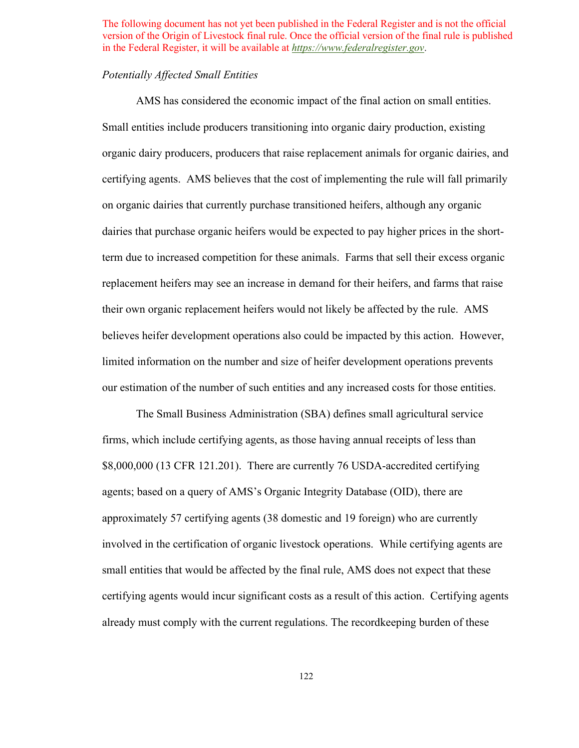The following document has not yet been published in the Federal Register and is not the official version of the Origin of Livestock final rule. Once the official version of the final rule is published in the Federal Register, it will be available at *https://www.federalregister.gov*.

*Potentially Affected Small Entities*

AMS has considered the economic impact of the final action on small entities. Small entities include producers transitioning into organic dairy production, existing organic dairy producers, producers that raise replacement animals for organic dairies, and certifying agents. AMS believes that the cost of implementing the rule will fall primarily on organic dairies that currently purchase transitioned heifers, although any organic dairies that purchase organic heifers would be expected to pay higher prices in the short-term due to increased competition for these animals. Farms that sell their excess organic replacement heifers may see an increase in demand for their heifers, and farms that raise their own organic replacement heifers would not likely be affected by the rule. AMS believes heifer development operations also could be impacted by this action. However, limited information on the number and size of heifer development operations prevents our estimation of the number of such entities and any increased costs for those entities.

The Small Business Administration (SBA) defines small agricultural service firms, which include certifying agents, as those having annual receipts of less than $8,000,000 (13 CFR 121.201). There are currently 76 USDA-accredited certifying agents; based on a query of AMS's Organic Integrity Database (OID), there are approximately 57 certifying agents (38 domestic and 19 foreign) who are currently involved in the certification of organic livestock operations. While certifying agents are small entities that would be affected by the final rule, AMS does not expect that these certifying agents would incur significant costs as a result of this action. Certifying agents already must comply with the current regulations. The recordkeeping burden of these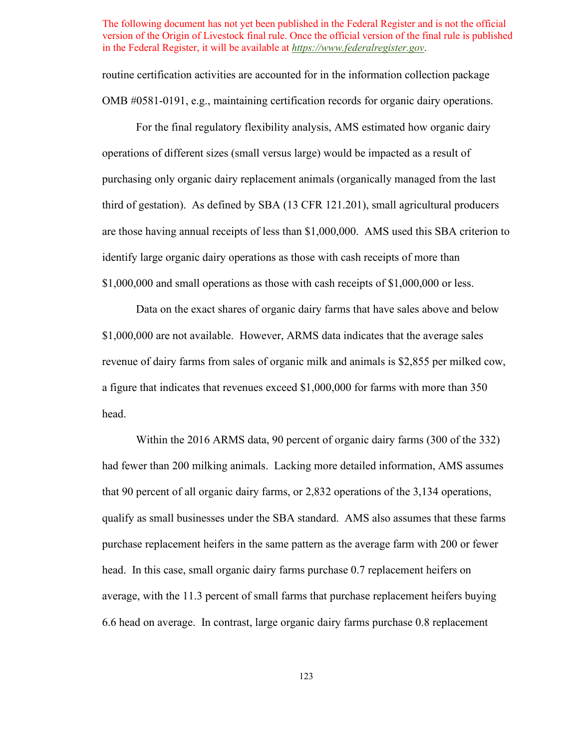The following document has not yet been published in the Federal Register and is not the official version of the Origin of Livestock final rule. Once the official version of the final rule is published in the Federal Register, it will be available at *https://www.federalregister.gov*.

routine certification activities are accounted for in the information collection package OMB #0581-0191, e.g., maintaining certification records for organic dairy operations.

For the final regulatory flexibility analysis, AMS estimated how organic dairy operations of different sizes (small versus large) would be impacted as a result of purchasing only organic dairy replacement animals (organically managed from the last third of gestation). As defined by SBA (13 CFR 121.201), small agricultural producers are those having annual receipts of less than $1,000,000. AMS used this SBA criterion to identify large organic dairy operations as those with cash receipts of more than $1,000,000 and small operations as those with cash receipts of $1,000,000 or less.

Data on the exact shares of organic dairy farms that have sales above and below $1,000,000 are not available. However, ARMS data indicates that the average sales revenue of dairy farms from sales of organic milk and animals is $2,855 per milked cow, a figure that indicates that revenues exceed $1,000,000 for farms with more than 350 head.

Within the 2016 ARMS data, 90 percent of organic dairy farms (300 of the 332) had fewer than 200 milking animals. Lacking more detailed information, AMS assumes that 90 percent of all organic dairy farms, or 2,832 operations of the 3,134 operations, qualify as small businesses under the SBA standard. AMS also assumes that these farms purchase replacement heifers in the same pattern as the average farm with 200 or fewer head. In this case, small organic dairy farms purchase 0.7 replacement heifers on average, with the 11.3 percent of small farms that purchase replacement heifers buying 6.6 head on average. In contrast, large organic dairy farms purchase 0.8 replacement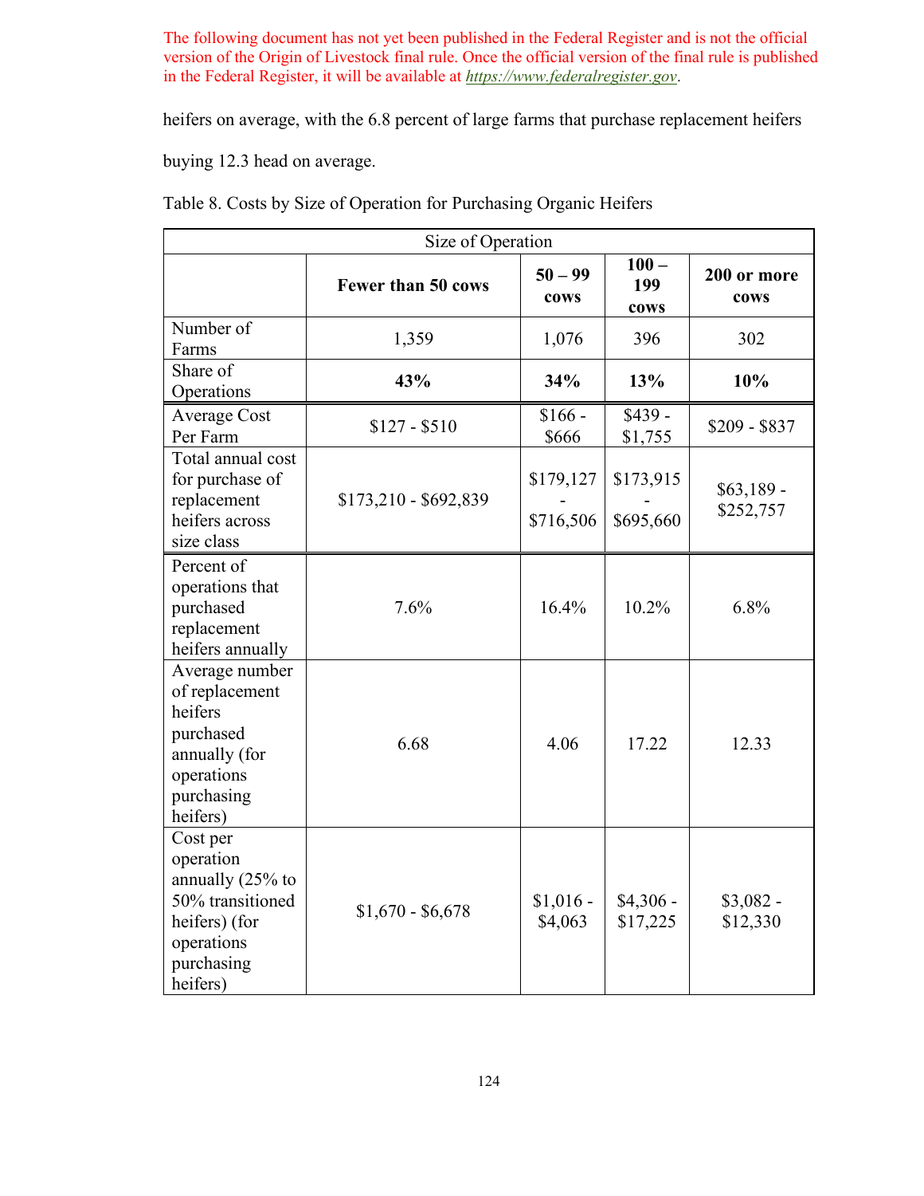The following document has not yet been published in the Federal Register and is not the official version of the Origin of Livestock final rule. Once the official version of the final rule is published in the Federal Register, it will be available at *https://www.federalregister.gov*.

heifers on average, with the 6.8 percent of large farms that purchase replacement heifers buying 12.3 head on average.

Table 8. Costs by Size of Operation for Purchasing Organic Heifers

| Size of Operation | | | | |
|---|---|---|---|---|
| | **Fewer than 50 cows** | **50 – 99 cows** | **100 – 199 cows** | **200 or more cows** |
| Number of Farms | 1,359 | 1,076 | 396 | 302 |
| Share of Operations | **43%** | **34%** | **13%** | **10%** |
| Average Cost Per Farm | $127 - $510 | $166 - $666 | $439 - $1,755 | $209 - $837 |
| Total annual cost for purchase of replacement heifers across size class | $173,210 - $692,839 | $179,127 - $716,506 | $173,915 - $695,660 | $63,189 - $252,757 |
| Percent of operations that purchased replacement heifers annually | 7.6% | 16.4% | 10.2% | 6.8% |
| Average number of replacement heifers purchased annually (for operations purchasing heifers) | 6.68 | 4.06 | 17.22 | 12.33 |
| Cost per operation annually (25% to 50% transitioned heifers) (for operations purchasing heifers) | $1,670 - $6,678 | $1,016 - $4,063 | $4,306 - $17,225 | $3,082 - $12,330 |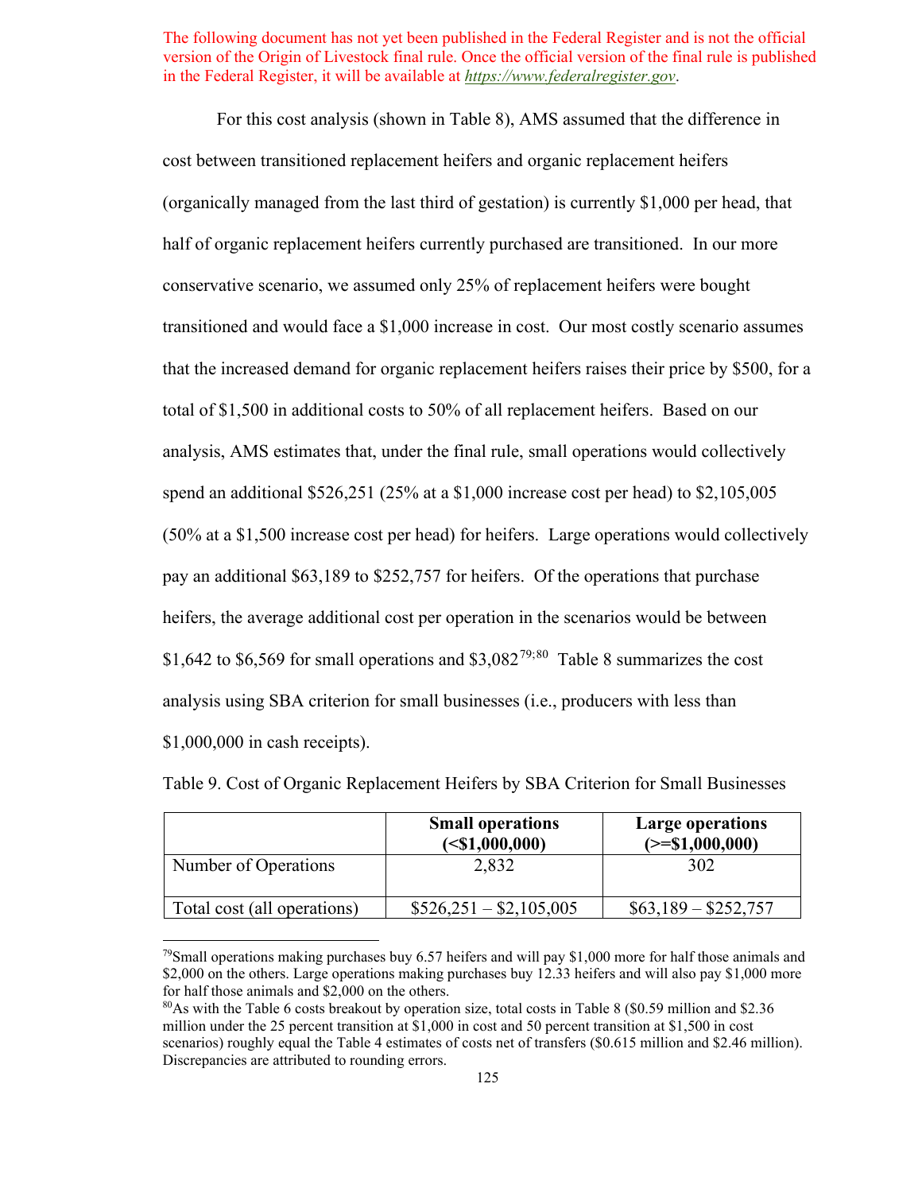The following document has not yet been published in the Federal Register and is not the official version of the Origin of Livestock final rule. Once the official version of the final rule is published in the Federal Register, it will be available at *https://www.federalregister.gov*.

For this cost analysis (shown in Table 8), AMS assumed that the difference in cost between transitioned replacement heifers and organic replacement heifers (organically managed from the last third of gestation) is currently $1,000 per head, that half of organic replacement heifers currently purchased are transitioned. In our more conservative scenario, we assumed only 25% of replacement heifers were bought transitioned and would face a $1,000 increase in cost. Our most costly scenario assumes that the increased demand for organic replacement heifers raises their price by $500, for a total of $1,500 in additional costs to 50% of all replacement heifers. Based on our analysis, AMS estimates that, under the final rule, small operations would collectively spend an additional $526,251 (25% at a $1,000 increase cost per head) to $2,105,005 (50% at a $1,500 increase cost per head) for heifers. Large operations would collectively pay an additional $63,189 to $252,757 for heifers. Of the operations that purchase heifers, the average additional cost per operation in the scenarios would be between $1,642 to $6,569 for small operations and $3,082[79;80] Table 8 summarizes the cost analysis using SBA criterion for small businesses (i.e., producers with less than $1,000,000 in cash receipts).

Table 9. Cost of Organic Replacement Heifers by SBA Criterion for Small Businesses

| | **Small operations (<$1,000,000)** | **Large operations (>=$1,000,000)** |
|---|---|---|
| Number of Operations | 2,832 | 302 |
| Total cost (all operations) | $526,251 – $2,105,005 | $63,189 – $252,757 |

[79]Small operations making purchases buy 6.57 heifers and will pay $1,000 more for half those animals and $2,000 on the others. Large operations making purchases buy 12.33 heifers and will also pay $1,000 more for half those animals and $2,000 on the others.

[80]As with the Table 6 costs breakout by operation size, total costs in Table 8 ($0.59 million and $2.36 million under the 25 percent transition at $1,000 in cost and 50 percent transition at $1,500 in cost scenarios) roughly equal the Table 4 estimates of costs net of transfers ($0.615 million and $2.46 million). Discrepancies are attributed to rounding errors.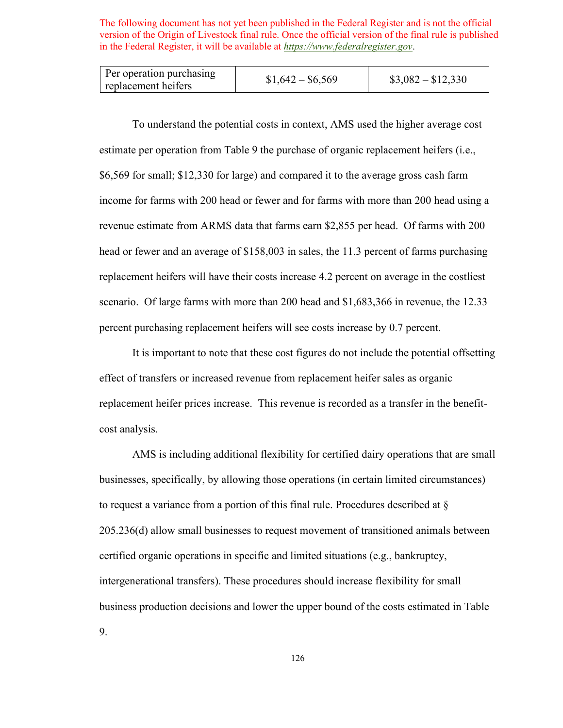The following document has not yet been published in the Federal Register and is not the official version of the Origin of Livestock final rule. Once the official version of the final rule is published in the Federal Register, it will be available at *https://www.federalregister.gov*.

| Per operation purchasing replacement heifers | $1,642 – $6,569 | $3,082 – $12,330 |
|---|---|---|

To understand the potential costs in context, AMS used the higher average cost estimate per operation from Table 9 the purchase of organic replacement heifers (i.e., $6,569 for small; $12,330 for large) and compared it to the average gross cash farm income for farms with 200 head or fewer and for farms with more than 200 head using a revenue estimate from ARMS data that farms earn $2,855 per head. Of farms with 200 head or fewer and an average of $158,003 in sales, the 11.3 percent of farms purchasing replacement heifers will have their costs increase 4.2 percent on average in the costliest scenario. Of large farms with more than 200 head and $1,683,366 in revenue, the 12.33 percent purchasing replacement heifers will see costs increase by 0.7 percent.

It is important to note that these cost figures do not include the potential offsetting effect of transfers or increased revenue from replacement heifer sales as organic replacement heifer prices increase. This revenue is recorded as a transfer in the benefit-cost analysis.

AMS is including additional flexibility for certified dairy operations that are small businesses, specifically, by allowing those operations (in certain limited circumstances) to request a variance from a portion of this final rule. Procedures described at § 205.236(d) allow small businesses to request movement of transitioned animals between certified organic operations in specific and limited situations (e.g., bankruptcy, intergenerational transfers). These procedures should increase flexibility for small business production decisions and lower the upper bound of the costs estimated in Table 9.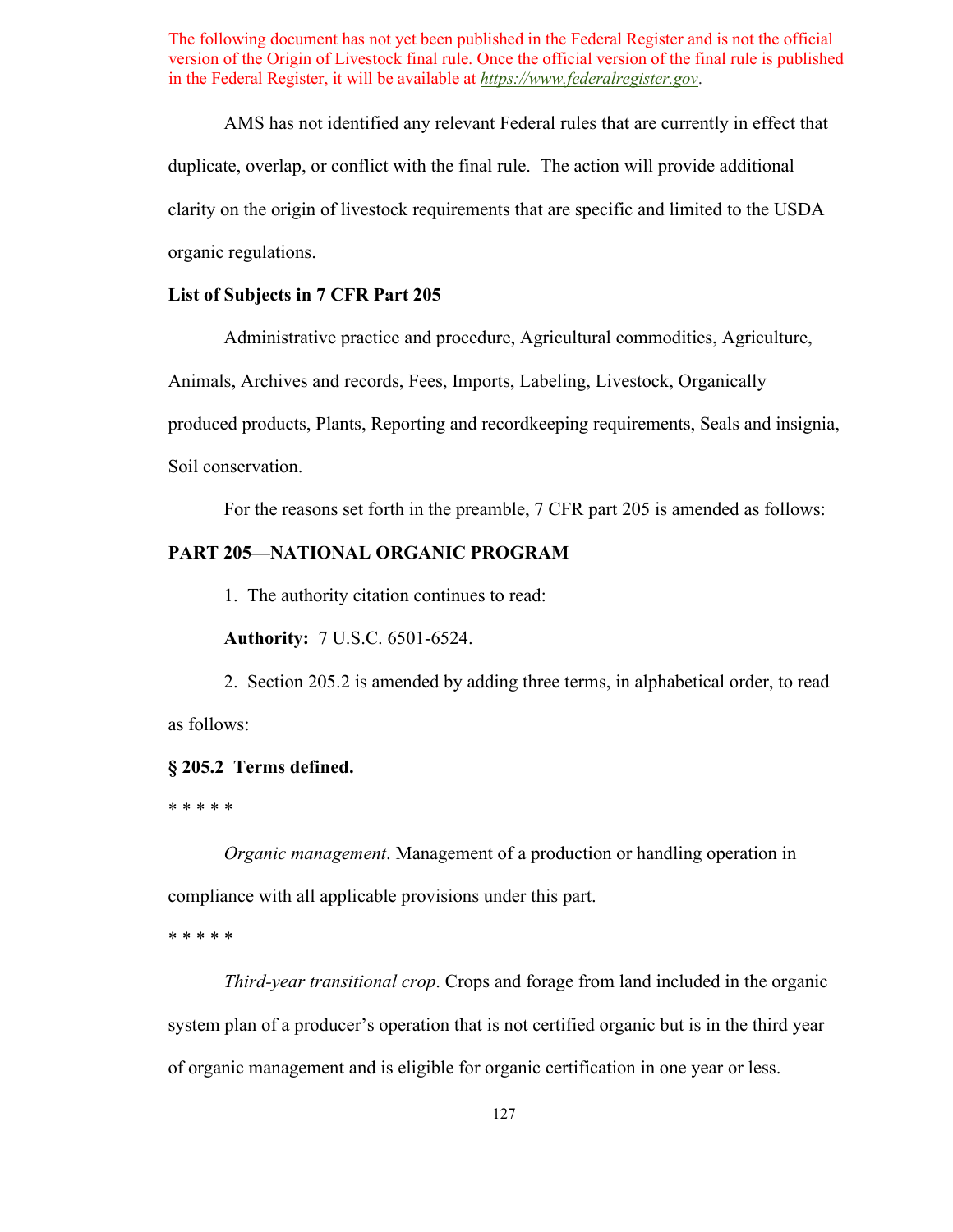The following document has not yet been published in the Federal Register and is not the official version of the Origin of Livestock final rule. Once the official version of the final rule is published in the Federal Register, it will be available at https://www.federalregister.gov.

AMS has not identified any relevant Federal rules that are currently in effect that duplicate, overlap, or conflict with the final rule. The action will provide additional clarity on the origin of livestock requirements that are specific and limited to the USDA organic regulations.

**List of Subjects in 7 CFR Part 205**

Administrative practice and procedure, Agricultural commodities, Agriculture, Animals, Archives and records, Fees, Imports, Labeling, Livestock, Organically produced products, Plants, Reporting and recordkeeping requirements, Seals and insignia, Soil conservation.

For the reasons set forth in the preamble, 7 CFR part 205 is amended as follows:

**PART 205—NATIONAL ORGANIC PROGRAM**

1. The authority citation continues to read:

**Authority:** 7 U.S.C. 6501-6524.

2. Section 205.2 is amended by adding three terms, in alphabetical order, to read as follows:

**§ 205.2 Terms defined.**

\* \* \* \* \*

*Organic management*. Management of a production or handling operation in compliance with all applicable provisions under this part.

\* \* \* \* \*

*Third-year transitional crop*. Crops and forage from land included in the organic system plan of a producer's operation that is not certified organic but is in the third year of organic management and is eligible for organic certification in one year or less.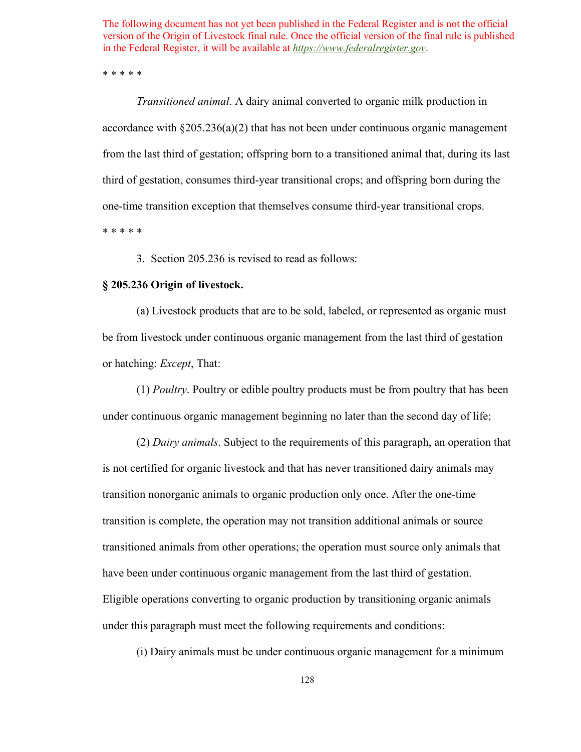The following document has not yet been published in the Federal Register and is not the official version of the Origin of Livestock final rule. Once the official version of the final rule is published in the Federal Register, it will be available at https://www.federalregister.gov.

* * * * *

*Transitioned animal*. A dairy animal converted to organic milk production in accordance with §205.236(a)(2) that has not been under continuous organic management from the last third of gestation; offspring born to a transitioned animal that, during its last third of gestation, consumes third-year transitional crops; and offspring born during the one-time transition exception that themselves consume third-year transitional crops.

* * * * *

3. Section 205.236 is revised to read as follows:

**§ 205.236 Origin of livestock.**

(a) Livestock products that are to be sold, labeled, or represented as organic must be from livestock under continuous organic management from the last third of gestation or hatching: *Except*, That:

(1) *Poultry*. Poultry or edible poultry products must be from poultry that has been under continuous organic management beginning no later than the second day of life;

(2) *Dairy animals*. Subject to the requirements of this paragraph, an operation that is not certified for organic livestock and that has never transitioned dairy animals may transition nonorganic animals to organic production only once. After the one-time transition is complete, the operation may not transition additional animals or source transitioned animals from other operations; the operation must source only animals that have been under continuous organic management from the last third of gestation. Eligible operations converting to organic production by transitioning organic animals under this paragraph must meet the following requirements and conditions:

(i) Dairy animals must be under continuous organic management for a minimum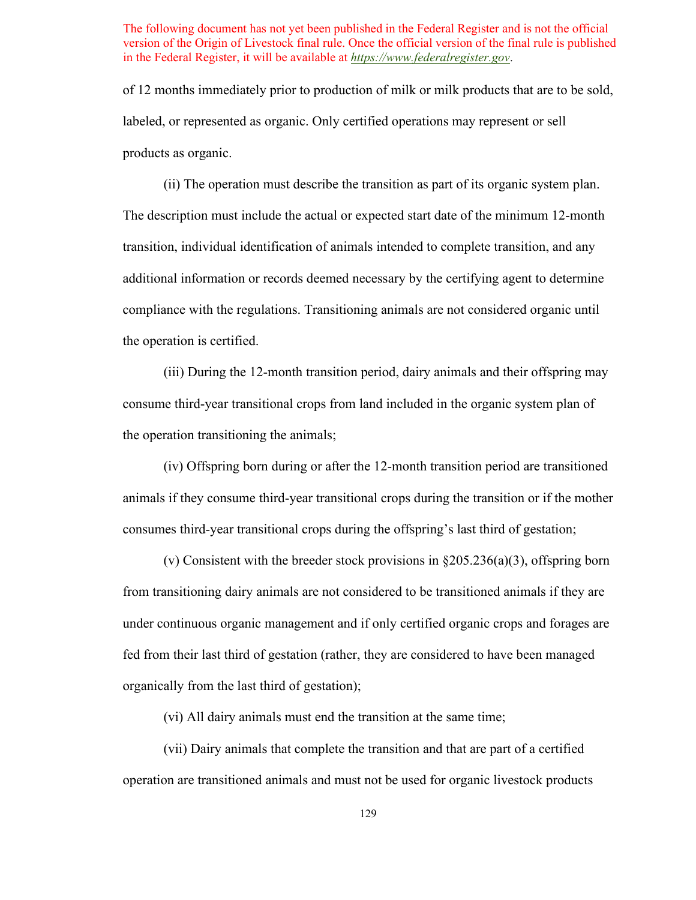of 12 months immediately prior to production of milk or milk products that are to be sold, labeled, or represented as organic. Only certified operations may represent or sell products as organic.

(ii) The operation must describe the transition as part of its organic system plan. The description must include the actual or expected start date of the minimum 12-month transition, individual identification of animals intended to complete transition, and any additional information or records deemed necessary by the certifying agent to determine compliance with the regulations. Transitioning animals are not considered organic until the operation is certified.

(iii) During the 12-month transition period, dairy animals and their offspring may consume third-year transitional crops from land included in the organic system plan of the operation transitioning the animals;

(iv) Offspring born during or after the 12-month transition period are transitioned animals if they consume third-year transitional crops during the transition or if the mother consumes third-year transitional crops during the offspring's last third of gestation;

(v) Consistent with the breeder stock provisions in §205.236(a)(3), offspring born from transitioning dairy animals are not considered to be transitioned animals if they are under continuous organic management and if only certified organic crops and forages are fed from their last third of gestation (rather, they are considered to have been managed organically from the last third of gestation);

(vi) All dairy animals must end the transition at the same time;

(vii) Dairy animals that complete the transition and that are part of a certified operation are transitioned animals and must not be used for organic livestock products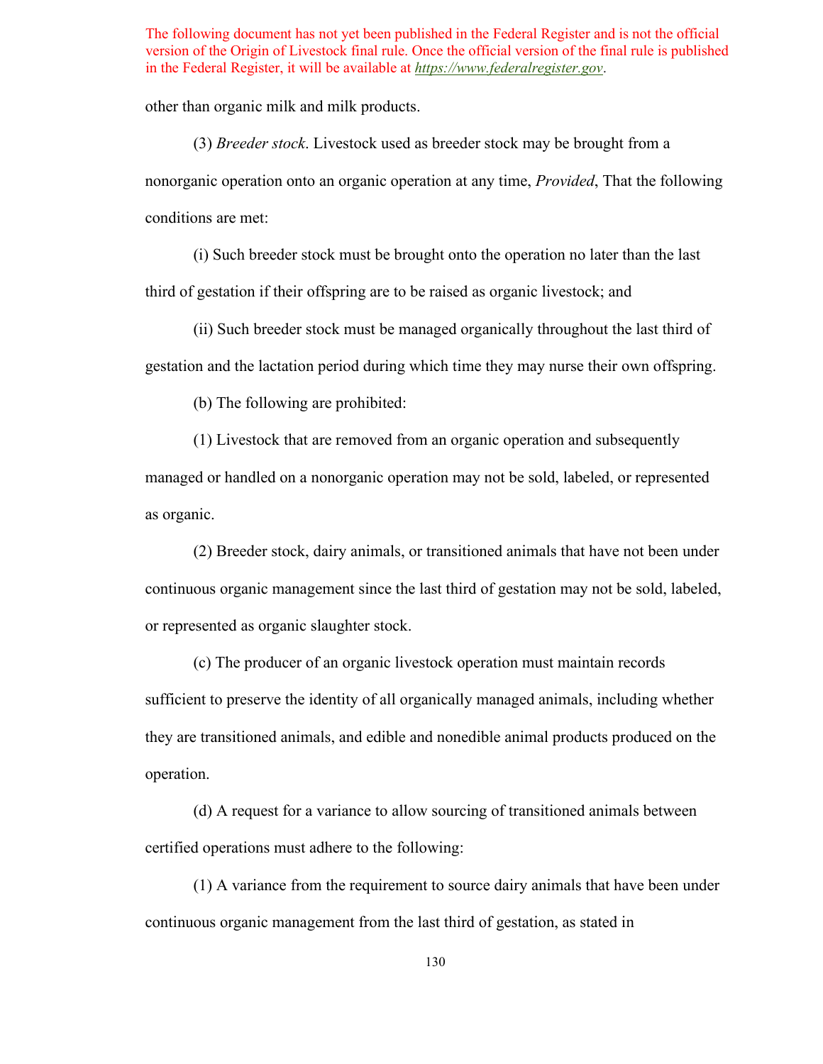The following document has not yet been published in the Federal Register and is not the official version of the Origin of Livestock final rule. Once the official version of the final rule is published in the Federal Register, it will be available at *https://www.federalregister.gov*.

other than organic milk and milk products.

(3) *Breeder stock*. Livestock used as breeder stock may be brought from a nonorganic operation onto an organic operation at any time, *Provided*, That the following conditions are met:

(i) Such breeder stock must be brought onto the operation no later than the last third of gestation if their offspring are to be raised as organic livestock; and

(ii) Such breeder stock must be managed organically throughout the last third of gestation and the lactation period during which time they may nurse their own offspring.

(b) The following are prohibited:

(1) Livestock that are removed from an organic operation and subsequently managed or handled on a nonorganic operation may not be sold, labeled, or represented as organic.

(2) Breeder stock, dairy animals, or transitioned animals that have not been under continuous organic management since the last third of gestation may not be sold, labeled, or represented as organic slaughter stock.

(c) The producer of an organic livestock operation must maintain records sufficient to preserve the identity of all organically managed animals, including whether they are transitioned animals, and edible and nonedible animal products produced on the operation.

(d) A request for a variance to allow sourcing of transitioned animals between certified operations must adhere to the following:

(1) A variance from the requirement to source dairy animals that have been under continuous organic management from the last third of gestation, as stated in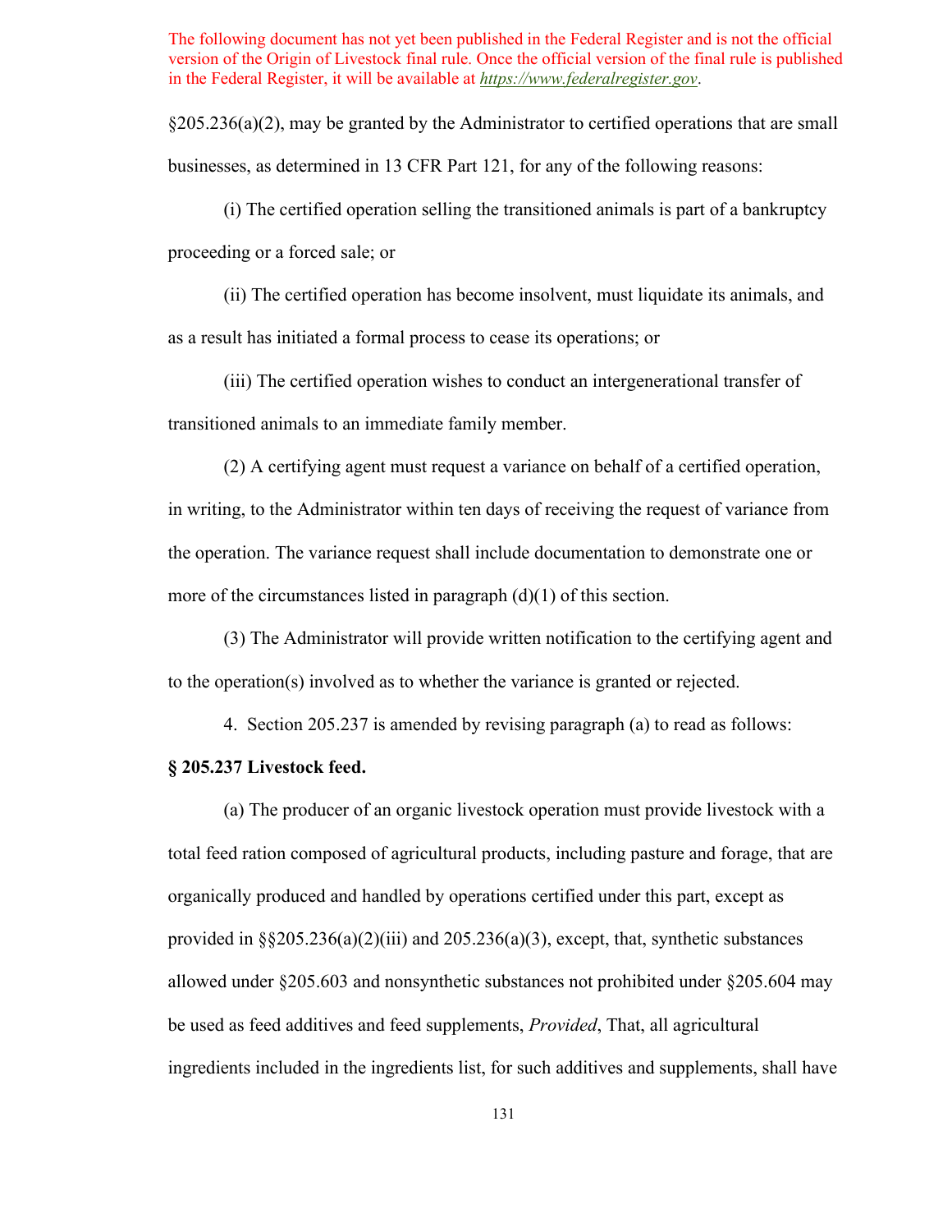The following document has not yet been published in the Federal Register and is not the official version of the Origin of Livestock final rule. Once the official version of the final rule is published in the Federal Register, it will be available at *https://www.federalregister.gov*.

§205.236(a)(2), may be granted by the Administrator to certified operations that are small businesses, as determined in 13 CFR Part 121, for any of the following reasons:

(i) The certified operation selling the transitioned animals is part of a bankruptcy proceeding or a forced sale; or

(ii) The certified operation has become insolvent, must liquidate its animals, and as a result has initiated a formal process to cease its operations; or

(iii) The certified operation wishes to conduct an intergenerational transfer of transitioned animals to an immediate family member.

(2) A certifying agent must request a variance on behalf of a certified operation, in writing, to the Administrator within ten days of receiving the request of variance from the operation. The variance request shall include documentation to demonstrate one or more of the circumstances listed in paragraph (d)(1) of this section.

(3) The Administrator will provide written notification to the certifying agent and to the operation(s) involved as to whether the variance is granted or rejected.

4. Section 205.237 is amended by revising paragraph (a) to read as follows:

**§ 205.237 Livestock feed.**

(a) The producer of an organic livestock operation must provide livestock with a total feed ration composed of agricultural products, including pasture and forage, that are organically produced and handled by operations certified under this part, except as provided in §§205.236(a)(2)(iii) and 205.236(a)(3), except, that, synthetic substances allowed under §205.603 and nonsynthetic substances not prohibited under §205.604 may be used as feed additives and feed supplements, *Provided*, That, all agricultural ingredients included in the ingredients list, for such additives and supplements, shall have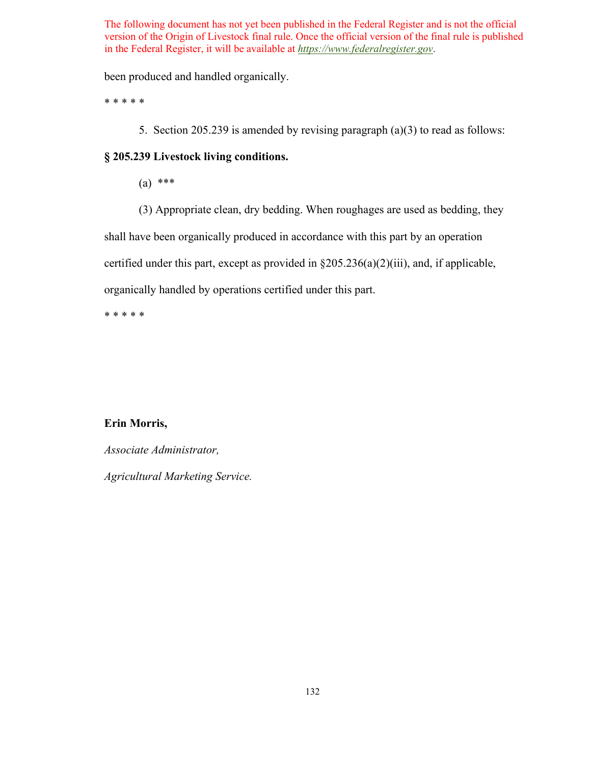The following document has not yet been published in the Federal Register and is not the official version of the Origin of Livestock final rule. Once the official version of the final rule is published in the Federal Register, it will be available at *https://www.federalregister.gov*.

been produced and handled organically.

* * * * *

5. Section 205.239 is amended by revising paragraph (a)(3) to read as follows:

**§ 205.239 Livestock living conditions.**

(a) ***

(3) Appropriate clean, dry bedding. When roughages are used as bedding, they shall have been organically produced in accordance with this part by an operation certified under this part, except as provided in §205.236(a)(2)(iii), and, if applicable, organically handled by operations certified under this part.

* * * * *

**Erin Morris,**

*Associate Administrator,*

*Agricultural Marketing Service.*